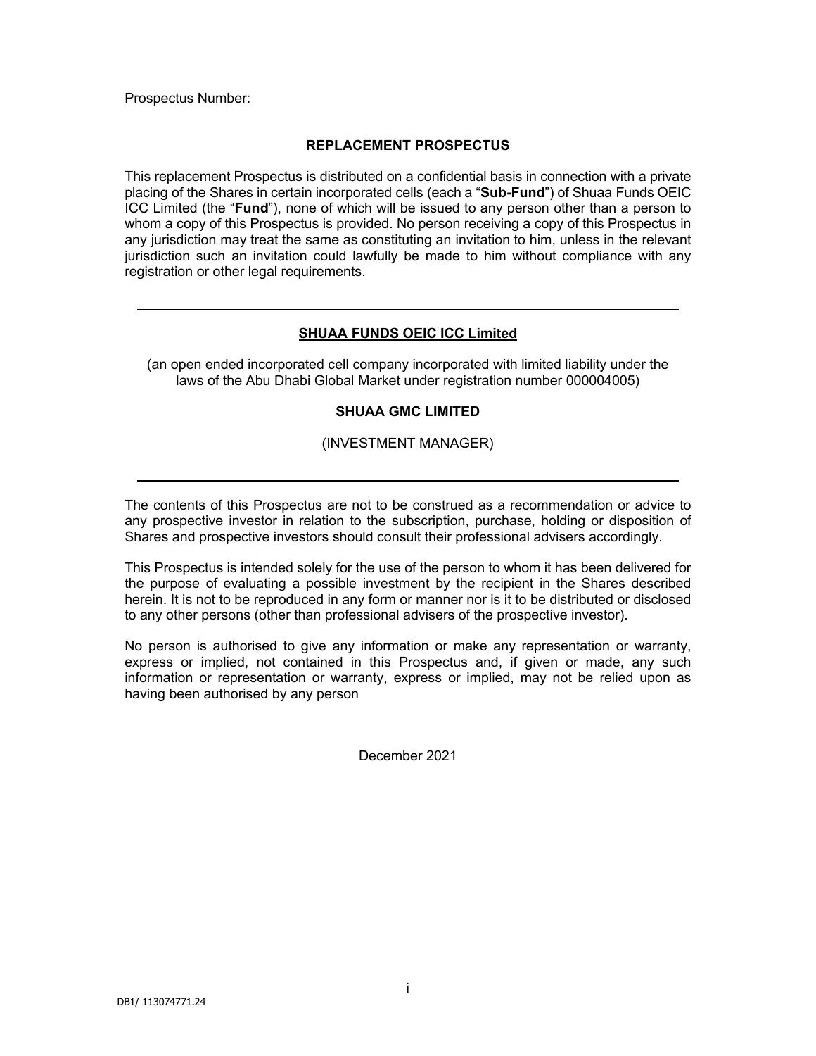Prospectus Number:

# REPLACEMENT PROSPECTUS

This replacement Prospectus is distributed on a confidential basis in connection with a private placing of the Shares in certain incorporated cells (each a "**Sub-Fund**") of Shuaa Funds OEIC ICC Limited (the "**Fund**"), none of which will be issued to any person other than a person to whom a copy of this Prospectus is provided. No person receiving a copy of this Prospectus in any jurisdiction may treat the same as constituting an invitation to him, unless in the relevant jurisdiction such an invitation could lawfully be made to him without compliance with any registration or other legal requirements.

---

## SHUAA FUNDS OEIC ICC Limited

(an open ended incorporated cell company incorporated with limited liability under the laws of the Abu Dhabi Global Market under registration number 000004005)

**SHUAA GMC LIMITED**

(INVESTMENT MANAGER)

---

The contents of this Prospectus are not to be construed as a recommendation or advice to any prospective investor in relation to the subscription, purchase, holding or disposition of Shares and prospective investors should consult their professional advisers accordingly.

This Prospectus is intended solely for the use of the person to whom it has been delivered for the purpose of evaluating a possible investment by the recipient in the Shares described herein. It is not to be reproduced in any form or manner nor is it to be distributed or disclosed to any other persons (other than professional advisers of the prospective investor).

No person is authorised to give any information or make any representation or warranty, express or implied, not contained in this Prospectus and, if given or made, any such information or representation or warranty, express or implied, may not be relied upon as having been authorised by any person

December 2021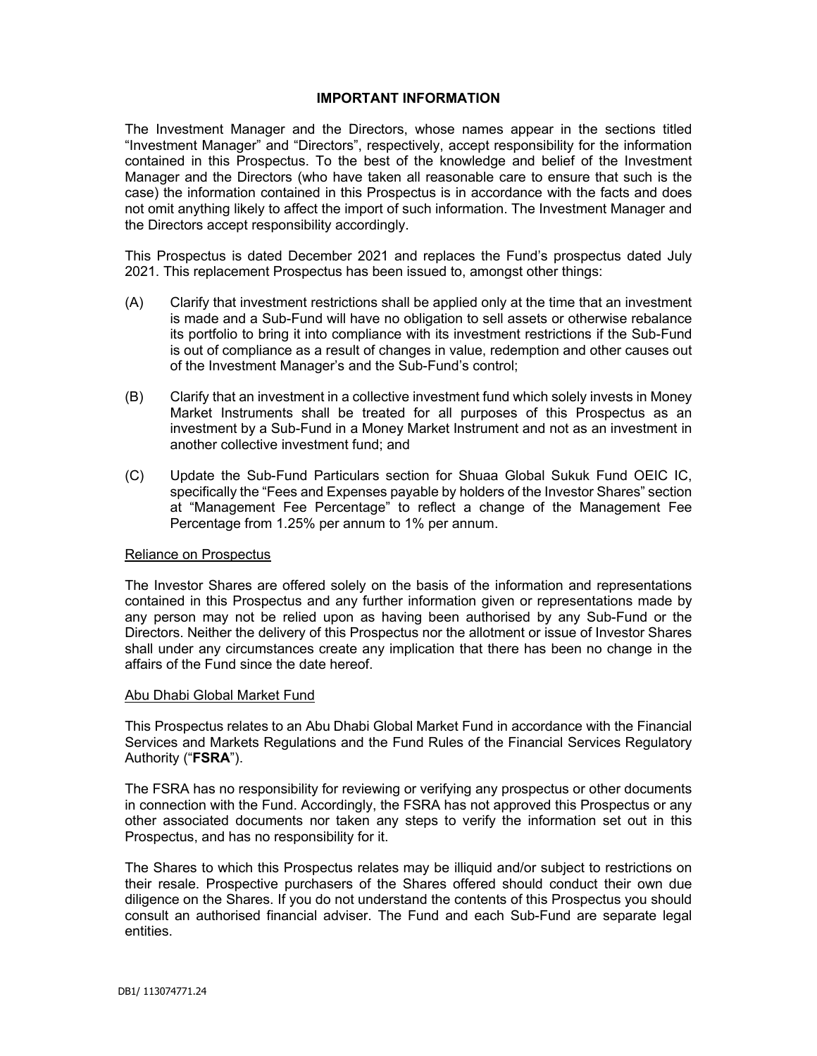# IMPORTANT INFORMATION

The Investment Manager and the Directors, whose names appear in the sections titled "Investment Manager" and "Directors", respectively, accept responsibility for the information contained in this Prospectus. To the best of the knowledge and belief of the Investment Manager and the Directors (who have taken all reasonable care to ensure that such is the case) the information contained in this Prospectus is in accordance with the facts and does not omit anything likely to affect the import of such information. The Investment Manager and the Directors accept responsibility accordingly.

This Prospectus is dated December 2021 and replaces the Fund's prospectus dated July 2021. This replacement Prospectus has been issued to, amongst other things:

(A) Clarify that investment restrictions shall be applied only at the time that an investment is made and a Sub-Fund will have no obligation to sell assets or otherwise rebalance its portfolio to bring it into compliance with its investment restrictions if the Sub-Fund is out of compliance as a result of changes in value, redemption and other causes out of the Investment Manager's and the Sub-Fund's control;

(B) Clarify that an investment in a collective investment fund which solely invests in Money Market Instruments shall be treated for all purposes of this Prospectus as an investment by a Sub-Fund in a Money Market Instrument and not as an investment in another collective investment fund; and

(C) Update the Sub-Fund Particulars section for Shuaa Global Sukuk Fund OEIC IC, specifically the "Fees and Expenses payable by holders of the Investor Shares" section at "Management Fee Percentage" to reflect a change of the Management Fee Percentage from 1.25% per annum to 1% per annum.

## Reliance on Prospectus

The Investor Shares are offered solely on the basis of the information and representations contained in this Prospectus and any further information given or representations made by any person may not be relied upon as having been authorised by any Sub-Fund or the Directors. Neither the delivery of this Prospectus nor the allotment or issue of Investor Shares shall under any circumstances create any implication that there has been no change in the affairs of the Fund since the date hereof.

## Abu Dhabi Global Market Fund

This Prospectus relates to an Abu Dhabi Global Market Fund in accordance with the Financial Services and Markets Regulations and the Fund Rules of the Financial Services Regulatory Authority ("**FSRA**").

The FSRA has no responsibility for reviewing or verifying any prospectus or other documents in connection with the Fund. Accordingly, the FSRA has not approved this Prospectus or any other associated documents nor taken any steps to verify the information set out in this Prospectus, and has no responsibility for it.

The Shares to which this Prospectus relates may be illiquid and/or subject to restrictions on their resale. Prospective purchasers of the Shares offered should conduct their own due diligence on the Shares. If you do not understand the contents of this Prospectus you should consult an authorised financial adviser. The Fund and each Sub-Fund are separate legal entities.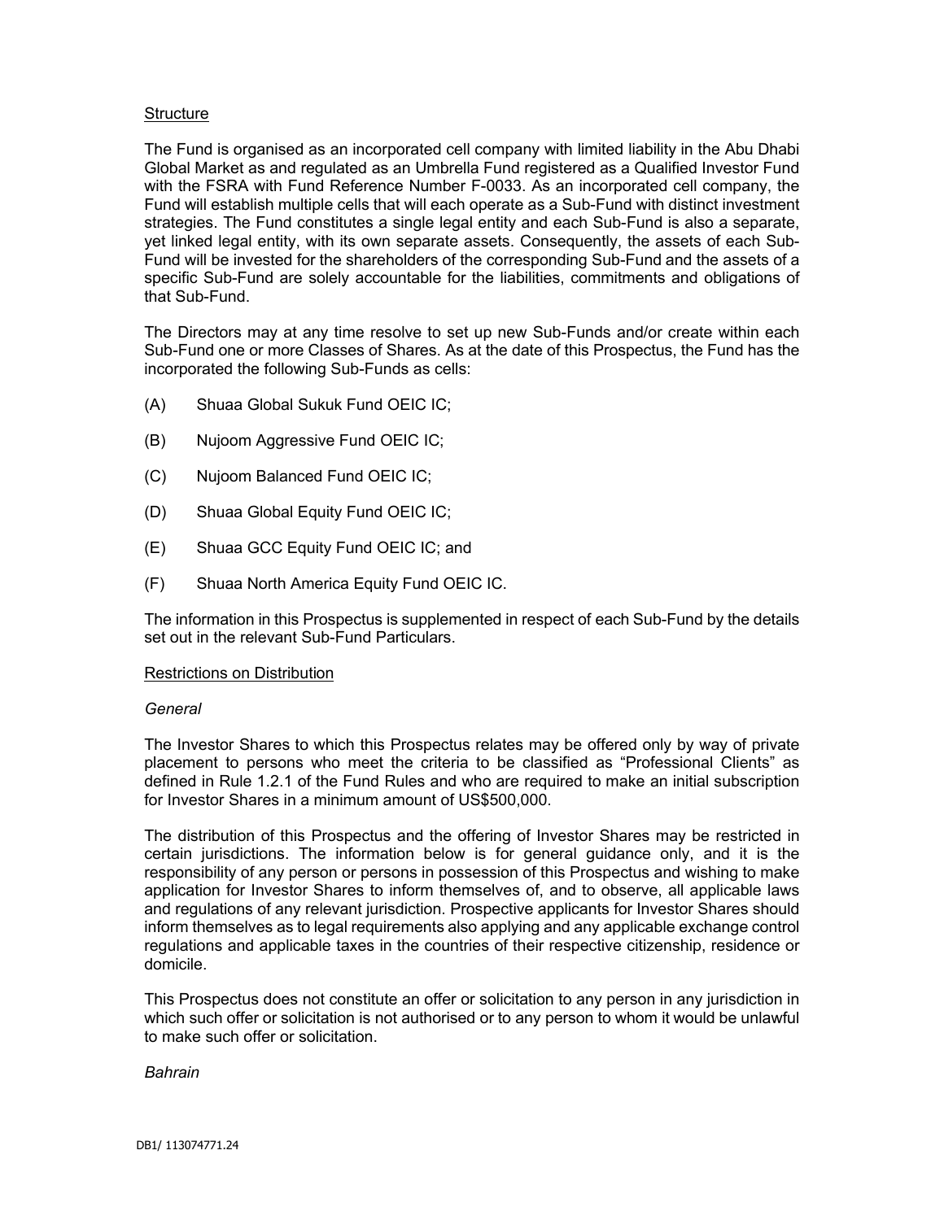## Structure

The Fund is organised as an incorporated cell company with limited liability in the Abu Dhabi Global Market as and regulated as an Umbrella Fund registered as a Qualified Investor Fund with the FSRA with Fund Reference Number F-0033. As an incorporated cell company, the Fund will establish multiple cells that will each operate as a Sub-Fund with distinct investment strategies. The Fund constitutes a single legal entity and each Sub-Fund is also a separate, yet linked legal entity, with its own separate assets. Consequently, the assets of each Sub-Fund will be invested for the shareholders of the corresponding Sub-Fund and the assets of a specific Sub-Fund are solely accountable for the liabilities, commitments and obligations of that Sub-Fund.

The Directors may at any time resolve to set up new Sub-Funds and/or create within each Sub-Fund one or more Classes of Shares. As at the date of this Prospectus, the Fund has the incorporated the following Sub-Funds as cells:

(A) Shuaa Global Sukuk Fund OEIC IC;

(B) Nujoom Aggressive Fund OEIC IC;

(C) Nujoom Balanced Fund OEIC IC;

(D) Shuaa Global Equity Fund OEIC IC;

(E) Shuaa GCC Equity Fund OEIC IC; and

(F) Shuaa North America Equity Fund OEIC IC.

The information in this Prospectus is supplemented in respect of each Sub-Fund by the details set out in the relevant Sub-Fund Particulars.

## Restrictions on Distribution

*General*

The Investor Shares to which this Prospectus relates may be offered only by way of private placement to persons who meet the criteria to be classified as "Professional Clients" as defined in Rule 1.2.1 of the Fund Rules and who are required to make an initial subscription for Investor Shares in a minimum amount of US$500,000.

The distribution of this Prospectus and the offering of Investor Shares may be restricted in certain jurisdictions. The information below is for general guidance only, and it is the responsibility of any person or persons in possession of this Prospectus and wishing to make application for Investor Shares to inform themselves of, and to observe, all applicable laws and regulations of any relevant jurisdiction. Prospective applicants for Investor Shares should inform themselves as to legal requirements also applying and any applicable exchange control regulations and applicable taxes in the countries of their respective citizenship, residence or domicile.

This Prospectus does not constitute an offer or solicitation to any person in any jurisdiction in which such offer or solicitation is not authorised or to any person to whom it would be unlawful to make such offer or solicitation.

*Bahrain*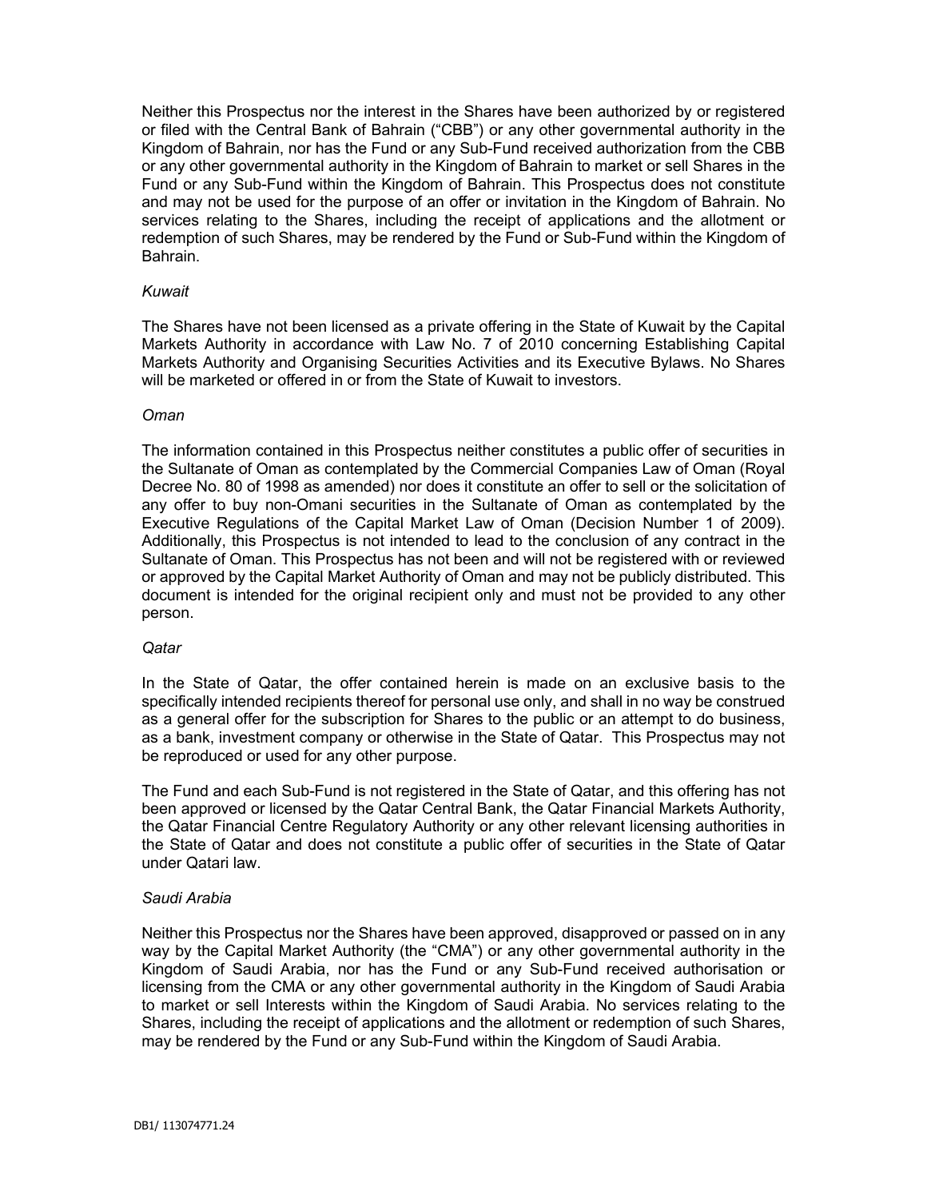Neither this Prospectus nor the interest in the Shares have been authorized by or registered or filed with the Central Bank of Bahrain ("CBB") or any other governmental authority in the Kingdom of Bahrain, nor has the Fund or any Sub-Fund received authorization from the CBB or any other governmental authority in the Kingdom of Bahrain to market or sell Shares in the Fund or any Sub-Fund within the Kingdom of Bahrain. This Prospectus does not constitute and may not be used for the purpose of an offer or invitation in the Kingdom of Bahrain. No services relating to the Shares, including the receipt of applications and the allotment or redemption of such Shares, may be rendered by the Fund or Sub-Fund within the Kingdom of Bahrain.

*Kuwait*

The Shares have not been licensed as a private offering in the State of Kuwait by the Capital Markets Authority in accordance with Law No. 7 of 2010 concerning Establishing Capital Markets Authority and Organising Securities Activities and its Executive Bylaws. No Shares will be marketed or offered in or from the State of Kuwait to investors.

*Oman*

The information contained in this Prospectus neither constitutes a public offer of securities in the Sultanate of Oman as contemplated by the Commercial Companies Law of Oman (Royal Decree No. 80 of 1998 as amended) nor does it constitute an offer to sell or the solicitation of any offer to buy non-Omani securities in the Sultanate of Oman as contemplated by the Executive Regulations of the Capital Market Law of Oman (Decision Number 1 of 2009). Additionally, this Prospectus is not intended to lead to the conclusion of any contract in the Sultanate of Oman. This Prospectus has not been and will not be registered with or reviewed or approved by the Capital Market Authority of Oman and may not be publicly distributed. This document is intended for the original recipient only and must not be provided to any other person.

*Qatar*

In the State of Qatar, the offer contained herein is made on an exclusive basis to the specifically intended recipients thereof for personal use only, and shall in no way be construed as a general offer for the subscription for Shares to the public or an attempt to do business, as a bank, investment company or otherwise in the State of Qatar. This Prospectus may not be reproduced or used for any other purpose.

The Fund and each Sub-Fund is not registered in the State of Qatar, and this offering has not been approved or licensed by the Qatar Central Bank, the Qatar Financial Markets Authority, the Qatar Financial Centre Regulatory Authority or any other relevant licensing authorities in the State of Qatar and does not constitute a public offer of securities in the State of Qatar under Qatari law.

*Saudi Arabia*

Neither this Prospectus nor the Shares have been approved, disapproved or passed on in any way by the Capital Market Authority (the "CMA") or any other governmental authority in the Kingdom of Saudi Arabia, nor has the Fund or any Sub-Fund received authorisation or licensing from the CMA or any other governmental authority in the Kingdom of Saudi Arabia to market or sell Interests within the Kingdom of Saudi Arabia. No services relating to the Shares, including the receipt of applications and the allotment or redemption of such Shares, may be rendered by the Fund or any Sub-Fund within the Kingdom of Saudi Arabia.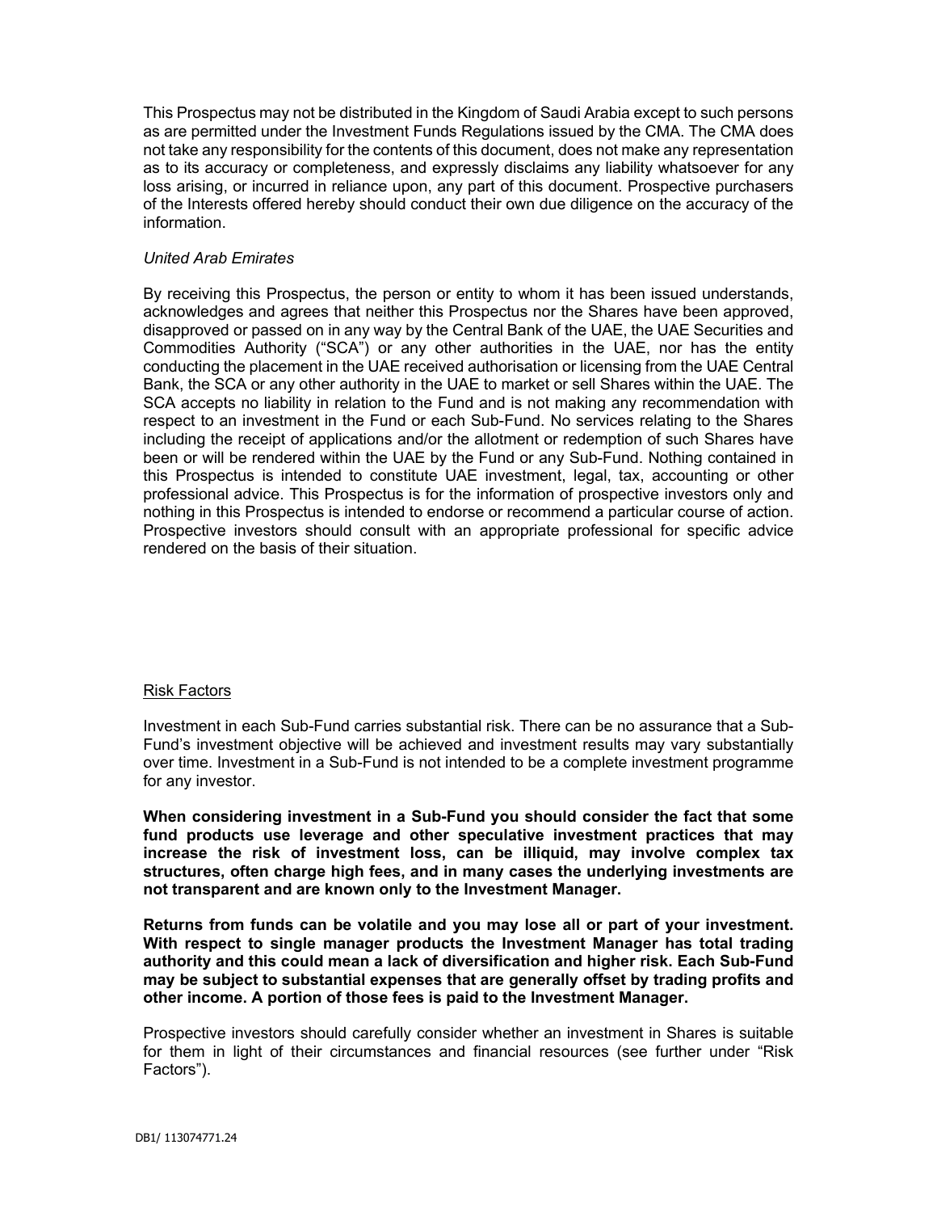This Prospectus may not be distributed in the Kingdom of Saudi Arabia except to such persons as are permitted under the Investment Funds Regulations issued by the CMA. The CMA does not take any responsibility for the contents of this document, does not make any representation as to its accuracy or completeness, and expressly disclaims any liability whatsoever for any loss arising, or incurred in reliance upon, any part of this document. Prospective purchasers of the Interests offered hereby should conduct their own due diligence on the accuracy of the information.

*United Arab Emirates*

By receiving this Prospectus, the person or entity to whom it has been issued understands, acknowledges and agrees that neither this Prospectus nor the Shares have been approved, disapproved or passed on in any way by the Central Bank of the UAE, the UAE Securities and Commodities Authority ("SCA") or any other authorities in the UAE, nor has the entity conducting the placement in the UAE received authorisation or licensing from the UAE Central Bank, the SCA or any other authority in the UAE to market or sell Shares within the UAE. The SCA accepts no liability in relation to the Fund and is not making any recommendation with respect to an investment in the Fund or each Sub-Fund. No services relating to the Shares including the receipt of applications and/or the allotment or redemption of such Shares have been or will be rendered within the UAE by the Fund or any Sub-Fund. Nothing contained in this Prospectus is intended to constitute UAE investment, legal, tax, accounting or other professional advice. This Prospectus is for the information of prospective investors only and nothing in this Prospectus is intended to endorse or recommend a particular course of action. Prospective investors should consult with an appropriate professional for specific advice rendered on the basis of their situation.

## Risk Factors

Investment in each Sub-Fund carries substantial risk. There can be no assurance that a Sub-Fund's investment objective will be achieved and investment results may vary substantially over time. Investment in a Sub-Fund is not intended to be a complete investment programme for any investor.

**When considering investment in a Sub-Fund you should consider the fact that some fund products use leverage and other speculative investment practices that may increase the risk of investment loss, can be illiquid, may involve complex tax structures, often charge high fees, and in many cases the underlying investments are not transparent and are known only to the Investment Manager.**

**Returns from funds can be volatile and you may lose all or part of your investment. With respect to single manager products the Investment Manager has total trading authority and this could mean a lack of diversification and higher risk. Each Sub-Fund may be subject to substantial expenses that are generally offset by trading profits and other income. A portion of those fees is paid to the Investment Manager.**

Prospective investors should carefully consider whether an investment in Shares is suitable for them in light of their circumstances and financial resources (see further under "Risk Factors").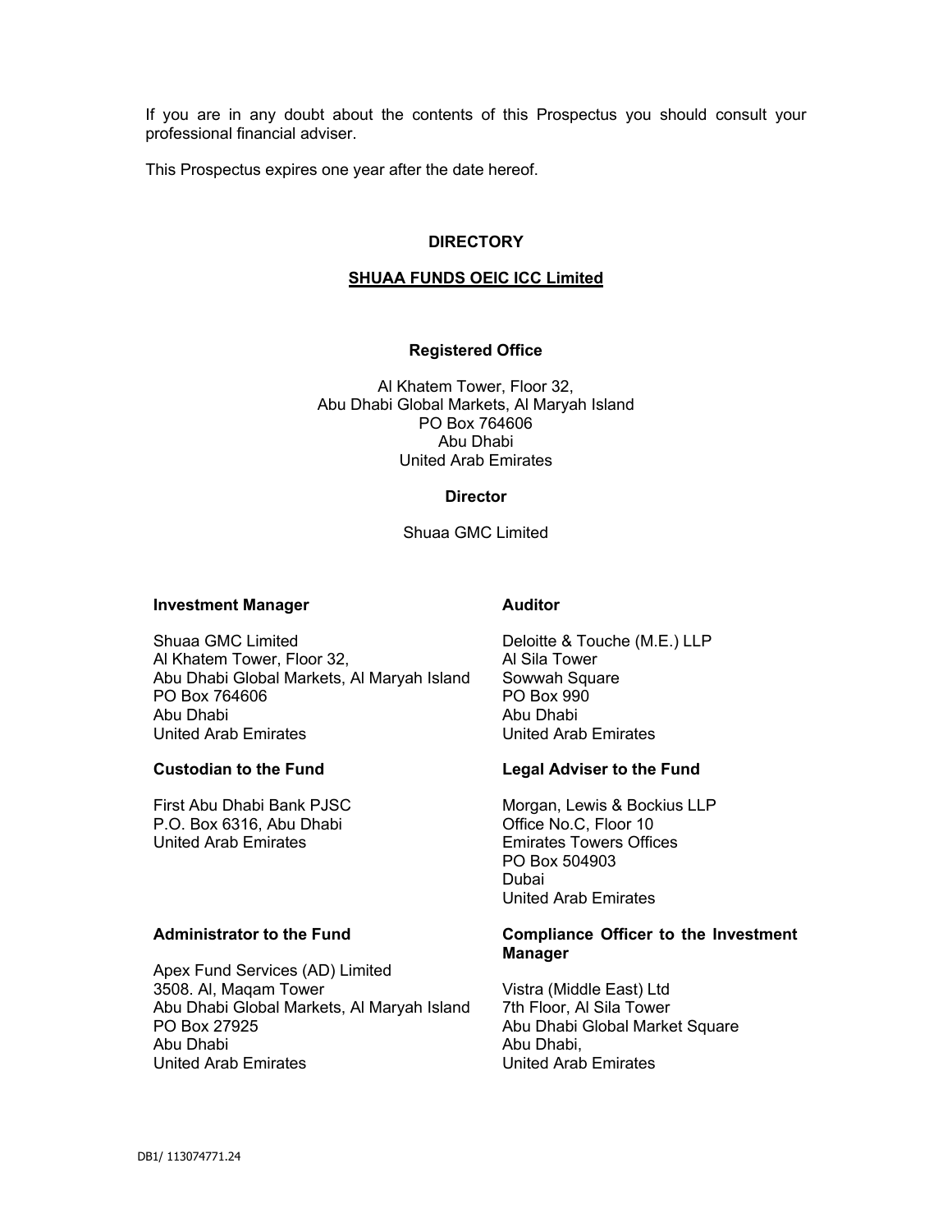If you are in any doubt about the contents of this Prospectus you should consult your professional financial adviser.

This Prospectus expires one year after the date hereof.

## DIRECTORY

## SHUAA FUNDS OEIC ICC Limited

### Registered Office

Al Khatem Tower, Floor 32,
Abu Dhabi Global Markets, Al Maryah Island
PO Box 764606
Abu Dhabi
United Arab Emirates

### Director

Shuaa GMC Limited

### Investment Manager

Shuaa GMC Limited
Al Khatem Tower, Floor 32,
Abu Dhabi Global Markets, Al Maryah Island
PO Box 764606
Abu Dhabi
United Arab Emirates

### Auditor

Deloitte & Touche (M.E.) LLP
Al Sila Tower
Sowwah Square
PO Box 990
Abu Dhabi
United Arab Emirates

### Custodian to the Fund

First Abu Dhabi Bank PJSC
P.O. Box 6316, Abu Dhabi
United Arab Emirates

### Legal Adviser to the Fund

Morgan, Lewis & Bockius LLP
Office No.C, Floor 10
Emirates Towers Offices
PO Box 504903
Dubai
United Arab Emirates

### Administrator to the Fund

Apex Fund Services (AD) Limited
3508. Al, Maqam Tower
Abu Dhabi Global Markets, Al Maryah Island
PO Box 27925
Abu Dhabi
United Arab Emirates

### Compliance Officer to the Investment Manager

Vistra (Middle East) Ltd
7th Floor, Al Sila Tower
Abu Dhabi Global Market Square
Abu Dhabi,
United Arab Emirates

DB1/ 113074771.24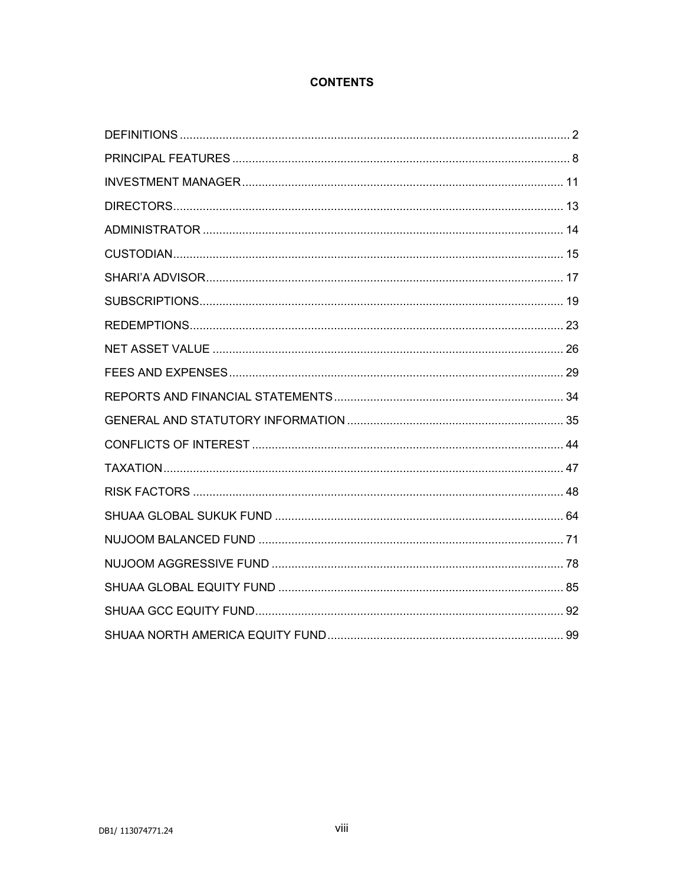# CONTENTS

| | |
|---|---|
| DEFINITIONS | 2 |
| PRINCIPAL FEATURES | 8 |
| INVESTMENT MANAGER | 11 |
| DIRECTORS | 13 |
| ADMINISTRATOR | 14 |
| CUSTODIAN | 15 |
| SHARI'A ADVISOR | 17 |
| SUBSCRIPTIONS | 19 |
| REDEMPTIONS | 23 |
| NET ASSET VALUE | 26 |
| FEES AND EXPENSES | 29 |
| REPORTS AND FINANCIAL STATEMENTS | 34 |
| GENERAL AND STATUTORY INFORMATION | 35 |
| CONFLICTS OF INTEREST | 44 |
| TAXATION | 47 |
| RISK FACTORS | 48 |
| SHUAA GLOBAL SUKUK FUND | 64 |
| NUJOOM BALANCED FUND | 71 |
| NUJOOM AGGRESSIVE FUND | 78 |
| SHUAA GLOBAL EQUITY FUND | 85 |
| SHUAA GCC EQUITY FUND | 92 |
| SHUAA NORTH AMERICA EQUITY FUND | 99 |

DB1/ 113074771.24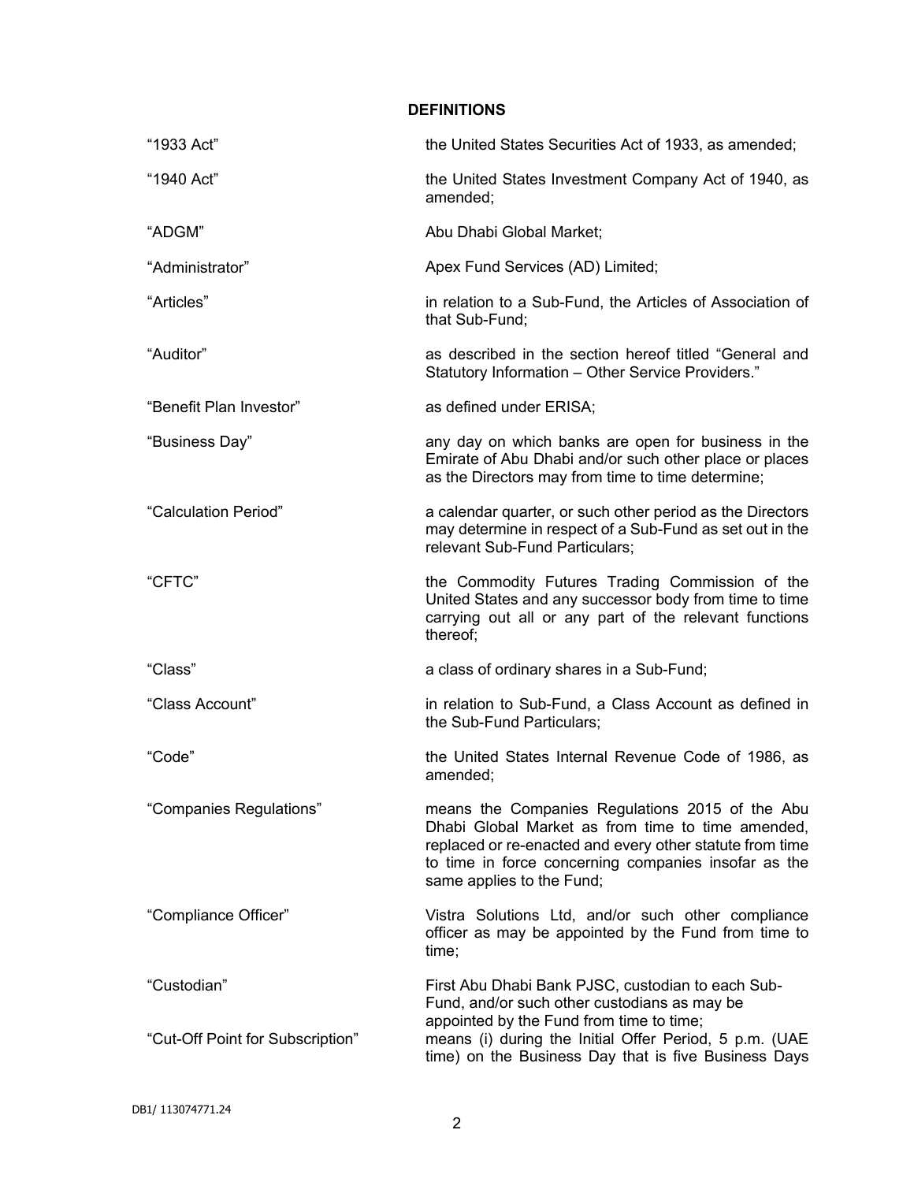## DEFINITIONS

| | |
|---|---|
| "1933 Act" | the United States Securities Act of 1933, as amended; |
| "1940 Act" | the United States Investment Company Act of 1940, as amended; |
| "ADGM" | Abu Dhabi Global Market; |
| "Administrator" | Apex Fund Services (AD) Limited; |
| "Articles" | in relation to a Sub-Fund, the Articles of Association of that Sub-Fund; |
| "Auditor" | as described in the section hereof titled "General and Statutory Information – Other Service Providers." |
| "Benefit Plan Investor" | as defined under ERISA; |
| "Business Day" | any day on which banks are open for business in the Emirate of Abu Dhabi and/or such other place or places as the Directors may from time to time determine; |
| "Calculation Period" | a calendar quarter, or such other period as the Directors may determine in respect of a Sub-Fund as set out in the relevant Sub-Fund Particulars; |
| "CFTC" | the Commodity Futures Trading Commission of the United States and any successor body from time to time carrying out all or any part of the relevant functions thereof; |
| "Class" | a class of ordinary shares in a Sub-Fund; |
| "Class Account" | in relation to Sub-Fund, a Class Account as defined in the Sub-Fund Particulars; |
| "Code" | the United States Internal Revenue Code of 1986, as amended; |
| "Companies Regulations" | means the Companies Regulations 2015 of the Abu Dhabi Global Market as from time to time amended, replaced or re-enacted and every other statute from time to time in force concerning companies insofar as the same applies to the Fund; |
| "Compliance Officer" | Vistra Solutions Ltd, and/or such other compliance officer as may be appointed by the Fund from time to time; |
| "Custodian" | First Abu Dhabi Bank PJSC, custodian to each Sub-Fund, and/or such other custodians as may be appointed by the Fund from time to time; |
| "Cut-Off Point for Subscription" | means (i) during the Initial Offer Period, 5 p.m. (UAE time) on the Business Day that is five Business Days |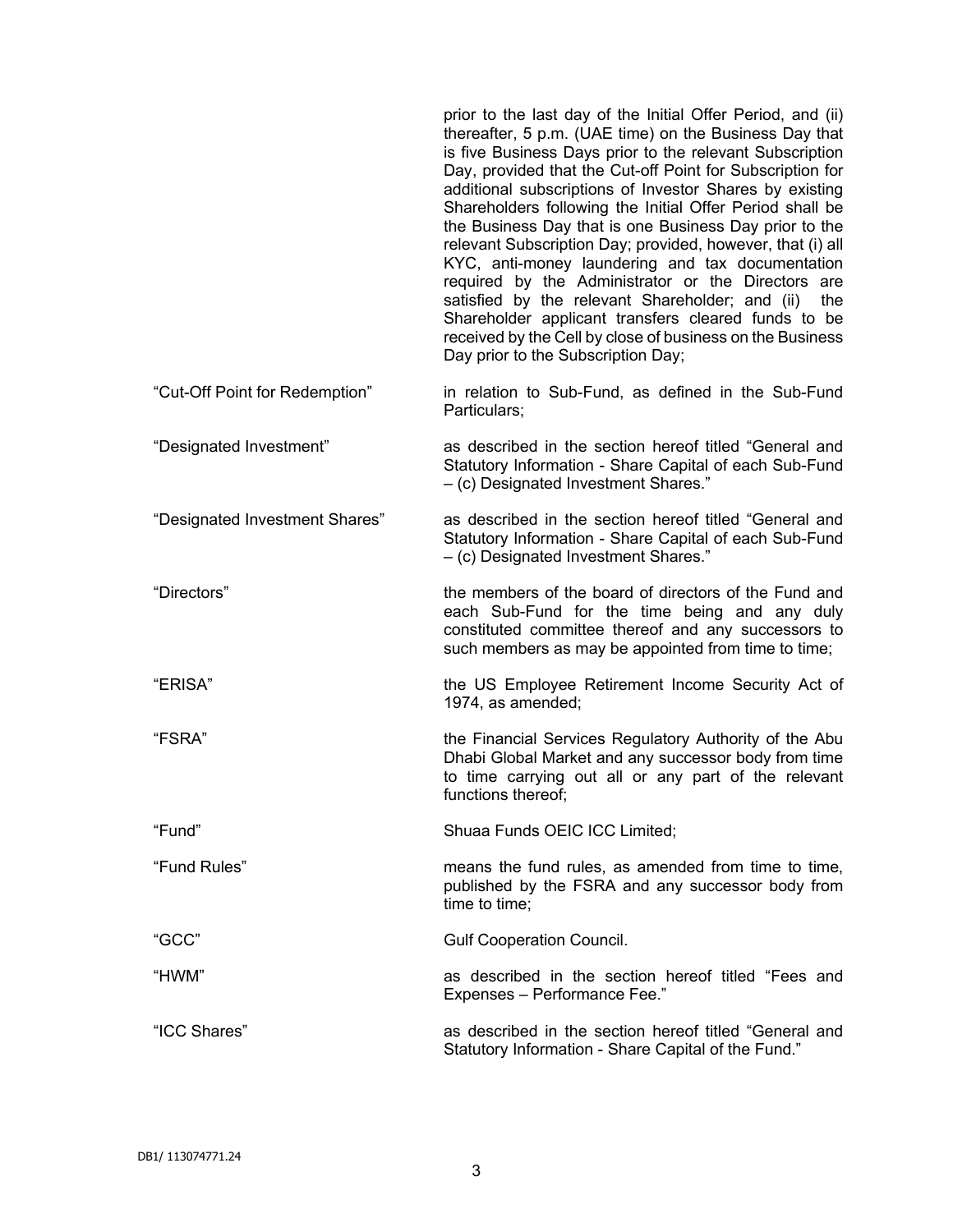prior to the last day of the Initial Offer Period, and (ii) thereafter, 5 p.m. (UAE time) on the Business Day that is five Business Days prior to the relevant Subscription Day, provided that the Cut-off Point for Subscription for additional subscriptions of Investor Shares by existing Shareholders following the Initial Offer Period shall be the Business Day that is one Business Day prior to the relevant Subscription Day; provided, however, that (i) all KYC, anti-money laundering and tax documentation required by the Administrator or the Directors are satisfied by the relevant Shareholder; and (ii) the Shareholder applicant transfers cleared funds to be received by the Cell by close of business on the Business Day prior to the Subscription Day;

| | |
|---|---|
| "Cut-Off Point for Redemption" | in relation to Sub-Fund, as defined in the Sub-Fund Particulars; |
| "Designated Investment" | as described in the section hereof titled "General and Statutory Information - Share Capital of each Sub-Fund – (c) Designated Investment Shares." |
| "Designated Investment Shares" | as described in the section hereof titled "General and Statutory Information - Share Capital of each Sub-Fund – (c) Designated Investment Shares." |
| "Directors" | the members of the board of directors of the Fund and each Sub-Fund for the time being and any duly constituted committee thereof and any successors to such members as may be appointed from time to time; |
| "ERISA" | the US Employee Retirement Income Security Act of 1974, as amended; |
| "FSRA" | the Financial Services Regulatory Authority of the Abu Dhabi Global Market and any successor body from time to time carrying out all or any part of the relevant functions thereof; |
| "Fund" | Shuaa Funds OEIC ICC Limited; |
| "Fund Rules" | means the fund rules, as amended from time to time, published by the FSRA and any successor body from time to time; |
| "GCC" | Gulf Cooperation Council. |
| "HWM" | as described in the section hereof titled "Fees and Expenses – Performance Fee." |
| "ICC Shares" | as described in the section hereof titled "General and Statutory Information - Share Capital of the Fund." |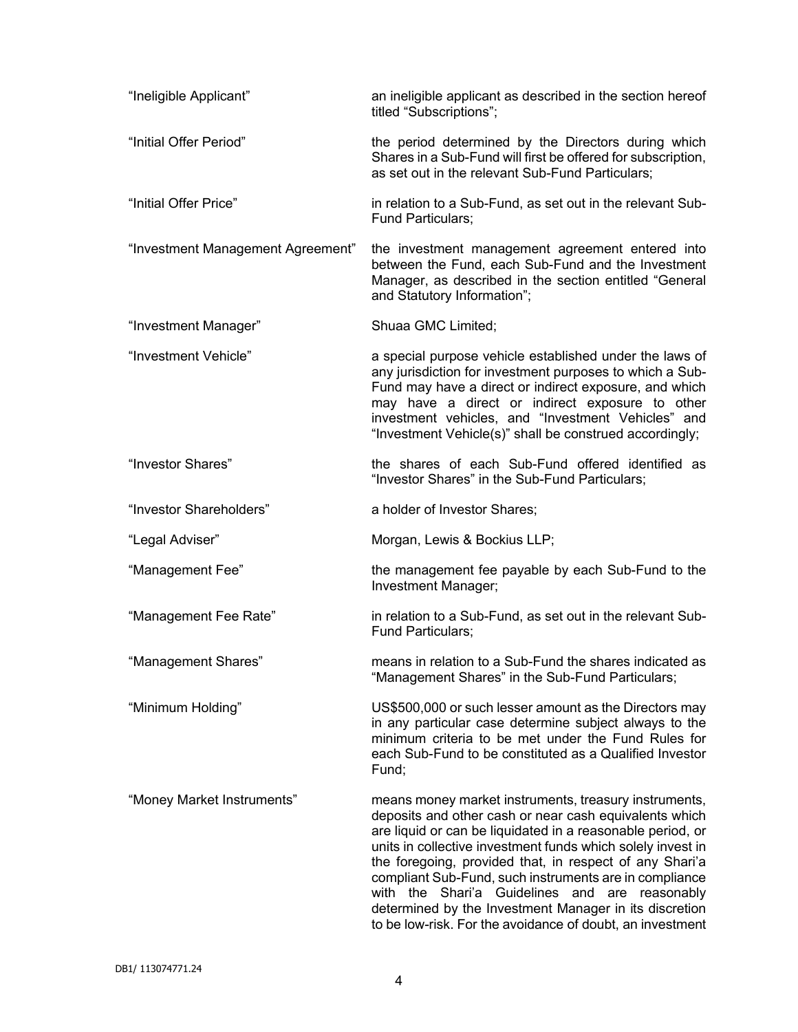| | |
|---|---|
| "Ineligible Applicant" | an ineligible applicant as described in the section hereof titled "Subscriptions"; |
| "Initial Offer Period" | the period determined by the Directors during which Shares in a Sub-Fund will first be offered for subscription, as set out in the relevant Sub-Fund Particulars; |
| "Initial Offer Price" | in relation to a Sub-Fund, as set out in the relevant Sub-Fund Particulars; |
| "Investment Management Agreement" | the investment management agreement entered into between the Fund, each Sub-Fund and the Investment Manager, as described in the section entitled "General and Statutory Information"; |
| "Investment Manager" | Shuaa GMC Limited; |
| "Investment Vehicle" | a special purpose vehicle established under the laws of any jurisdiction for investment purposes to which a Sub-Fund may have a direct or indirect exposure, and which may have a direct or indirect exposure to other investment vehicles, and "Investment Vehicles" and "Investment Vehicle(s)" shall be construed accordingly; |
| "Investor Shares" | the shares of each Sub-Fund offered identified as "Investor Shares" in the Sub-Fund Particulars; |
| "Investor Shareholders" | a holder of Investor Shares; |
| "Legal Adviser" | Morgan, Lewis & Bockius LLP; |
| "Management Fee" | the management fee payable by each Sub-Fund to the Investment Manager; |
| "Management Fee Rate" | in relation to a Sub-Fund, as set out in the relevant Sub-Fund Particulars; |
| "Management Shares" | means in relation to a Sub-Fund the shares indicated as "Management Shares" in the Sub-Fund Particulars; |
| "Minimum Holding" | US$500,000 or such lesser amount as the Directors may in any particular case determine subject always to the minimum criteria to be met under the Fund Rules for each Sub-Fund to be constituted as a Qualified Investor Fund; |
| "Money Market Instruments" | means money market instruments, treasury instruments, deposits and other cash or near cash equivalents which are liquid or can be liquidated in a reasonable period, or units in collective investment funds which solely invest in the foregoing, provided that, in respect of any Shari'a compliant Sub-Fund, such instruments are in compliance with the Shari'a Guidelines and are reasonably determined by the Investment Manager in its discretion to be low-risk. For the avoidance of doubt, an investment |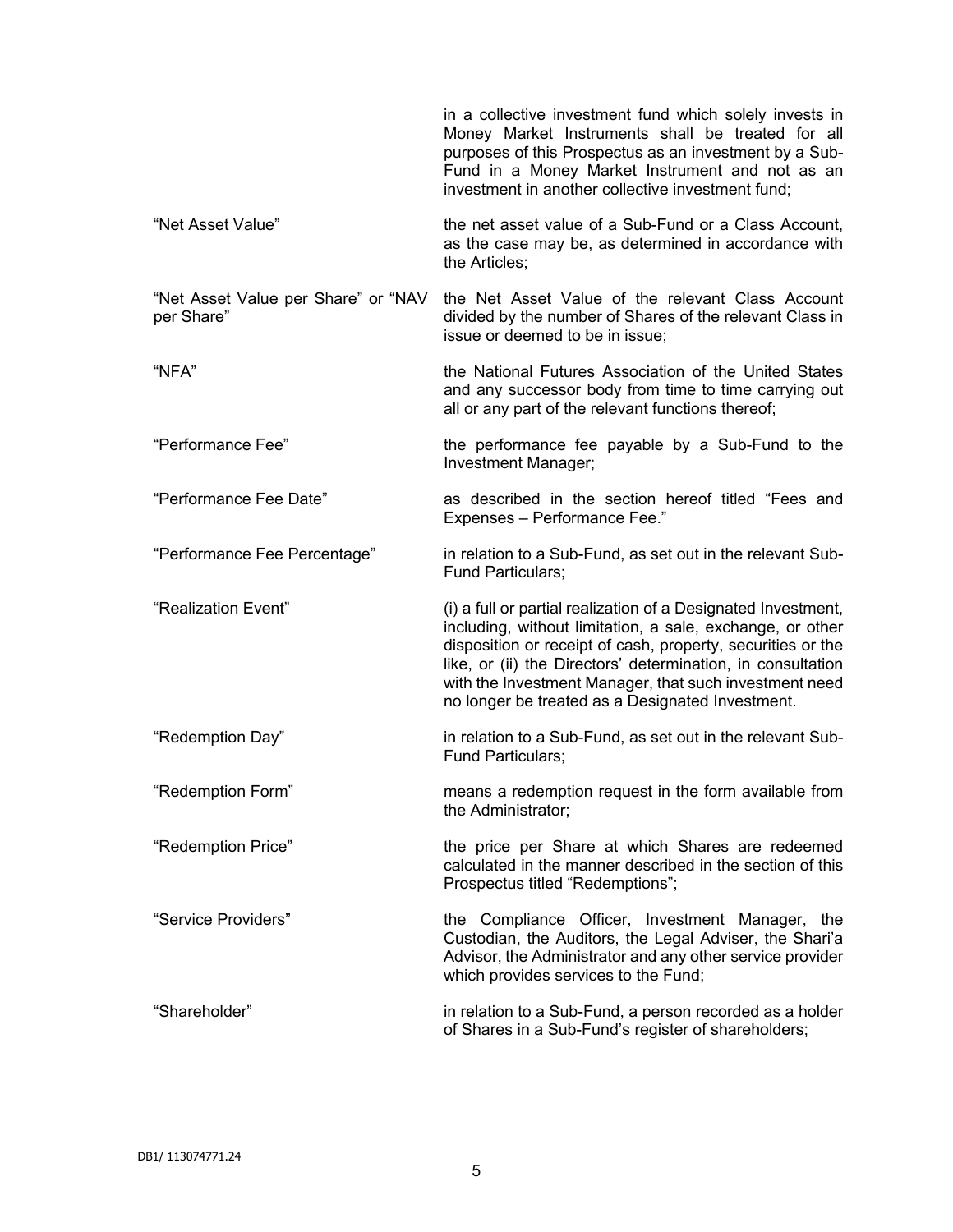in a collective investment fund which solely invests in Money Market Instruments shall be treated for all purposes of this Prospectus as an investment by a Sub-Fund in a Money Market Instrument and not as an investment in another collective investment fund;

| | |
|---|---|
| "Net Asset Value" | the net asset value of a Sub-Fund or a Class Account, as the case may be, as determined in accordance with the Articles; |
| "Net Asset Value per Share" or "NAV per Share" | the Net Asset Value of the relevant Class Account divided by the number of Shares of the relevant Class in issue or deemed to be in issue; |
| "NFA" | the National Futures Association of the United States and any successor body from time to time carrying out all or any part of the relevant functions thereof; |
| "Performance Fee" | the performance fee payable by a Sub-Fund to the Investment Manager; |
| "Performance Fee Date" | as described in the section hereof titled "Fees and Expenses – Performance Fee." |
| "Performance Fee Percentage" | in relation to a Sub-Fund, as set out in the relevant Sub-Fund Particulars; |
| "Realization Event" | (i) a full or partial realization of a Designated Investment, including, without limitation, a sale, exchange, or other disposition or receipt of cash, property, securities or the like, or (ii) the Directors' determination, in consultation with the Investment Manager, that such investment need no longer be treated as a Designated Investment. |
| "Redemption Day" | in relation to a Sub-Fund, as set out in the relevant Sub-Fund Particulars; |
| "Redemption Form" | means a redemption request in the form available from the Administrator; |
| "Redemption Price" | the price per Share at which Shares are redeemed calculated in the manner described in the section of this Prospectus titled "Redemptions"; |
| "Service Providers" | the Compliance Officer, Investment Manager, the Custodian, the Auditors, the Legal Adviser, the Shari'a Advisor, the Administrator and any other service provider which provides services to the Fund; |
| "Shareholder" | in relation to a Sub-Fund, a person recorded as a holder of Shares in a Sub-Fund's register of shareholders; |

DB1/ 113074771.24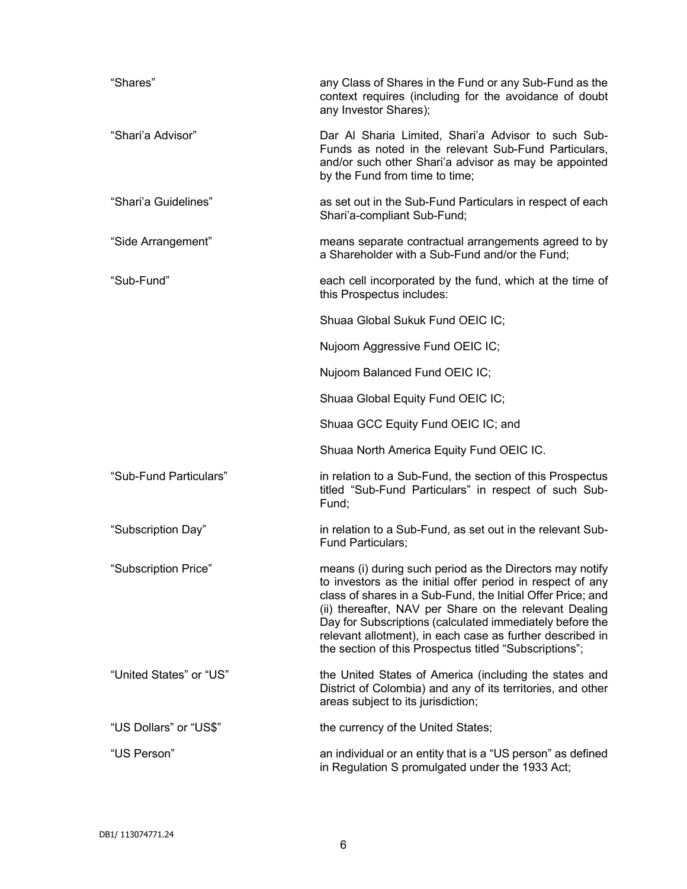| | |
|---|---|
| "Shares" | any Class of Shares in the Fund or any Sub-Fund as the context requires (including for the avoidance of doubt any Investor Shares); |
| "Shari'a Advisor" | Dar Al Sharia Limited, Shari'a Advisor to such Sub-Funds as noted in the relevant Sub-Fund Particulars, and/or such other Shari'a advisor as may be appointed by the Fund from time to time; |
| "Shari'a Guidelines" | as set out in the Sub-Fund Particulars in respect of each Shari'a-compliant Sub-Fund; |
| "Side Arrangement" | means separate contractual arrangements agreed to by a Shareholder with a Sub-Fund and/or the Fund; |
| "Sub-Fund" | each cell incorporated by the fund, which at the time of this Prospectus includes:<br><br>Shuaa Global Sukuk Fund OEIC IC;<br><br>Nujoom Aggressive Fund OEIC IC;<br><br>Nujoom Balanced Fund OEIC IC;<br><br>Shuaa Global Equity Fund OEIC IC;<br><br>Shuaa GCC Equity Fund OEIC IC; and<br><br>Shuaa North America Equity Fund OEIC IC. |
| "Sub-Fund Particulars" | in relation to a Sub-Fund, the section of this Prospectus titled "Sub-Fund Particulars" in respect of such Sub-Fund; |
| "Subscription Day" | in relation to a Sub-Fund, as set out in the relevant Sub-Fund Particulars; |
| "Subscription Price" | means (i) during such period as the Directors may notify to investors as the initial offer period in respect of any class of shares in a Sub-Fund, the Initial Offer Price; and (ii) thereafter, NAV per Share on the relevant Dealing Day for Subscriptions (calculated immediately before the relevant allotment), in each case as further described in the section of this Prospectus titled "Subscriptions"; |
| "United States" or "US" | the United States of America (including the states and District of Colombia) and any of its territories, and other areas subject to its jurisdiction; |
| "US Dollars" or "US$" | the currency of the United States; |
| "US Person" | an individual or an entity that is a "US person" as defined in Regulation S promulgated under the 1933 Act; |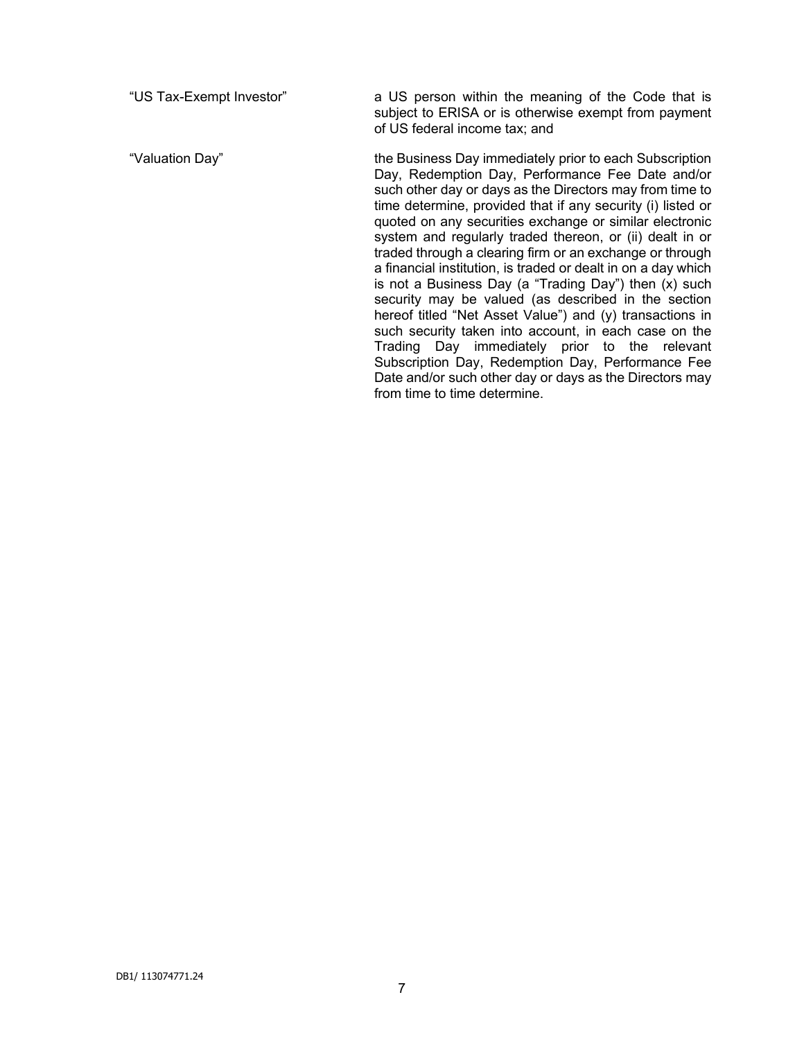| | |
|---|---|
| "US Tax-Exempt Investor" | a US person within the meaning of the Code that is subject to ERISA or is otherwise exempt from payment of US federal income tax; and |
| "Valuation Day" | the Business Day immediately prior to each Subscription Day, Redemption Day, Performance Fee Date and/or such other day or days as the Directors may from time to time determine, provided that if any security (i) listed or quoted on any securities exchange or similar electronic system and regularly traded thereon, or (ii) dealt in or traded through a clearing firm or an exchange or through a financial institution, is traded or dealt in on a day which is not a Business Day (a "Trading Day") then (x) such security may be valued (as described in the section hereof titled "Net Asset Value") and (y) transactions in such security taken into account, in each case on the Trading Day immediately prior to the relevant Subscription Day, Redemption Day, Performance Fee Date and/or such other day or days as the Directors may from time to time determine. |

DB1/ 113074771.24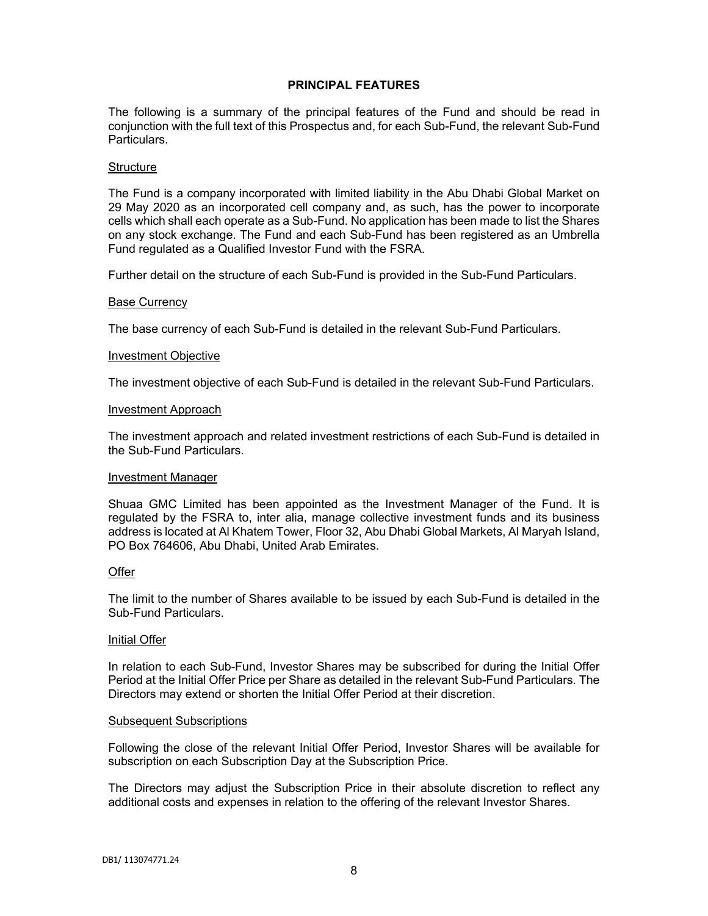# PRINCIPAL FEATURES

The following is a summary of the principal features of the Fund and should be read in conjunction with the full text of this Prospectus and, for each Sub-Fund, the relevant Sub-Fund Particulars.

## Structure

The Fund is a company incorporated with limited liability in the Abu Dhabi Global Market on 29 May 2020 as an incorporated cell company and, as such, has the power to incorporate cells which shall each operate as a Sub-Fund. No application has been made to list the Shares on any stock exchange. The Fund and each Sub-Fund has been registered as an Umbrella Fund regulated as a Qualified Investor Fund with the FSRA.

Further detail on the structure of each Sub-Fund is provided in the Sub-Fund Particulars.

## Base Currency

The base currency of each Sub-Fund is detailed in the relevant Sub-Fund Particulars.

## Investment Objective

The investment objective of each Sub-Fund is detailed in the relevant Sub-Fund Particulars.

## Investment Approach

The investment approach and related investment restrictions of each Sub-Fund is detailed in the Sub-Fund Particulars.

## Investment Manager

Shuaa GMC Limited has been appointed as the Investment Manager of the Fund. It is regulated by the FSRA to, inter alia, manage collective investment funds and its business address is located at Al Khatem Tower, Floor 32, Abu Dhabi Global Markets, Al Maryah Island, PO Box 764606, Abu Dhabi, United Arab Emirates.

## Offer

The limit to the number of Shares available to be issued by each Sub-Fund is detailed in the Sub-Fund Particulars.

## Initial Offer

In relation to each Sub-Fund, Investor Shares may be subscribed for during the Initial Offer Period at the Initial Offer Price per Share as detailed in the relevant Sub-Fund Particulars. The Directors may extend or shorten the Initial Offer Period at their discretion.

## Subsequent Subscriptions

Following the close of the relevant Initial Offer Period, Investor Shares will be available for subscription on each Subscription Day at the Subscription Price.

The Directors may adjust the Subscription Price in their absolute discretion to reflect any additional costs and expenses in relation to the offering of the relevant Investor Shares.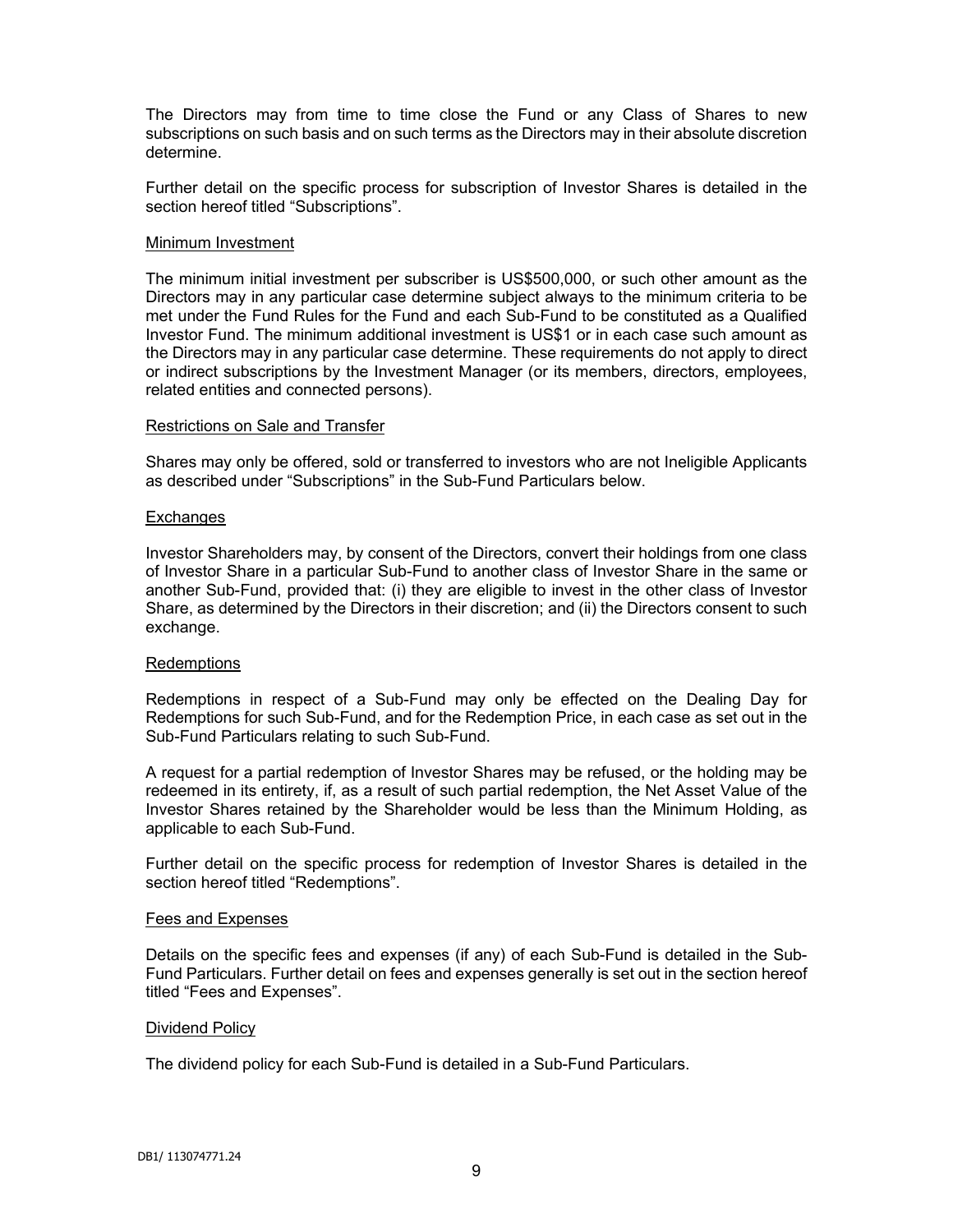The Directors may from time to time close the Fund or any Class of Shares to new subscriptions on such basis and on such terms as the Directors may in their absolute discretion determine.

Further detail on the specific process for subscription of Investor Shares is detailed in the section hereof titled "Subscriptions".

<u>Minimum Investment</u>

The minimum initial investment per subscriber is US$500,000, or such other amount as the Directors may in any particular case determine subject always to the minimum criteria to be met under the Fund Rules for the Fund and each Sub-Fund to be constituted as a Qualified Investor Fund. The minimum additional investment is US$1 or in each case such amount as the Directors may in any particular case determine. These requirements do not apply to direct or indirect subscriptions by the Investment Manager (or its members, directors, employees, related entities and connected persons).

<u>Restrictions on Sale and Transfer</u>

Shares may only be offered, sold or transferred to investors who are not Ineligible Applicants as described under "Subscriptions" in the Sub-Fund Particulars below.

<u>Exchanges</u>

Investor Shareholders may, by consent of the Directors, convert their holdings from one class of Investor Share in a particular Sub-Fund to another class of Investor Share in the same or another Sub-Fund, provided that: (i) they are eligible to invest in the other class of Investor Share, as determined by the Directors in their discretion; and (ii) the Directors consent to such exchange.

<u>Redemptions</u>

Redemptions in respect of a Sub-Fund may only be effected on the Dealing Day for Redemptions for such Sub-Fund, and for the Redemption Price, in each case as set out in the Sub-Fund Particulars relating to such Sub-Fund.

A request for a partial redemption of Investor Shares may be refused, or the holding may be redeemed in its entirety, if, as a result of such partial redemption, the Net Asset Value of the Investor Shares retained by the Shareholder would be less than the Minimum Holding, as applicable to each Sub-Fund.

Further detail on the specific process for redemption of Investor Shares is detailed in the section hereof titled "Redemptions".

<u>Fees and Expenses</u>

Details on the specific fees and expenses (if any) of each Sub-Fund is detailed in the Sub-Fund Particulars. Further detail on fees and expenses generally is set out in the section hereof titled "Fees and Expenses".

<u>Dividend Policy</u>

The dividend policy for each Sub-Fund is detailed in a Sub-Fund Particulars.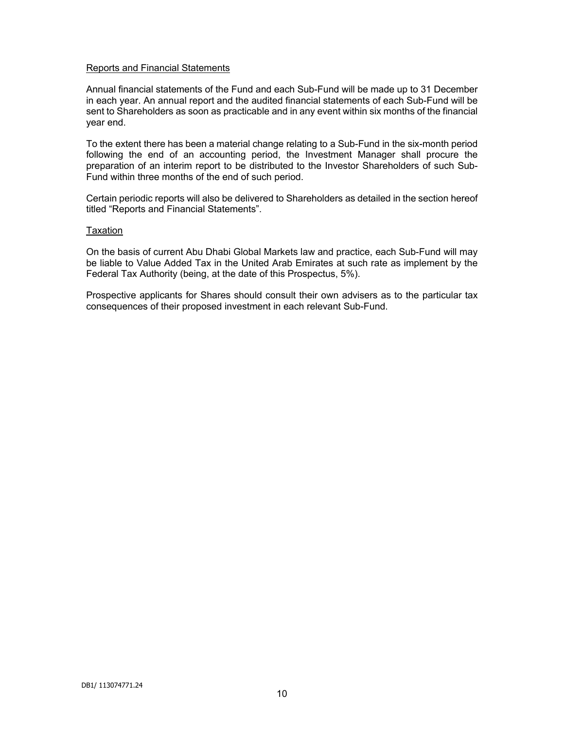Reports and Financial Statements

Annual financial statements of the Fund and each Sub-Fund will be made up to 31 December in each year. An annual report and the audited financial statements of each Sub-Fund will be sent to Shareholders as soon as practicable and in any event within six months of the financial year end.

To the extent there has been a material change relating to a Sub-Fund in the six-month period following the end of an accounting period, the Investment Manager shall procure the preparation of an interim report to be distributed to the Investor Shareholders of such Sub-Fund within three months of the end of such period.

Certain periodic reports will also be delivered to Shareholders as detailed in the section hereof titled "Reports and Financial Statements".

Taxation

On the basis of current Abu Dhabi Global Markets law and practice, each Sub-Fund will may be liable to Value Added Tax in the United Arab Emirates at such rate as implement by the Federal Tax Authority (being, at the date of this Prospectus, 5%).

Prospective applicants for Shares should consult their own advisers as to the particular tax consequences of their proposed investment in each relevant Sub-Fund.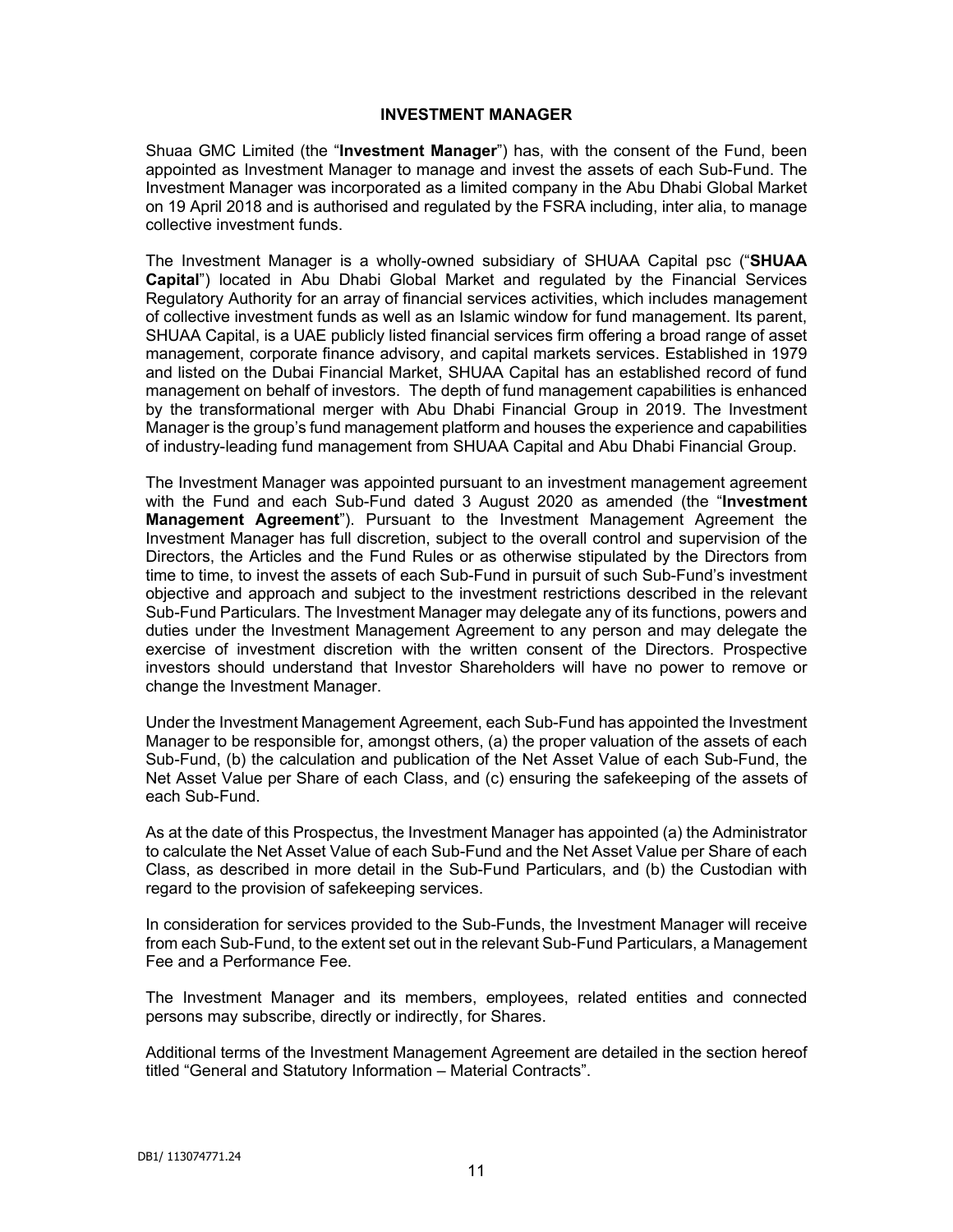## INVESTMENT MANAGER

Shuaa GMC Limited (the "**Investment Manager**") has, with the consent of the Fund, been appointed as Investment Manager to manage and invest the assets of each Sub-Fund. The Investment Manager was incorporated as a limited company in the Abu Dhabi Global Market on 19 April 2018 and is authorised and regulated by the FSRA including, inter alia, to manage collective investment funds.

The Investment Manager is a wholly-owned subsidiary of SHUAA Capital psc ("**SHUAA Capital**") located in Abu Dhabi Global Market and regulated by the Financial Services Regulatory Authority for an array of financial services activities, which includes management of collective investment funds as well as an Islamic window for fund management. Its parent, SHUAA Capital, is a UAE publicly listed financial services firm offering a broad range of asset management, corporate finance advisory, and capital markets services. Established in 1979 and listed on the Dubai Financial Market, SHUAA Capital has an established record of fund management on behalf of investors. The depth of fund management capabilities is enhanced by the transformational merger with Abu Dhabi Financial Group in 2019. The Investment Manager is the group's fund management platform and houses the experience and capabilities of industry-leading fund management from SHUAA Capital and Abu Dhabi Financial Group.

The Investment Manager was appointed pursuant to an investment management agreement with the Fund and each Sub-Fund dated 3 August 2020 as amended (the "**Investment Management Agreement**"). Pursuant to the Investment Management Agreement the Investment Manager has full discretion, subject to the overall control and supervision of the Directors, the Articles and the Fund Rules or as otherwise stipulated by the Directors from time to time, to invest the assets of each Sub-Fund in pursuit of such Sub-Fund's investment objective and approach and subject to the investment restrictions described in the relevant Sub-Fund Particulars. The Investment Manager may delegate any of its functions, powers and duties under the Investment Management Agreement to any person and may delegate the exercise of investment discretion with the written consent of the Directors. Prospective investors should understand that Investor Shareholders will have no power to remove or change the Investment Manager.

Under the Investment Management Agreement, each Sub-Fund has appointed the Investment Manager to be responsible for, amongst others, (a) the proper valuation of the assets of each Sub-Fund, (b) the calculation and publication of the Net Asset Value of each Sub-Fund, the Net Asset Value per Share of each Class, and (c) ensuring the safekeeping of the assets of each Sub-Fund.

As at the date of this Prospectus, the Investment Manager has appointed (a) the Administrator to calculate the Net Asset Value of each Sub-Fund and the Net Asset Value per Share of each Class, as described in more detail in the Sub-Fund Particulars, and (b) the Custodian with regard to the provision of safekeeping services.

In consideration for services provided to the Sub-Funds, the Investment Manager will receive from each Sub-Fund, to the extent set out in the relevant Sub-Fund Particulars, a Management Fee and a Performance Fee.

The Investment Manager and its members, employees, related entities and connected persons may subscribe, directly or indirectly, for Shares.

Additional terms of the Investment Management Agreement are detailed in the section hereof titled "General and Statutory Information – Material Contracts".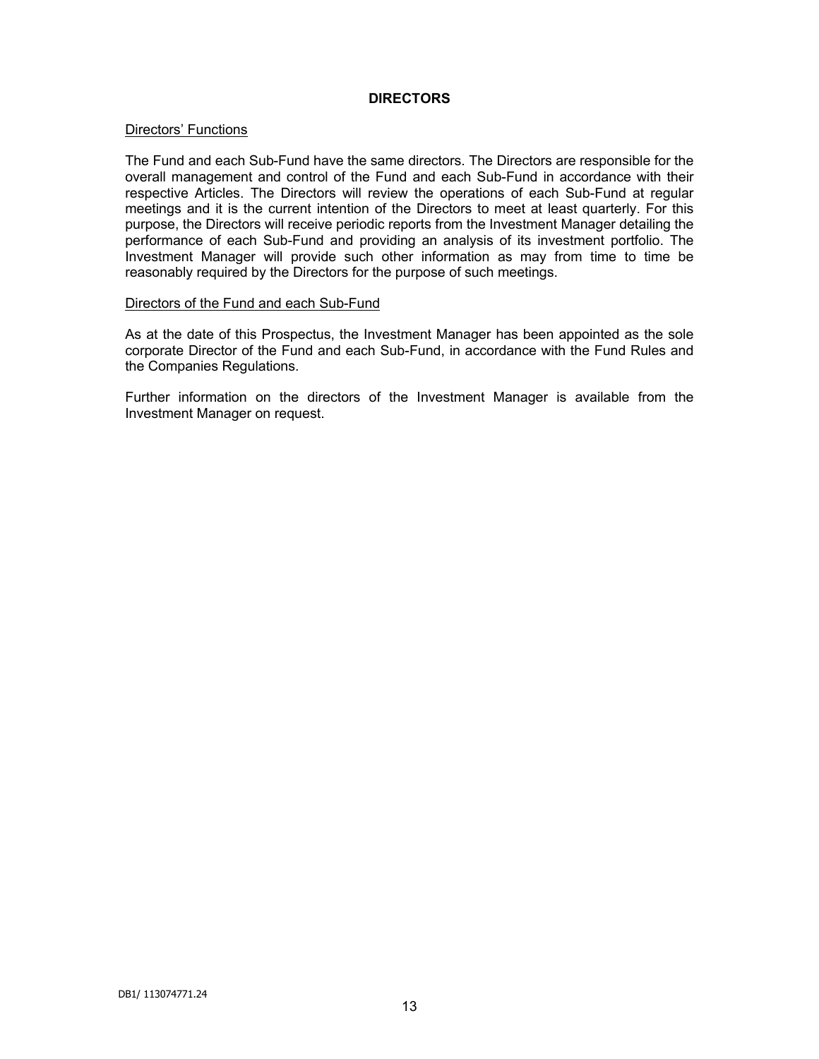# DIRECTORS

Directors' Functions

The Fund and each Sub-Fund have the same directors. The Directors are responsible for the overall management and control of the Fund and each Sub-Fund in accordance with their respective Articles. The Directors will review the operations of each Sub-Fund at regular meetings and it is the current intention of the Directors to meet at least quarterly. For this purpose, the Directors will receive periodic reports from the Investment Manager detailing the performance of each Sub-Fund and providing an analysis of its investment portfolio. The Investment Manager will provide such other information as may from time to time be reasonably required by the Directors for the purpose of such meetings.

Directors of the Fund and each Sub-Fund

As at the date of this Prospectus, the Investment Manager has been appointed as the sole corporate Director of the Fund and each Sub-Fund, in accordance with the Fund Rules and the Companies Regulations.

Further information on the directors of the Investment Manager is available from the Investment Manager on request.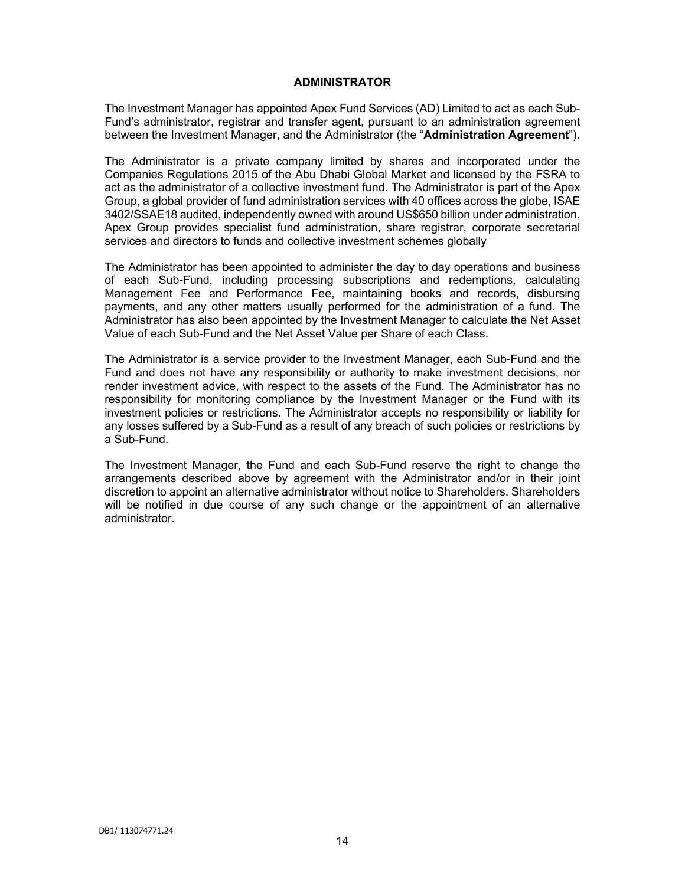## ADMINISTRATOR

The Investment Manager has appointed Apex Fund Services (AD) Limited to act as each Sub-Fund's administrator, registrar and transfer agent, pursuant to an administration agreement between the Investment Manager, and the Administrator (the "**Administration Agreement**").

The Administrator is a private company limited by shares and incorporated under the Companies Regulations 2015 of the Abu Dhabi Global Market and licensed by the FSRA to act as the administrator of a collective investment fund. The Administrator is part of the Apex Group, a global provider of fund administration services with 40 offices across the globe, ISAE 3402/SSAE18 audited, independently owned with around US$650 billion under administration. Apex Group provides specialist fund administration, share registrar, corporate secretarial services and directors to funds and collective investment schemes globally

The Administrator has been appointed to administer the day to day operations and business of each Sub-Fund, including processing subscriptions and redemptions, calculating Management Fee and Performance Fee, maintaining books and records, disbursing payments, and any other matters usually performed for the administration of a fund. The Administrator has also been appointed by the Investment Manager to calculate the Net Asset Value of each Sub-Fund and the Net Asset Value per Share of each Class.

The Administrator is a service provider to the Investment Manager, each Sub-Fund and the Fund and does not have any responsibility or authority to make investment decisions, nor render investment advice, with respect to the assets of the Fund. The Administrator has no responsibility for monitoring compliance by the Investment Manager or the Fund with its investment policies or restrictions. The Administrator accepts no responsibility or liability for any losses suffered by a Sub-Fund as a result of any breach of such policies or restrictions by a Sub-Fund.

The Investment Manager, the Fund and each Sub-Fund reserve the right to change the arrangements described above by agreement with the Administrator and/or in their joint discretion to appoint an alternative administrator without notice to Shareholders. Shareholders will be notified in due course of any such change or the appointment of an alternative administrator.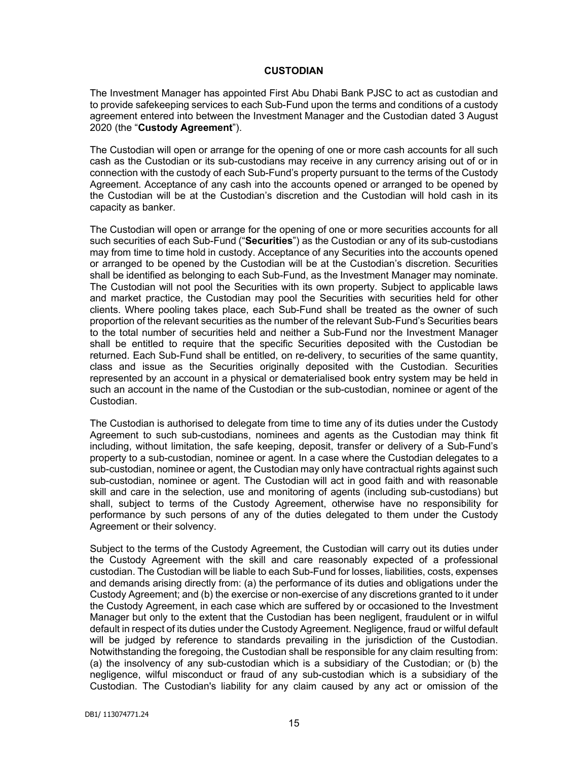## CUSTODIAN

The Investment Manager has appointed First Abu Dhabi Bank PJSC to act as custodian and to provide safekeeping services to each Sub-Fund upon the terms and conditions of a custody agreement entered into between the Investment Manager and the Custodian dated 3 August 2020 (the "**Custody Agreement**").

The Custodian will open or arrange for the opening of one or more cash accounts for all such cash as the Custodian or its sub-custodians may receive in any currency arising out of or in connection with the custody of each Sub-Fund's property pursuant to the terms of the Custody Agreement. Acceptance of any cash into the accounts opened or arranged to be opened by the Custodian will be at the Custodian's discretion and the Custodian will hold cash in its capacity as banker.

The Custodian will open or arrange for the opening of one or more securities accounts for all such securities of each Sub-Fund ("**Securities**") as the Custodian or any of its sub-custodians may from time to time hold in custody. Acceptance of any Securities into the accounts opened or arranged to be opened by the Custodian will be at the Custodian's discretion. Securities shall be identified as belonging to each Sub-Fund, as the Investment Manager may nominate. The Custodian will not pool the Securities with its own property. Subject to applicable laws and market practice, the Custodian may pool the Securities with securities held for other clients. Where pooling takes place, each Sub-Fund shall be treated as the owner of such proportion of the relevant securities as the number of the relevant Sub-Fund's Securities bears to the total number of securities held and neither a Sub-Fund nor the Investment Manager shall be entitled to require that the specific Securities deposited with the Custodian be returned. Each Sub-Fund shall be entitled, on re-delivery, to securities of the same quantity, class and issue as the Securities originally deposited with the Custodian. Securities represented by an account in a physical or dematerialised book entry system may be held in such an account in the name of the Custodian or the sub-custodian, nominee or agent of the Custodian.

The Custodian is authorised to delegate from time to time any of its duties under the Custody Agreement to such sub-custodians, nominees and agents as the Custodian may think fit including, without limitation, the safe keeping, deposit, transfer or delivery of a Sub-Fund's property to a sub-custodian, nominee or agent. In a case where the Custodian delegates to a sub-custodian, nominee or agent, the Custodian may only have contractual rights against such sub-custodian, nominee or agent. The Custodian will act in good faith and with reasonable skill and care in the selection, use and monitoring of agents (including sub-custodians) but shall, subject to terms of the Custody Agreement, otherwise have no responsibility for performance by such persons of any of the duties delegated to them under the Custody Agreement or their solvency.

Subject to the terms of the Custody Agreement, the Custodian will carry out its duties under the Custody Agreement with the skill and care reasonably expected of a professional custodian. The Custodian will be liable to each Sub-Fund for losses, liabilities, costs, expenses and demands arising directly from: (a) the performance of its duties and obligations under the Custody Agreement; and (b) the exercise or non-exercise of any discretions granted to it under the Custody Agreement, in each case which are suffered by or occasioned to the Investment Manager but only to the extent that the Custodian has been negligent, fraudulent or in wilful default in respect of its duties under the Custody Agreement. Negligence, fraud or wilful default will be judged by reference to standards prevailing in the jurisdiction of the Custodian. Notwithstanding the foregoing, the Custodian shall be responsible for any claim resulting from: (a) the insolvency of any sub-custodian which is a subsidiary of the Custodian; or (b) the negligence, wilful misconduct or fraud of any sub-custodian which is a subsidiary of the Custodian. The Custodian's liability for any claim caused by any act or omission of the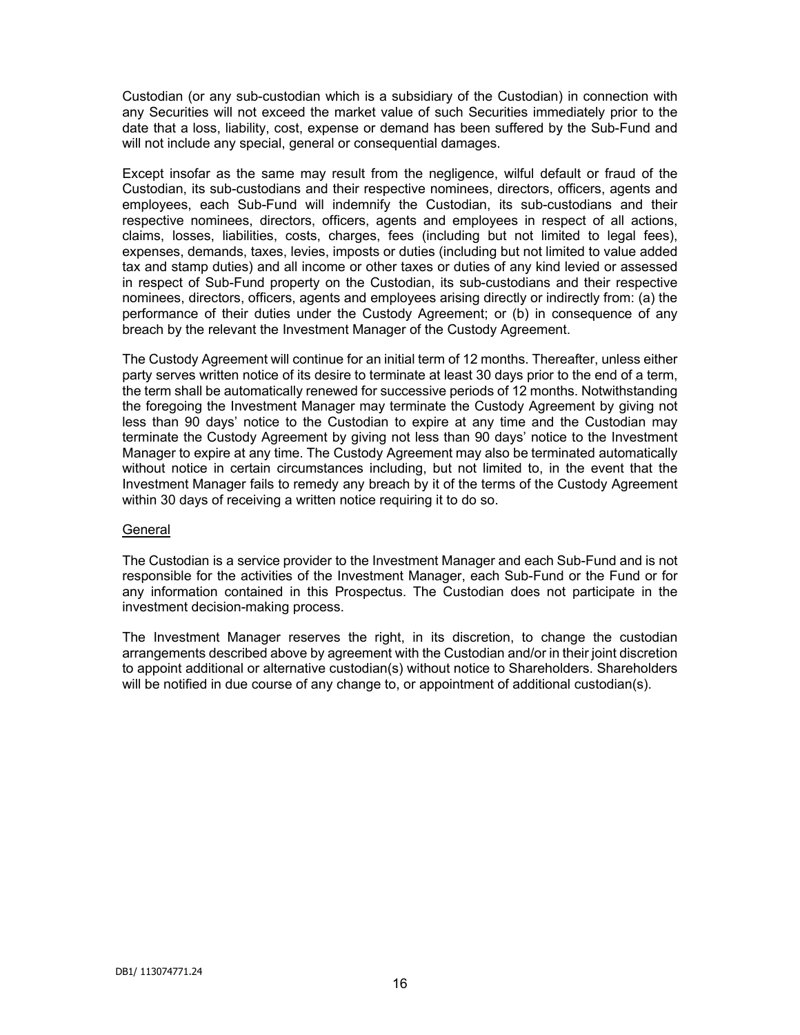Custodian (or any sub-custodian which is a subsidiary of the Custodian) in connection with any Securities will not exceed the market value of such Securities immediately prior to the date that a loss, liability, cost, expense or demand has been suffered by the Sub-Fund and will not include any special, general or consequential damages.

Except insofar as the same may result from the negligence, wilful default or fraud of the Custodian, its sub-custodians and their respective nominees, directors, officers, agents and employees, each Sub-Fund will indemnify the Custodian, its sub-custodians and their respective nominees, directors, officers, agents and employees in respect of all actions, claims, losses, liabilities, costs, charges, fees (including but not limited to legal fees), expenses, demands, taxes, levies, imposts or duties (including but not limited to value added tax and stamp duties) and all income or other taxes or duties of any kind levied or assessed in respect of Sub-Fund property on the Custodian, its sub-custodians and their respective nominees, directors, officers, agents and employees arising directly or indirectly from: (a) the performance of their duties under the Custody Agreement; or (b) in consequence of any breach by the relevant the Investment Manager of the Custody Agreement.

The Custody Agreement will continue for an initial term of 12 months. Thereafter, unless either party serves written notice of its desire to terminate at least 30 days prior to the end of a term, the term shall be automatically renewed for successive periods of 12 months. Notwithstanding the foregoing the Investment Manager may terminate the Custody Agreement by giving not less than 90 days' notice to the Custodian to expire at any time and the Custodian may terminate the Custody Agreement by giving not less than 90 days' notice to the Investment Manager to expire at any time. The Custody Agreement may also be terminated automatically without notice in certain circumstances including, but not limited to, in the event that the Investment Manager fails to remedy any breach by it of the terms of the Custody Agreement within 30 days of receiving a written notice requiring it to do so.

General

The Custodian is a service provider to the Investment Manager and each Sub-Fund and is not responsible for the activities of the Investment Manager, each Sub-Fund or the Fund or for any information contained in this Prospectus. The Custodian does not participate in the investment decision-making process.

The Investment Manager reserves the right, in its discretion, to change the custodian arrangements described above by agreement with the Custodian and/or in their joint discretion to appoint additional or alternative custodian(s) without notice to Shareholders. Shareholders will be notified in due course of any change to, or appointment of additional custodian(s).

DB1/ 113074771.24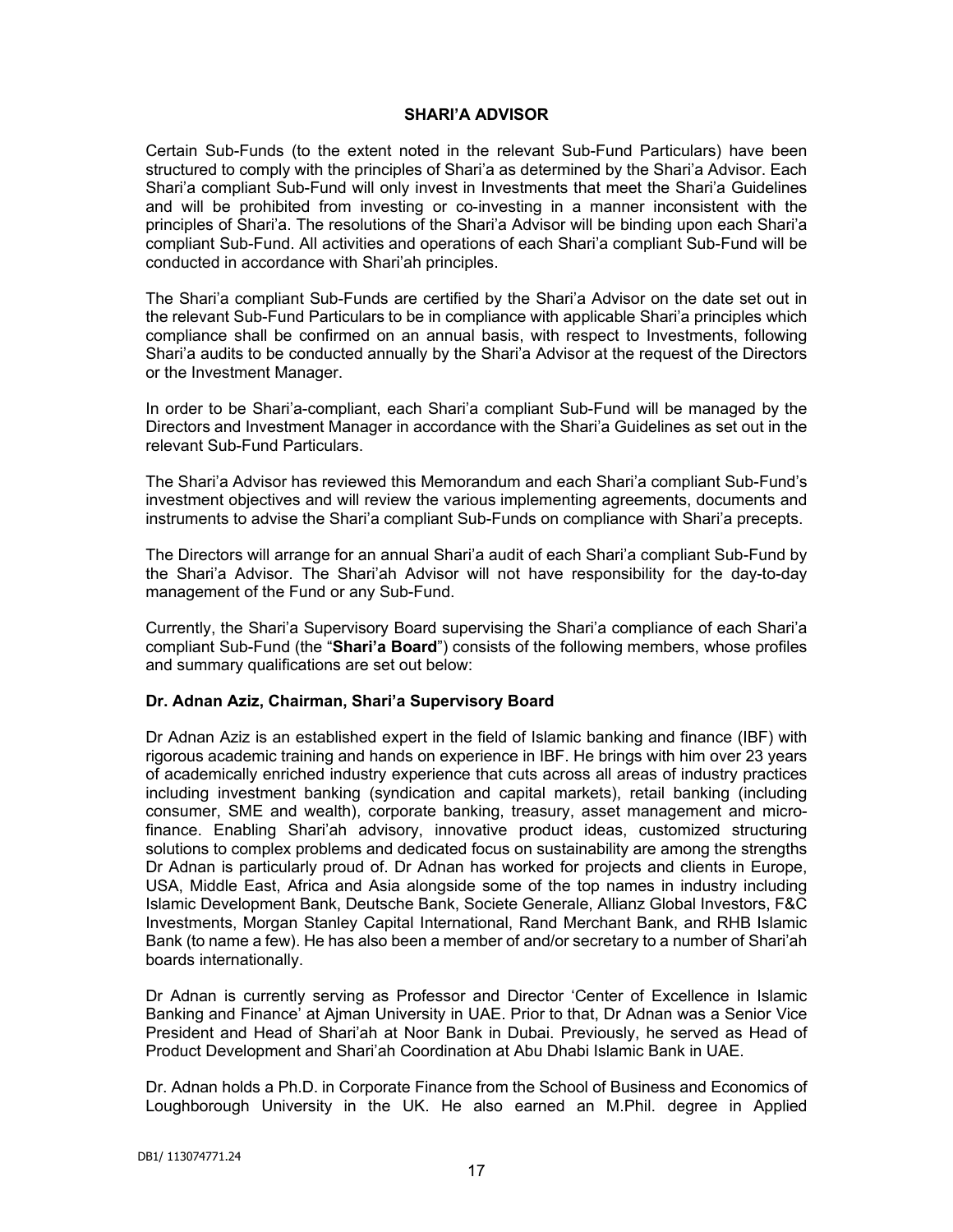## SHARI'A ADVISOR

Certain Sub-Funds (to the extent noted in the relevant Sub-Fund Particulars) have been structured to comply with the principles of Shari'a as determined by the Shari'a Advisor. Each Shari'a compliant Sub-Fund will only invest in Investments that meet the Shari'a Guidelines and will be prohibited from investing or co-investing in a manner inconsistent with the principles of Shari'a. The resolutions of the Shari'a Advisor will be binding upon each Shari'a compliant Sub-Fund. All activities and operations of each Shari'a compliant Sub-Fund will be conducted in accordance with Shari'ah principles.

The Shari'a compliant Sub-Funds are certified by the Shari'a Advisor on the date set out in the relevant Sub-Fund Particulars to be in compliance with applicable Shari'a principles which compliance shall be confirmed on an annual basis, with respect to Investments, following Shari'a audits to be conducted annually by the Shari'a Advisor at the request of the Directors or the Investment Manager.

In order to be Shari'a-compliant, each Shari'a compliant Sub-Fund will be managed by the Directors and Investment Manager in accordance with the Shari'a Guidelines as set out in the relevant Sub-Fund Particulars.

The Shari'a Advisor has reviewed this Memorandum and each Shari'a compliant Sub-Fund's investment objectives and will review the various implementing agreements, documents and instruments to advise the Shari'a compliant Sub-Funds on compliance with Shari'a precepts.

The Directors will arrange for an annual Shari'a audit of each Shari'a compliant Sub-Fund by the Shari'a Advisor. The Shari'ah Advisor will not have responsibility for the day-to-day management of the Fund or any Sub-Fund.

Currently, the Shari'a Supervisory Board supervising the Shari'a compliance of each Shari'a compliant Sub-Fund (the "**Shari'a Board**") consists of the following members, whose profiles and summary qualifications are set out below:

### Dr. Adnan Aziz, Chairman, Shari'a Supervisory Board

Dr Adnan Aziz is an established expert in the field of Islamic banking and finance (IBF) with rigorous academic training and hands on experience in IBF. He brings with him over 23 years of academically enriched industry experience that cuts across all areas of industry practices including investment banking (syndication and capital markets), retail banking (including consumer, SME and wealth), corporate banking, treasury, asset management and micro-finance. Enabling Shari'ah advisory, innovative product ideas, customized structuring solutions to complex problems and dedicated focus on sustainability are among the strengths Dr Adnan is particularly proud of. Dr Adnan has worked for projects and clients in Europe, USA, Middle East, Africa and Asia alongside some of the top names in industry including Islamic Development Bank, Deutsche Bank, Societe Generale, Allianz Global Investors, F&C Investments, Morgan Stanley Capital International, Rand Merchant Bank, and RHB Islamic Bank (to name a few). He has also been a member of and/or secretary to a number of Shari'ah boards internationally.

Dr Adnan is currently serving as Professor and Director 'Center of Excellence in Islamic Banking and Finance' at Ajman University in UAE. Prior to that, Dr Adnan was a Senior Vice President and Head of Shari'ah at Noor Bank in Dubai. Previously, he served as Head of Product Development and Shari'ah Coordination at Abu Dhabi Islamic Bank in UAE.

Dr. Adnan holds a Ph.D. in Corporate Finance from the School of Business and Economics of Loughborough University in the UK. He also earned an M.Phil. degree in Applied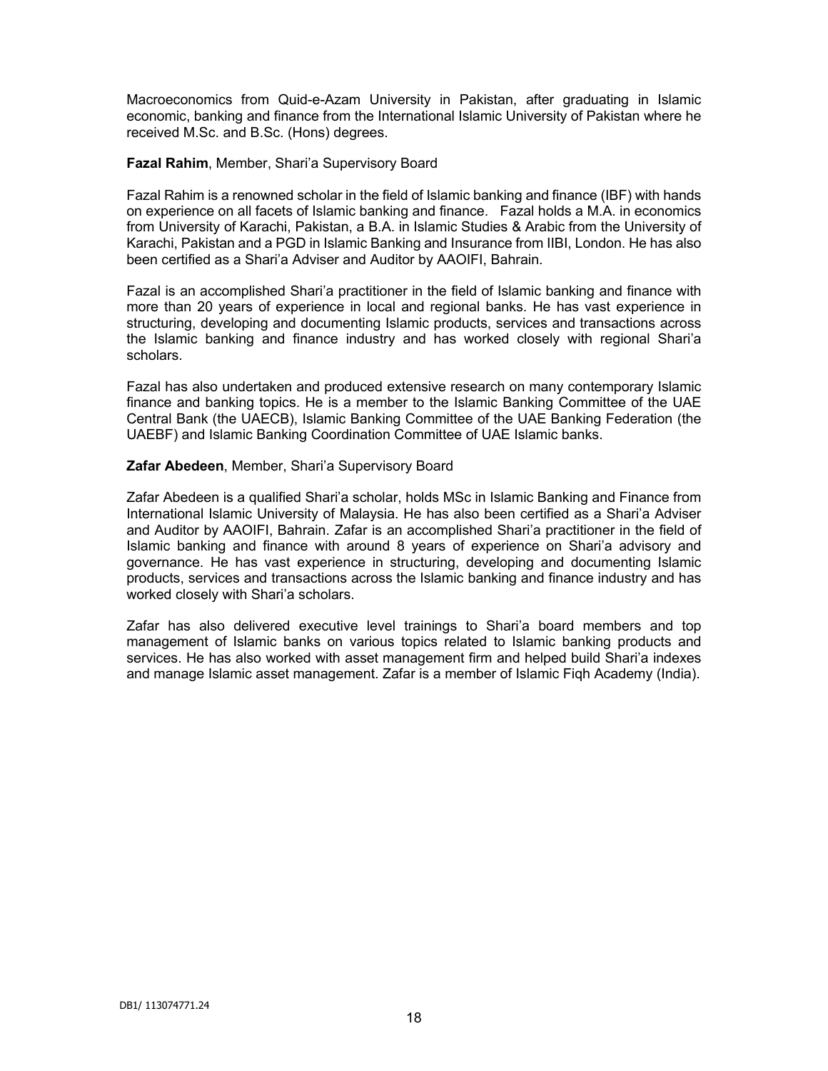Macroeconomics from Quid-e-Azam University in Pakistan, after graduating in Islamic economic, banking and finance from the International Islamic University of Pakistan where he received M.Sc. and B.Sc. (Hons) degrees.

**Fazal Rahim**, Member, Shari'a Supervisory Board

Fazal Rahim is a renowned scholar in the field of Islamic banking and finance (IBF) with hands on experience on all facets of Islamic banking and finance. Fazal holds a M.A. in economics from University of Karachi, Pakistan, a B.A. in Islamic Studies & Arabic from the University of Karachi, Pakistan and a PGD in Islamic Banking and Insurance from IIBI, London. He has also been certified as a Shari'a Adviser and Auditor by AAOIFI, Bahrain.

Fazal is an accomplished Shari'a practitioner in the field of Islamic banking and finance with more than 20 years of experience in local and regional banks. He has vast experience in structuring, developing and documenting Islamic products, services and transactions across the Islamic banking and finance industry and has worked closely with regional Shari'a scholars.

Fazal has also undertaken and produced extensive research on many contemporary Islamic finance and banking topics. He is a member to the Islamic Banking Committee of the UAE Central Bank (the UAECB), Islamic Banking Committee of the UAE Banking Federation (the UAEBF) and Islamic Banking Coordination Committee of UAE Islamic banks.

**Zafar Abedeen**, Member, Shari'a Supervisory Board

Zafar Abedeen is a qualified Shari'a scholar, holds MSc in Islamic Banking and Finance from International Islamic University of Malaysia. He has also been certified as a Shari'a Adviser and Auditor by AAOIFI, Bahrain. Zafar is an accomplished Shari'a practitioner in the field of Islamic banking and finance with around 8 years of experience on Shari'a advisory and governance. He has vast experience in structuring, developing and documenting Islamic products, services and transactions across the Islamic banking and finance industry and has worked closely with Shari'a scholars.

Zafar has also delivered executive level trainings to Shari'a board members and top management of Islamic banks on various topics related to Islamic banking products and services. He has also worked with asset management firm and helped build Shari'a indexes and manage Islamic asset management. Zafar is a member of Islamic Fiqh Academy (India).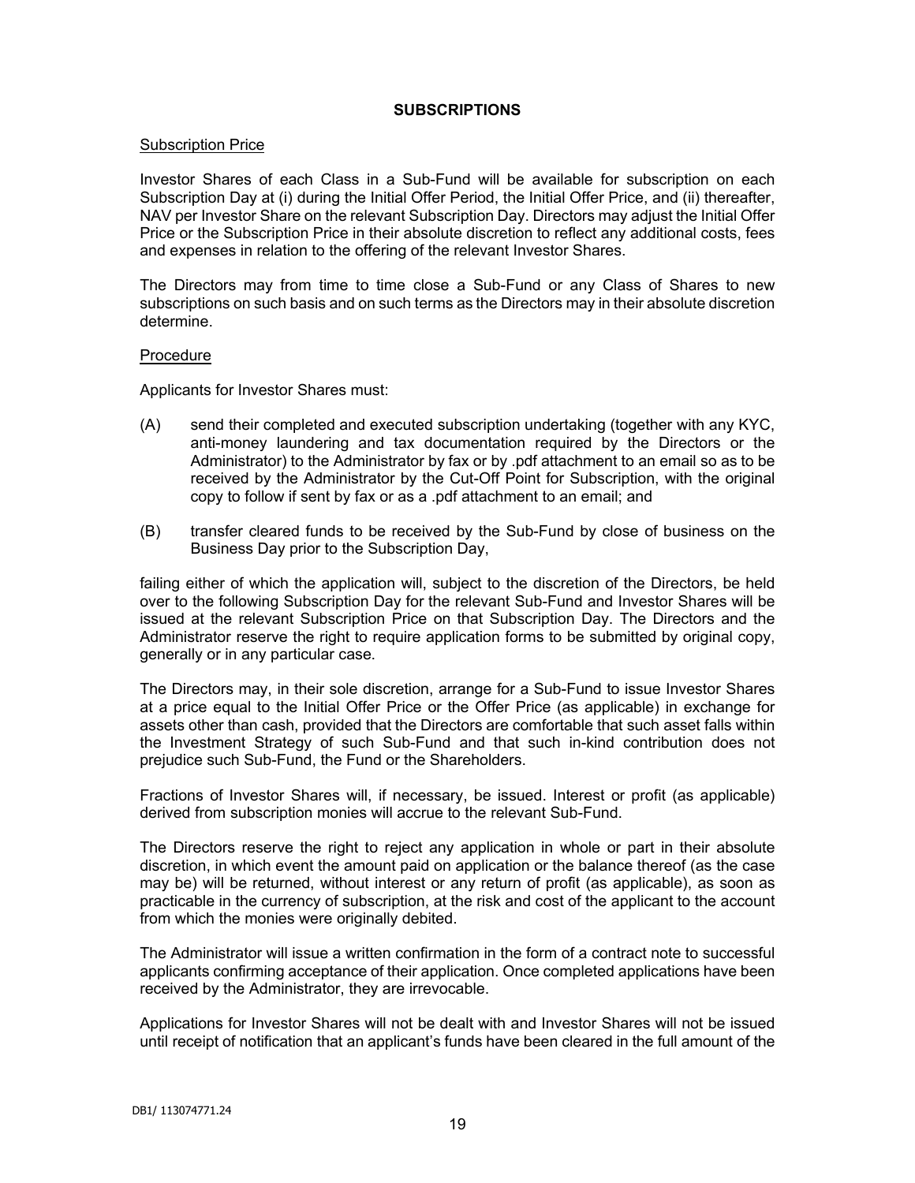## SUBSCRIPTIONS

Subscription Price

Investor Shares of each Class in a Sub-Fund will be available for subscription on each Subscription Day at (i) during the Initial Offer Period, the Initial Offer Price, and (ii) thereafter, NAV per Investor Share on the relevant Subscription Day. Directors may adjust the Initial Offer Price or the Subscription Price in their absolute discretion to reflect any additional costs, fees and expenses in relation to the offering of the relevant Investor Shares.

The Directors may from time to time close a Sub-Fund or any Class of Shares to new subscriptions on such basis and on such terms as the Directors may in their absolute discretion determine.

Procedure

Applicants for Investor Shares must:

(A) send their completed and executed subscription undertaking (together with any KYC, anti-money laundering and tax documentation required by the Directors or the Administrator) to the Administrator by fax or by .pdf attachment to an email so as to be received by the Administrator by the Cut-Off Point for Subscription, with the original copy to follow if sent by fax or as a .pdf attachment to an email; and

(B) transfer cleared funds to be received by the Sub-Fund by close of business on the Business Day prior to the Subscription Day,

failing either of which the application will, subject to the discretion of the Directors, be held over to the following Subscription Day for the relevant Sub-Fund and Investor Shares will be issued at the relevant Subscription Price on that Subscription Day. The Directors and the Administrator reserve the right to require application forms to be submitted by original copy, generally or in any particular case.

The Directors may, in their sole discretion, arrange for a Sub-Fund to issue Investor Shares at a price equal to the Initial Offer Price or the Offer Price (as applicable) in exchange for assets other than cash, provided that the Directors are comfortable that such asset falls within the Investment Strategy of such Sub-Fund and that such in-kind contribution does not prejudice such Sub-Fund, the Fund or the Shareholders.

Fractions of Investor Shares will, if necessary, be issued. Interest or profit (as applicable) derived from subscription monies will accrue to the relevant Sub-Fund.

The Directors reserve the right to reject any application in whole or part in their absolute discretion, in which event the amount paid on application or the balance thereof (as the case may be) will be returned, without interest or any return of profit (as applicable), as soon as practicable in the currency of subscription, at the risk and cost of the applicant to the account from which the monies were originally debited.

The Administrator will issue a written confirmation in the form of a contract note to successful applicants confirming acceptance of their application. Once completed applications have been received by the Administrator, they are irrevocable.

Applications for Investor Shares will not be dealt with and Investor Shares will not be issued until receipt of notification that an applicant's funds have been cleared in the full amount of the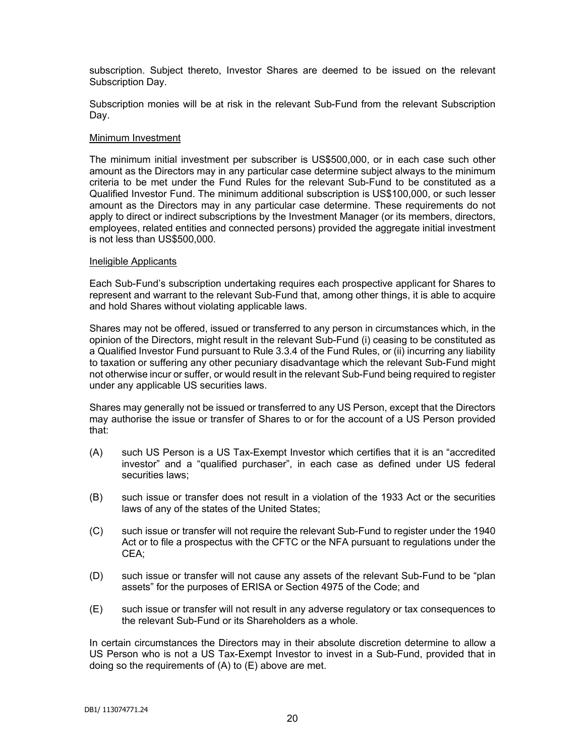subscription. Subject thereto, Investor Shares are deemed to be issued on the relevant Subscription Day.

Subscription monies will be at risk in the relevant Sub-Fund from the relevant Subscription Day.

Minimum Investment

The minimum initial investment per subscriber is US$500,000, or in each case such other amount as the Directors may in any particular case determine subject always to the minimum criteria to be met under the Fund Rules for the relevant Sub-Fund to be constituted as a Qualified Investor Fund. The minimum additional subscription is US$100,000, or such lesser amount as the Directors may in any particular case determine. These requirements do not apply to direct or indirect subscriptions by the Investment Manager (or its members, directors, employees, related entities and connected persons) provided the aggregate initial investment is not less than US$500,000.

Ineligible Applicants

Each Sub-Fund's subscription undertaking requires each prospective applicant for Shares to represent and warrant to the relevant Sub-Fund that, among other things, it is able to acquire and hold Shares without violating applicable laws.

Shares may not be offered, issued or transferred to any person in circumstances which, in the opinion of the Directors, might result in the relevant Sub-Fund (i) ceasing to be constituted as a Qualified Investor Fund pursuant to Rule 3.3.4 of the Fund Rules, or (ii) incurring any liability to taxation or suffering any other pecuniary disadvantage which the relevant Sub-Fund might not otherwise incur or suffer, or would result in the relevant Sub-Fund being required to register under any applicable US securities laws.

Shares may generally not be issued or transferred to any US Person, except that the Directors may authorise the issue or transfer of Shares to or for the account of a US Person provided that:

(A) such US Person is a US Tax-Exempt Investor which certifies that it is an "accredited investor" and a "qualified purchaser", in each case as defined under US federal securities laws;

(B) such issue or transfer does not result in a violation of the 1933 Act or the securities laws of any of the states of the United States;

(C) such issue or transfer will not require the relevant Sub-Fund to register under the 1940 Act or to file a prospectus with the CFTC or the NFA pursuant to regulations under the CEA;

(D) such issue or transfer will not cause any assets of the relevant Sub-Fund to be "plan assets" for the purposes of ERISA or Section 4975 of the Code; and

(E) such issue or transfer will not result in any adverse regulatory or tax consequences to the relevant Sub-Fund or its Shareholders as a whole.

In certain circumstances the Directors may in their absolute discretion determine to allow a US Person who is not a US Tax-Exempt Investor to invest in a Sub-Fund, provided that in doing so the requirements of (A) to (E) above are met.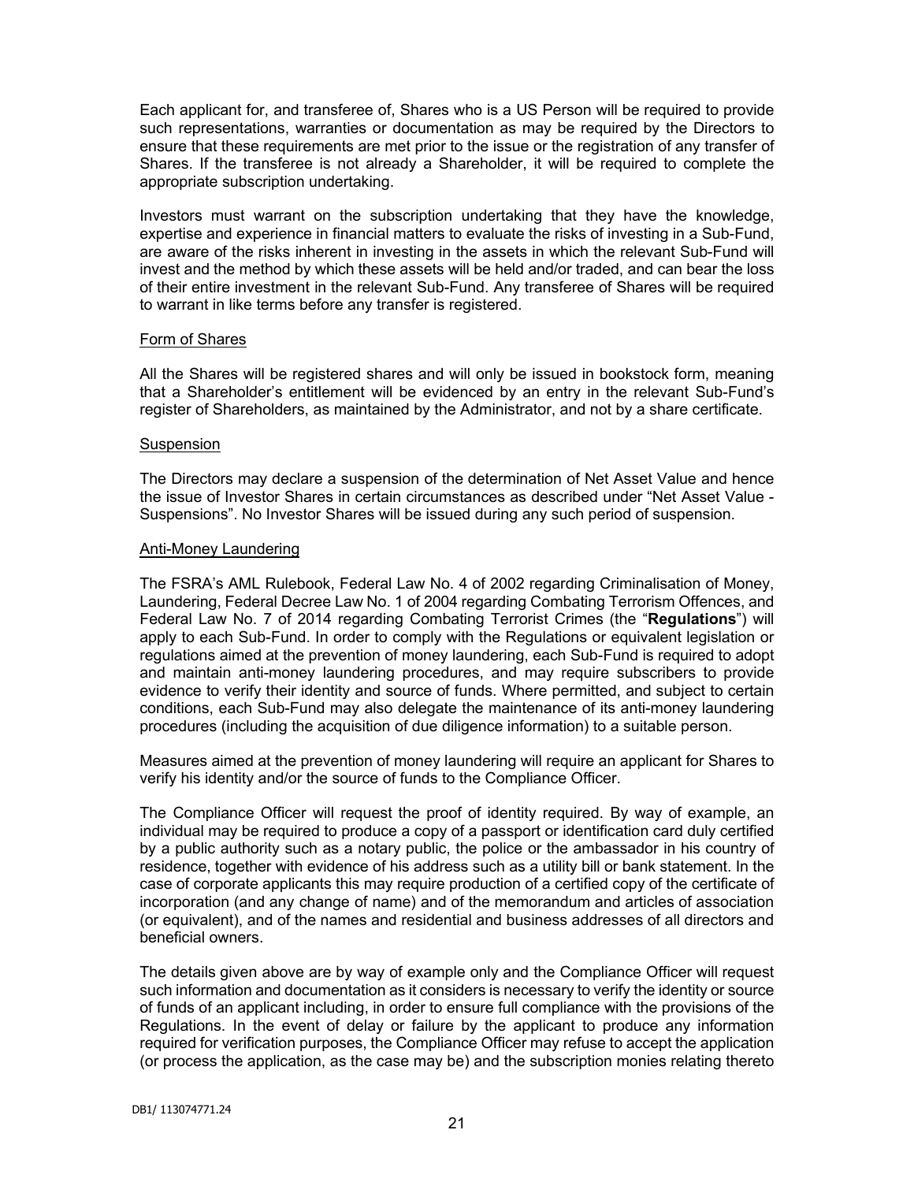Each applicant for, and transferee of, Shares who is a US Person will be required to provide such representations, warranties or documentation as may be required by the Directors to ensure that these requirements are met prior to the issue or the registration of any transfer of Shares. If the transferee is not already a Shareholder, it will be required to complete the appropriate subscription undertaking.

Investors must warrant on the subscription undertaking that they have the knowledge, expertise and experience in financial matters to evaluate the risks of investing in a Sub-Fund, are aware of the risks inherent in investing in the assets in which the relevant Sub-Fund will invest and the method by which these assets will be held and/or traded, and can bear the loss of their entire investment in the relevant Sub-Fund. Any transferee of Shares will be required to warrant in like terms before any transfer is registered.

Form of Shares

All the Shares will be registered shares and will only be issued in bookstock form, meaning that a Shareholder's entitlement will be evidenced by an entry in the relevant Sub-Fund's register of Shareholders, as maintained by the Administrator, and not by a share certificate.

Suspension

The Directors may declare a suspension of the determination of Net Asset Value and hence the issue of Investor Shares in certain circumstances as described under "Net Asset Value - Suspensions". No Investor Shares will be issued during any such period of suspension.

Anti-Money Laundering

The FSRA's AML Rulebook, Federal Law No. 4 of 2002 regarding Criminalisation of Money, Laundering, Federal Decree Law No. 1 of 2004 regarding Combating Terrorism Offences, and Federal Law No. 7 of 2014 regarding Combating Terrorist Crimes (the "**Regulations**") will apply to each Sub-Fund. In order to comply with the Regulations or equivalent legislation or regulations aimed at the prevention of money laundering, each Sub-Fund is required to adopt and maintain anti-money laundering procedures, and may require subscribers to provide evidence to verify their identity and source of funds. Where permitted, and subject to certain conditions, each Sub-Fund may also delegate the maintenance of its anti-money laundering procedures (including the acquisition of due diligence information) to a suitable person.

Measures aimed at the prevention of money laundering will require an applicant for Shares to verify his identity and/or the source of funds to the Compliance Officer.

The Compliance Officer will request the proof of identity required. By way of example, an individual may be required to produce a copy of a passport or identification card duly certified by a public authority such as a notary public, the police or the ambassador in his country of residence, together with evidence of his address such as a utility bill or bank statement. In the case of corporate applicants this may require production of a certified copy of the certificate of incorporation (and any change of name) and of the memorandum and articles of association (or equivalent), and of the names and residential and business addresses of all directors and beneficial owners.

The details given above are by way of example only and the Compliance Officer will request such information and documentation as it considers is necessary to verify the identity or source of funds of an applicant including, in order to ensure full compliance with the provisions of the Regulations. In the event of delay or failure by the applicant to produce any information required for verification purposes, the Compliance Officer may refuse to accept the application (or process the application, as the case may be) and the subscription monies relating thereto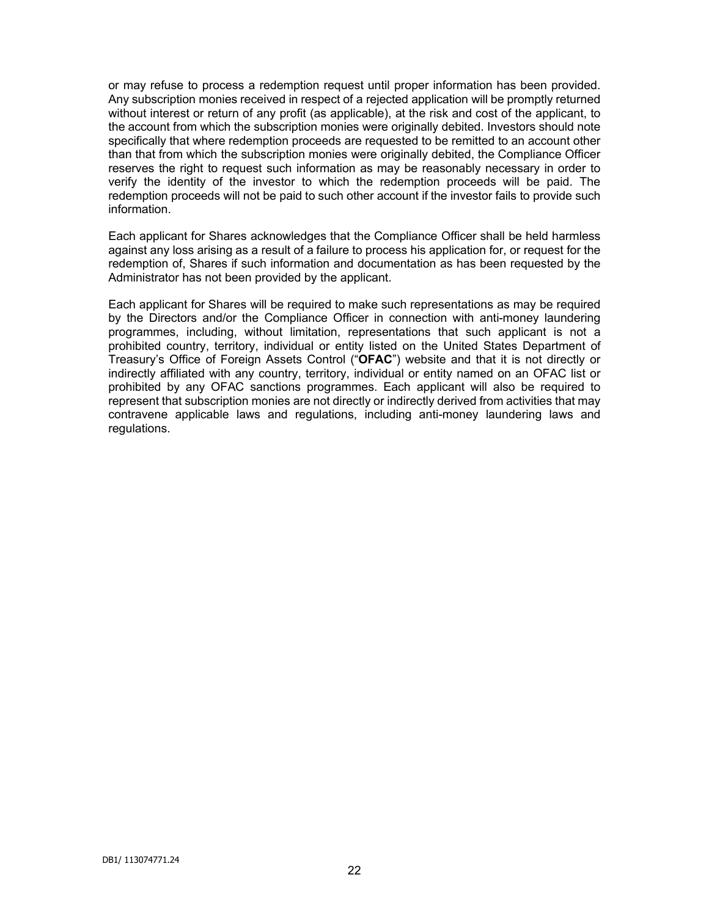or may refuse to process a redemption request until proper information has been provided. Any subscription monies received in respect of a rejected application will be promptly returned without interest or return of any profit (as applicable), at the risk and cost of the applicant, to the account from which the subscription monies were originally debited. Investors should note specifically that where redemption proceeds are requested to be remitted to an account other than that from which the subscription monies were originally debited, the Compliance Officer reserves the right to request such information as may be reasonably necessary in order to verify the identity of the investor to which the redemption proceeds will be paid. The redemption proceeds will not be paid to such other account if the investor fails to provide such information.

Each applicant for Shares acknowledges that the Compliance Officer shall be held harmless against any loss arising as a result of a failure to process his application for, or request for the redemption of, Shares if such information and documentation as has been requested by the Administrator has not been provided by the applicant.

Each applicant for Shares will be required to make such representations as may be required by the Directors and/or the Compliance Officer in connection with anti-money laundering programmes, including, without limitation, representations that such applicant is not a prohibited country, territory, individual or entity listed on the United States Department of Treasury's Office of Foreign Assets Control ("**OFAC**") website and that it is not directly or indirectly affiliated with any country, territory, individual or entity named on an OFAC list or prohibited by any OFAC sanctions programmes. Each applicant will also be required to represent that subscription monies are not directly or indirectly derived from activities that may contravene applicable laws and regulations, including anti-money laundering laws and regulations.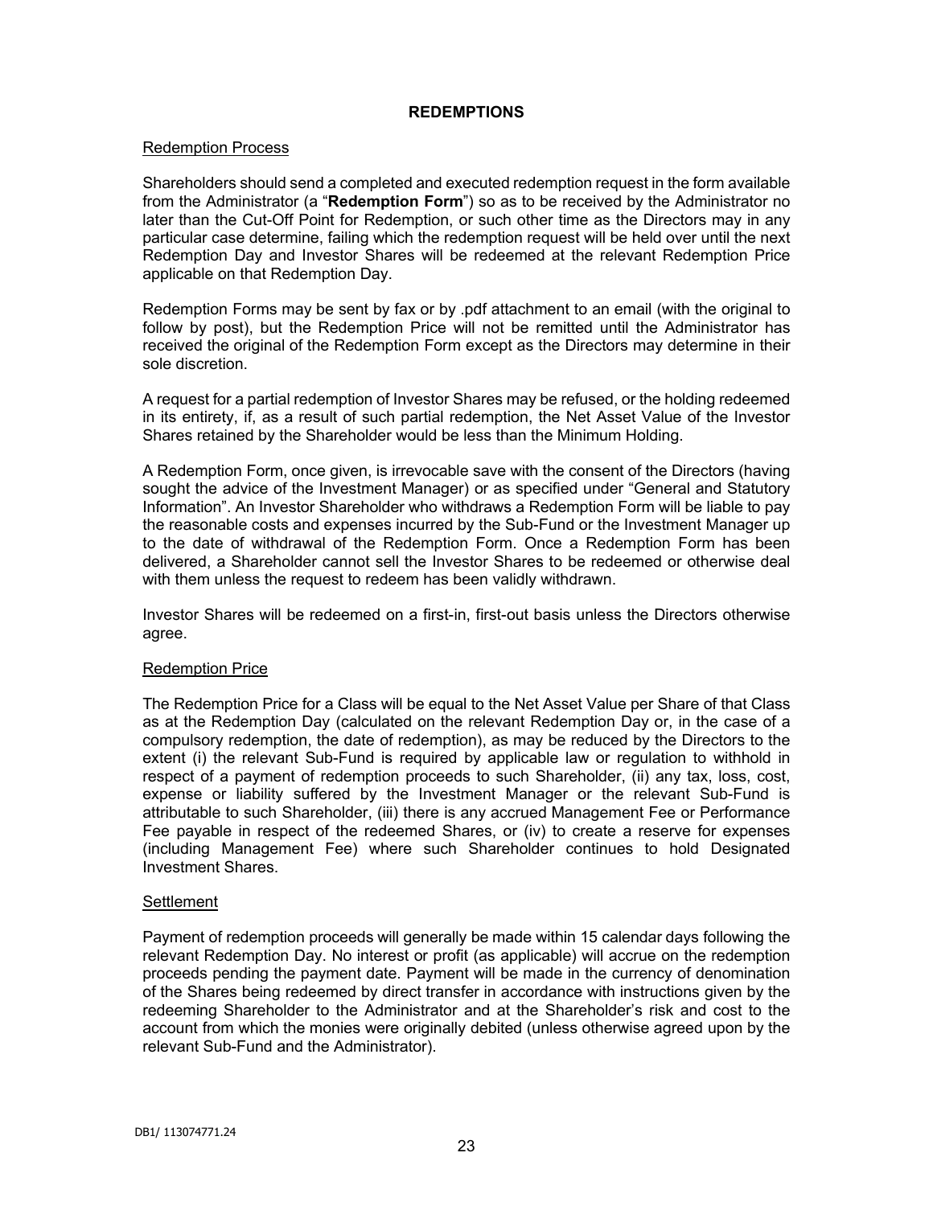## REDEMPTIONS

### Redemption Process

Shareholders should send a completed and executed redemption request in the form available from the Administrator (a "**Redemption Form**") so as to be received by the Administrator no later than the Cut-Off Point for Redemption, or such other time as the Directors may in any particular case determine, failing which the redemption request will be held over until the next Redemption Day and Investor Shares will be redeemed at the relevant Redemption Price applicable on that Redemption Day.

Redemption Forms may be sent by fax or by .pdf attachment to an email (with the original to follow by post), but the Redemption Price will not be remitted until the Administrator has received the original of the Redemption Form except as the Directors may determine in their sole discretion.

A request for a partial redemption of Investor Shares may be refused, or the holding redeemed in its entirety, if, as a result of such partial redemption, the Net Asset Value of the Investor Shares retained by the Shareholder would be less than the Minimum Holding.

A Redemption Form, once given, is irrevocable save with the consent of the Directors (having sought the advice of the Investment Manager) or as specified under "General and Statutory Information". An Investor Shareholder who withdraws a Redemption Form will be liable to pay the reasonable costs and expenses incurred by the Sub-Fund or the Investment Manager up to the date of withdrawal of the Redemption Form. Once a Redemption Form has been delivered, a Shareholder cannot sell the Investor Shares to be redeemed or otherwise deal with them unless the request to redeem has been validly withdrawn.

Investor Shares will be redeemed on a first-in, first-out basis unless the Directors otherwise agree.

### Redemption Price

The Redemption Price for a Class will be equal to the Net Asset Value per Share of that Class as at the Redemption Day (calculated on the relevant Redemption Day or, in the case of a compulsory redemption, the date of redemption), as may be reduced by the Directors to the extent (i) the relevant Sub-Fund is required by applicable law or regulation to withhold in respect of a payment of redemption proceeds to such Shareholder, (ii) any tax, loss, cost, expense or liability suffered by the Investment Manager or the relevant Sub-Fund is attributable to such Shareholder, (iii) there is any accrued Management Fee or Performance Fee payable in respect of the redeemed Shares, or (iv) to create a reserve for expenses (including Management Fee) where such Shareholder continues to hold Designated Investment Shares.

### Settlement

Payment of redemption proceeds will generally be made within 15 calendar days following the relevant Redemption Day. No interest or profit (as applicable) will accrue on the redemption proceeds pending the payment date. Payment will be made in the currency of denomination of the Shares being redeemed by direct transfer in accordance with instructions given by the redeeming Shareholder to the Administrator and at the Shareholder's risk and cost to the account from which the monies were originally debited (unless otherwise agreed upon by the relevant Sub-Fund and the Administrator).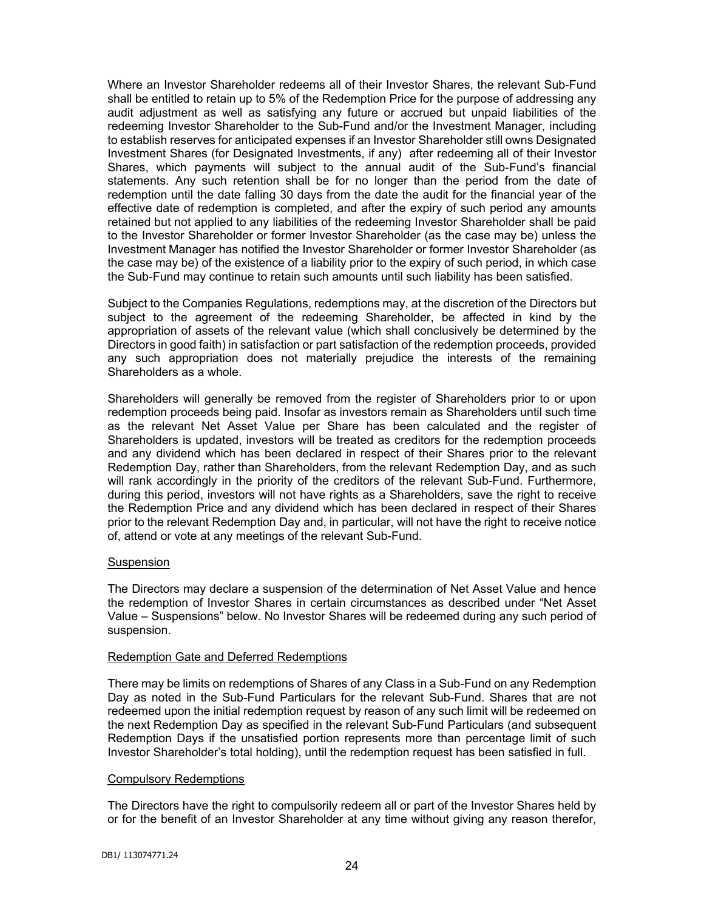Where an Investor Shareholder redeems all of their Investor Shares, the relevant Sub-Fund shall be entitled to retain up to 5% of the Redemption Price for the purpose of addressing any audit adjustment as well as satisfying any future or accrued but unpaid liabilities of the redeeming Investor Shareholder to the Sub-Fund and/or the Investment Manager, including to establish reserves for anticipated expenses if an Investor Shareholder still owns Designated Investment Shares (for Designated Investments, if any) after redeeming all of their Investor Shares, which payments will subject to the annual audit of the Sub-Fund's financial statements. Any such retention shall be for no longer than the period from the date of redemption until the date falling 30 days from the date the audit for the financial year of the effective date of redemption is completed, and after the expiry of such period any amounts retained but not applied to any liabilities of the redeeming Investor Shareholder shall be paid to the Investor Shareholder or former Investor Shareholder (as the case may be) unless the Investment Manager has notified the Investor Shareholder or former Investor Shareholder (as the case may be) of the existence of a liability prior to the expiry of such period, in which case the Sub-Fund may continue to retain such amounts until such liability has been satisfied.

Subject to the Companies Regulations, redemptions may, at the discretion of the Directors but subject to the agreement of the redeeming Shareholder, be affected in kind by the appropriation of assets of the relevant value (which shall conclusively be determined by the Directors in good faith) in satisfaction or part satisfaction of the redemption proceeds, provided any such appropriation does not materially prejudice the interests of the remaining Shareholders as a whole.

Shareholders will generally be removed from the register of Shareholders prior to or upon redemption proceeds being paid. Insofar as investors remain as Shareholders until such time as the relevant Net Asset Value per Share has been calculated and the register of Shareholders is updated, investors will be treated as creditors for the redemption proceeds and any dividend which has been declared in respect of their Shares prior to the relevant Redemption Day, rather than Shareholders, from the relevant Redemption Day, and as such will rank accordingly in the priority of the creditors of the relevant Sub-Fund. Furthermore, during this period, investors will not have rights as a Shareholders, save the right to receive the Redemption Price and any dividend which has been declared in respect of their Shares prior to the relevant Redemption Day and, in particular, will not have the right to receive notice of, attend or vote at any meetings of the relevant Sub-Fund.

Suspension

The Directors may declare a suspension of the determination of Net Asset Value and hence the redemption of Investor Shares in certain circumstances as described under "Net Asset Value – Suspensions" below. No Investor Shares will be redeemed during any such period of suspension.

Redemption Gate and Deferred Redemptions

There may be limits on redemptions of Shares of any Class in a Sub-Fund on any Redemption Day as noted in the Sub-Fund Particulars for the relevant Sub-Fund. Shares that are not redeemed upon the initial redemption request by reason of any such limit will be redeemed on the next Redemption Day as specified in the relevant Sub-Fund Particulars (and subsequent Redemption Days if the unsatisfied portion represents more than percentage limit of such Investor Shareholder's total holding), until the redemption request has been satisfied in full.

Compulsory Redemptions

The Directors have the right to compulsorily redeem all or part of the Investor Shares held by or for the benefit of an Investor Shareholder at any time without giving any reason therefor,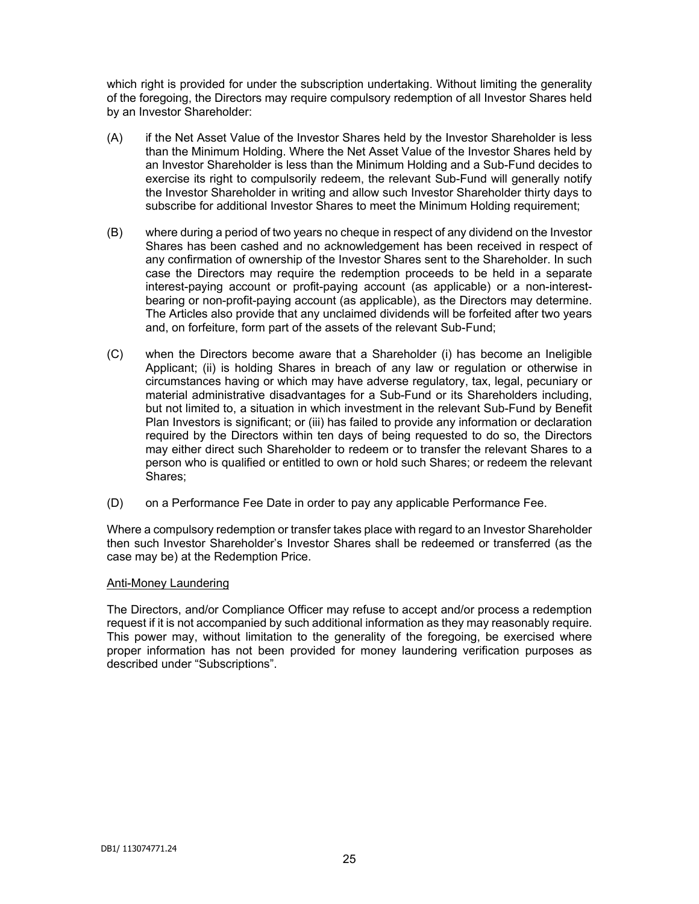which right is provided for under the subscription undertaking. Without limiting the generality of the foregoing, the Directors may require compulsory redemption of all Investor Shares held by an Investor Shareholder:

(A) if the Net Asset Value of the Investor Shares held by the Investor Shareholder is less than the Minimum Holding. Where the Net Asset Value of the Investor Shares held by an Investor Shareholder is less than the Minimum Holding and a Sub-Fund decides to exercise its right to compulsorily redeem, the relevant Sub-Fund will generally notify the Investor Shareholder in writing and allow such Investor Shareholder thirty days to subscribe for additional Investor Shares to meet the Minimum Holding requirement;

(B) where during a period of two years no cheque in respect of any dividend on the Investor Shares has been cashed and no acknowledgement has been received in respect of any confirmation of ownership of the Investor Shares sent to the Shareholder. In such case the Directors may require the redemption proceeds to be held in a separate interest-paying account or profit-paying account (as applicable) or a non-interest-bearing or non-profit-paying account (as applicable), as the Directors may determine. The Articles also provide that any unclaimed dividends will be forfeited after two years and, on forfeiture, form part of the assets of the relevant Sub-Fund;

(C) when the Directors become aware that a Shareholder (i) has become an Ineligible Applicant; (ii) is holding Shares in breach of any law or regulation or otherwise in circumstances having or which may have adverse regulatory, tax, legal, pecuniary or material administrative disadvantages for a Sub-Fund or its Shareholders including, but not limited to, a situation in which investment in the relevant Sub-Fund by Benefit Plan Investors is significant; or (iii) has failed to provide any information or declaration required by the Directors within ten days of being requested to do so, the Directors may either direct such Shareholder to redeem or to transfer the relevant Shares to a person who is qualified or entitled to own or hold such Shares; or redeem the relevant Shares;

(D) on a Performance Fee Date in order to pay any applicable Performance Fee.

Where a compulsory redemption or transfer takes place with regard to an Investor Shareholder then such Investor Shareholder's Investor Shares shall be redeemed or transferred (as the case may be) at the Redemption Price.

Anti-Money Laundering

The Directors, and/or Compliance Officer may refuse to accept and/or process a redemption request if it is not accompanied by such additional information as they may reasonably require. This power may, without limitation to the generality of the foregoing, be exercised where proper information has not been provided for money laundering verification purposes as described under "Subscriptions".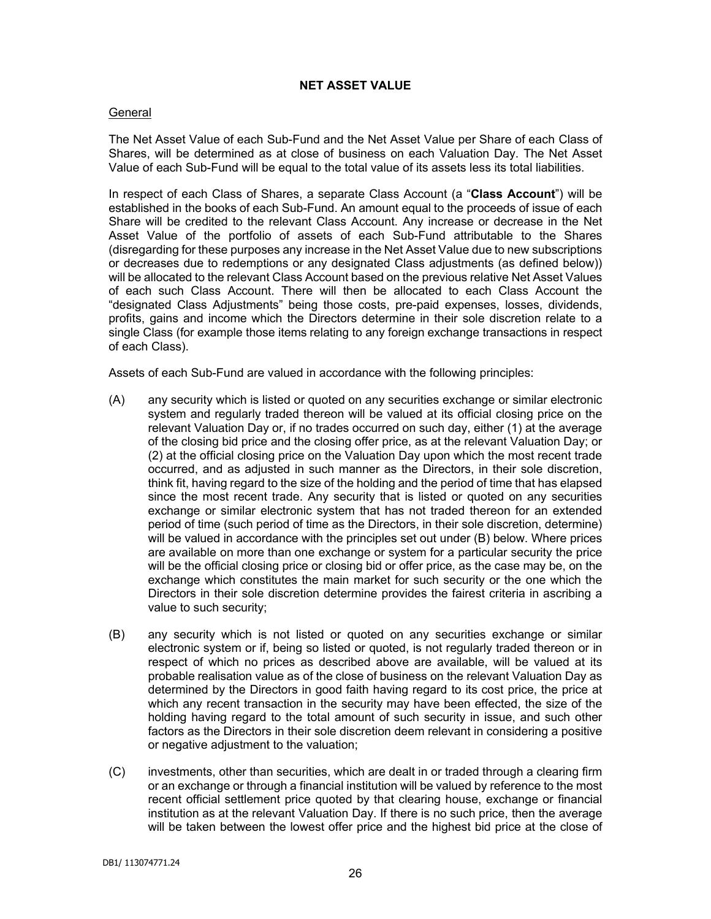## NET ASSET VALUE

General

The Net Asset Value of each Sub-Fund and the Net Asset Value per Share of each Class of Shares, will be determined as at close of business on each Valuation Day. The Net Asset Value of each Sub-Fund will be equal to the total value of its assets less its total liabilities.

In respect of each Class of Shares, a separate Class Account (a "**Class Account**") will be established in the books of each Sub-Fund. An amount equal to the proceeds of issue of each Share will be credited to the relevant Class Account. Any increase or decrease in the Net Asset Value of the portfolio of assets of each Sub-Fund attributable to the Shares (disregarding for these purposes any increase in the Net Asset Value due to new subscriptions or decreases due to redemptions or any designated Class adjustments (as defined below)) will be allocated to the relevant Class Account based on the previous relative Net Asset Values of each such Class Account. There will then be allocated to each Class Account the "designated Class Adjustments" being those costs, pre-paid expenses, losses, dividends, profits, gains and income which the Directors determine in their sole discretion relate to a single Class (for example those items relating to any foreign exchange transactions in respect of each Class).

Assets of each Sub-Fund are valued in accordance with the following principles:

(A) any security which is listed or quoted on any securities exchange or similar electronic system and regularly traded thereon will be valued at its official closing price on the relevant Valuation Day or, if no trades occurred on such day, either (1) at the average of the closing bid price and the closing offer price, as at the relevant Valuation Day; or (2) at the official closing price on the Valuation Day upon which the most recent trade occurred, and as adjusted in such manner as the Directors, in their sole discretion, think fit, having regard to the size of the holding and the period of time that has elapsed since the most recent trade. Any security that is listed or quoted on any securities exchange or similar electronic system that has not traded thereon for an extended period of time (such period of time as the Directors, in their sole discretion, determine) will be valued in accordance with the principles set out under (B) below. Where prices are available on more than one exchange or system for a particular security the price will be the official closing price or closing bid or offer price, as the case may be, on the exchange which constitutes the main market for such security or the one which the Directors in their sole discretion determine provides the fairest criteria in ascribing a value to such security;

(B) any security which is not listed or quoted on any securities exchange or similar electronic system or if, being so listed or quoted, is not regularly traded thereon or in respect of which no prices as described above are available, will be valued at its probable realisation value as of the close of business on the relevant Valuation Day as determined by the Directors in good faith having regard to its cost price, the price at which any recent transaction in the security may have been effected, the size of the holding having regard to the total amount of such security in issue, and such other factors as the Directors in their sole discretion deem relevant in considering a positive or negative adjustment to the valuation;

(C) investments, other than securities, which are dealt in or traded through a clearing firm or an exchange or through a financial institution will be valued by reference to the most recent official settlement price quoted by that clearing house, exchange or financial institution as at the relevant Valuation Day. If there is no such price, then the average will be taken between the lowest offer price and the highest bid price at the close of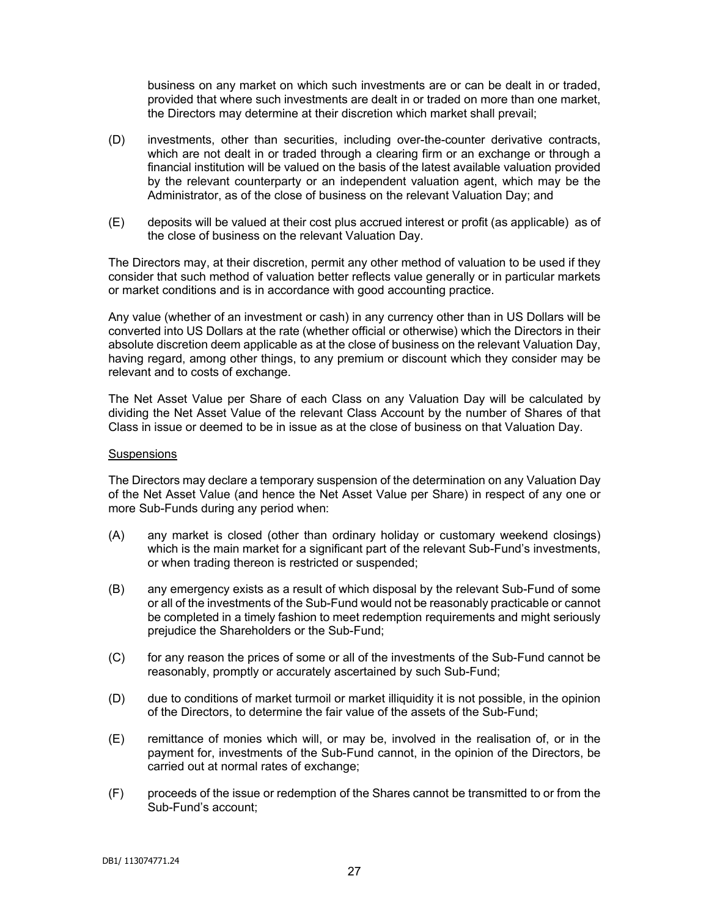business on any market on which such investments are or can be dealt in or traded, provided that where such investments are dealt in or traded on more than one market, the Directors may determine at their discretion which market shall prevail;

(D) investments, other than securities, including over-the-counter derivative contracts, which are not dealt in or traded through a clearing firm or an exchange or through a financial institution will be valued on the basis of the latest available valuation provided by the relevant counterparty or an independent valuation agent, which may be the Administrator, as of the close of business on the relevant Valuation Day; and

(E) deposits will be valued at their cost plus accrued interest or profit (as applicable) as of the close of business on the relevant Valuation Day.

The Directors may, at their discretion, permit any other method of valuation to be used if they consider that such method of valuation better reflects value generally or in particular markets or market conditions and is in accordance with good accounting practice.

Any value (whether of an investment or cash) in any currency other than in US Dollars will be converted into US Dollars at the rate (whether official or otherwise) which the Directors in their absolute discretion deem applicable as at the close of business on the relevant Valuation Day, having regard, among other things, to any premium or discount which they consider may be relevant and to costs of exchange.

The Net Asset Value per Share of each Class on any Valuation Day will be calculated by dividing the Net Asset Value of the relevant Class Account by the number of Shares of that Class in issue or deemed to be in issue as at the close of business on that Valuation Day.

Suspensions

The Directors may declare a temporary suspension of the determination on any Valuation Day of the Net Asset Value (and hence the Net Asset Value per Share) in respect of any one or more Sub-Funds during any period when:

(A) any market is closed (other than ordinary holiday or customary weekend closings) which is the main market for a significant part of the relevant Sub-Fund's investments, or when trading thereon is restricted or suspended;

(B) any emergency exists as a result of which disposal by the relevant Sub-Fund of some or all of the investments of the Sub-Fund would not be reasonably practicable or cannot be completed in a timely fashion to meet redemption requirements and might seriously prejudice the Shareholders or the Sub-Fund;

(C) for any reason the prices of some or all of the investments of the Sub-Fund cannot be reasonably, promptly or accurately ascertained by such Sub-Fund;

(D) due to conditions of market turmoil or market illiquidity it is not possible, in the opinion of the Directors, to determine the fair value of the assets of the Sub-Fund;

(E) remittance of monies which will, or may be, involved in the realisation of, or in the payment for, investments of the Sub-Fund cannot, in the opinion of the Directors, be carried out at normal rates of exchange;

(F) proceeds of the issue or redemption of the Shares cannot be transmitted to or from the Sub-Fund's account;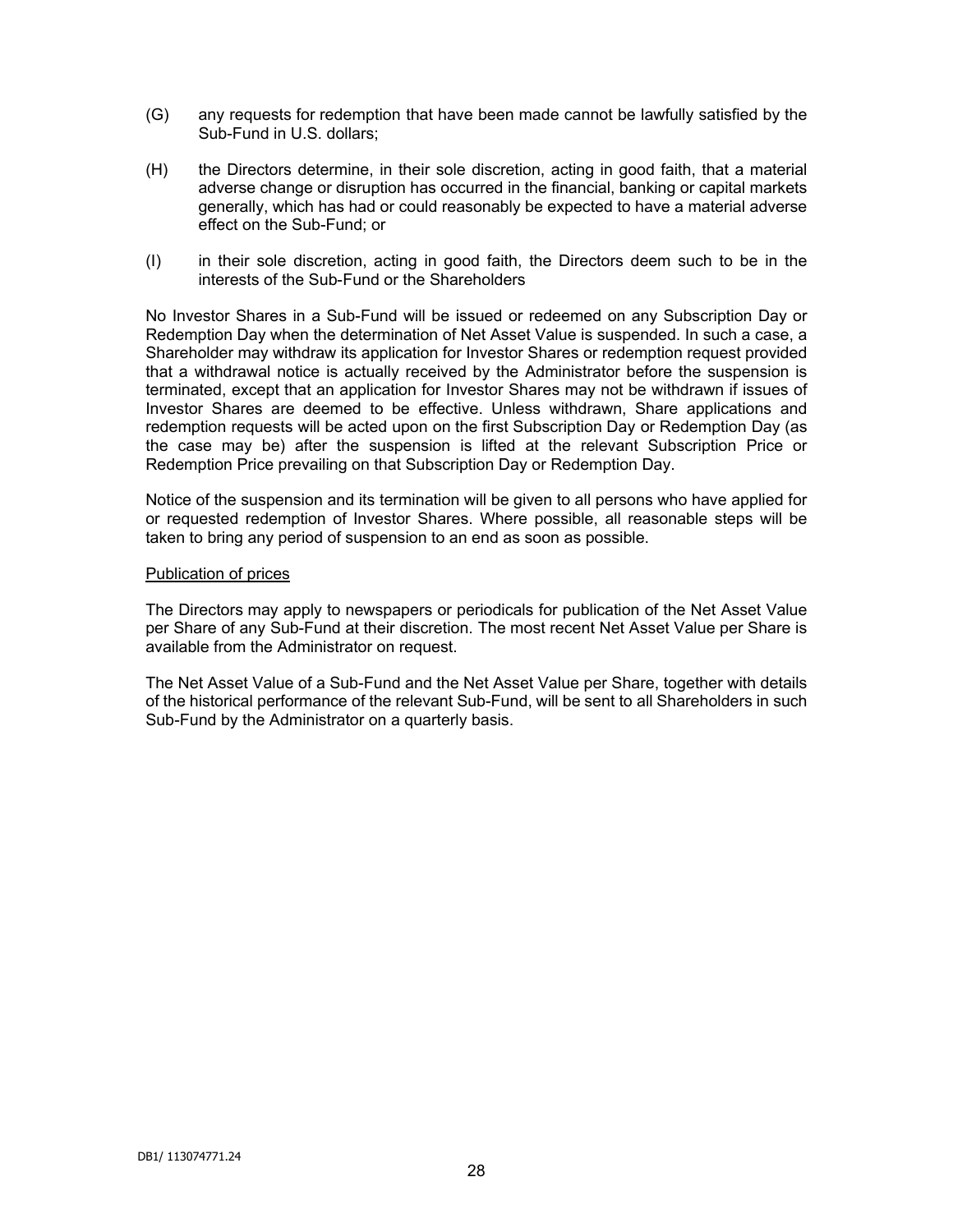(G) any requests for redemption that have been made cannot be lawfully satisfied by the Sub-Fund in U.S. dollars;

(H) the Directors determine, in their sole discretion, acting in good faith, that a material adverse change or disruption has occurred in the financial, banking or capital markets generally, which has had or could reasonably be expected to have a material adverse effect on the Sub-Fund; or

(I) in their sole discretion, acting in good faith, the Directors deem such to be in the interests of the Sub-Fund or the Shareholders

No Investor Shares in a Sub-Fund will be issued or redeemed on any Subscription Day or Redemption Day when the determination of Net Asset Value is suspended. In such a case, a Shareholder may withdraw its application for Investor Shares or redemption request provided that a withdrawal notice is actually received by the Administrator before the suspension is terminated, except that an application for Investor Shares may not be withdrawn if issues of Investor Shares are deemed to be effective. Unless withdrawn, Share applications and redemption requests will be acted upon on the first Subscription Day or Redemption Day (as the case may be) after the suspension is lifted at the relevant Subscription Price or Redemption Price prevailing on that Subscription Day or Redemption Day.

Notice of the suspension and its termination will be given to all persons who have applied for or requested redemption of Investor Shares. Where possible, all reasonable steps will be taken to bring any period of suspension to an end as soon as possible.

Publication of prices

The Directors may apply to newspapers or periodicals for publication of the Net Asset Value per Share of any Sub-Fund at their discretion. The most recent Net Asset Value per Share is available from the Administrator on request.

The Net Asset Value of a Sub-Fund and the Net Asset Value per Share, together with details of the historical performance of the relevant Sub-Fund, will be sent to all Shareholders in such Sub-Fund by the Administrator on a quarterly basis.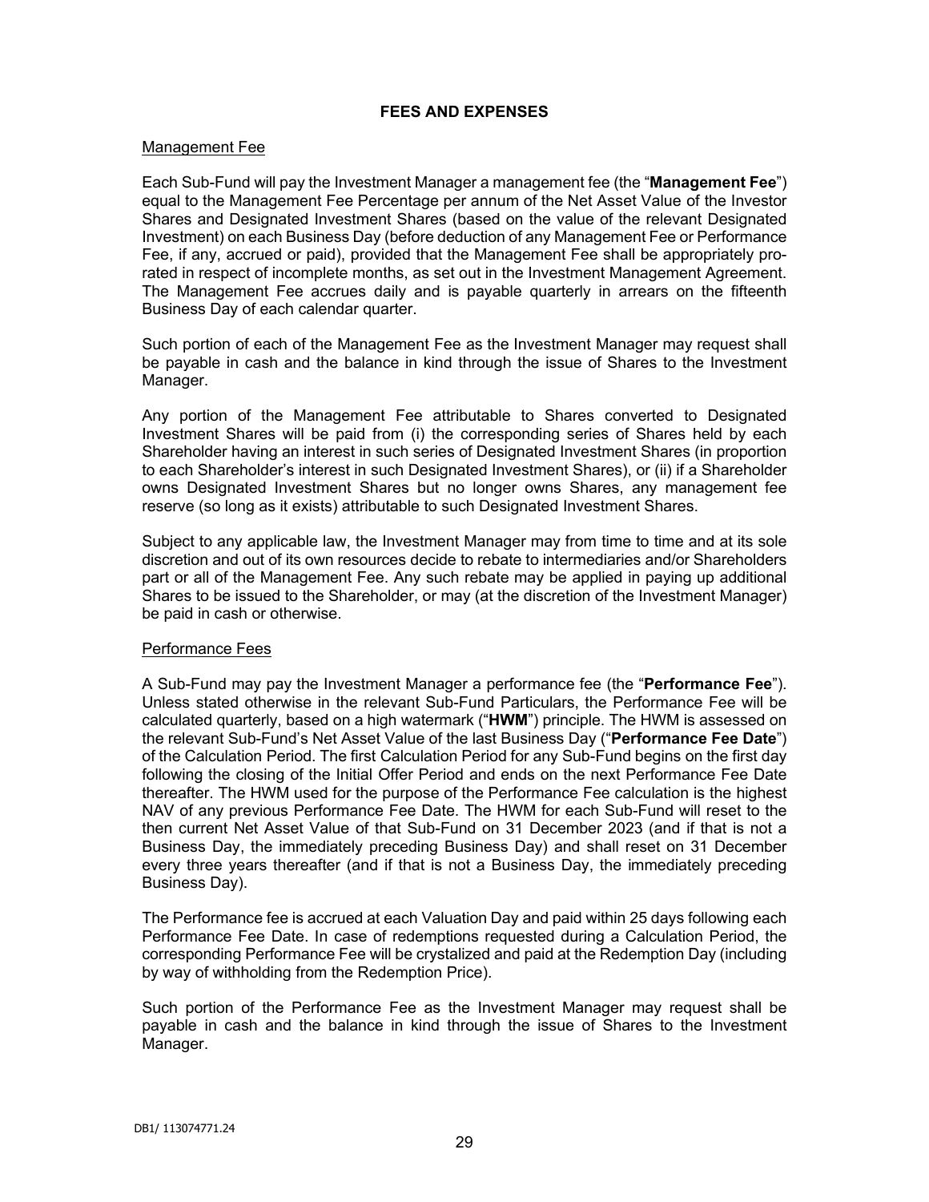## FEES AND EXPENSES

### Management Fee

Each Sub-Fund will pay the Investment Manager a management fee (the "**Management Fee**") equal to the Management Fee Percentage per annum of the Net Asset Value of the Investor Shares and Designated Investment Shares (based on the value of the relevant Designated Investment) on each Business Day (before deduction of any Management Fee or Performance Fee, if any, accrued or paid), provided that the Management Fee shall be appropriately pro-rated in respect of incomplete months, as set out in the Investment Management Agreement. The Management Fee accrues daily and is payable quarterly in arrears on the fifteenth Business Day of each calendar quarter.

Such portion of each of the Management Fee as the Investment Manager may request shall be payable in cash and the balance in kind through the issue of Shares to the Investment Manager.

Any portion of the Management Fee attributable to Shares converted to Designated Investment Shares will be paid from (i) the corresponding series of Shares held by each Shareholder having an interest in such series of Designated Investment Shares (in proportion to each Shareholder's interest in such Designated Investment Shares), or (ii) if a Shareholder owns Designated Investment Shares but no longer owns Shares, any management fee reserve (so long as it exists) attributable to such Designated Investment Shares.

Subject to any applicable law, the Investment Manager may from time to time and at its sole discretion and out of its own resources decide to rebate to intermediaries and/or Shareholders part or all of the Management Fee. Any such rebate may be applied in paying up additional Shares to be issued to the Shareholder, or may (at the discretion of the Investment Manager) be paid in cash or otherwise.

### Performance Fees

A Sub-Fund may pay the Investment Manager a performance fee (the "**Performance Fee**"). Unless stated otherwise in the relevant Sub-Fund Particulars, the Performance Fee will be calculated quarterly, based on a high watermark ("**HWM**") principle. The HWM is assessed on the relevant Sub-Fund's Net Asset Value of the last Business Day ("**Performance Fee Date**") of the Calculation Period. The first Calculation Period for any Sub-Fund begins on the first day following the closing of the Initial Offer Period and ends on the next Performance Fee Date thereafter. The HWM used for the purpose of the Performance Fee calculation is the highest NAV of any previous Performance Fee Date. The HWM for each Sub-Fund will reset to the then current Net Asset Value of that Sub-Fund on 31 December 2023 (and if that is not a Business Day, the immediately preceding Business Day) and shall reset on 31 December every three years thereafter (and if that is not a Business Day, the immediately preceding Business Day).

The Performance fee is accrued at each Valuation Day and paid within 25 days following each Performance Fee Date. In case of redemptions requested during a Calculation Period, the corresponding Performance Fee will be crystalized and paid at the Redemption Day (including by way of withholding from the Redemption Price).

Such portion of the Performance Fee as the Investment Manager may request shall be payable in cash and the balance in kind through the issue of Shares to the Investment Manager.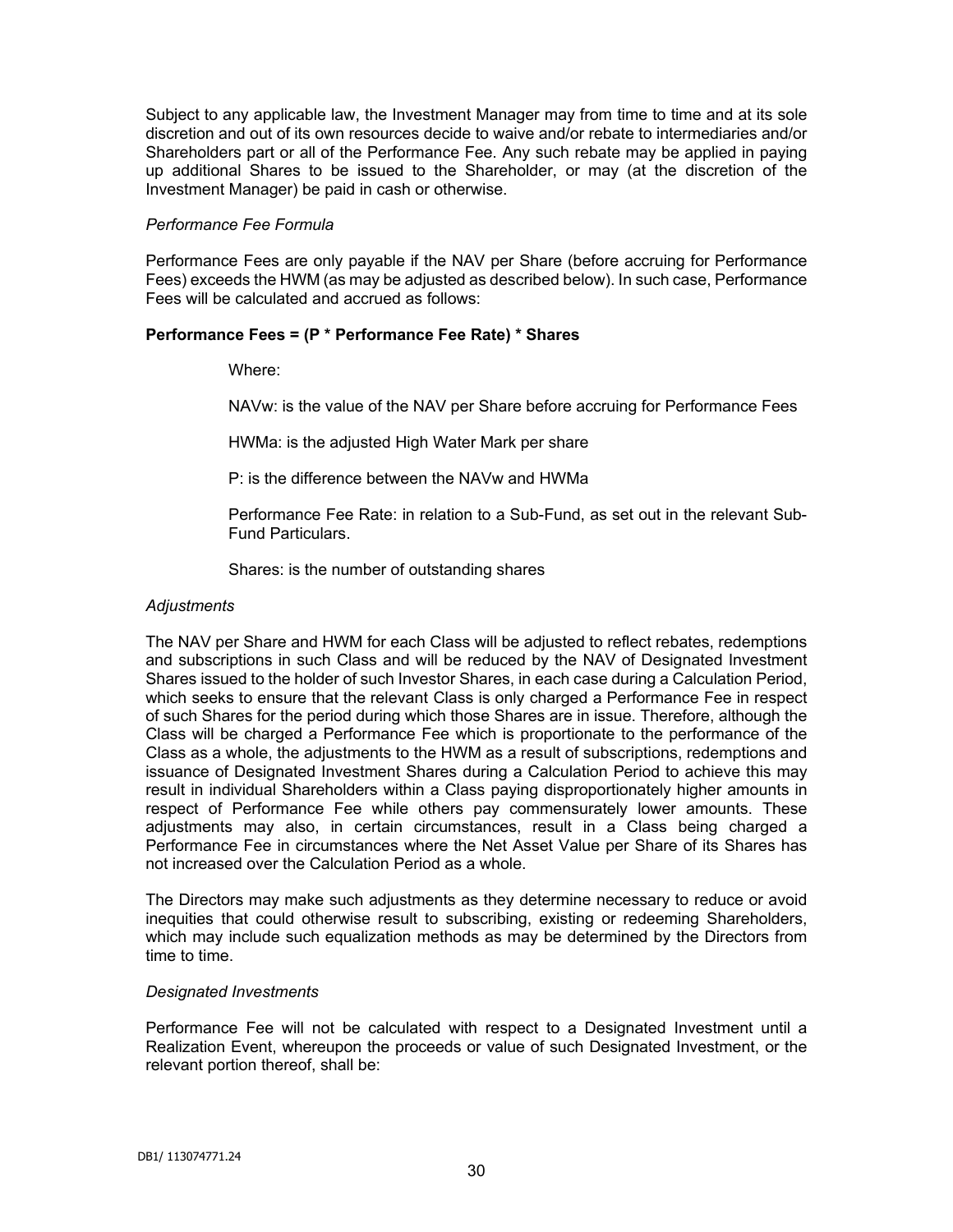Subject to any applicable law, the Investment Manager may from time to time and at its sole discretion and out of its own resources decide to waive and/or rebate to intermediaries and/or Shareholders part or all of the Performance Fee. Any such rebate may be applied in paying up additional Shares to be issued to the Shareholder, or may (at the discretion of the Investment Manager) be paid in cash or otherwise.

*Performance Fee Formula*

Performance Fees are only payable if the NAV per Share (before accruing for Performance Fees) exceeds the HWM (as may be adjusted as described below). In such case, Performance Fees will be calculated and accrued as follows:

**Performance Fees = (P * Performance Fee Rate) * Shares**

Where:

NAVw: is the value of the NAV per Share before accruing for Performance Fees

HWMa: is the adjusted High Water Mark per share

P: is the difference between the NAVw and HWMa

Performance Fee Rate: in relation to a Sub-Fund, as set out in the relevant Sub-Fund Particulars.

Shares: is the number of outstanding shares

*Adjustments*

The NAV per Share and HWM for each Class will be adjusted to reflect rebates, redemptions and subscriptions in such Class and will be reduced by the NAV of Designated Investment Shares issued to the holder of such Investor Shares, in each case during a Calculation Period, which seeks to ensure that the relevant Class is only charged a Performance Fee in respect of such Shares for the period during which those Shares are in issue. Therefore, although the Class will be charged a Performance Fee which is proportionate to the performance of the Class as a whole, the adjustments to the HWM as a result of subscriptions, redemptions and issuance of Designated Investment Shares during a Calculation Period to achieve this may result in individual Shareholders within a Class paying disproportionately higher amounts in respect of Performance Fee while others pay commensurately lower amounts. These adjustments may also, in certain circumstances, result in a Class being charged a Performance Fee in circumstances where the Net Asset Value per Share of its Shares has not increased over the Calculation Period as a whole.

The Directors may make such adjustments as they determine necessary to reduce or avoid inequities that could otherwise result to subscribing, existing or redeeming Shareholders, which may include such equalization methods as may be determined by the Directors from time to time.

*Designated Investments*

Performance Fee will not be calculated with respect to a Designated Investment until a Realization Event, whereupon the proceeds or value of such Designated Investment, or the relevant portion thereof, shall be: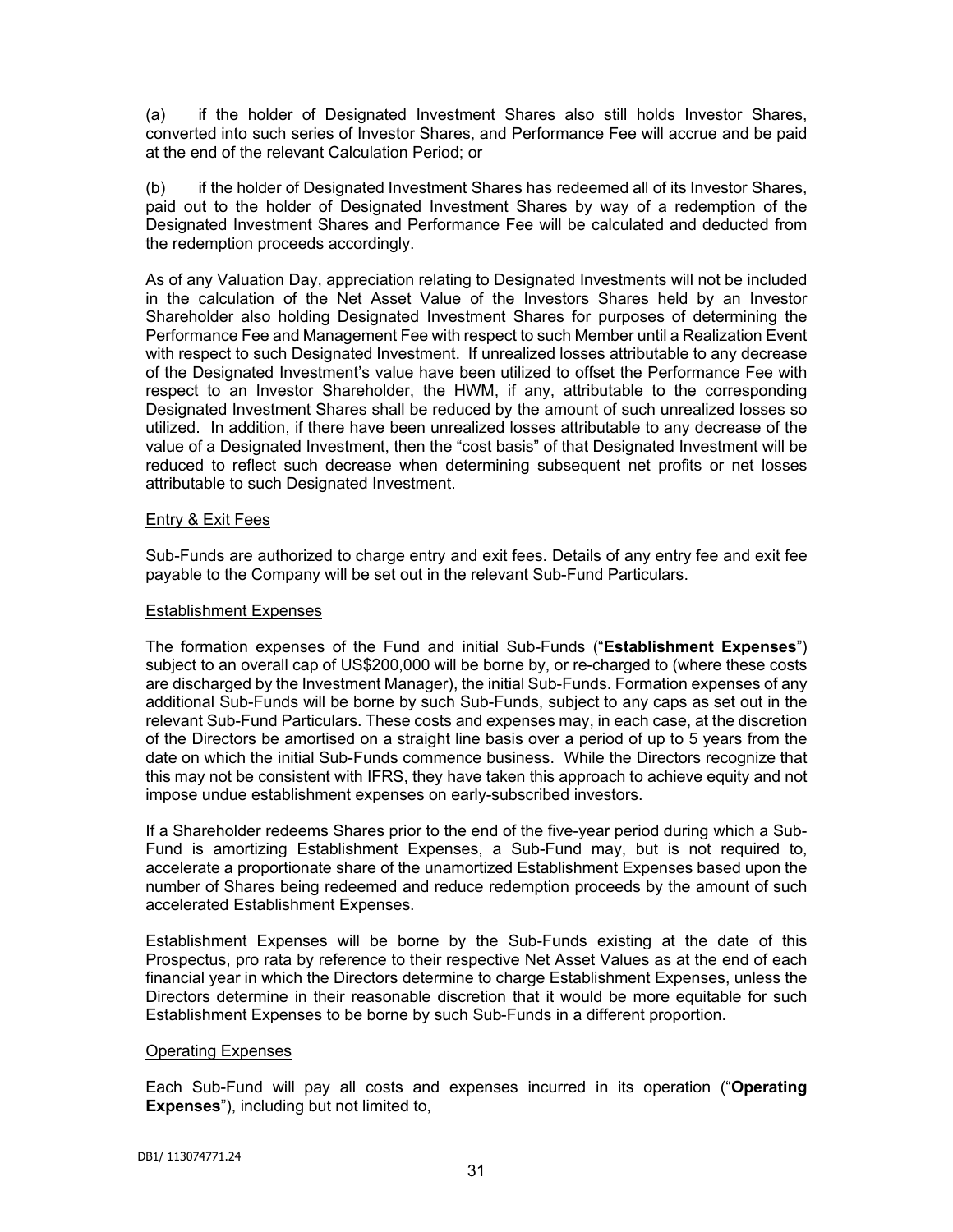(a) if the holder of Designated Investment Shares also still holds Investor Shares, converted into such series of Investor Shares, and Performance Fee will accrue and be paid at the end of the relevant Calculation Period; or

(b) if the holder of Designated Investment Shares has redeemed all of its Investor Shares, paid out to the holder of Designated Investment Shares by way of a redemption of the Designated Investment Shares and Performance Fee will be calculated and deducted from the redemption proceeds accordingly.

As of any Valuation Day, appreciation relating to Designated Investments will not be included in the calculation of the Net Asset Value of the Investors Shares held by an Investor Shareholder also holding Designated Investment Shares for purposes of determining the Performance Fee and Management Fee with respect to such Member until a Realization Event with respect to such Designated Investment. If unrealized losses attributable to any decrease of the Designated Investment's value have been utilized to offset the Performance Fee with respect to an Investor Shareholder, the HWM, if any, attributable to the corresponding Designated Investment Shares shall be reduced by the amount of such unrealized losses so utilized. In addition, if there have been unrealized losses attributable to any decrease of the value of a Designated Investment, then the "cost basis" of that Designated Investment will be reduced to reflect such decrease when determining subsequent net profits or net losses attributable to such Designated Investment.

Entry & Exit Fees

Sub-Funds are authorized to charge entry and exit fees. Details of any entry fee and exit fee payable to the Company will be set out in the relevant Sub-Fund Particulars.

Establishment Expenses

The formation expenses of the Fund and initial Sub-Funds ("**Establishment Expenses**") subject to an overall cap of US$200,000 will be borne by, or re-charged to (where these costs are discharged by the Investment Manager), the initial Sub-Funds. Formation expenses of any additional Sub-Funds will be borne by such Sub-Funds, subject to any caps as set out in the relevant Sub-Fund Particulars. These costs and expenses may, in each case, at the discretion of the Directors be amortised on a straight line basis over a period of up to 5 years from the date on which the initial Sub-Funds commence business. While the Directors recognize that this may not be consistent with IFRS, they have taken this approach to achieve equity and not impose undue establishment expenses on early-subscribed investors.

If a Shareholder redeems Shares prior to the end of the five-year period during which a Sub-Fund is amortizing Establishment Expenses, a Sub-Fund may, but is not required to, accelerate a proportionate share of the unamortized Establishment Expenses based upon the number of Shares being redeemed and reduce redemption proceeds by the amount of such accelerated Establishment Expenses.

Establishment Expenses will be borne by the Sub-Funds existing at the date of this Prospectus, pro rata by reference to their respective Net Asset Values as at the end of each financial year in which the Directors determine to charge Establishment Expenses, unless the Directors determine in their reasonable discretion that it would be more equitable for such Establishment Expenses to be borne by such Sub-Funds in a different proportion.

Operating Expenses

Each Sub-Fund will pay all costs and expenses incurred in its operation ("**Operating Expenses**"), including but not limited to,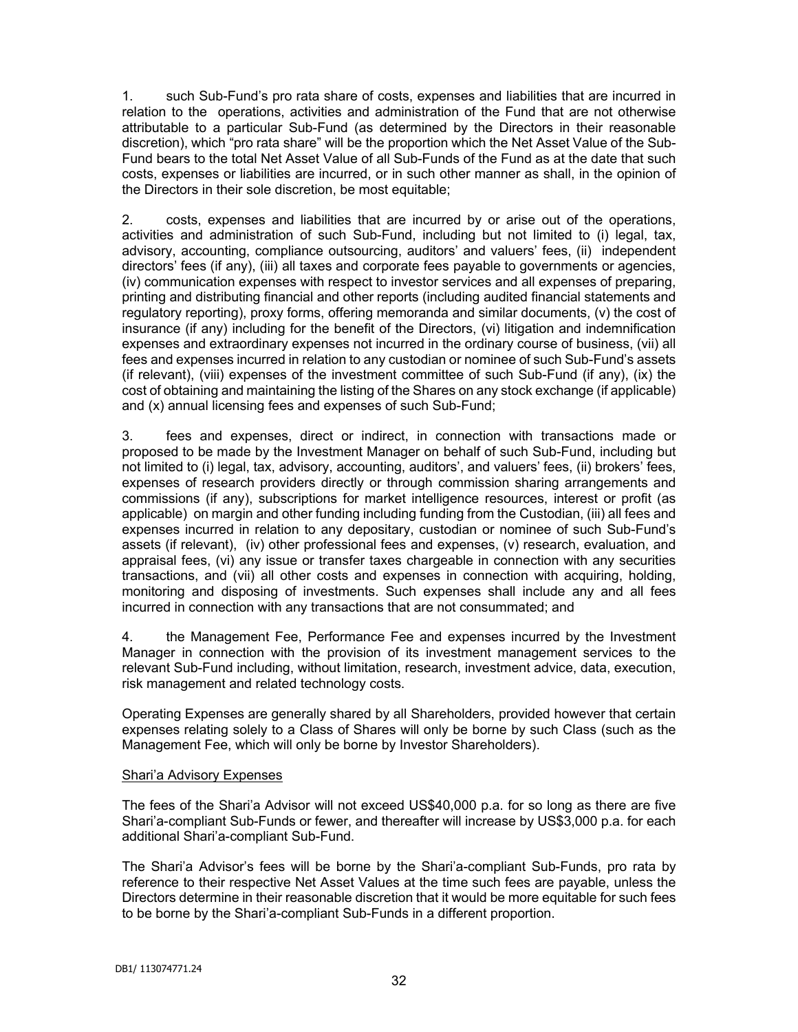1. such Sub-Fund's pro rata share of costs, expenses and liabilities that are incurred in relation to the operations, activities and administration of the Fund that are not otherwise attributable to a particular Sub-Fund (as determined by the Directors in their reasonable discretion), which "pro rata share" will be the proportion which the Net Asset Value of the Sub-Fund bears to the total Net Asset Value of all Sub-Funds of the Fund as at the date that such costs, expenses or liabilities are incurred, or in such other manner as shall, in the opinion of the Directors in their sole discretion, be most equitable;

2. costs, expenses and liabilities that are incurred by or arise out of the operations, activities and administration of such Sub-Fund, including but not limited to (i) legal, tax, advisory, accounting, compliance outsourcing, auditors' and valuers' fees, (ii) independent directors' fees (if any), (iii) all taxes and corporate fees payable to governments or agencies, (iv) communication expenses with respect to investor services and all expenses of preparing, printing and distributing financial and other reports (including audited financial statements and regulatory reporting), proxy forms, offering memoranda and similar documents, (v) the cost of insurance (if any) including for the benefit of the Directors, (vi) litigation and indemnification expenses and extraordinary expenses not incurred in the ordinary course of business, (vii) all fees and expenses incurred in relation to any custodian or nominee of such Sub-Fund's assets (if relevant), (viii) expenses of the investment committee of such Sub-Fund (if any), (ix) the cost of obtaining and maintaining the listing of the Shares on any stock exchange (if applicable) and (x) annual licensing fees and expenses of such Sub-Fund;

3. fees and expenses, direct or indirect, in connection with transactions made or proposed to be made by the Investment Manager on behalf of such Sub-Fund, including but not limited to (i) legal, tax, advisory, accounting, auditors', and valuers' fees, (ii) brokers' fees, expenses of research providers directly or through commission sharing arrangements and commissions (if any), subscriptions for market intelligence resources, interest or profit (as applicable) on margin and other funding including funding from the Custodian, (iii) all fees and expenses incurred in relation to any depositary, custodian or nominee of such Sub-Fund's assets (if relevant), (iv) other professional fees and expenses, (v) research, evaluation, and appraisal fees, (vi) any issue or transfer taxes chargeable in connection with any securities transactions, and (vii) all other costs and expenses in connection with acquiring, holding, monitoring and disposing of investments. Such expenses shall include any and all fees incurred in connection with any transactions that are not consummated; and

4. the Management Fee, Performance Fee and expenses incurred by the Investment Manager in connection with the provision of its investment management services to the relevant Sub-Fund including, without limitation, research, investment advice, data, execution, risk management and related technology costs.

Operating Expenses are generally shared by all Shareholders, provided however that certain expenses relating solely to a Class of Shares will only be borne by such Class (such as the Management Fee, which will only be borne by Investor Shareholders).

Shari'a Advisory Expenses

The fees of the Shari'a Advisor will not exceed US$40,000 p.a. for so long as there are five Shari'a-compliant Sub-Funds or fewer, and thereafter will increase by US$3,000 p.a. for each additional Shari'a-compliant Sub-Fund.

The Shari'a Advisor's fees will be borne by the Shari'a-compliant Sub-Funds, pro rata by reference to their respective Net Asset Values at the time such fees are payable, unless the Directors determine in their reasonable discretion that it would be more equitable for such fees to be borne by the Shari'a-compliant Sub-Funds in a different proportion.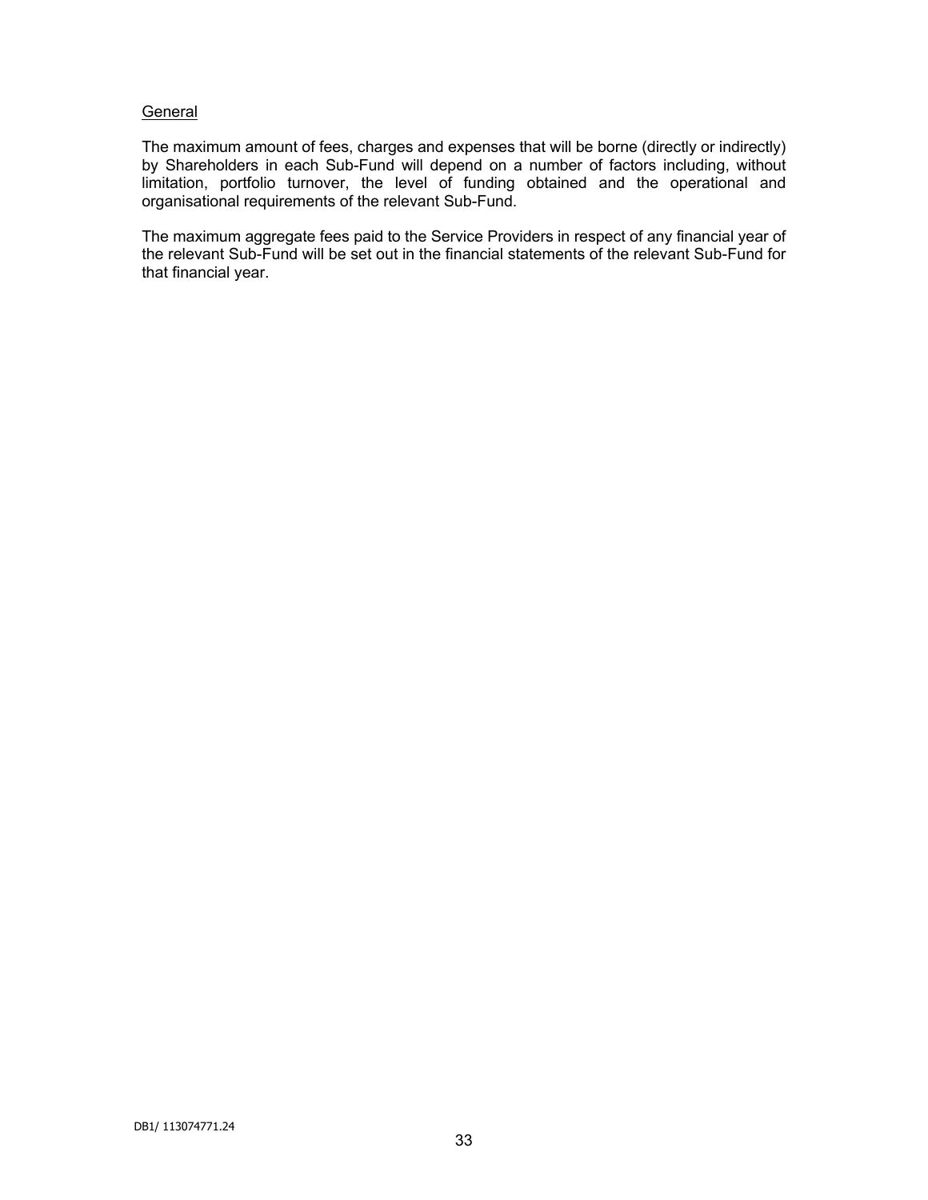General

The maximum amount of fees, charges and expenses that will be borne (directly or indirectly) by Shareholders in each Sub-Fund will depend on a number of factors including, without limitation, portfolio turnover, the level of funding obtained and the operational and organisational requirements of the relevant Sub-Fund.

The maximum aggregate fees paid to the Service Providers in respect of any financial year of the relevant Sub-Fund will be set out in the financial statements of the relevant Sub-Fund for that financial year.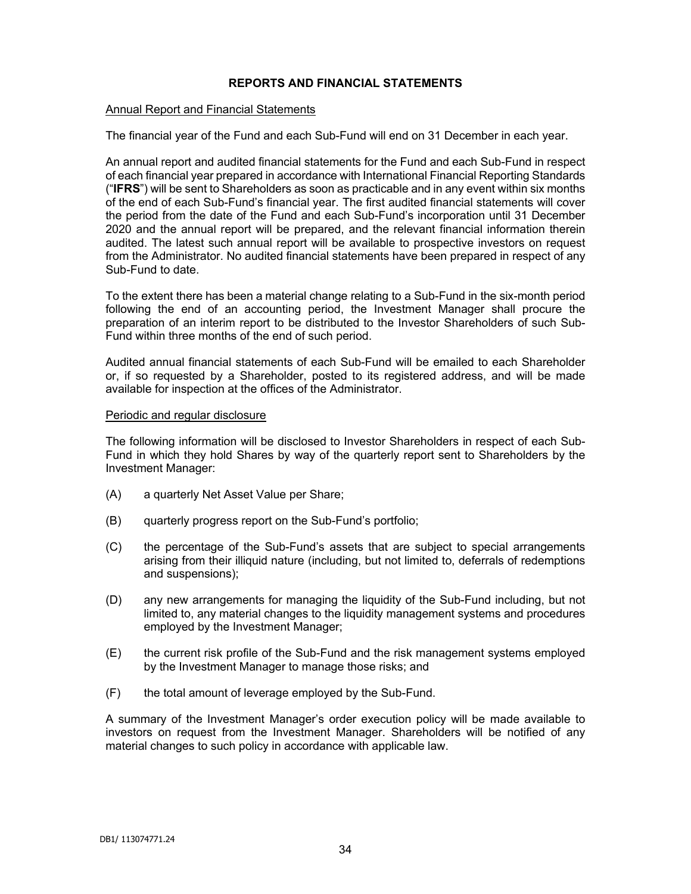## REPORTS AND FINANCIAL STATEMENTS

### Annual Report and Financial Statements

The financial year of the Fund and each Sub-Fund will end on 31 December in each year.

An annual report and audited financial statements for the Fund and each Sub-Fund in respect of each financial year prepared in accordance with International Financial Reporting Standards ("**IFRS**") will be sent to Shareholders as soon as practicable and in any event within six months of the end of each Sub-Fund's financial year. The first audited financial statements will cover the period from the date of the Fund and each Sub-Fund's incorporation until 31 December 2020 and the annual report will be prepared, and the relevant financial information therein audited. The latest such annual report will be available to prospective investors on request from the Administrator. No audited financial statements have been prepared in respect of any Sub-Fund to date.

To the extent there has been a material change relating to a Sub-Fund in the six-month period following the end of an accounting period, the Investment Manager shall procure the preparation of an interim report to be distributed to the Investor Shareholders of such Sub-Fund within three months of the end of such period.

Audited annual financial statements of each Sub-Fund will be emailed to each Shareholder or, if so requested by a Shareholder, posted to its registered address, and will be made available for inspection at the offices of the Administrator.

### Periodic and regular disclosure

The following information will be disclosed to Investor Shareholders in respect of each Sub-Fund in which they hold Shares by way of the quarterly report sent to Shareholders by the Investment Manager:

(A) a quarterly Net Asset Value per Share;

(B) quarterly progress report on the Sub-Fund's portfolio;

(C) the percentage of the Sub-Fund's assets that are subject to special arrangements arising from their illiquid nature (including, but not limited to, deferrals of redemptions and suspensions);

(D) any new arrangements for managing the liquidity of the Sub-Fund including, but not limited to, any material changes to the liquidity management systems and procedures employed by the Investment Manager;

(E) the current risk profile of the Sub-Fund and the risk management systems employed by the Investment Manager to manage those risks; and

(F) the total amount of leverage employed by the Sub-Fund.

A summary of the Investment Manager's order execution policy will be made available to investors on request from the Investment Manager. Shareholders will be notified of any material changes to such policy in accordance with applicable law.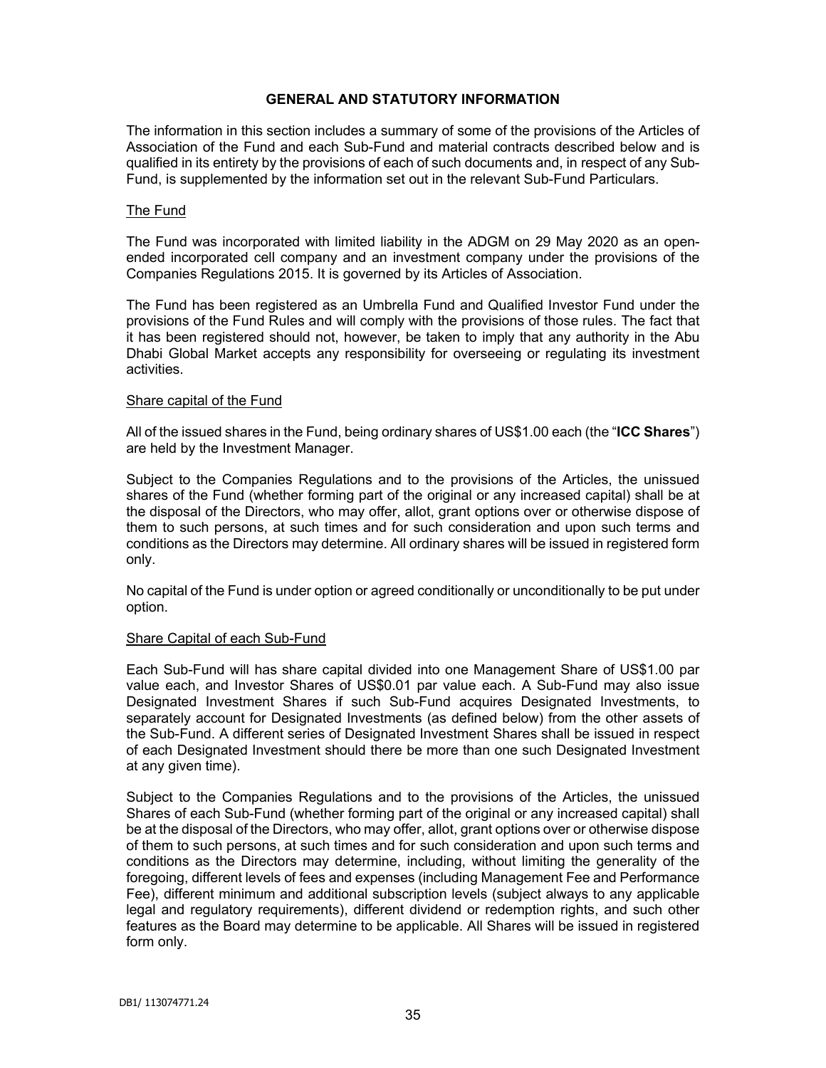## GENERAL AND STATUTORY INFORMATION

The information in this section includes a summary of some of the provisions of the Articles of Association of the Fund and each Sub-Fund and material contracts described below and is qualified in its entirety by the provisions of each of such documents and, in respect of any Sub-Fund, is supplemented by the information set out in the relevant Sub-Fund Particulars.

### The Fund

The Fund was incorporated with limited liability in the ADGM on 29 May 2020 as an open-ended incorporated cell company and an investment company under the provisions of the Companies Regulations 2015. It is governed by its Articles of Association.

The Fund has been registered as an Umbrella Fund and Qualified Investor Fund under the provisions of the Fund Rules and will comply with the provisions of those rules. The fact that it has been registered should not, however, be taken to imply that any authority in the Abu Dhabi Global Market accepts any responsibility for overseeing or regulating its investment activities.

### Share capital of the Fund

All of the issued shares in the Fund, being ordinary shares of US$1.00 each (the "**ICC Shares**") are held by the Investment Manager.

Subject to the Companies Regulations and to the provisions of the Articles, the unissued shares of the Fund (whether forming part of the original or any increased capital) shall be at the disposal of the Directors, who may offer, allot, grant options over or otherwise dispose of them to such persons, at such times and for such consideration and upon such terms and conditions as the Directors may determine. All ordinary shares will be issued in registered form only.

No capital of the Fund is under option or agreed conditionally or unconditionally to be put under option.

### Share Capital of each Sub-Fund

Each Sub-Fund will has share capital divided into one Management Share of US$1.00 par value each, and Investor Shares of US$0.01 par value each. A Sub-Fund may also issue Designated Investment Shares if such Sub-Fund acquires Designated Investments, to separately account for Designated Investments (as defined below) from the other assets of the Sub-Fund. A different series of Designated Investment Shares shall be issued in respect of each Designated Investment should there be more than one such Designated Investment at any given time).

Subject to the Companies Regulations and to the provisions of the Articles, the unissued Shares of each Sub-Fund (whether forming part of the original or any increased capital) shall be at the disposal of the Directors, who may offer, allot, grant options over or otherwise dispose of them to such persons, at such times and for such consideration and upon such terms and conditions as the Directors may determine, including, without limiting the generality of the foregoing, different levels of fees and expenses (including Management Fee and Performance Fee), different minimum and additional subscription levels (subject always to any applicable legal and regulatory requirements), different dividend or redemption rights, and such other features as the Board may determine to be applicable. All Shares will be issued in registered form only.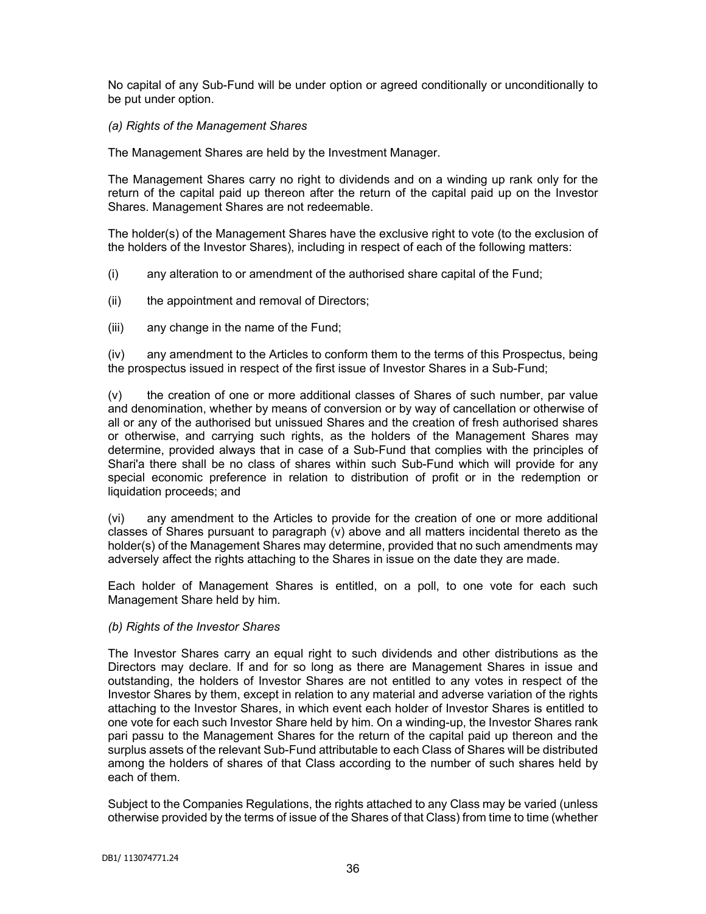No capital of any Sub-Fund will be under option or agreed conditionally or unconditionally to be put under option.

*(a) Rights of the Management Shares*

The Management Shares are held by the Investment Manager.

The Management Shares carry no right to dividends and on a winding up rank only for the return of the capital paid up thereon after the return of the capital paid up on the Investor Shares. Management Shares are not redeemable.

The holder(s) of the Management Shares have the exclusive right to vote (to the exclusion of the holders of the Investor Shares), including in respect of each of the following matters:

(i) any alteration to or amendment of the authorised share capital of the Fund;

(ii) the appointment and removal of Directors;

(iii) any change in the name of the Fund;

(iv) any amendment to the Articles to conform them to the terms of this Prospectus, being the prospectus issued in respect of the first issue of Investor Shares in a Sub-Fund;

(v) the creation of one or more additional classes of Shares of such number, par value and denomination, whether by means of conversion or by way of cancellation or otherwise of all or any of the authorised but unissued Shares and the creation of fresh authorised shares or otherwise, and carrying such rights, as the holders of the Management Shares may determine, provided always that in case of a Sub-Fund that complies with the principles of Shari'a there shall be no class of shares within such Sub-Fund which will provide for any special economic preference in relation to distribution of profit or in the redemption or liquidation proceeds; and

(vi) any amendment to the Articles to provide for the creation of one or more additional classes of Shares pursuant to paragraph (v) above and all matters incidental thereto as the holder(s) of the Management Shares may determine, provided that no such amendments may adversely affect the rights attaching to the Shares in issue on the date they are made.

Each holder of Management Shares is entitled, on a poll, to one vote for each such Management Share held by him.

*(b) Rights of the Investor Shares*

The Investor Shares carry an equal right to such dividends and other distributions as the Directors may declare. If and for so long as there are Management Shares in issue and outstanding, the holders of Investor Shares are not entitled to any votes in respect of the Investor Shares by them, except in relation to any material and adverse variation of the rights attaching to the Investor Shares, in which event each holder of Investor Shares is entitled to one vote for each such Investor Share held by him. On a winding-up, the Investor Shares rank pari passu to the Management Shares for the return of the capital paid up thereon and the surplus assets of the relevant Sub-Fund attributable to each Class of Shares will be distributed among the holders of shares of that Class according to the number of such shares held by each of them.

Subject to the Companies Regulations, the rights attached to any Class may be varied (unless otherwise provided by the terms of issue of the Shares of that Class) from time to time (whether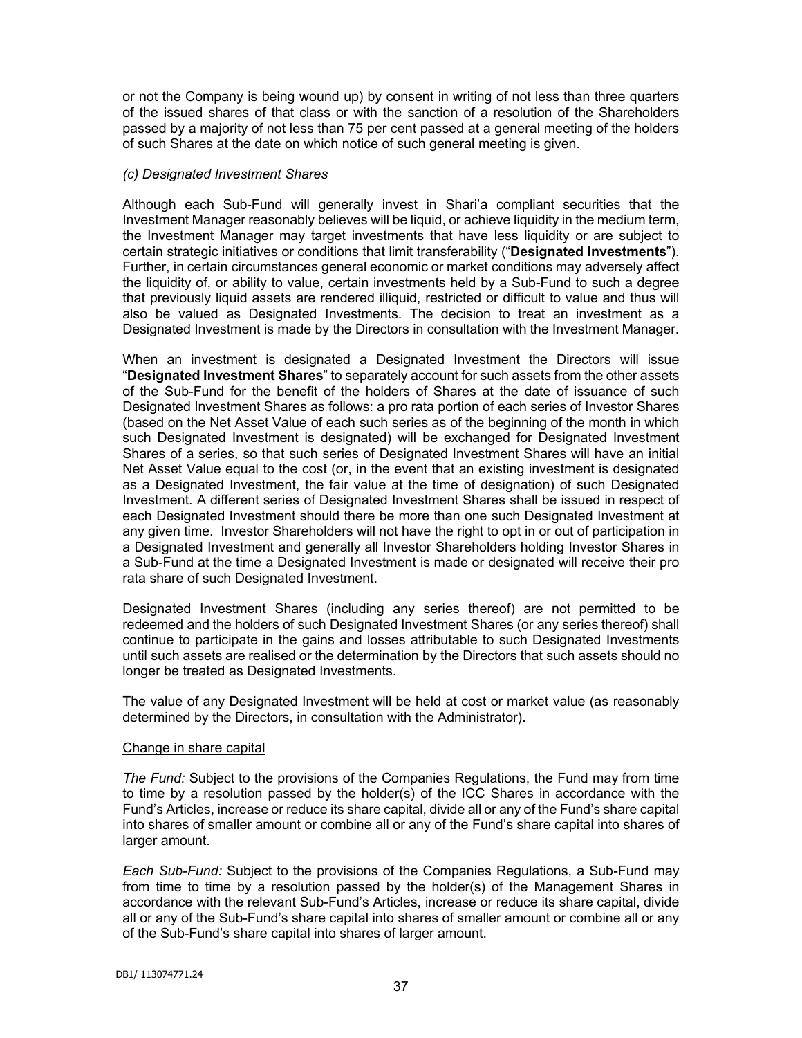or not the Company is being wound up) by consent in writing of not less than three quarters of the issued shares of that class or with the sanction of a resolution of the Shareholders passed by a majority of not less than 75 per cent passed at a general meeting of the holders of such Shares at the date on which notice of such general meeting is given.

*(c) Designated Investment Shares*

Although each Sub-Fund will generally invest in Shari'a compliant securities that the Investment Manager reasonably believes will be liquid, or achieve liquidity in the medium term, the Investment Manager may target investments that have less liquidity or are subject to certain strategic initiatives or conditions that limit transferability ("**Designated Investments**"). Further, in certain circumstances general economic or market conditions may adversely affect the liquidity of, or ability to value, certain investments held by a Sub-Fund to such a degree that previously liquid assets are rendered illiquid, restricted or difficult to value and thus will also be valued as Designated Investments. The decision to treat an investment as a Designated Investment is made by the Directors in consultation with the Investment Manager.

When an investment is designated a Designated Investment the Directors will issue "**Designated Investment Shares**" to separately account for such assets from the other assets of the Sub-Fund for the benefit of the holders of Shares at the date of issuance of such Designated Investment Shares as follows: a pro rata portion of each series of Investor Shares (based on the Net Asset Value of each such series as of the beginning of the month in which such Designated Investment is designated) will be exchanged for Designated Investment Shares of a series, so that such series of Designated Investment Shares will have an initial Net Asset Value equal to the cost (or, in the event that an existing investment is designated as a Designated Investment, the fair value at the time of designation) of such Designated Investment. A different series of Designated Investment Shares shall be issued in respect of each Designated Investment should there be more than one such Designated Investment at any given time. Investor Shareholders will not have the right to opt in or out of participation in a Designated Investment and generally all Investor Shareholders holding Investor Shares in a Sub-Fund at the time a Designated Investment is made or designated will receive their pro rata share of such Designated Investment.

Designated Investment Shares (including any series thereof) are not permitted to be redeemed and the holders of such Designated Investment Shares (or any series thereof) shall continue to participate in the gains and losses attributable to such Designated Investments until such assets are realised or the determination by the Directors that such assets should no longer be treated as Designated Investments.

The value of any Designated Investment will be held at cost or market value (as reasonably determined by the Directors, in consultation with the Administrator).

Change in share capital

*The Fund:* Subject to the provisions of the Companies Regulations, the Fund may from time to time by a resolution passed by the holder(s) of the ICC Shares in accordance with the Fund's Articles, increase or reduce its share capital, divide all or any of the Fund's share capital into shares of smaller amount or combine all or any of the Fund's share capital into shares of larger amount.

*Each Sub-Fund:* Subject to the provisions of the Companies Regulations, a Sub-Fund may from time to time by a resolution passed by the holder(s) of the Management Shares in accordance with the relevant Sub-Fund's Articles, increase or reduce its share capital, divide all or any of the Sub-Fund's share capital into shares of smaller amount or combine all or any of the Sub-Fund's share capital into shares of larger amount.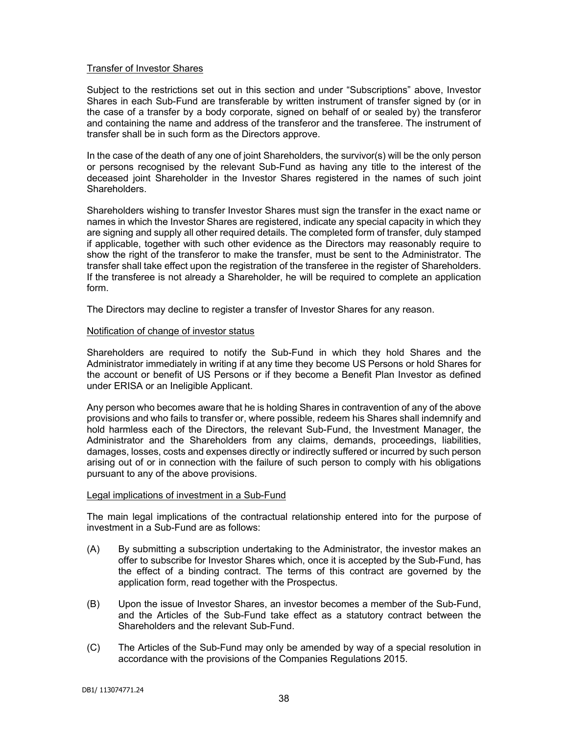Transfer of Investor Shares

Subject to the restrictions set out in this section and under "Subscriptions" above, Investor Shares in each Sub-Fund are transferable by written instrument of transfer signed by (or in the case of a transfer by a body corporate, signed on behalf of or sealed by) the transferor and containing the name and address of the transferor and the transferee. The instrument of transfer shall be in such form as the Directors approve.

In the case of the death of any one of joint Shareholders, the survivor(s) will be the only person or persons recognised by the relevant Sub-Fund as having any title to the interest of the deceased joint Shareholder in the Investor Shares registered in the names of such joint Shareholders.

Shareholders wishing to transfer Investor Shares must sign the transfer in the exact name or names in which the Investor Shares are registered, indicate any special capacity in which they are signing and supply all other required details. The completed form of transfer, duly stamped if applicable, together with such other evidence as the Directors may reasonably require to show the right of the transferor to make the transfer, must be sent to the Administrator. The transfer shall take effect upon the registration of the transferee in the register of Shareholders. If the transferee is not already a Shareholder, he will be required to complete an application form.

The Directors may decline to register a transfer of Investor Shares for any reason.

Notification of change of investor status

Shareholders are required to notify the Sub-Fund in which they hold Shares and the Administrator immediately in writing if at any time they become US Persons or hold Shares for the account or benefit of US Persons or if they become a Benefit Plan Investor as defined under ERISA or an Ineligible Applicant.

Any person who becomes aware that he is holding Shares in contravention of any of the above provisions and who fails to transfer or, where possible, redeem his Shares shall indemnify and hold harmless each of the Directors, the relevant Sub-Fund, the Investment Manager, the Administrator and the Shareholders from any claims, demands, proceedings, liabilities, damages, losses, costs and expenses directly or indirectly suffered or incurred by such person arising out of or in connection with the failure of such person to comply with his obligations pursuant to any of the above provisions.

Legal implications of investment in a Sub-Fund

The main legal implications of the contractual relationship entered into for the purpose of investment in a Sub-Fund are as follows:

(A) By submitting a subscription undertaking to the Administrator, the investor makes an offer to subscribe for Investor Shares which, once it is accepted by the Sub-Fund, has the effect of a binding contract. The terms of this contract are governed by the application form, read together with the Prospectus.

(B) Upon the issue of Investor Shares, an investor becomes a member of the Sub-Fund, and the Articles of the Sub-Fund take effect as a statutory contract between the Shareholders and the relevant Sub-Fund.

(C) The Articles of the Sub-Fund may only be amended by way of a special resolution in accordance with the provisions of the Companies Regulations 2015.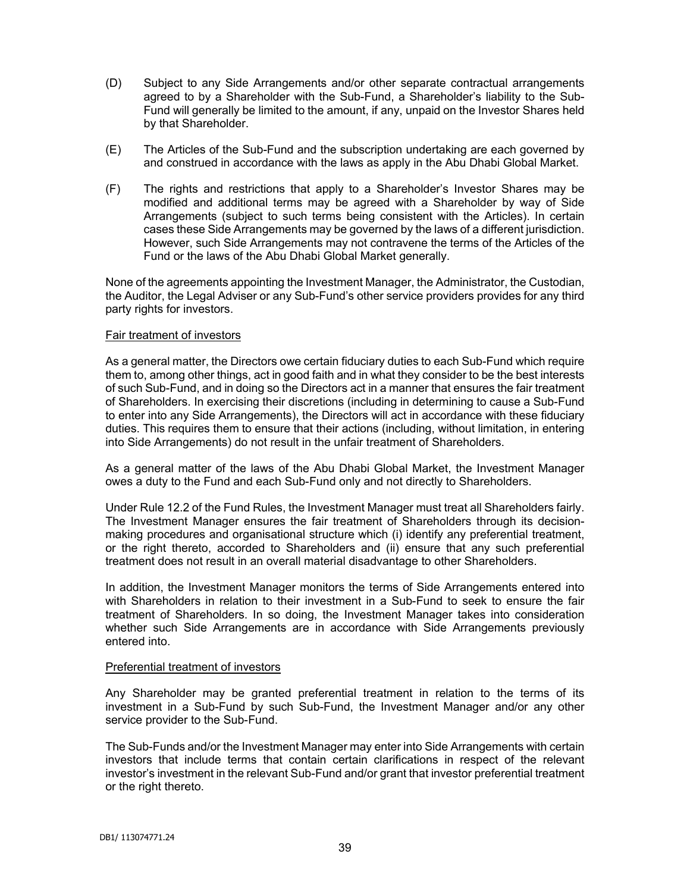(D) Subject to any Side Arrangements and/or other separate contractual arrangements agreed to by a Shareholder with the Sub-Fund, a Shareholder's liability to the Sub-Fund will generally be limited to the amount, if any, unpaid on the Investor Shares held by that Shareholder.

(E) The Articles of the Sub-Fund and the subscription undertaking are each governed by and construed in accordance with the laws as apply in the Abu Dhabi Global Market.

(F) The rights and restrictions that apply to a Shareholder's Investor Shares may be modified and additional terms may be agreed with a Shareholder by way of Side Arrangements (subject to such terms being consistent with the Articles). In certain cases these Side Arrangements may be governed by the laws of a different jurisdiction. However, such Side Arrangements may not contravene the terms of the Articles of the Fund or the laws of the Abu Dhabi Global Market generally.

None of the agreements appointing the Investment Manager, the Administrator, the Custodian, the Auditor, the Legal Adviser or any Sub-Fund's other service providers provides for any third party rights for investors.

Fair treatment of investors

As a general matter, the Directors owe certain fiduciary duties to each Sub-Fund which require them to, among other things, act in good faith and in what they consider to be the best interests of such Sub-Fund, and in doing so the Directors act in a manner that ensures the fair treatment of Shareholders. In exercising their discretions (including in determining to cause a Sub-Fund to enter into any Side Arrangements), the Directors will act in accordance with these fiduciary duties. This requires them to ensure that their actions (including, without limitation, in entering into Side Arrangements) do not result in the unfair treatment of Shareholders.

As a general matter of the laws of the Abu Dhabi Global Market, the Investment Manager owes a duty to the Fund and each Sub-Fund only and not directly to Shareholders.

Under Rule 12.2 of the Fund Rules, the Investment Manager must treat all Shareholders fairly. The Investment Manager ensures the fair treatment of Shareholders through its decision-making procedures and organisational structure which (i) identify any preferential treatment, or the right thereto, accorded to Shareholders and (ii) ensure that any such preferential treatment does not result in an overall material disadvantage to other Shareholders.

In addition, the Investment Manager monitors the terms of Side Arrangements entered into with Shareholders in relation to their investment in a Sub-Fund to seek to ensure the fair treatment of Shareholders. In so doing, the Investment Manager takes into consideration whether such Side Arrangements are in accordance with Side Arrangements previously entered into.

Preferential treatment of investors

Any Shareholder may be granted preferential treatment in relation to the terms of its investment in a Sub-Fund by such Sub-Fund, the Investment Manager and/or any other service provider to the Sub-Fund.

The Sub-Funds and/or the Investment Manager may enter into Side Arrangements with certain investors that include terms that contain certain clarifications in respect of the relevant investor's investment in the relevant Sub-Fund and/or grant that investor preferential treatment or the right thereto.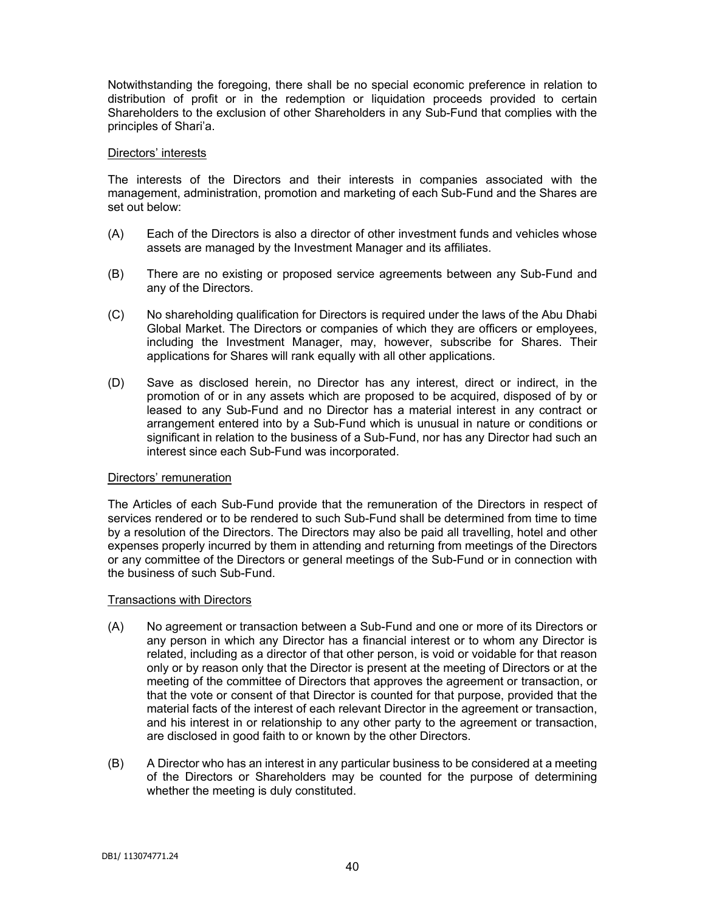Notwithstanding the foregoing, there shall be no special economic preference in relation to distribution of profit or in the redemption or liquidation proceeds provided to certain Shareholders to the exclusion of other Shareholders in any Sub-Fund that complies with the principles of Shari'a.

Directors' interests

The interests of the Directors and their interests in companies associated with the management, administration, promotion and marketing of each Sub-Fund and the Shares are set out below:

(A) Each of the Directors is also a director of other investment funds and vehicles whose assets are managed by the Investment Manager and its affiliates.

(B) There are no existing or proposed service agreements between any Sub-Fund and any of the Directors.

(C) No shareholding qualification for Directors is required under the laws of the Abu Dhabi Global Market. The Directors or companies of which they are officers or employees, including the Investment Manager, may, however, subscribe for Shares. Their applications for Shares will rank equally with all other applications.

(D) Save as disclosed herein, no Director has any interest, direct or indirect, in the promotion of or in any assets which are proposed to be acquired, disposed of by or leased to any Sub-Fund and no Director has a material interest in any contract or arrangement entered into by a Sub-Fund which is unusual in nature or conditions or significant in relation to the business of a Sub-Fund, nor has any Director had such an interest since each Sub-Fund was incorporated.

Directors' remuneration

The Articles of each Sub-Fund provide that the remuneration of the Directors in respect of services rendered or to be rendered to such Sub-Fund shall be determined from time to time by a resolution of the Directors. The Directors may also be paid all travelling, hotel and other expenses properly incurred by them in attending and returning from meetings of the Directors or any committee of the Directors or general meetings of the Sub-Fund or in connection with the business of such Sub-Fund.

Transactions with Directors

(A) No agreement or transaction between a Sub-Fund and one or more of its Directors or any person in which any Director has a financial interest or to whom any Director is related, including as a director of that other person, is void or voidable for that reason only or by reason only that the Director is present at the meeting of Directors or at the meeting of the committee of Directors that approves the agreement or transaction, or that the vote or consent of that Director is counted for that purpose, provided that the material facts of the interest of each relevant Director in the agreement or transaction, and his interest in or relationship to any other party to the agreement or transaction, are disclosed in good faith to or known by the other Directors.

(B) A Director who has an interest in any particular business to be considered at a meeting of the Directors or Shareholders may be counted for the purpose of determining whether the meeting is duly constituted.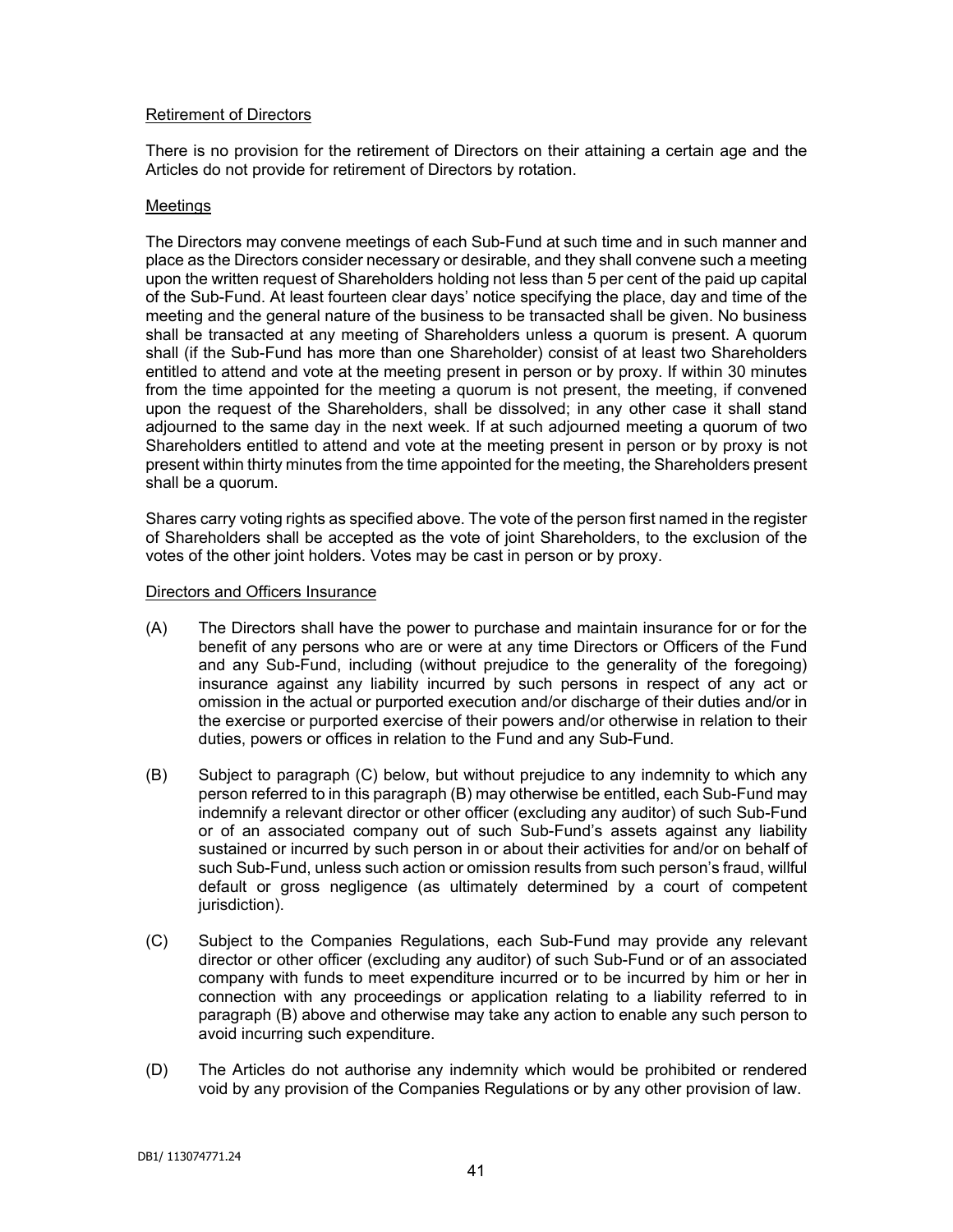Retirement of Directors

There is no provision for the retirement of Directors on their attaining a certain age and the Articles do not provide for retirement of Directors by rotation.

Meetings

The Directors may convene meetings of each Sub-Fund at such time and in such manner and place as the Directors consider necessary or desirable, and they shall convene such a meeting upon the written request of Shareholders holding not less than 5 per cent of the paid up capital of the Sub-Fund. At least fourteen clear days' notice specifying the place, day and time of the meeting and the general nature of the business to be transacted shall be given. No business shall be transacted at any meeting of Shareholders unless a quorum is present. A quorum shall (if the Sub-Fund has more than one Shareholder) consist of at least two Shareholders entitled to attend and vote at the meeting present in person or by proxy. If within 30 minutes from the time appointed for the meeting a quorum is not present, the meeting, if convened upon the request of the Shareholders, shall be dissolved; in any other case it shall stand adjourned to the same day in the next week. If at such adjourned meeting a quorum of two Shareholders entitled to attend and vote at the meeting present in person or by proxy is not present within thirty minutes from the time appointed for the meeting, the Shareholders present shall be a quorum.

Shares carry voting rights as specified above. The vote of the person first named in the register of Shareholders shall be accepted as the vote of joint Shareholders, to the exclusion of the votes of the other joint holders. Votes may be cast in person or by proxy.

Directors and Officers Insurance

(A) The Directors shall have the power to purchase and maintain insurance for or for the benefit of any persons who are or were at any time Directors or Officers of the Fund and any Sub-Fund, including (without prejudice to the generality of the foregoing) insurance against any liability incurred by such persons in respect of any act or omission in the actual or purported execution and/or discharge of their duties and/or in the exercise or purported exercise of their powers and/or otherwise in relation to their duties, powers or offices in relation to the Fund and any Sub-Fund.

(B) Subject to paragraph (C) below, but without prejudice to any indemnity to which any person referred to in this paragraph (B) may otherwise be entitled, each Sub-Fund may indemnify a relevant director or other officer (excluding any auditor) of such Sub-Fund or of an associated company out of such Sub-Fund's assets against any liability sustained or incurred by such person in or about their activities for and/or on behalf of such Sub-Fund, unless such action or omission results from such person's fraud, willful default or gross negligence (as ultimately determined by a court of competent jurisdiction).

(C) Subject to the Companies Regulations, each Sub-Fund may provide any relevant director or other officer (excluding any auditor) of such Sub-Fund or of an associated company with funds to meet expenditure incurred or to be incurred by him or her in connection with any proceedings or application relating to a liability referred to in paragraph (B) above and otherwise may take any action to enable any such person to avoid incurring such expenditure.

(D) The Articles do not authorise any indemnity which would be prohibited or rendered void by any provision of the Companies Regulations or by any other provision of law.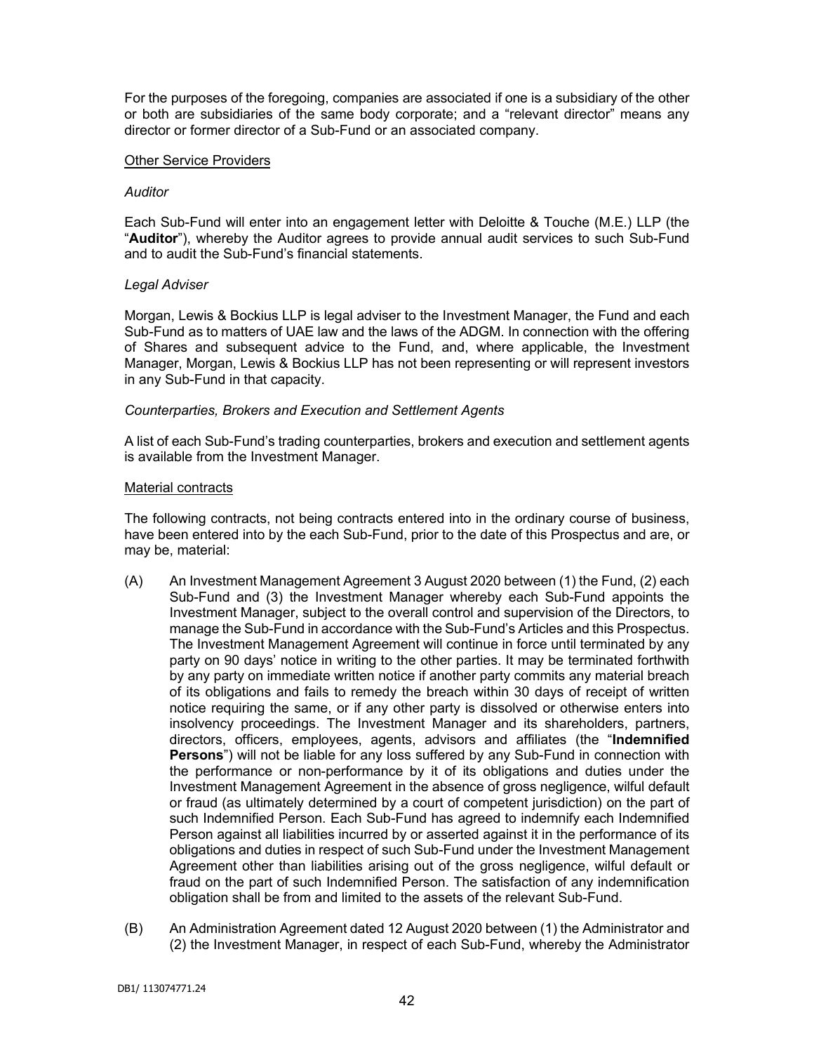For the purposes of the foregoing, companies are associated if one is a subsidiary of the other or both are subsidiaries of the same body corporate; and a "relevant director" means any director or former director of a Sub-Fund or an associated company.

<u>Other Service Providers</u>

*Auditor*

Each Sub-Fund will enter into an engagement letter with Deloitte & Touche (M.E.) LLP (the "**Auditor**"), whereby the Auditor agrees to provide annual audit services to such Sub-Fund and to audit the Sub-Fund's financial statements.

*Legal Adviser*

Morgan, Lewis & Bockius LLP is legal adviser to the Investment Manager, the Fund and each Sub-Fund as to matters of UAE law and the laws of the ADGM. In connection with the offering of Shares and subsequent advice to the Fund, and, where applicable, the Investment Manager, Morgan, Lewis & Bockius LLP has not been representing or will represent investors in any Sub-Fund in that capacity.

*Counterparties, Brokers and Execution and Settlement Agents*

A list of each Sub-Fund's trading counterparties, brokers and execution and settlement agents is available from the Investment Manager.

<u>Material contracts</u>

The following contracts, not being contracts entered into in the ordinary course of business, have been entered into by the each Sub-Fund, prior to the date of this Prospectus and are, or may be, material:

(A) An Investment Management Agreement 3 August 2020 between (1) the Fund, (2) each Sub-Fund and (3) the Investment Manager whereby each Sub-Fund appoints the Investment Manager, subject to the overall control and supervision of the Directors, to manage the Sub-Fund in accordance with the Sub-Fund's Articles and this Prospectus. The Investment Management Agreement will continue in force until terminated by any party on 90 days' notice in writing to the other parties. It may be terminated forthwith by any party on immediate written notice if another party commits any material breach of its obligations and fails to remedy the breach within 30 days of receipt of written notice requiring the same, or if any other party is dissolved or otherwise enters into insolvency proceedings. The Investment Manager and its shareholders, partners, directors, officers, employees, agents, advisors and affiliates (the "**Indemnified Persons**") will not be liable for any loss suffered by any Sub-Fund in connection with the performance or non-performance by it of its obligations and duties under the Investment Management Agreement in the absence of gross negligence, wilful default or fraud (as ultimately determined by a court of competent jurisdiction) on the part of such Indemnified Person. Each Sub-Fund has agreed to indemnify each Indemnified Person against all liabilities incurred by or asserted against it in the performance of its obligations and duties in respect of such Sub-Fund under the Investment Management Agreement other than liabilities arising out of the gross negligence, wilful default or fraud on the part of such Indemnified Person. The satisfaction of any indemnification obligation shall be from and limited to the assets of the relevant Sub-Fund.

(B) An Administration Agreement dated 12 August 2020 between (1) the Administrator and (2) the Investment Manager, in respect of each Sub-Fund, whereby the Administrator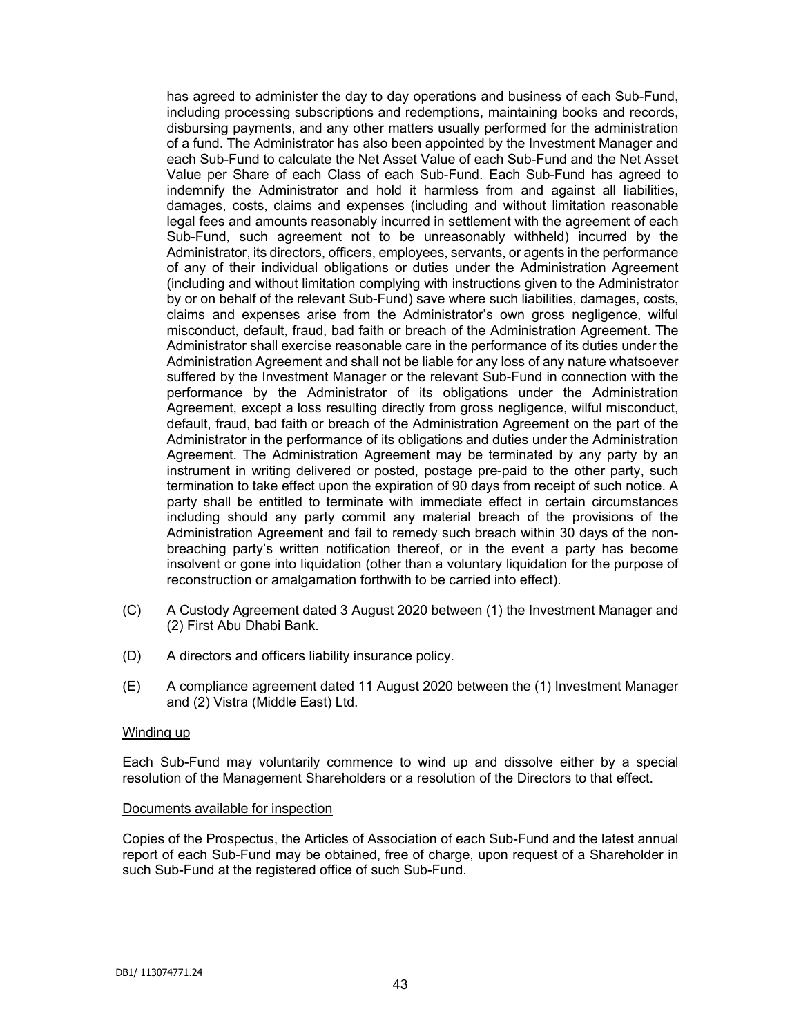has agreed to administer the day to day operations and business of each Sub-Fund, including processing subscriptions and redemptions, maintaining books and records, disbursing payments, and any other matters usually performed for the administration of a fund. The Administrator has also been appointed by the Investment Manager and each Sub-Fund to calculate the Net Asset Value of each Sub-Fund and the Net Asset Value per Share of each Class of each Sub-Fund. Each Sub-Fund has agreed to indemnify the Administrator and hold it harmless from and against all liabilities, damages, costs, claims and expenses (including and without limitation reasonable legal fees and amounts reasonably incurred in settlement with the agreement of each Sub-Fund, such agreement not to be unreasonably withheld) incurred by the Administrator, its directors, officers, employees, servants, or agents in the performance of any of their individual obligations or duties under the Administration Agreement (including and without limitation complying with instructions given to the Administrator by or on behalf of the relevant Sub-Fund) save where such liabilities, damages, costs, claims and expenses arise from the Administrator's own gross negligence, wilful misconduct, default, fraud, bad faith or breach of the Administration Agreement. The Administrator shall exercise reasonable care in the performance of its duties under the Administration Agreement and shall not be liable for any loss of any nature whatsoever suffered by the Investment Manager or the relevant Sub-Fund in connection with the performance by the Administrator of its obligations under the Administration Agreement, except a loss resulting directly from gross negligence, wilful misconduct, default, fraud, bad faith or breach of the Administration Agreement on the part of the Administrator in the performance of its obligations and duties under the Administration Agreement. The Administration Agreement may be terminated by any party by an instrument in writing delivered or posted, postage pre-paid to the other party, such termination to take effect upon the expiration of 90 days from receipt of such notice. A party shall be entitled to terminate with immediate effect in certain circumstances including should any party commit any material breach of the provisions of the Administration Agreement and fail to remedy such breach within 30 days of the non-breaching party's written notification thereof, or in the event a party has become insolvent or gone into liquidation (other than a voluntary liquidation for the purpose of reconstruction or amalgamation forthwith to be carried into effect).

(C) A Custody Agreement dated 3 August 2020 between (1) the Investment Manager and (2) First Abu Dhabi Bank.

(D) A directors and officers liability insurance policy.

(E) A compliance agreement dated 11 August 2020 between the (1) Investment Manager and (2) Vistra (Middle East) Ltd.

Winding up

Each Sub-Fund may voluntarily commence to wind up and dissolve either by a special resolution of the Management Shareholders or a resolution of the Directors to that effect.

Documents available for inspection

Copies of the Prospectus, the Articles of Association of each Sub-Fund and the latest annual report of each Sub-Fund may be obtained, free of charge, upon request of a Shareholder in such Sub-Fund at the registered office of such Sub-Fund.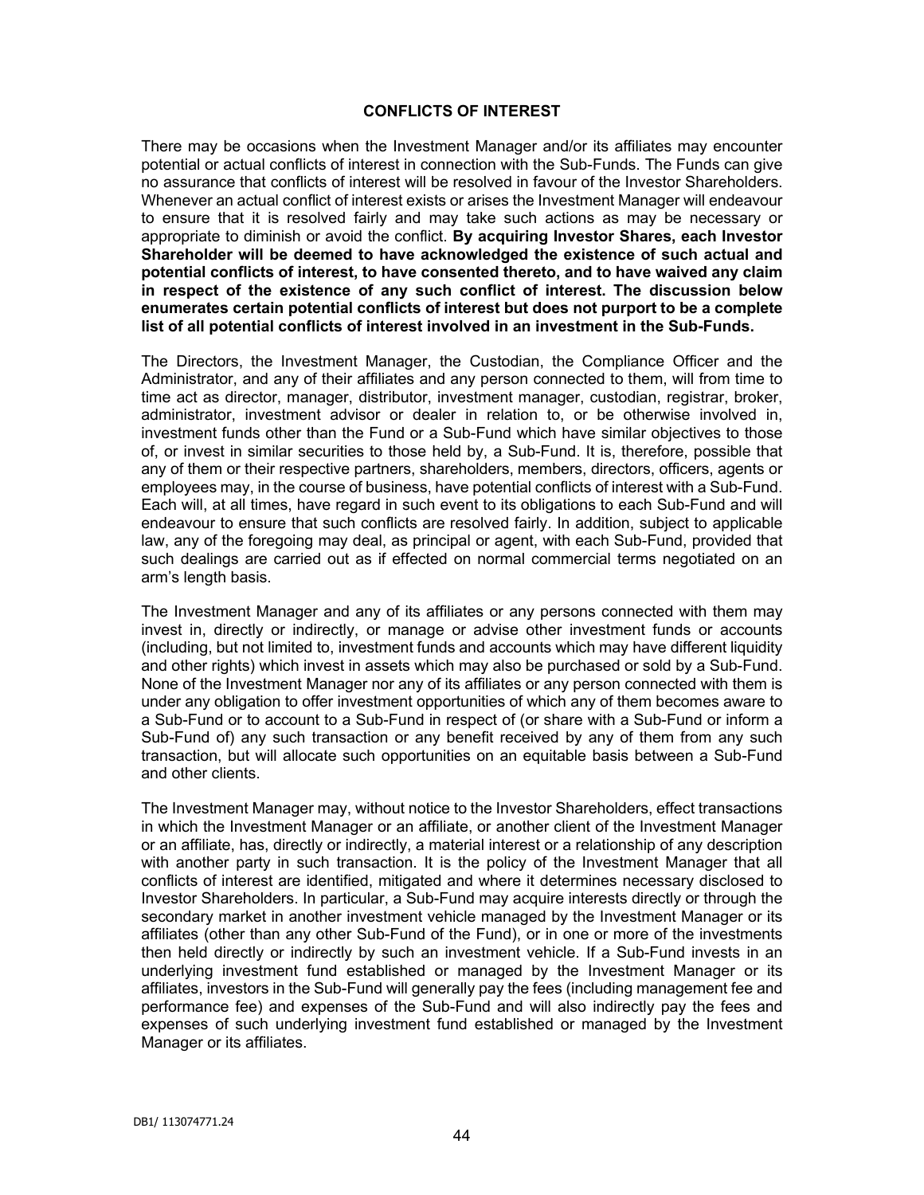## CONFLICTS OF INTEREST

There may be occasions when the Investment Manager and/or its affiliates may encounter potential or actual conflicts of interest in connection with the Sub-Funds. The Funds can give no assurance that conflicts of interest will be resolved in favour of the Investor Shareholders. Whenever an actual conflict of interest exists or arises the Investment Manager will endeavour to ensure that it is resolved fairly and may take such actions as may be necessary or appropriate to diminish or avoid the conflict. **By acquiring Investor Shares, each Investor Shareholder will be deemed to have acknowledged the existence of such actual and potential conflicts of interest, to have consented thereto, and to have waived any claim in respect of the existence of any such conflict of interest. The discussion below enumerates certain potential conflicts of interest but does not purport to be a complete list of all potential conflicts of interest involved in an investment in the Sub-Funds.**

The Directors, the Investment Manager, the Custodian, the Compliance Officer and the Administrator, and any of their affiliates and any person connected to them, will from time to time act as director, manager, distributor, investment manager, custodian, registrar, broker, administrator, investment advisor or dealer in relation to, or be otherwise involved in, investment funds other than the Fund or a Sub-Fund which have similar objectives to those of, or invest in similar securities to those held by, a Sub-Fund. It is, therefore, possible that any of them or their respective partners, shareholders, members, directors, officers, agents or employees may, in the course of business, have potential conflicts of interest with a Sub-Fund. Each will, at all times, have regard in such event to its obligations to each Sub-Fund and will endeavour to ensure that such conflicts are resolved fairly. In addition, subject to applicable law, any of the foregoing may deal, as principal or agent, with each Sub-Fund, provided that such dealings are carried out as if effected on normal commercial terms negotiated on an arm's length basis.

The Investment Manager and any of its affiliates or any persons connected with them may invest in, directly or indirectly, or manage or advise other investment funds or accounts (including, but not limited to, investment funds and accounts which may have different liquidity and other rights) which invest in assets which may also be purchased or sold by a Sub-Fund. None of the Investment Manager nor any of its affiliates or any person connected with them is under any obligation to offer investment opportunities of which any of them becomes aware to a Sub-Fund or to account to a Sub-Fund in respect of (or share with a Sub-Fund or inform a Sub-Fund of) any such transaction or any benefit received by any of them from any such transaction, but will allocate such opportunities on an equitable basis between a Sub-Fund and other clients.

The Investment Manager may, without notice to the Investor Shareholders, effect transactions in which the Investment Manager or an affiliate, or another client of the Investment Manager or an affiliate, has, directly or indirectly, a material interest or a relationship of any description with another party in such transaction. It is the policy of the Investment Manager that all conflicts of interest are identified, mitigated and where it determines necessary disclosed to Investor Shareholders. In particular, a Sub-Fund may acquire interests directly or through the secondary market in another investment vehicle managed by the Investment Manager or its affiliates (other than any other Sub-Fund of the Fund), or in one or more of the investments then held directly or indirectly by such an investment vehicle. If a Sub-Fund invests in an underlying investment fund established or managed by the Investment Manager or its affiliates, investors in the Sub-Fund will generally pay the fees (including management fee and performance fee) and expenses of the Sub-Fund and will also indirectly pay the fees and expenses of such underlying investment fund established or managed by the Investment Manager or its affiliates.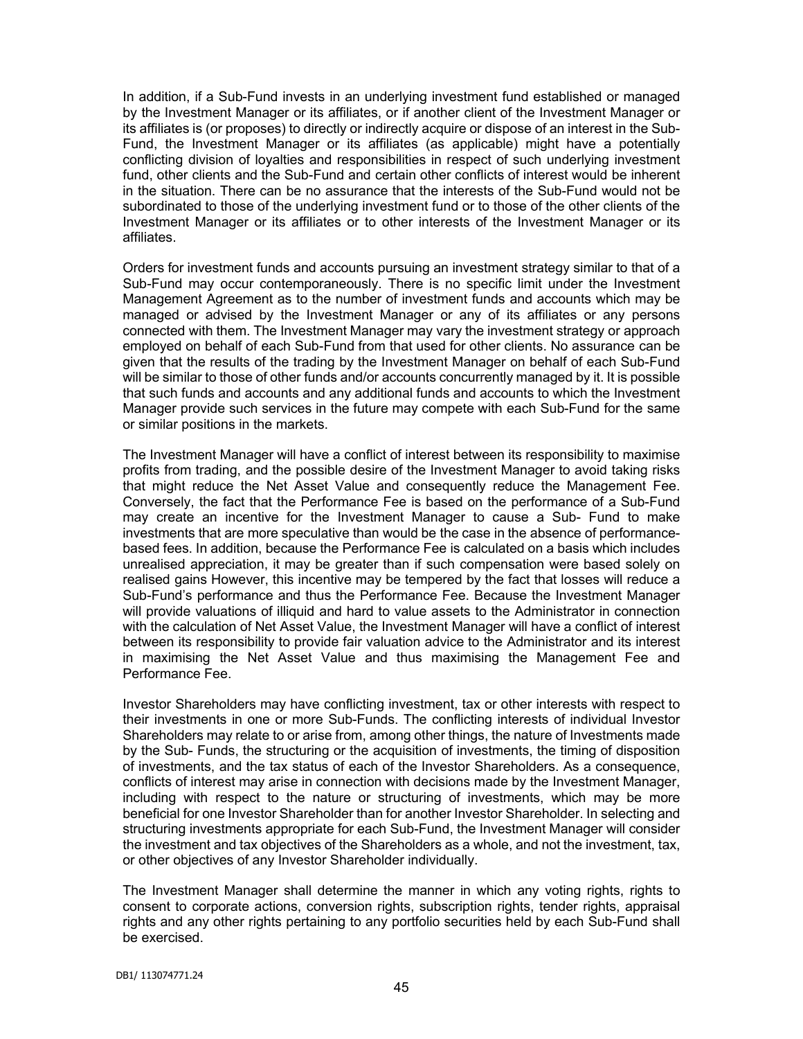In addition, if a Sub-Fund invests in an underlying investment fund established or managed by the Investment Manager or its affiliates, or if another client of the Investment Manager or its affiliates is (or proposes) to directly or indirectly acquire or dispose of an interest in the Sub-Fund, the Investment Manager or its affiliates (as applicable) might have a potentially conflicting division of loyalties and responsibilities in respect of such underlying investment fund, other clients and the Sub-Fund and certain other conflicts of interest would be inherent in the situation. There can be no assurance that the interests of the Sub-Fund would not be subordinated to those of the underlying investment fund or to those of the other clients of the Investment Manager or its affiliates or to other interests of the Investment Manager or its affiliates.

Orders for investment funds and accounts pursuing an investment strategy similar to that of a Sub-Fund may occur contemporaneously. There is no specific limit under the Investment Management Agreement as to the number of investment funds and accounts which may be managed or advised by the Investment Manager or any of its affiliates or any persons connected with them. The Investment Manager may vary the investment strategy or approach employed on behalf of each Sub-Fund from that used for other clients. No assurance can be given that the results of the trading by the Investment Manager on behalf of each Sub-Fund will be similar to those of other funds and/or accounts concurrently managed by it. It is possible that such funds and accounts and any additional funds and accounts to which the Investment Manager provide such services in the future may compete with each Sub-Fund for the same or similar positions in the markets.

The Investment Manager will have a conflict of interest between its responsibility to maximise profits from trading, and the possible desire of the Investment Manager to avoid taking risks that might reduce the Net Asset Value and consequently reduce the Management Fee. Conversely, the fact that the Performance Fee is based on the performance of a Sub-Fund may create an incentive for the Investment Manager to cause a Sub- Fund to make investments that are more speculative than would be the case in the absence of performance-based fees. In addition, because the Performance Fee is calculated on a basis which includes unrealised appreciation, it may be greater than if such compensation were based solely on realised gains However, this incentive may be tempered by the fact that losses will reduce a Sub-Fund's performance and thus the Performance Fee. Because the Investment Manager will provide valuations of illiquid and hard to value assets to the Administrator in connection with the calculation of Net Asset Value, the Investment Manager will have a conflict of interest between its responsibility to provide fair valuation advice to the Administrator and its interest in maximising the Net Asset Value and thus maximising the Management Fee and Performance Fee.

Investor Shareholders may have conflicting investment, tax or other interests with respect to their investments in one or more Sub-Funds. The conflicting interests of individual Investor Shareholders may relate to or arise from, among other things, the nature of Investments made by the Sub- Funds, the structuring or the acquisition of investments, the timing of disposition of investments, and the tax status of each of the Investor Shareholders. As a consequence, conflicts of interest may arise in connection with decisions made by the Investment Manager, including with respect to the nature or structuring of investments, which may be more beneficial for one Investor Shareholder than for another Investor Shareholder. In selecting and structuring investments appropriate for each Sub-Fund, the Investment Manager will consider the investment and tax objectives of the Shareholders as a whole, and not the investment, tax, or other objectives of any Investor Shareholder individually.

The Investment Manager shall determine the manner in which any voting rights, rights to consent to corporate actions, conversion rights, subscription rights, tender rights, appraisal rights and any other rights pertaining to any portfolio securities held by each Sub-Fund shall be exercised.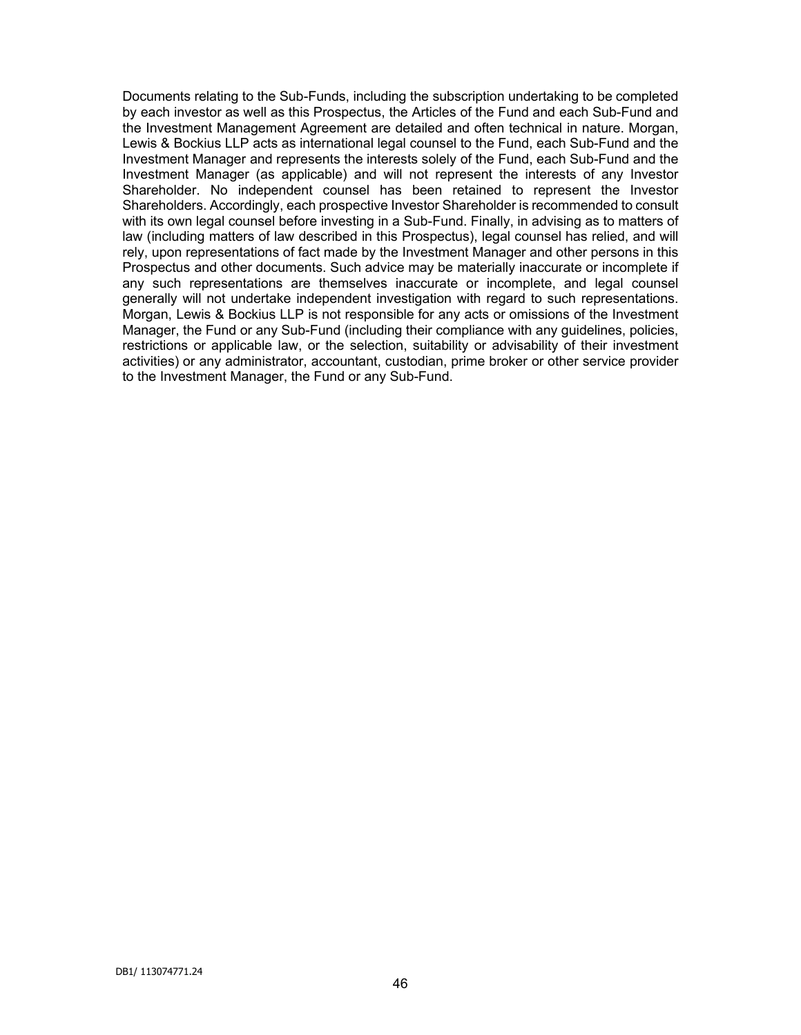Documents relating to the Sub-Funds, including the subscription undertaking to be completed by each investor as well as this Prospectus, the Articles of the Fund and each Sub-Fund and the Investment Management Agreement are detailed and often technical in nature. Morgan, Lewis & Bockius LLP acts as international legal counsel to the Fund, each Sub-Fund and the Investment Manager and represents the interests solely of the Fund, each Sub-Fund and the Investment Manager (as applicable) and will not represent the interests of any Investor Shareholder. No independent counsel has been retained to represent the Investor Shareholders. Accordingly, each prospective Investor Shareholder is recommended to consult with its own legal counsel before investing in a Sub-Fund. Finally, in advising as to matters of law (including matters of law described in this Prospectus), legal counsel has relied, and will rely, upon representations of fact made by the Investment Manager and other persons in this Prospectus and other documents. Such advice may be materially inaccurate or incomplete if any such representations are themselves inaccurate or incomplete, and legal counsel generally will not undertake independent investigation with regard to such representations. Morgan, Lewis & Bockius LLP is not responsible for any acts or omissions of the Investment Manager, the Fund or any Sub-Fund (including their compliance with any guidelines, policies, restrictions or applicable law, or the selection, suitability or advisability of their investment activities) or any administrator, accountant, custodian, prime broker or other service provider to the Investment Manager, the Fund or any Sub-Fund.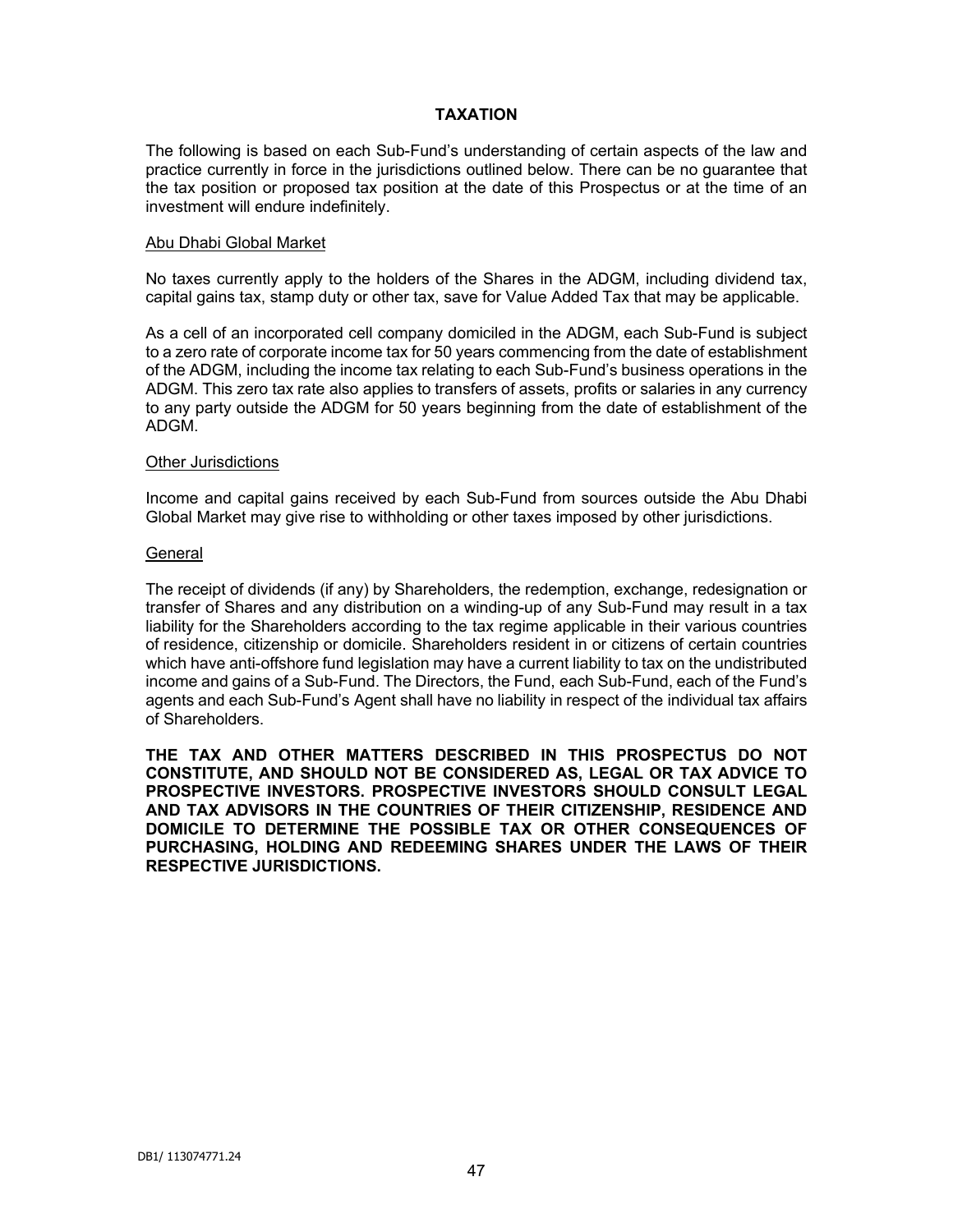# TAXATION

The following is based on each Sub-Fund's understanding of certain aspects of the law and practice currently in force in the jurisdictions outlined below. There can be no guarantee that the tax position or proposed tax position at the date of this Prospectus or at the time of an investment will endure indefinitely.

## Abu Dhabi Global Market

No taxes currently apply to the holders of the Shares in the ADGM, including dividend tax, capital gains tax, stamp duty or other tax, save for Value Added Tax that may be applicable.

As a cell of an incorporated cell company domiciled in the ADGM, each Sub-Fund is subject to a zero rate of corporate income tax for 50 years commencing from the date of establishment of the ADGM, including the income tax relating to each Sub-Fund's business operations in the ADGM. This zero tax rate also applies to transfers of assets, profits or salaries in any currency to any party outside the ADGM for 50 years beginning from the date of establishment of the ADGM.

## Other Jurisdictions

Income and capital gains received by each Sub-Fund from sources outside the Abu Dhabi Global Market may give rise to withholding or other taxes imposed by other jurisdictions.

## General

The receipt of dividends (if any) by Shareholders, the redemption, exchange, redesignation or transfer of Shares and any distribution on a winding-up of any Sub-Fund may result in a tax liability for the Shareholders according to the tax regime applicable in their various countries of residence, citizenship or domicile. Shareholders resident in or citizens of certain countries which have anti-offshore fund legislation may have a current liability to tax on the undistributed income and gains of a Sub-Fund. The Directors, the Fund, each Sub-Fund, each of the Fund's agents and each Sub-Fund's Agent shall have no liability in respect of the individual tax affairs of Shareholders.

**THE TAX AND OTHER MATTERS DESCRIBED IN THIS PROSPECTUS DO NOT CONSTITUTE, AND SHOULD NOT BE CONSIDERED AS, LEGAL OR TAX ADVICE TO PROSPECTIVE INVESTORS. PROSPECTIVE INVESTORS SHOULD CONSULT LEGAL AND TAX ADVISORS IN THE COUNTRIES OF THEIR CITIZENSHIP, RESIDENCE AND DOMICILE TO DETERMINE THE POSSIBLE TAX OR OTHER CONSEQUENCES OF PURCHASING, HOLDING AND REDEEMING SHARES UNDER THE LAWS OF THEIR RESPECTIVE JURISDICTIONS.**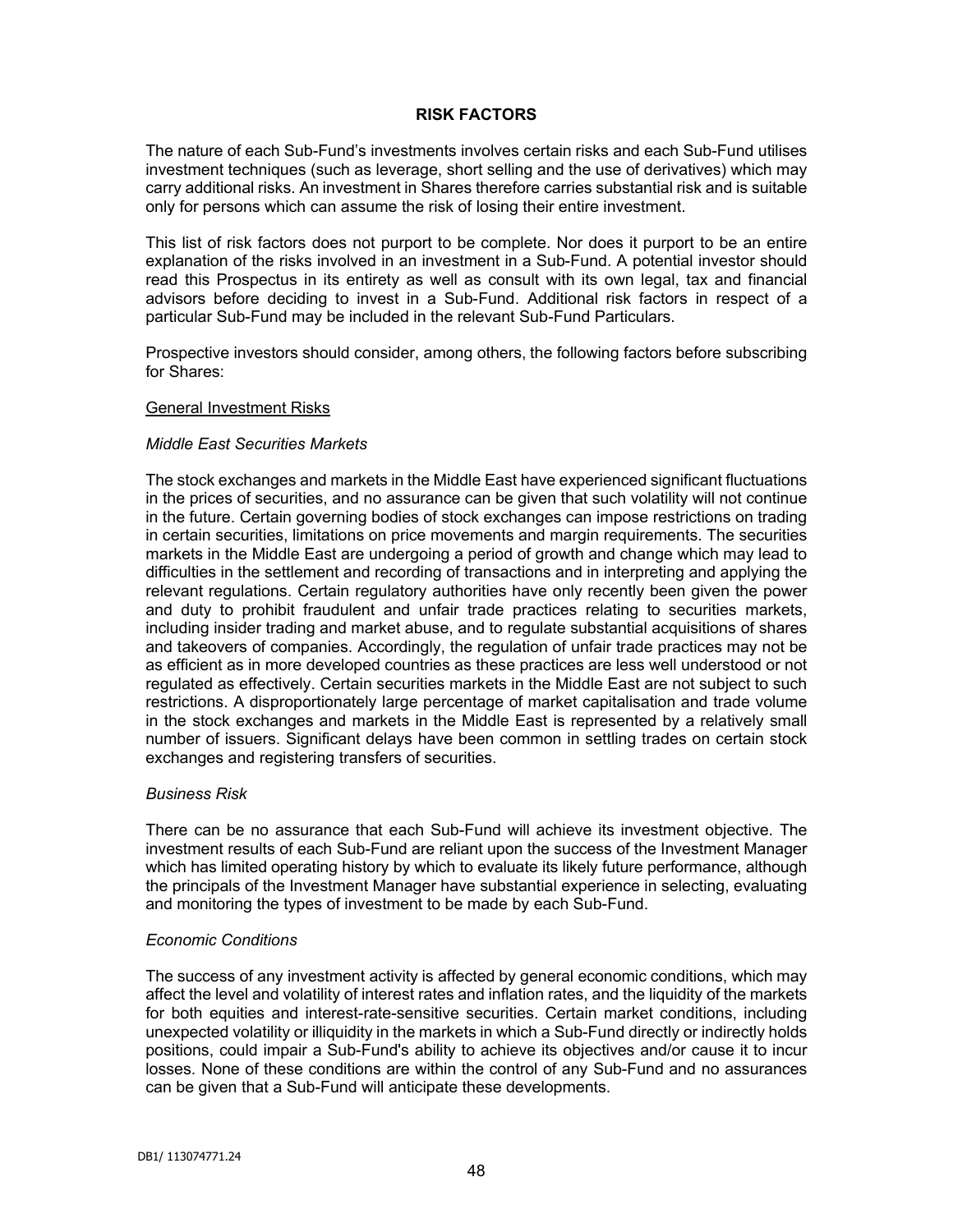## RISK FACTORS

The nature of each Sub-Fund's investments involves certain risks and each Sub-Fund utilises investment techniques (such as leverage, short selling and the use of derivatives) which may carry additional risks. An investment in Shares therefore carries substantial risk and is suitable only for persons which can assume the risk of losing their entire investment.

This list of risk factors does not purport to be complete. Nor does it purport to be an entire explanation of the risks involved in an investment in a Sub-Fund. A potential investor should read this Prospectus in its entirety as well as consult with its own legal, tax and financial advisors before deciding to invest in a Sub-Fund. Additional risk factors in respect of a particular Sub-Fund may be included in the relevant Sub-Fund Particulars.

Prospective investors should consider, among others, the following factors before subscribing for Shares:

### General Investment Risks

*Middle East Securities Markets*

The stock exchanges and markets in the Middle East have experienced significant fluctuations in the prices of securities, and no assurance can be given that such volatility will not continue in the future. Certain governing bodies of stock exchanges can impose restrictions on trading in certain securities, limitations on price movements and margin requirements. The securities markets in the Middle East are undergoing a period of growth and change which may lead to difficulties in the settlement and recording of transactions and in interpreting and applying the relevant regulations. Certain regulatory authorities have only recently been given the power and duty to prohibit fraudulent and unfair trade practices relating to securities markets, including insider trading and market abuse, and to regulate substantial acquisitions of shares and takeovers of companies. Accordingly, the regulation of unfair trade practices may not be as efficient as in more developed countries as these practices are less well understood or not regulated as effectively. Certain securities markets in the Middle East are not subject to such restrictions. A disproportionately large percentage of market capitalisation and trade volume in the stock exchanges and markets in the Middle East is represented by a relatively small number of issuers. Significant delays have been common in settling trades on certain stock exchanges and registering transfers of securities.

*Business Risk*

There can be no assurance that each Sub-Fund will achieve its investment objective. The investment results of each Sub-Fund are reliant upon the success of the Investment Manager which has limited operating history by which to evaluate its likely future performance, although the principals of the Investment Manager have substantial experience in selecting, evaluating and monitoring the types of investment to be made by each Sub-Fund.

*Economic Conditions*

The success of any investment activity is affected by general economic conditions, which may affect the level and volatility of interest rates and inflation rates, and the liquidity of the markets for both equities and interest-rate-sensitive securities. Certain market conditions, including unexpected volatility or illiquidity in the markets in which a Sub-Fund directly or indirectly holds positions, could impair a Sub-Fund's ability to achieve its objectives and/or cause it to incur losses. None of these conditions are within the control of any Sub-Fund and no assurances can be given that a Sub-Fund will anticipate these developments.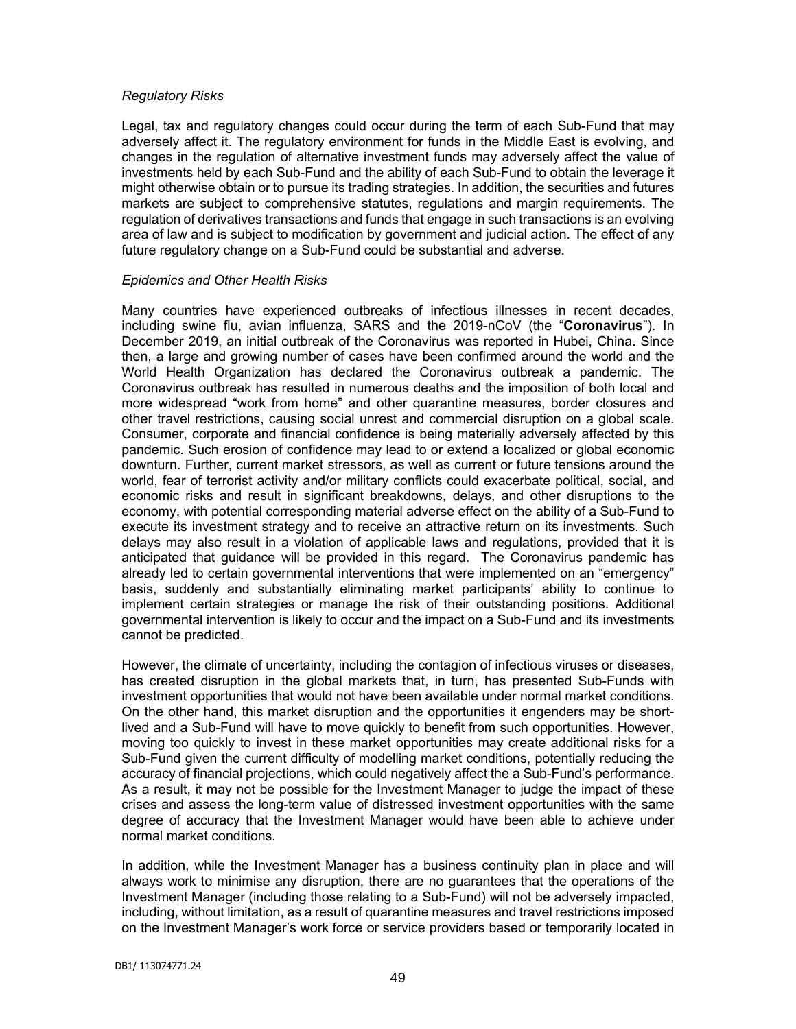*Regulatory Risks*

Legal, tax and regulatory changes could occur during the term of each Sub-Fund that may adversely affect it. The regulatory environment for funds in the Middle East is evolving, and changes in the regulation of alternative investment funds may adversely affect the value of investments held by each Sub-Fund and the ability of each Sub-Fund to obtain the leverage it might otherwise obtain or to pursue its trading strategies. In addition, the securities and futures markets are subject to comprehensive statutes, regulations and margin requirements. The regulation of derivatives transactions and funds that engage in such transactions is an evolving area of law and is subject to modification by government and judicial action. The effect of any future regulatory change on a Sub-Fund could be substantial and adverse.

*Epidemics and Other Health Risks*

Many countries have experienced outbreaks of infectious illnesses in recent decades, including swine flu, avian influenza, SARS and the 2019-nCoV (the "**Coronavirus**"). In December 2019, an initial outbreak of the Coronavirus was reported in Hubei, China. Since then, a large and growing number of cases have been confirmed around the world and the World Health Organization has declared the Coronavirus outbreak a pandemic. The Coronavirus outbreak has resulted in numerous deaths and the imposition of both local and more widespread "work from home" and other quarantine measures, border closures and other travel restrictions, causing social unrest and commercial disruption on a global scale. Consumer, corporate and financial confidence is being materially adversely affected by this pandemic. Such erosion of confidence may lead to or extend a localized or global economic downturn. Further, current market stressors, as well as current or future tensions around the world, fear of terrorist activity and/or military conflicts could exacerbate political, social, and economic risks and result in significant breakdowns, delays, and other disruptions to the economy, with potential corresponding material adverse effect on the ability of a Sub-Fund to execute its investment strategy and to receive an attractive return on its investments. Such delays may also result in a violation of applicable laws and regulations, provided that it is anticipated that guidance will be provided in this regard. The Coronavirus pandemic has already led to certain governmental interventions that were implemented on an "emergency" basis, suddenly and substantially eliminating market participants' ability to continue to implement certain strategies or manage the risk of their outstanding positions. Additional governmental intervention is likely to occur and the impact on a Sub-Fund and its investments cannot be predicted.

However, the climate of uncertainty, including the contagion of infectious viruses or diseases, has created disruption in the global markets that, in turn, has presented Sub-Funds with investment opportunities that would not have been available under normal market conditions. On the other hand, this market disruption and the opportunities it engenders may be short-lived and a Sub-Fund will have to move quickly to benefit from such opportunities. However, moving too quickly to invest in these market opportunities may create additional risks for a Sub-Fund given the current difficulty of modelling market conditions, potentially reducing the accuracy of financial projections, which could negatively affect the a Sub-Fund's performance. As a result, it may not be possible for the Investment Manager to judge the impact of these crises and assess the long-term value of distressed investment opportunities with the same degree of accuracy that the Investment Manager would have been able to achieve under normal market conditions.

In addition, while the Investment Manager has a business continuity plan in place and will always work to minimise any disruption, there are no guarantees that the operations of the Investment Manager (including those relating to a Sub-Fund) will not be adversely impacted, including, without limitation, as a result of quarantine measures and travel restrictions imposed on the Investment Manager's work force or service providers based or temporarily located in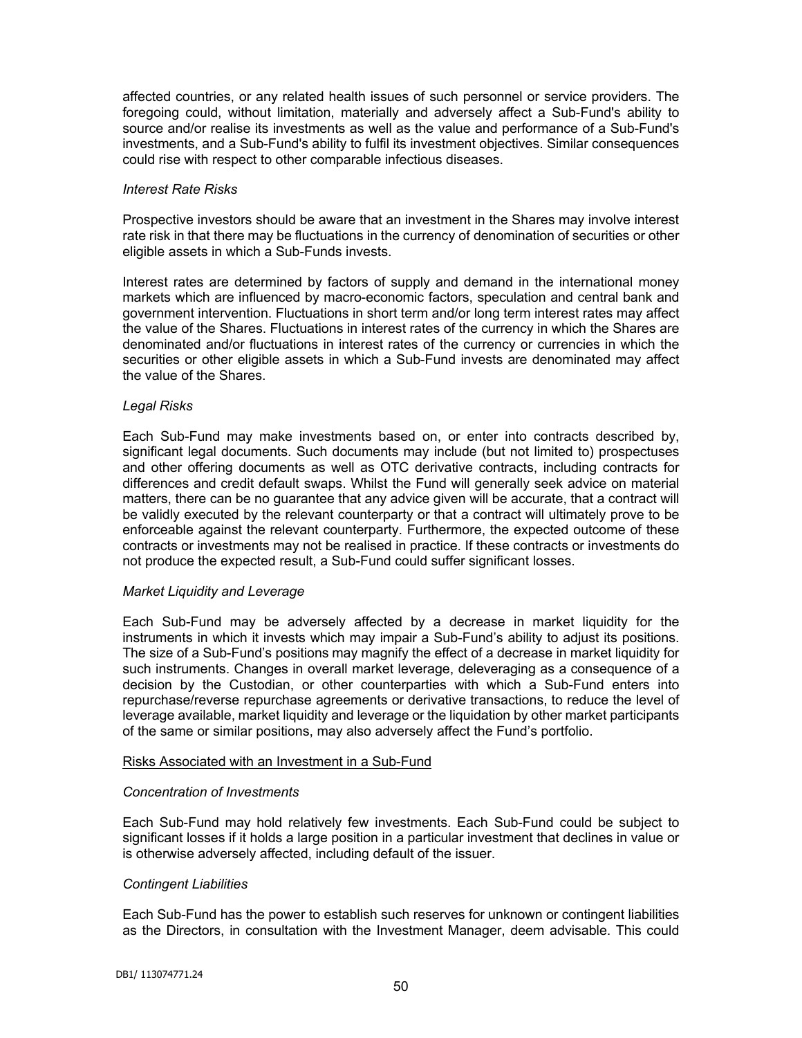affected countries, or any related health issues of such personnel or service providers. The foregoing could, without limitation, materially and adversely affect a Sub-Fund's ability to source and/or realise its investments as well as the value and performance of a Sub-Fund's investments, and a Sub-Fund's ability to fulfil its investment objectives. Similar consequences could rise with respect to other comparable infectious diseases.

*Interest Rate Risks*

Prospective investors should be aware that an investment in the Shares may involve interest rate risk in that there may be fluctuations in the currency of denomination of securities or other eligible assets in which a Sub-Funds invests.

Interest rates are determined by factors of supply and demand in the international money markets which are influenced by macro-economic factors, speculation and central bank and government intervention. Fluctuations in short term and/or long term interest rates may affect the value of the Shares. Fluctuations in interest rates of the currency in which the Shares are denominated and/or fluctuations in interest rates of the currency or currencies in which the securities or other eligible assets in which a Sub-Fund invests are denominated may affect the value of the Shares.

*Legal Risks*

Each Sub-Fund may make investments based on, or enter into contracts described by, significant legal documents. Such documents may include (but not limited to) prospectuses and other offering documents as well as OTC derivative contracts, including contracts for differences and credit default swaps. Whilst the Fund will generally seek advice on material matters, there can be no guarantee that any advice given will be accurate, that a contract will be validly executed by the relevant counterparty or that a contract will ultimately prove to be enforceable against the relevant counterparty. Furthermore, the expected outcome of these contracts or investments may not be realised in practice. If these contracts or investments do not produce the expected result, a Sub-Fund could suffer significant losses.

*Market Liquidity and Leverage*

Each Sub-Fund may be adversely affected by a decrease in market liquidity for the instruments in which it invests which may impair a Sub-Fund's ability to adjust its positions. The size of a Sub-Fund's positions may magnify the effect of a decrease in market liquidity for such instruments. Changes in overall market leverage, deleveraging as a consequence of a decision by the Custodian, or other counterparties with which a Sub-Fund enters into repurchase/reverse repurchase agreements or derivative transactions, to reduce the level of leverage available, market liquidity and leverage or the liquidation by other market participants of the same or similar positions, may also adversely affect the Fund's portfolio.

Risks Associated with an Investment in a Sub-Fund

*Concentration of Investments*

Each Sub-Fund may hold relatively few investments. Each Sub-Fund could be subject to significant losses if it holds a large position in a particular investment that declines in value or is otherwise adversely affected, including default of the issuer.

*Contingent Liabilities*

Each Sub-Fund has the power to establish such reserves for unknown or contingent liabilities as the Directors, in consultation with the Investment Manager, deem advisable. This could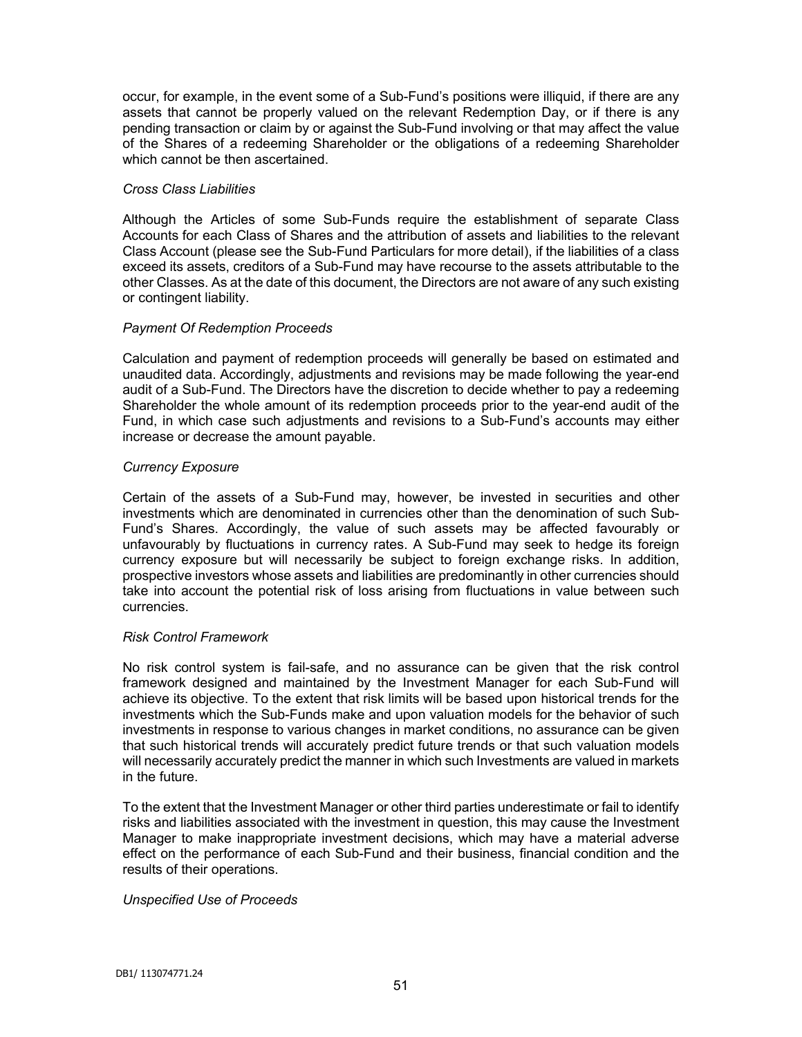occur, for example, in the event some of a Sub-Fund's positions were illiquid, if there are any assets that cannot be properly valued on the relevant Redemption Day, or if there is any pending transaction or claim by or against the Sub-Fund involving or that may affect the value of the Shares of a redeeming Shareholder or the obligations of a redeeming Shareholder which cannot be then ascertained.

*Cross Class Liabilities*

Although the Articles of some Sub-Funds require the establishment of separate Class Accounts for each Class of Shares and the attribution of assets and liabilities to the relevant Class Account (please see the Sub-Fund Particulars for more detail), if the liabilities of a class exceed its assets, creditors of a Sub-Fund may have recourse to the assets attributable to the other Classes. As at the date of this document, the Directors are not aware of any such existing or contingent liability.

*Payment Of Redemption Proceeds*

Calculation and payment of redemption proceeds will generally be based on estimated and unaudited data. Accordingly, adjustments and revisions may be made following the year-end audit of a Sub-Fund. The Directors have the discretion to decide whether to pay a redeeming Shareholder the whole amount of its redemption proceeds prior to the year-end audit of the Fund, in which case such adjustments and revisions to a Sub-Fund's accounts may either increase or decrease the amount payable.

*Currency Exposure*

Certain of the assets of a Sub-Fund may, however, be invested in securities and other investments which are denominated in currencies other than the denomination of such Sub-Fund's Shares. Accordingly, the value of such assets may be affected favourably or unfavourably by fluctuations in currency rates. A Sub-Fund may seek to hedge its foreign currency exposure but will necessarily be subject to foreign exchange risks. In addition, prospective investors whose assets and liabilities are predominantly in other currencies should take into account the potential risk of loss arising from fluctuations in value between such currencies.

*Risk Control Framework*

No risk control system is fail-safe, and no assurance can be given that the risk control framework designed and maintained by the Investment Manager for each Sub-Fund will achieve its objective. To the extent that risk limits will be based upon historical trends for the investments which the Sub-Funds make and upon valuation models for the behavior of such investments in response to various changes in market conditions, no assurance can be given that such historical trends will accurately predict future trends or that such valuation models will necessarily accurately predict the manner in which such Investments are valued in markets in the future.

To the extent that the Investment Manager or other third parties underestimate or fail to identify risks and liabilities associated with the investment in question, this may cause the Investment Manager to make inappropriate investment decisions, which may have a material adverse effect on the performance of each Sub-Fund and their business, financial condition and the results of their operations.

*Unspecified Use of Proceeds*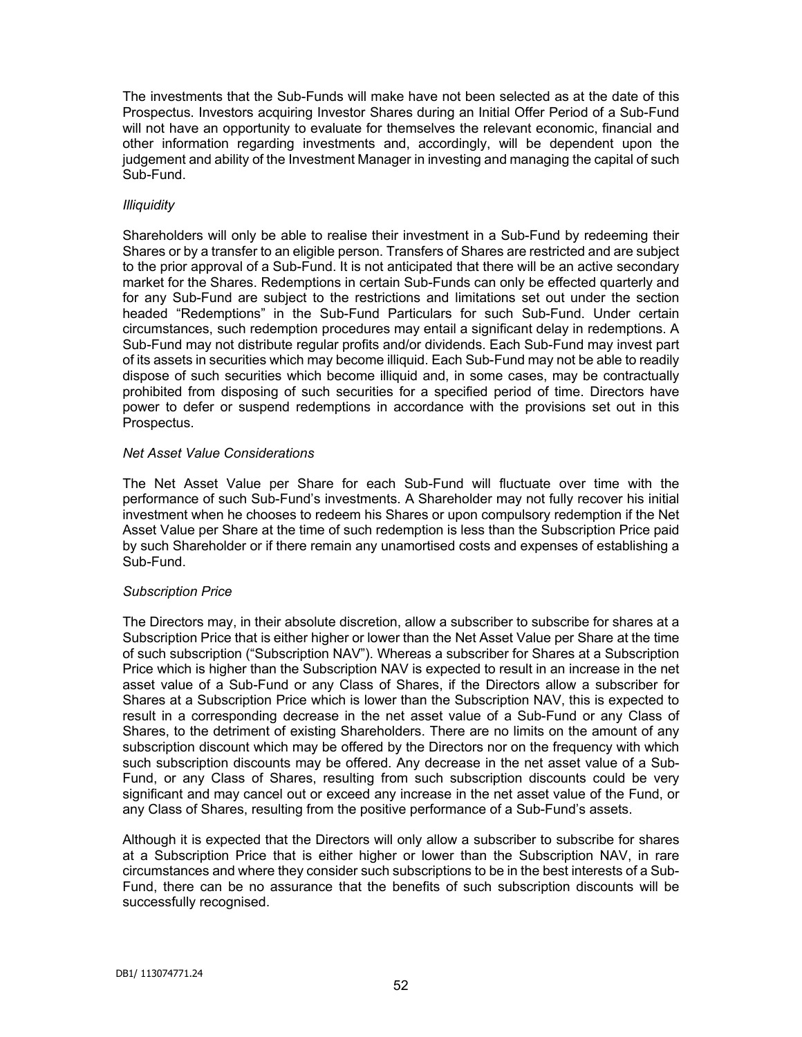The investments that the Sub-Funds will make have not been selected as at the date of this Prospectus. Investors acquiring Investor Shares during an Initial Offer Period of a Sub-Fund will not have an opportunity to evaluate for themselves the relevant economic, financial and other information regarding investments and, accordingly, will be dependent upon the judgement and ability of the Investment Manager in investing and managing the capital of such Sub-Fund.

*Illiquidity*

Shareholders will only be able to realise their investment in a Sub-Fund by redeeming their Shares or by a transfer to an eligible person. Transfers of Shares are restricted and are subject to the prior approval of a Sub-Fund. It is not anticipated that there will be an active secondary market for the Shares. Redemptions in certain Sub-Funds can only be effected quarterly and for any Sub-Fund are subject to the restrictions and limitations set out under the section headed "Redemptions" in the Sub-Fund Particulars for such Sub-Fund. Under certain circumstances, such redemption procedures may entail a significant delay in redemptions. A Sub-Fund may not distribute regular profits and/or dividends. Each Sub-Fund may invest part of its assets in securities which may become illiquid. Each Sub-Fund may not be able to readily dispose of such securities which become illiquid and, in some cases, may be contractually prohibited from disposing of such securities for a specified period of time. Directors have power to defer or suspend redemptions in accordance with the provisions set out in this Prospectus.

*Net Asset Value Considerations*

The Net Asset Value per Share for each Sub-Fund will fluctuate over time with the performance of such Sub-Fund's investments. A Shareholder may not fully recover his initial investment when he chooses to redeem his Shares or upon compulsory redemption if the Net Asset Value per Share at the time of such redemption is less than the Subscription Price paid by such Shareholder or if there remain any unamortised costs and expenses of establishing a Sub-Fund.

*Subscription Price*

The Directors may, in their absolute discretion, allow a subscriber to subscribe for shares at a Subscription Price that is either higher or lower than the Net Asset Value per Share at the time of such subscription ("Subscription NAV"). Whereas a subscriber for Shares at a Subscription Price which is higher than the Subscription NAV is expected to result in an increase in the net asset value of a Sub-Fund or any Class of Shares, if the Directors allow a subscriber for Shares at a Subscription Price which is lower than the Subscription NAV, this is expected to result in a corresponding decrease in the net asset value of a Sub-Fund or any Class of Shares, to the detriment of existing Shareholders. There are no limits on the amount of any subscription discount which may be offered by the Directors nor on the frequency with which such subscription discounts may be offered. Any decrease in the net asset value of a Sub-Fund, or any Class of Shares, resulting from such subscription discounts could be very significant and may cancel out or exceed any increase in the net asset value of the Fund, or any Class of Shares, resulting from the positive performance of a Sub-Fund's assets.

Although it is expected that the Directors will only allow a subscriber to subscribe for shares at a Subscription Price that is either higher or lower than the Subscription NAV, in rare circumstances and where they consider such subscriptions to be in the best interests of a Sub-Fund, there can be no assurance that the benefits of such subscription discounts will be successfully recognised.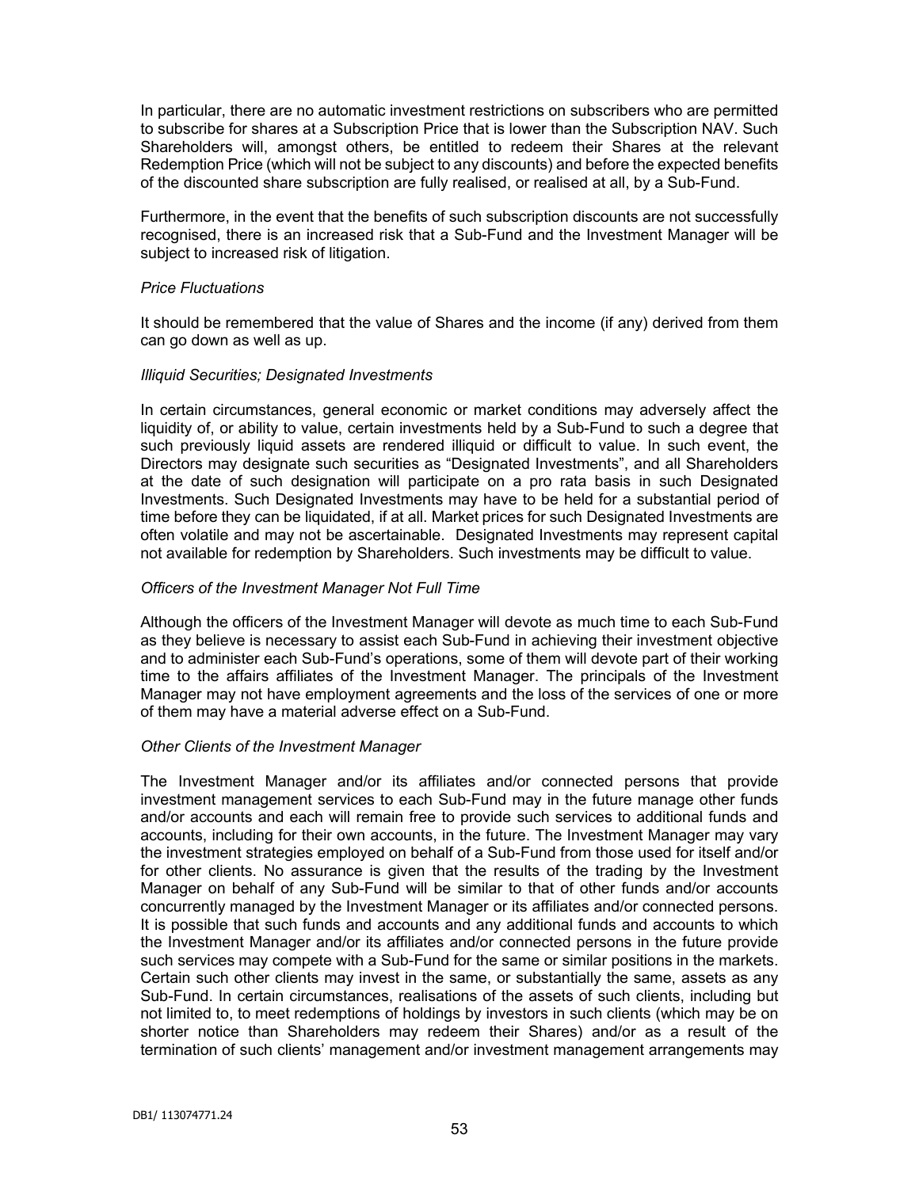In particular, there are no automatic investment restrictions on subscribers who are permitted to subscribe for shares at a Subscription Price that is lower than the Subscription NAV. Such Shareholders will, amongst others, be entitled to redeem their Shares at the relevant Redemption Price (which will not be subject to any discounts) and before the expected benefits of the discounted share subscription are fully realised, or realised at all, by a Sub-Fund.

Furthermore, in the event that the benefits of such subscription discounts are not successfully recognised, there is an increased risk that a Sub-Fund and the Investment Manager will be subject to increased risk of litigation.

*Price Fluctuations*

It should be remembered that the value of Shares and the income (if any) derived from them can go down as well as up.

*Illiquid Securities; Designated Investments*

In certain circumstances, general economic or market conditions may adversely affect the liquidity of, or ability to value, certain investments held by a Sub-Fund to such a degree that such previously liquid assets are rendered illiquid or difficult to value. In such event, the Directors may designate such securities as "Designated Investments", and all Shareholders at the date of such designation will participate on a pro rata basis in such Designated Investments. Such Designated Investments may have to be held for a substantial period of time before they can be liquidated, if at all. Market prices for such Designated Investments are often volatile and may not be ascertainable. Designated Investments may represent capital not available for redemption by Shareholders. Such investments may be difficult to value.

*Officers of the Investment Manager Not Full Time*

Although the officers of the Investment Manager will devote as much time to each Sub-Fund as they believe is necessary to assist each Sub-Fund in achieving their investment objective and to administer each Sub-Fund's operations, some of them will devote part of their working time to the affairs affiliates of the Investment Manager. The principals of the Investment Manager may not have employment agreements and the loss of the services of one or more of them may have a material adverse effect on a Sub-Fund.

*Other Clients of the Investment Manager*

The Investment Manager and/or its affiliates and/or connected persons that provide investment management services to each Sub-Fund may in the future manage other funds and/or accounts and each will remain free to provide such services to additional funds and accounts, including for their own accounts, in the future. The Investment Manager may vary the investment strategies employed on behalf of a Sub-Fund from those used for itself and/or for other clients. No assurance is given that the results of the trading by the Investment Manager on behalf of any Sub-Fund will be similar to that of other funds and/or accounts concurrently managed by the Investment Manager or its affiliates and/or connected persons. It is possible that such funds and accounts and any additional funds and accounts to which the Investment Manager and/or its affiliates and/or connected persons in the future provide such services may compete with a Sub-Fund for the same or similar positions in the markets. Certain such other clients may invest in the same, or substantially the same, assets as any Sub-Fund. In certain circumstances, realisations of the assets of such clients, including but not limited to, to meet redemptions of holdings by investors in such clients (which may be on shorter notice than Shareholders may redeem their Shares) and/or as a result of the termination of such clients' management and/or investment management arrangements may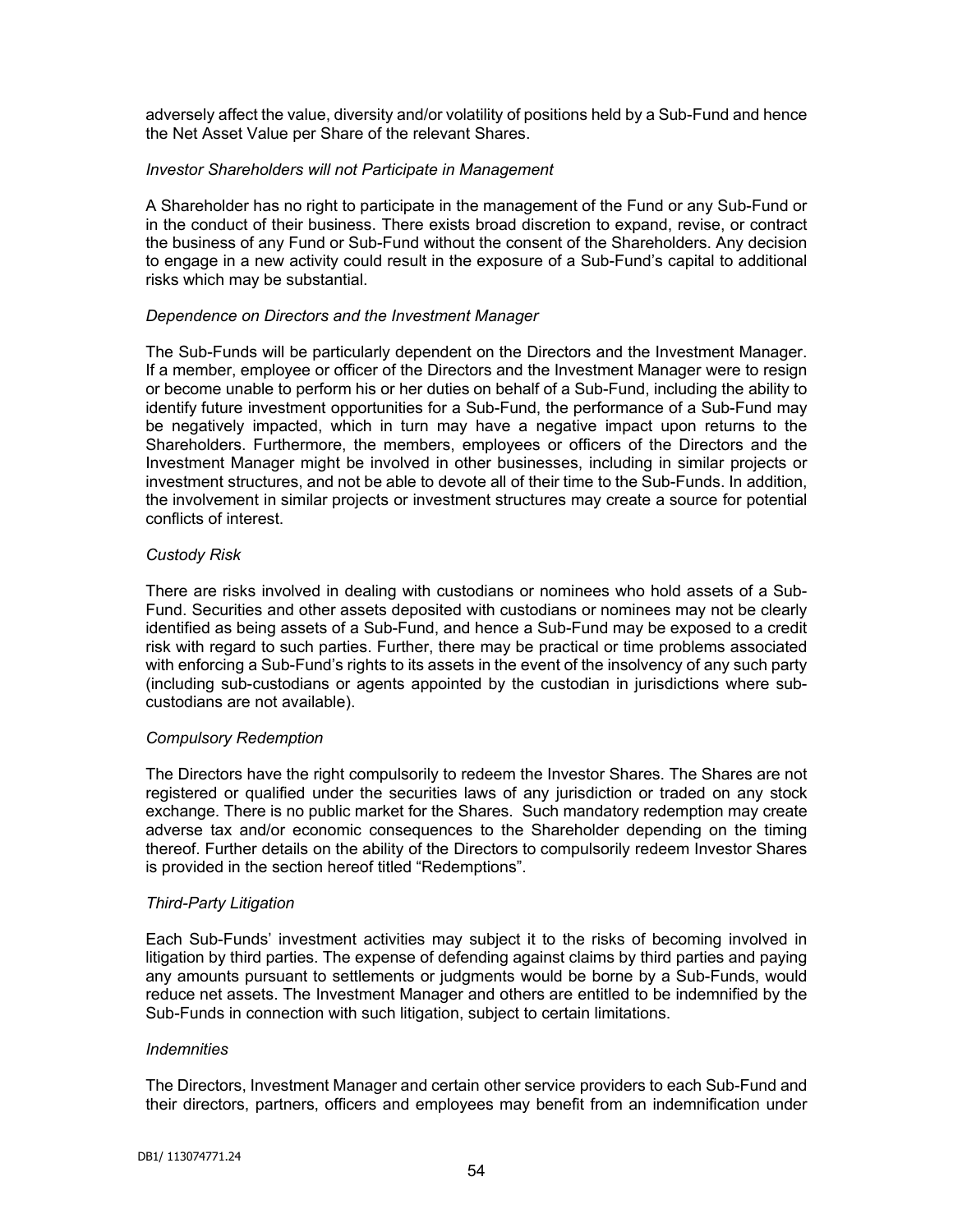adversely affect the value, diversity and/or volatility of positions held by a Sub-Fund and hence the Net Asset Value per Share of the relevant Shares.

*Investor Shareholders will not Participate in Management*

A Shareholder has no right to participate in the management of the Fund or any Sub-Fund or in the conduct of their business. There exists broad discretion to expand, revise, or contract the business of any Fund or Sub-Fund without the consent of the Shareholders. Any decision to engage in a new activity could result in the exposure of a Sub-Fund's capital to additional risks which may be substantial.

*Dependence on Directors and the Investment Manager*

The Sub-Funds will be particularly dependent on the Directors and the Investment Manager. If a member, employee or officer of the Directors and the Investment Manager were to resign or become unable to perform his or her duties on behalf of a Sub-Fund, including the ability to identify future investment opportunities for a Sub-Fund, the performance of a Sub-Fund may be negatively impacted, which in turn may have a negative impact upon returns to the Shareholders. Furthermore, the members, employees or officers of the Directors and the Investment Manager might be involved in other businesses, including in similar projects or investment structures, and not be able to devote all of their time to the Sub-Funds. In addition, the involvement in similar projects or investment structures may create a source for potential conflicts of interest.

*Custody Risk*

There are risks involved in dealing with custodians or nominees who hold assets of a Sub-Fund. Securities and other assets deposited with custodians or nominees may not be clearly identified as being assets of a Sub-Fund, and hence a Sub-Fund may be exposed to a credit risk with regard to such parties. Further, there may be practical or time problems associated with enforcing a Sub-Fund's rights to its assets in the event of the insolvency of any such party (including sub-custodians or agents appointed by the custodian in jurisdictions where sub-custodians are not available).

*Compulsory Redemption*

The Directors have the right compulsorily to redeem the Investor Shares. The Shares are not registered or qualified under the securities laws of any jurisdiction or traded on any stock exchange. There is no public market for the Shares. Such mandatory redemption may create adverse tax and/or economic consequences to the Shareholder depending on the timing thereof. Further details on the ability of the Directors to compulsorily redeem Investor Shares is provided in the section hereof titled "Redemptions".

*Third-Party Litigation*

Each Sub-Funds' investment activities may subject it to the risks of becoming involved in litigation by third parties. The expense of defending against claims by third parties and paying any amounts pursuant to settlements or judgments would be borne by a Sub-Funds, would reduce net assets. The Investment Manager and others are entitled to be indemnified by the Sub-Funds in connection with such litigation, subject to certain limitations.

*Indemnities*

The Directors, Investment Manager and certain other service providers to each Sub-Fund and their directors, partners, officers and employees may benefit from an indemnification under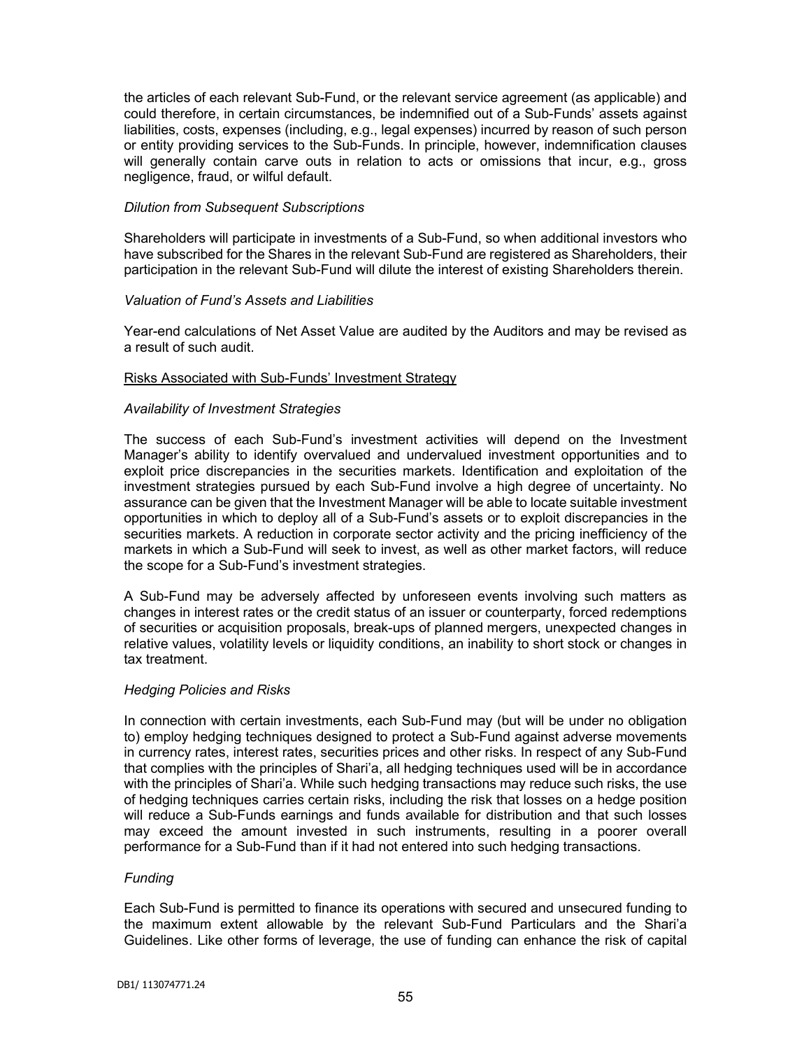the articles of each relevant Sub-Fund, or the relevant service agreement (as applicable) and could therefore, in certain circumstances, be indemnified out of a Sub-Funds' assets against liabilities, costs, expenses (including, e.g., legal expenses) incurred by reason of such person or entity providing services to the Sub-Funds. In principle, however, indemnification clauses will generally contain carve outs in relation to acts or omissions that incur, e.g., gross negligence, fraud, or wilful default.

*Dilution from Subsequent Subscriptions*

Shareholders will participate in investments of a Sub-Fund, so when additional investors who have subscribed for the Shares in the relevant Sub-Fund are registered as Shareholders, their participation in the relevant Sub-Fund will dilute the interest of existing Shareholders therein.

*Valuation of Fund's Assets and Liabilities*

Year-end calculations of Net Asset Value are audited by the Auditors and may be revised as a result of such audit.

Risks Associated with Sub-Funds' Investment Strategy

*Availability of Investment Strategies*

The success of each Sub-Fund's investment activities will depend on the Investment Manager's ability to identify overvalued and undervalued investment opportunities and to exploit price discrepancies in the securities markets. Identification and exploitation of the investment strategies pursued by each Sub-Fund involve a high degree of uncertainty. No assurance can be given that the Investment Manager will be able to locate suitable investment opportunities in which to deploy all of a Sub-Fund's assets or to exploit discrepancies in the securities markets. A reduction in corporate sector activity and the pricing inefficiency of the markets in which a Sub-Fund will seek to invest, as well as other market factors, will reduce the scope for a Sub-Fund's investment strategies.

A Sub-Fund may be adversely affected by unforeseen events involving such matters as changes in interest rates or the credit status of an issuer or counterparty, forced redemptions of securities or acquisition proposals, break-ups of planned mergers, unexpected changes in relative values, volatility levels or liquidity conditions, an inability to short stock or changes in tax treatment.

*Hedging Policies and Risks*

In connection with certain investments, each Sub-Fund may (but will be under no obligation to) employ hedging techniques designed to protect a Sub-Fund against adverse movements in currency rates, interest rates, securities prices and other risks. In respect of any Sub-Fund that complies with the principles of Shari'a, all hedging techniques used will be in accordance with the principles of Shari'a. While such hedging transactions may reduce such risks, the use of hedging techniques carries certain risks, including the risk that losses on a hedge position will reduce a Sub-Funds earnings and funds available for distribution and that such losses may exceed the amount invested in such instruments, resulting in a poorer overall performance for a Sub-Fund than if it had not entered into such hedging transactions.

*Funding*

Each Sub-Fund is permitted to finance its operations with secured and unsecured funding to the maximum extent allowable by the relevant Sub-Fund Particulars and the Shari'a Guidelines. Like other forms of leverage, the use of funding can enhance the risk of capital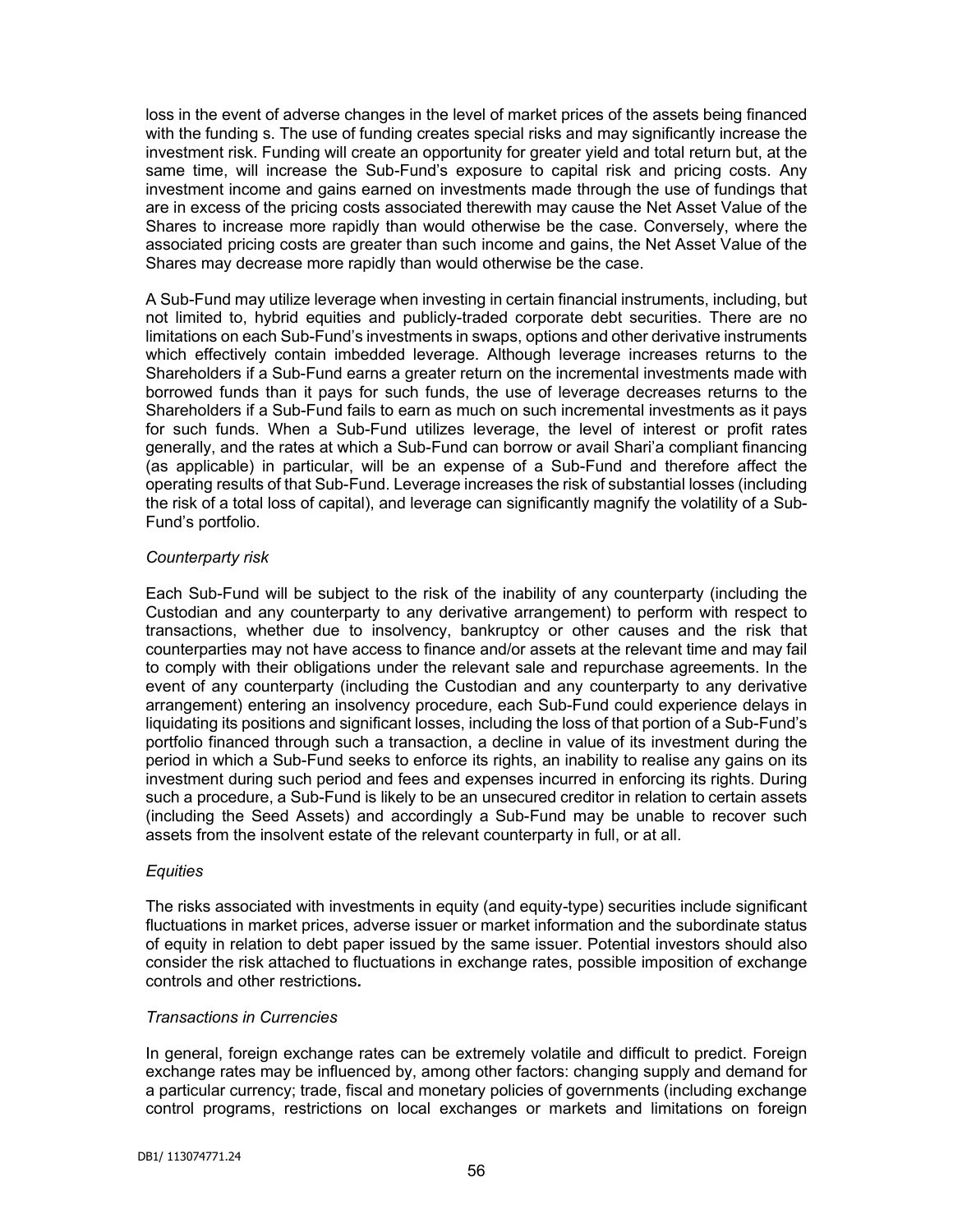loss in the event of adverse changes in the level of market prices of the assets being financed with the funding s. The use of funding creates special risks and may significantly increase the investment risk. Funding will create an opportunity for greater yield and total return but, at the same time, will increase the Sub-Fund's exposure to capital risk and pricing costs. Any investment income and gains earned on investments made through the use of fundings that are in excess of the pricing costs associated therewith may cause the Net Asset Value of the Shares to increase more rapidly than would otherwise be the case. Conversely, where the associated pricing costs are greater than such income and gains, the Net Asset Value of the Shares may decrease more rapidly than would otherwise be the case.

A Sub-Fund may utilize leverage when investing in certain financial instruments, including, but not limited to, hybrid equities and publicly-traded corporate debt securities. There are no limitations on each Sub-Fund's investments in swaps, options and other derivative instruments which effectively contain imbedded leverage. Although leverage increases returns to the Shareholders if a Sub-Fund earns a greater return on the incremental investments made with borrowed funds than it pays for such funds, the use of leverage decreases returns to the Shareholders if a Sub-Fund fails to earn as much on such incremental investments as it pays for such funds. When a Sub-Fund utilizes leverage, the level of interest or profit rates generally, and the rates at which a Sub-Fund can borrow or avail Shari'a compliant financing (as applicable) in particular, will be an expense of a Sub-Fund and therefore affect the operating results of that Sub-Fund. Leverage increases the risk of substantial losses (including the risk of a total loss of capital), and leverage can significantly magnify the volatility of a Sub-Fund's portfolio.

*Counterparty risk*

Each Sub-Fund will be subject to the risk of the inability of any counterparty (including the Custodian and any counterparty to any derivative arrangement) to perform with respect to transactions, whether due to insolvency, bankruptcy or other causes and the risk that counterparties may not have access to finance and/or assets at the relevant time and may fail to comply with their obligations under the relevant sale and repurchase agreements. In the event of any counterparty (including the Custodian and any counterparty to any derivative arrangement) entering an insolvency procedure, each Sub-Fund could experience delays in liquidating its positions and significant losses, including the loss of that portion of a Sub-Fund's portfolio financed through such a transaction, a decline in value of its investment during the period in which a Sub-Fund seeks to enforce its rights, an inability to realise any gains on its investment during such period and fees and expenses incurred in enforcing its rights. During such a procedure, a Sub-Fund is likely to be an unsecured creditor in relation to certain assets (including the Seed Assets) and accordingly a Sub-Fund may be unable to recover such assets from the insolvent estate of the relevant counterparty in full, or at all.

*Equities*

The risks associated with investments in equity (and equity-type) securities include significant fluctuations in market prices, adverse issuer or market information and the subordinate status of equity in relation to debt paper issued by the same issuer. Potential investors should also consider the risk attached to fluctuations in exchange rates, possible imposition of exchange controls and other restrictions*.*

*Transactions in Currencies*

In general, foreign exchange rates can be extremely volatile and difficult to predict. Foreign exchange rates may be influenced by, among other factors: changing supply and demand for a particular currency; trade, fiscal and monetary policies of governments (including exchange control programs, restrictions on local exchanges or markets and limitations on foreign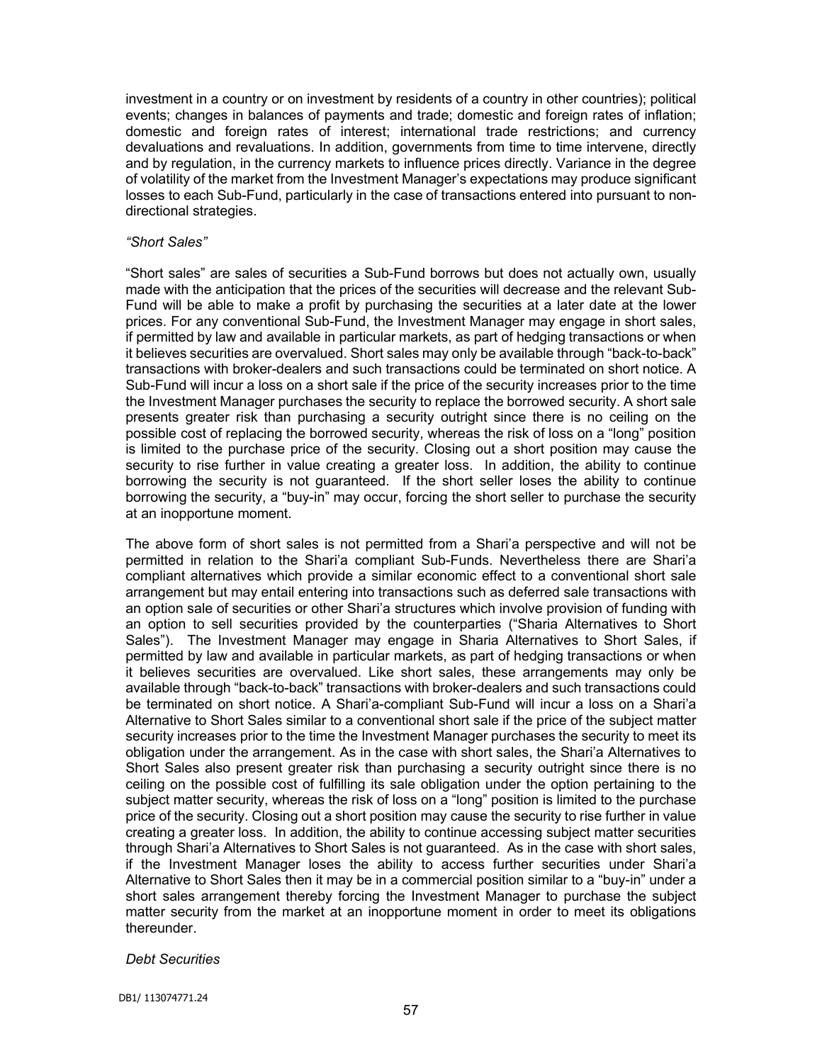investment in a country or on investment by residents of a country in other countries); political events; changes in balances of payments and trade; domestic and foreign rates of inflation; domestic and foreign rates of interest; international trade restrictions; and currency devaluations and revaluations. In addition, governments from time to time intervene, directly and by regulation, in the currency markets to influence prices directly. Variance in the degree of volatility of the market from the Investment Manager's expectations may produce significant losses to each Sub-Fund, particularly in the case of transactions entered into pursuant to non-directional strategies.

*"Short Sales"*

"Short sales" are sales of securities a Sub-Fund borrows but does not actually own, usually made with the anticipation that the prices of the securities will decrease and the relevant Sub-Fund will be able to make a profit by purchasing the securities at a later date at the lower prices. For any conventional Sub-Fund, the Investment Manager may engage in short sales, if permitted by law and available in particular markets, as part of hedging transactions or when it believes securities are overvalued. Short sales may only be available through "back-to-back" transactions with broker-dealers and such transactions could be terminated on short notice. A Sub-Fund will incur a loss on a short sale if the price of the security increases prior to the time the Investment Manager purchases the security to replace the borrowed security. A short sale presents greater risk than purchasing a security outright since there is no ceiling on the possible cost of replacing the borrowed security, whereas the risk of loss on a "long" position is limited to the purchase price of the security. Closing out a short position may cause the security to rise further in value creating a greater loss. In addition, the ability to continue borrowing the security is not guaranteed. If the short seller loses the ability to continue borrowing the security, a "buy-in" may occur, forcing the short seller to purchase the security at an inopportune moment.

The above form of short sales is not permitted from a Shari'a perspective and will not be permitted in relation to the Shari'a compliant Sub-Funds. Nevertheless there are Shari'a compliant alternatives which provide a similar economic effect to a conventional short sale arrangement but may entail entering into transactions such as deferred sale transactions with an option sale of securities or other Shari'a structures which involve provision of funding with an option to sell securities provided by the counterparties ("Sharia Alternatives to Short Sales"). The Investment Manager may engage in Sharia Alternatives to Short Sales, if permitted by law and available in particular markets, as part of hedging transactions or when it believes securities are overvalued. Like short sales, these arrangements may only be available through "back-to-back" transactions with broker-dealers and such transactions could be terminated on short notice. A Shari'a-compliant Sub-Fund will incur a loss on a Shari'a Alternative to Short Sales similar to a conventional short sale if the price of the subject matter security increases prior to the time the Investment Manager purchases the security to meet its obligation under the arrangement. As in the case with short sales, the Shari'a Alternatives to Short Sales also present greater risk than purchasing a security outright since there is no ceiling on the possible cost of fulfilling its sale obligation under the option pertaining to the subject matter security, whereas the risk of loss on a "long" position is limited to the purchase price of the security. Closing out a short position may cause the security to rise further in value creating a greater loss. In addition, the ability to continue accessing subject matter securities through Shari'a Alternatives to Short Sales is not guaranteed. As in the case with short sales, if the Investment Manager loses the ability to access further securities under Shari'a Alternative to Short Sales then it may be in a commercial position similar to a "buy-in" under a short sales arrangement thereby forcing the Investment Manager to purchase the subject matter security from the market at an inopportune moment in order to meet its obligations thereunder.

*Debt Securities*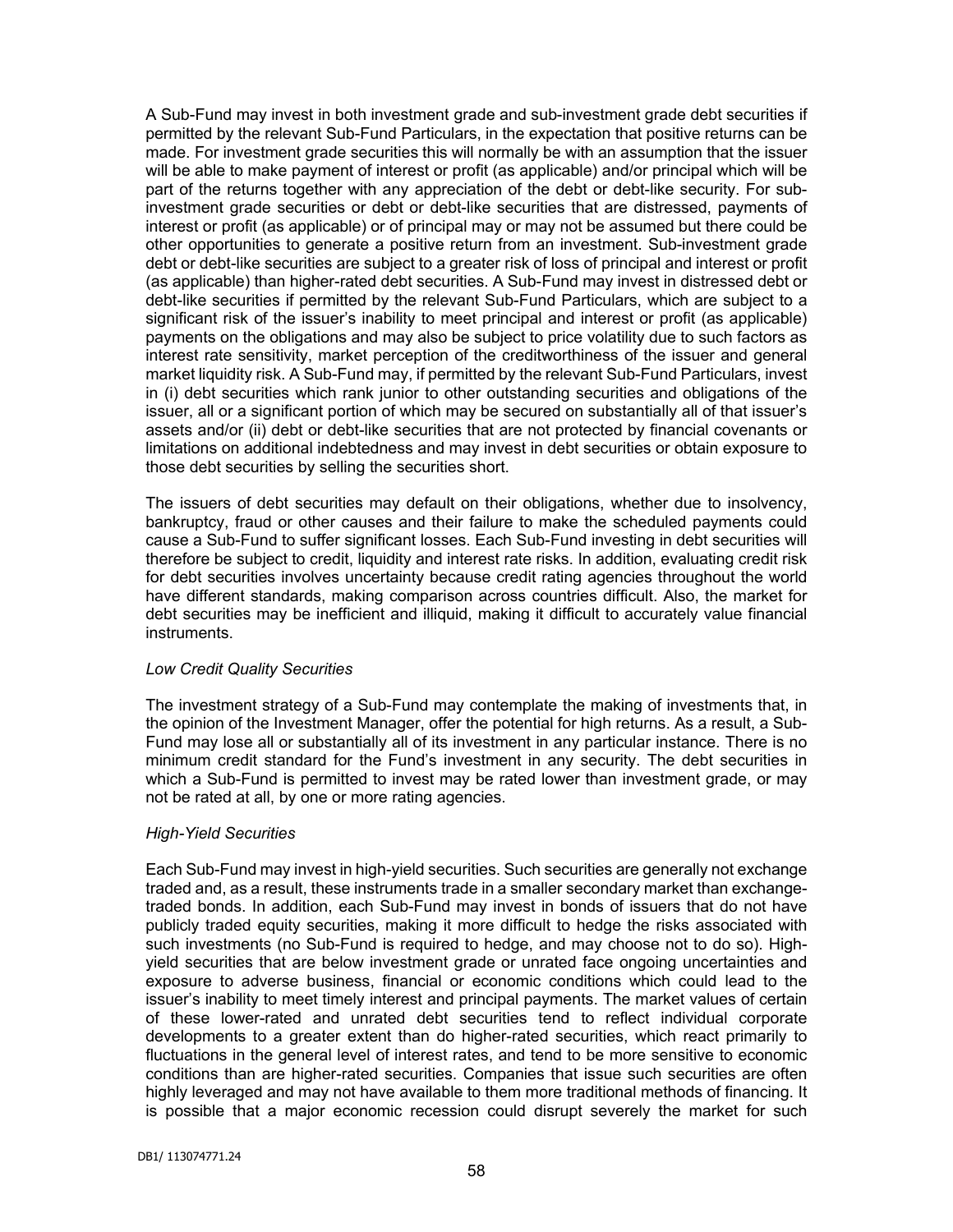A Sub-Fund may invest in both investment grade and sub-investment grade debt securities if permitted by the relevant Sub-Fund Particulars, in the expectation that positive returns can be made. For investment grade securities this will normally be with an assumption that the issuer will be able to make payment of interest or profit (as applicable) and/or principal which will be part of the returns together with any appreciation of the debt or debt-like security. For sub-investment grade securities or debt or debt-like securities that are distressed, payments of interest or profit (as applicable) or of principal may or may not be assumed but there could be other opportunities to generate a positive return from an investment. Sub-investment grade debt or debt-like securities are subject to a greater risk of loss of principal and interest or profit (as applicable) than higher-rated debt securities. A Sub-Fund may invest in distressed debt or debt-like securities if permitted by the relevant Sub-Fund Particulars, which are subject to a significant risk of the issuer's inability to meet principal and interest or profit (as applicable) payments on the obligations and may also be subject to price volatility due to such factors as interest rate sensitivity, market perception of the creditworthiness of the issuer and general market liquidity risk. A Sub-Fund may, if permitted by the relevant Sub-Fund Particulars, invest in (i) debt securities which rank junior to other outstanding securities and obligations of the issuer, all or a significant portion of which may be secured on substantially all of that issuer's assets and/or (ii) debt or debt-like securities that are not protected by financial covenants or limitations on additional indebtedness and may invest in debt securities or obtain exposure to those debt securities by selling the securities short.

The issuers of debt securities may default on their obligations, whether due to insolvency, bankruptcy, fraud or other causes and their failure to make the scheduled payments could cause a Sub-Fund to suffer significant losses. Each Sub-Fund investing in debt securities will therefore be subject to credit, liquidity and interest rate risks. In addition, evaluating credit risk for debt securities involves uncertainty because credit rating agencies throughout the world have different standards, making comparison across countries difficult. Also, the market for debt securities may be inefficient and illiquid, making it difficult to accurately value financial instruments.

*Low Credit Quality Securities*

The investment strategy of a Sub-Fund may contemplate the making of investments that, in the opinion of the Investment Manager, offer the potential for high returns. As a result, a Sub-Fund may lose all or substantially all of its investment in any particular instance. There is no minimum credit standard for the Fund's investment in any security. The debt securities in which a Sub-Fund is permitted to invest may be rated lower than investment grade, or may not be rated at all, by one or more rating agencies.

*High-Yield Securities*

Each Sub-Fund may invest in high-yield securities. Such securities are generally not exchange traded and, as a result, these instruments trade in a smaller secondary market than exchange-traded bonds. In addition, each Sub-Fund may invest in bonds of issuers that do not have publicly traded equity securities, making it more difficult to hedge the risks associated with such investments (no Sub-Fund is required to hedge, and may choose not to do so). High-yield securities that are below investment grade or unrated face ongoing uncertainties and exposure to adverse business, financial or economic conditions which could lead to the issuer's inability to meet timely interest and principal payments. The market values of certain of these lower-rated and unrated debt securities tend to reflect individual corporate developments to a greater extent than do higher-rated securities, which react primarily to fluctuations in the general level of interest rates, and tend to be more sensitive to economic conditions than are higher-rated securities. Companies that issue such securities are often highly leveraged and may not have available to them more traditional methods of financing. It is possible that a major economic recession could disrupt severely the market for such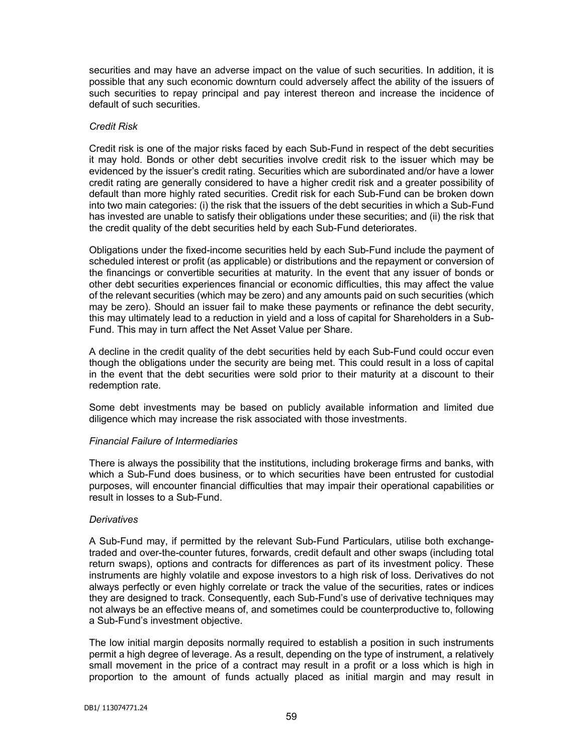securities and may have an adverse impact on the value of such securities. In addition, it is possible that any such economic downturn could adversely affect the ability of the issuers of such securities to repay principal and pay interest thereon and increase the incidence of default of such securities.

*Credit Risk*

Credit risk is one of the major risks faced by each Sub-Fund in respect of the debt securities it may hold. Bonds or other debt securities involve credit risk to the issuer which may be evidenced by the issuer's credit rating. Securities which are subordinated and/or have a lower credit rating are generally considered to have a higher credit risk and a greater possibility of default than more highly rated securities. Credit risk for each Sub-Fund can be broken down into two main categories: (i) the risk that the issuers of the debt securities in which a Sub-Fund has invested are unable to satisfy their obligations under these securities; and (ii) the risk that the credit quality of the debt securities held by each Sub-Fund deteriorates.

Obligations under the fixed-income securities held by each Sub-Fund include the payment of scheduled interest or profit (as applicable) or distributions and the repayment or conversion of the financings or convertible securities at maturity. In the event that any issuer of bonds or other debt securities experiences financial or economic difficulties, this may affect the value of the relevant securities (which may be zero) and any amounts paid on such securities (which may be zero). Should an issuer fail to make these payments or refinance the debt security, this may ultimately lead to a reduction in yield and a loss of capital for Shareholders in a Sub-Fund. This may in turn affect the Net Asset Value per Share.

A decline in the credit quality of the debt securities held by each Sub-Fund could occur even though the obligations under the security are being met. This could result in a loss of capital in the event that the debt securities were sold prior to their maturity at a discount to their redemption rate.

Some debt investments may be based on publicly available information and limited due diligence which may increase the risk associated with those investments.

*Financial Failure of Intermediaries*

There is always the possibility that the institutions, including brokerage firms and banks, with which a Sub-Fund does business, or to which securities have been entrusted for custodial purposes, will encounter financial difficulties that may impair their operational capabilities or result in losses to a Sub-Fund.

*Derivatives*

A Sub-Fund may, if permitted by the relevant Sub-Fund Particulars, utilise both exchange-traded and over-the-counter futures, forwards, credit default and other swaps (including total return swaps), options and contracts for differences as part of its investment policy. These instruments are highly volatile and expose investors to a high risk of loss. Derivatives do not always perfectly or even highly correlate or track the value of the securities, rates or indices they are designed to track. Consequently, each Sub-Fund's use of derivative techniques may not always be an effective means of, and sometimes could be counterproductive to, following a Sub-Fund's investment objective.

The low initial margin deposits normally required to establish a position in such instruments permit a high degree of leverage. As a result, depending on the type of instrument, a relatively small movement in the price of a contract may result in a profit or a loss which is high in proportion to the amount of funds actually placed as initial margin and may result in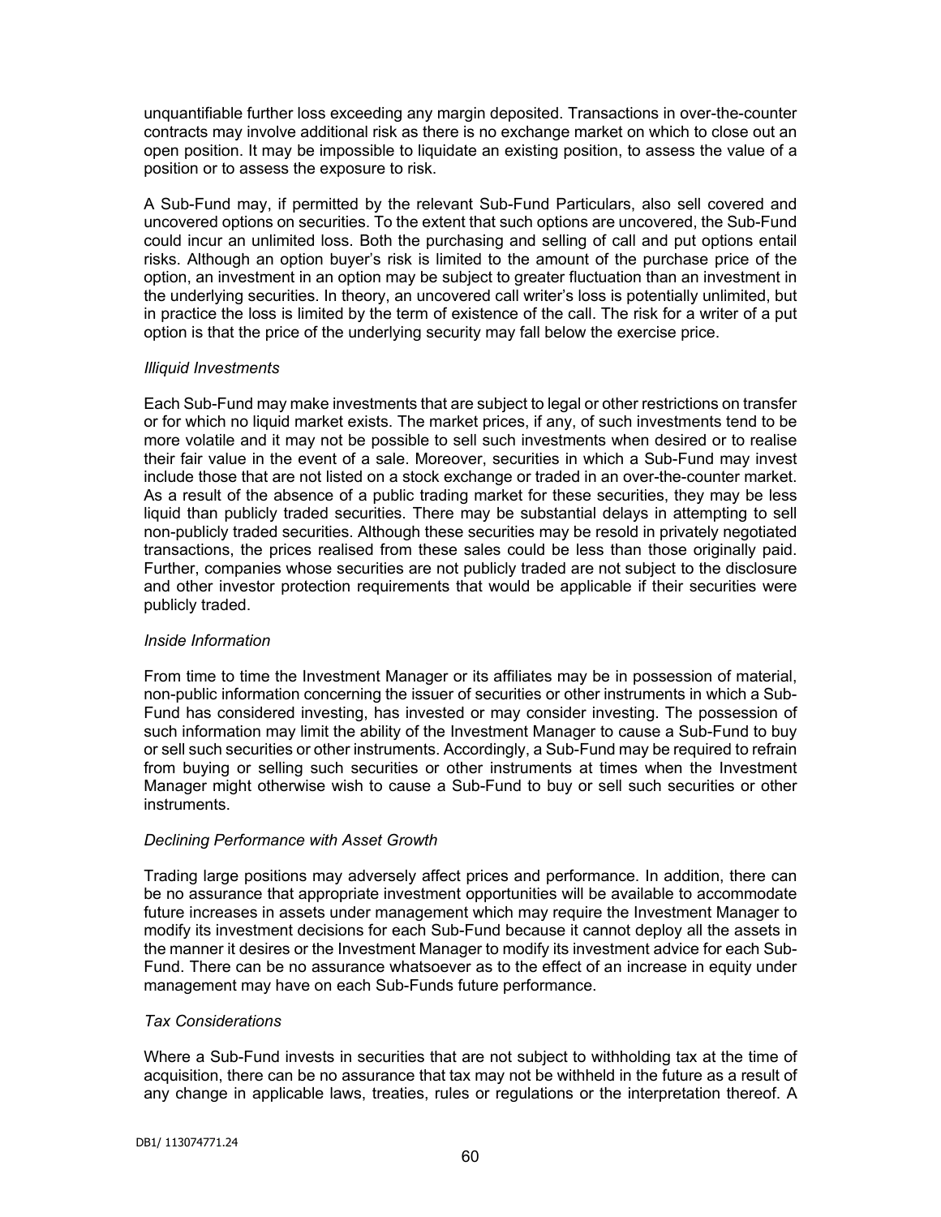unquantifiable further loss exceeding any margin deposited. Transactions in over-the-counter contracts may involve additional risk as there is no exchange market on which to close out an open position. It may be impossible to liquidate an existing position, to assess the value of a position or to assess the exposure to risk.

A Sub-Fund may, if permitted by the relevant Sub-Fund Particulars, also sell covered and uncovered options on securities. To the extent that such options are uncovered, the Sub-Fund could incur an unlimited loss. Both the purchasing and selling of call and put options entail risks. Although an option buyer's risk is limited to the amount of the purchase price of the option, an investment in an option may be subject to greater fluctuation than an investment in the underlying securities. In theory, an uncovered call writer's loss is potentially unlimited, but in practice the loss is limited by the term of existence of the call. The risk for a writer of a put option is that the price of the underlying security may fall below the exercise price.

*Illiquid Investments*

Each Sub-Fund may make investments that are subject to legal or other restrictions on transfer or for which no liquid market exists. The market prices, if any, of such investments tend to be more volatile and it may not be possible to sell such investments when desired or to realise their fair value in the event of a sale. Moreover, securities in which a Sub-Fund may invest include those that are not listed on a stock exchange or traded in an over-the-counter market. As a result of the absence of a public trading market for these securities, they may be less liquid than publicly traded securities. There may be substantial delays in attempting to sell non-publicly traded securities. Although these securities may be resold in privately negotiated transactions, the prices realised from these sales could be less than those originally paid. Further, companies whose securities are not publicly traded are not subject to the disclosure and other investor protection requirements that would be applicable if their securities were publicly traded.

*Inside Information*

From time to time the Investment Manager or its affiliates may be in possession of material, non-public information concerning the issuer of securities or other instruments in which a Sub-Fund has considered investing, has invested or may consider investing. The possession of such information may limit the ability of the Investment Manager to cause a Sub-Fund to buy or sell such securities or other instruments. Accordingly, a Sub-Fund may be required to refrain from buying or selling such securities or other instruments at times when the Investment Manager might otherwise wish to cause a Sub-Fund to buy or sell such securities or other instruments.

*Declining Performance with Asset Growth*

Trading large positions may adversely affect prices and performance. In addition, there can be no assurance that appropriate investment opportunities will be available to accommodate future increases in assets under management which may require the Investment Manager to modify its investment decisions for each Sub-Fund because it cannot deploy all the assets in the manner it desires or the Investment Manager to modify its investment advice for each Sub-Fund. There can be no assurance whatsoever as to the effect of an increase in equity under management may have on each Sub-Funds future performance.

*Tax Considerations*

Where a Sub-Fund invests in securities that are not subject to withholding tax at the time of acquisition, there can be no assurance that tax may not be withheld in the future as a result of any change in applicable laws, treaties, rules or regulations or the interpretation thereof. A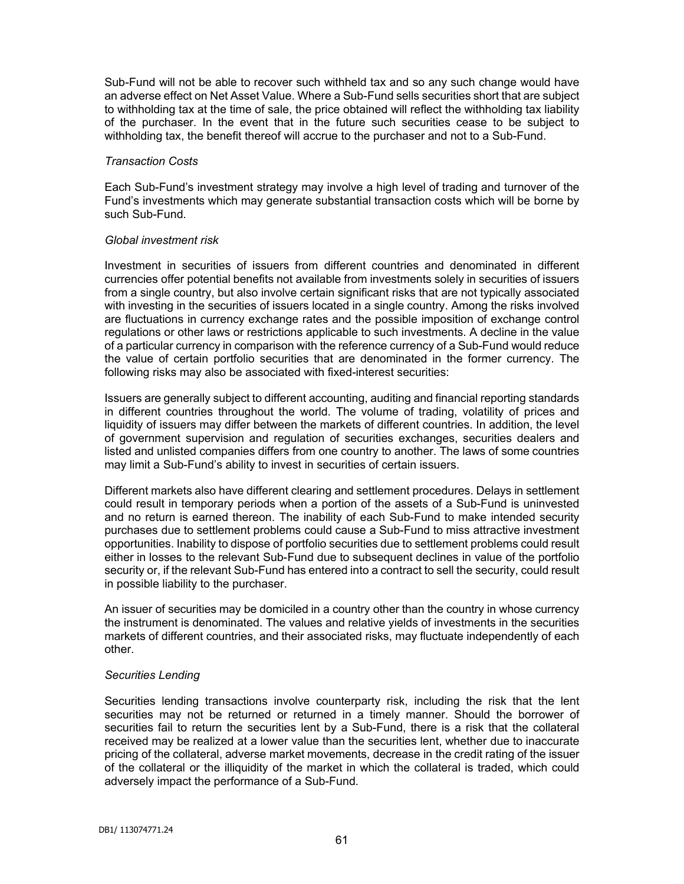Sub-Fund will not be able to recover such withheld tax and so any such change would have an adverse effect on Net Asset Value. Where a Sub-Fund sells securities short that are subject to withholding tax at the time of sale, the price obtained will reflect the withholding tax liability of the purchaser. In the event that in the future such securities cease to be subject to withholding tax, the benefit thereof will accrue to the purchaser and not to a Sub-Fund.

*Transaction Costs*

Each Sub-Fund's investment strategy may involve a high level of trading and turnover of the Fund's investments which may generate substantial transaction costs which will be borne by such Sub-Fund.

*Global investment risk*

Investment in securities of issuers from different countries and denominated in different currencies offer potential benefits not available from investments solely in securities of issuers from a single country, but also involve certain significant risks that are not typically associated with investing in the securities of issuers located in a single country. Among the risks involved are fluctuations in currency exchange rates and the possible imposition of exchange control regulations or other laws or restrictions applicable to such investments. A decline in the value of a particular currency in comparison with the reference currency of a Sub-Fund would reduce the value of certain portfolio securities that are denominated in the former currency. The following risks may also be associated with fixed-interest securities:

Issuers are generally subject to different accounting, auditing and financial reporting standards in different countries throughout the world. The volume of trading, volatility of prices and liquidity of issuers may differ between the markets of different countries. In addition, the level of government supervision and regulation of securities exchanges, securities dealers and listed and unlisted companies differs from one country to another. The laws of some countries may limit a Sub-Fund's ability to invest in securities of certain issuers.

Different markets also have different clearing and settlement procedures. Delays in settlement could result in temporary periods when a portion of the assets of a Sub-Fund is uninvested and no return is earned thereon. The inability of each Sub-Fund to make intended security purchases due to settlement problems could cause a Sub-Fund to miss attractive investment opportunities. Inability to dispose of portfolio securities due to settlement problems could result either in losses to the relevant Sub-Fund due to subsequent declines in value of the portfolio security or, if the relevant Sub-Fund has entered into a contract to sell the security, could result in possible liability to the purchaser.

An issuer of securities may be domiciled in a country other than the country in whose currency the instrument is denominated. The values and relative yields of investments in the securities markets of different countries, and their associated risks, may fluctuate independently of each other.

*Securities Lending*

Securities lending transactions involve counterparty risk, including the risk that the lent securities may not be returned or returned in a timely manner. Should the borrower of securities fail to return the securities lent by a Sub-Fund, there is a risk that the collateral received may be realized at a lower value than the securities lent, whether due to inaccurate pricing of the collateral, adverse market movements, decrease in the credit rating of the issuer of the collateral or the illiquidity of the market in which the collateral is traded, which could adversely impact the performance of a Sub-Fund.

DB1/ 113074771.24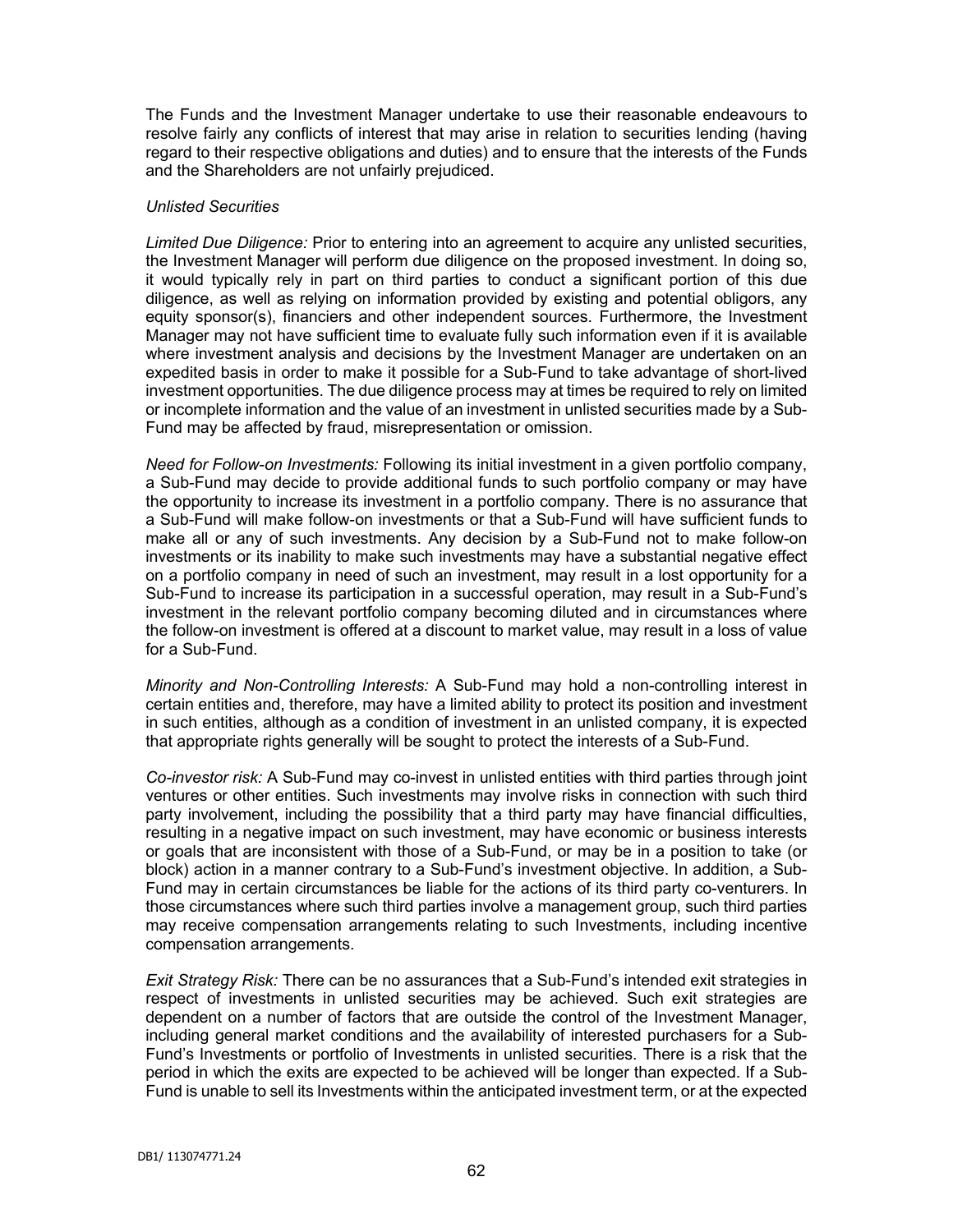The Funds and the Investment Manager undertake to use their reasonable endeavours to resolve fairly any conflicts of interest that may arise in relation to securities lending (having regard to their respective obligations and duties) and to ensure that the interests of the Funds and the Shareholders are not unfairly prejudiced.

*Unlisted Securities*

*Limited Due Diligence:* Prior to entering into an agreement to acquire any unlisted securities, the Investment Manager will perform due diligence on the proposed investment. In doing so, it would typically rely in part on third parties to conduct a significant portion of this due diligence, as well as relying on information provided by existing and potential obligors, any equity sponsor(s), financiers and other independent sources. Furthermore, the Investment Manager may not have sufficient time to evaluate fully such information even if it is available where investment analysis and decisions by the Investment Manager are undertaken on an expedited basis in order to make it possible for a Sub-Fund to take advantage of short-lived investment opportunities. The due diligence process may at times be required to rely on limited or incomplete information and the value of an investment in unlisted securities made by a Sub-Fund may be affected by fraud, misrepresentation or omission.

*Need for Follow-on Investments:* Following its initial investment in a given portfolio company, a Sub-Fund may decide to provide additional funds to such portfolio company or may have the opportunity to increase its investment in a portfolio company. There is no assurance that a Sub-Fund will make follow-on investments or that a Sub-Fund will have sufficient funds to make all or any of such investments. Any decision by a Sub-Fund not to make follow-on investments or its inability to make such investments may have a substantial negative effect on a portfolio company in need of such an investment, may result in a lost opportunity for a Sub-Fund to increase its participation in a successful operation, may result in a Sub-Fund's investment in the relevant portfolio company becoming diluted and in circumstances where the follow-on investment is offered at a discount to market value, may result in a loss of value for a Sub-Fund.

*Minority and Non-Controlling Interests:* A Sub-Fund may hold a non-controlling interest in certain entities and, therefore, may have a limited ability to protect its position and investment in such entities, although as a condition of investment in an unlisted company, it is expected that appropriate rights generally will be sought to protect the interests of a Sub-Fund.

*Co-investor risk:* A Sub-Fund may co-invest in unlisted entities with third parties through joint ventures or other entities. Such investments may involve risks in connection with such third party involvement, including the possibility that a third party may have financial difficulties, resulting in a negative impact on such investment, may have economic or business interests or goals that are inconsistent with those of a Sub-Fund, or may be in a position to take (or block) action in a manner contrary to a Sub-Fund's investment objective. In addition, a Sub-Fund may in certain circumstances be liable for the actions of its third party co-venturers. In those circumstances where such third parties involve a management group, such third parties may receive compensation arrangements relating to such Investments, including incentive compensation arrangements.

*Exit Strategy Risk:* There can be no assurances that a Sub-Fund's intended exit strategies in respect of investments in unlisted securities may be achieved. Such exit strategies are dependent on a number of factors that are outside the control of the Investment Manager, including general market conditions and the availability of interested purchasers for a Sub-Fund's Investments or portfolio of Investments in unlisted securities. There is a risk that the period in which the exits are expected to be achieved will be longer than expected. If a Sub-Fund is unable to sell its Investments within the anticipated investment term, or at the expected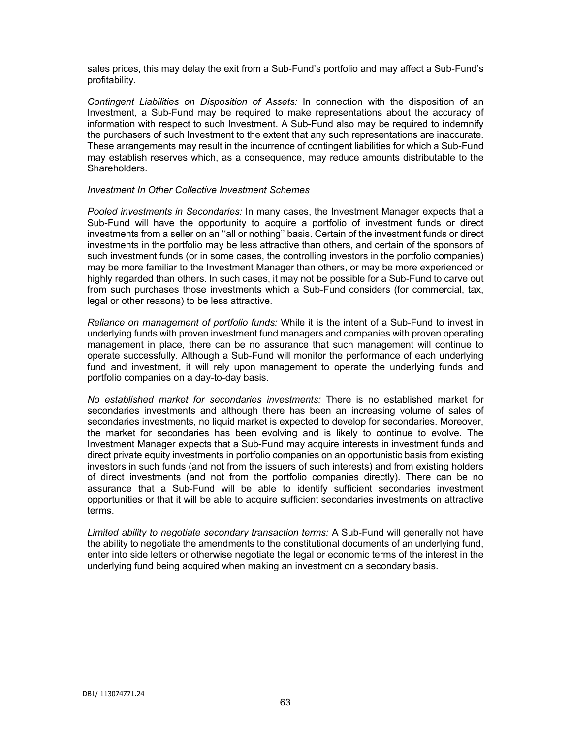sales prices, this may delay the exit from a Sub-Fund's portfolio and may affect a Sub-Fund's profitability.

*Contingent Liabilities on Disposition of Assets:* In connection with the disposition of an Investment, a Sub-Fund may be required to make representations about the accuracy of information with respect to such Investment. A Sub-Fund also may be required to indemnify the purchasers of such Investment to the extent that any such representations are inaccurate. These arrangements may result in the incurrence of contingent liabilities for which a Sub-Fund may establish reserves which, as a consequence, may reduce amounts distributable to the Shareholders.

*Investment In Other Collective Investment Schemes*

*Pooled investments in Secondaries:* In many cases, the Investment Manager expects that a Sub-Fund will have the opportunity to acquire a portfolio of investment funds or direct investments from a seller on an ''all or nothing'' basis. Certain of the investment funds or direct investments in the portfolio may be less attractive than others, and certain of the sponsors of such investment funds (or in some cases, the controlling investors in the portfolio companies) may be more familiar to the Investment Manager than others, or may be more experienced or highly regarded than others. In such cases, it may not be possible for a Sub-Fund to carve out from such purchases those investments which a Sub-Fund considers (for commercial, tax, legal or other reasons) to be less attractive.

*Reliance on management of portfolio funds:* While it is the intent of a Sub-Fund to invest in underlying funds with proven investment fund managers and companies with proven operating management in place, there can be no assurance that such management will continue to operate successfully. Although a Sub-Fund will monitor the performance of each underlying fund and investment, it will rely upon management to operate the underlying funds and portfolio companies on a day-to-day basis.

*No established market for secondaries investments:* There is no established market for secondaries investments and although there has been an increasing volume of sales of secondaries investments, no liquid market is expected to develop for secondaries. Moreover, the market for secondaries has been evolving and is likely to continue to evolve. The Investment Manager expects that a Sub-Fund may acquire interests in investment funds and direct private equity investments in portfolio companies on an opportunistic basis from existing investors in such funds (and not from the issuers of such interests) and from existing holders of direct investments (and not from the portfolio companies directly). There can be no assurance that a Sub-Fund will be able to identify sufficient secondaries investment opportunities or that it will be able to acquire sufficient secondaries investments on attractive terms.

*Limited ability to negotiate secondary transaction terms:* A Sub-Fund will generally not have the ability to negotiate the amendments to the constitutional documents of an underlying fund, enter into side letters or otherwise negotiate the legal or economic terms of the interest in the underlying fund being acquired when making an investment on a secondary basis.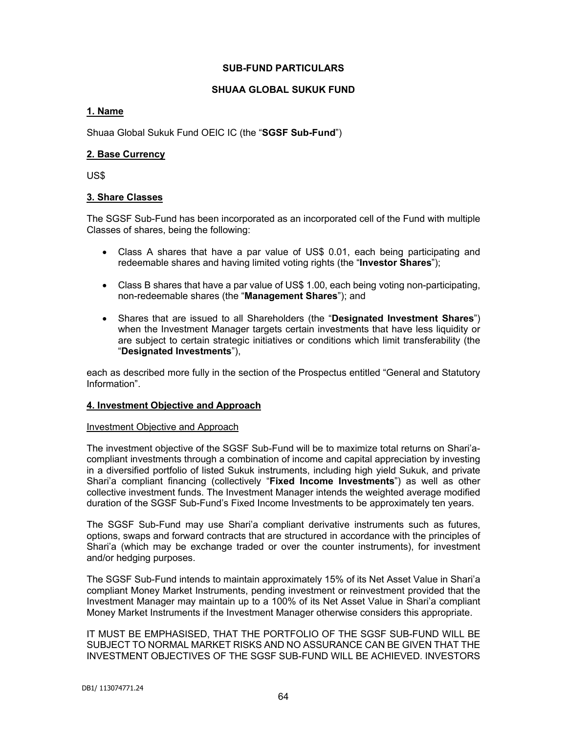## SUB-FUND PARTICULARS

## SHUAA GLOBAL SUKUK FUND

### 1. Name

Shuaa Global Sukuk Fund OEIC IC (the "**SGSF Sub-Fund**")

### 2. Base Currency

US$

### 3. Share Classes

The SGSF Sub-Fund has been incorporated as an incorporated cell of the Fund with multiple Classes of shares, being the following:

- Class A shares that have a par value of US$ 0.01, each being participating and redeemable shares and having limited voting rights (the "**Investor Shares**");
- Class B shares that have a par value of US$ 1.00, each being voting non-participating, non-redeemable shares (the "**Management Shares**"); and
- Shares that are issued to all Shareholders (the "**Designated Investment Shares**") when the Investment Manager targets certain investments that have less liquidity or are subject to certain strategic initiatives or conditions which limit transferability (the "**Designated Investments**"),

each as described more fully in the section of the Prospectus entitled "General and Statutory Information".

### 4. Investment Objective and Approach

Investment Objective and Approach

The investment objective of the SGSF Sub-Fund will be to maximize total returns on Shari'a-compliant investments through a combination of income and capital appreciation by investing in a diversified portfolio of listed Sukuk instruments, including high yield Sukuk, and private Shari'a compliant financing (collectively "**Fixed Income Investments**") as well as other collective investment funds. The Investment Manager intends the weighted average modified duration of the SGSF Sub-Fund's Fixed Income Investments to be approximately ten years.

The SGSF Sub-Fund may use Shari'a compliant derivative instruments such as futures, options, swaps and forward contracts that are structured in accordance with the principles of Shari'a (which may be exchange traded or over the counter instruments), for investment and/or hedging purposes.

The SGSF Sub-Fund intends to maintain approximately 15% of its Net Asset Value in Shari'a compliant Money Market Instruments, pending investment or reinvestment provided that the Investment Manager may maintain up to a 100% of its Net Asset Value in Shari'a compliant Money Market Instruments if the Investment Manager otherwise considers this appropriate.

IT MUST BE EMPHASISED, THAT THE PORTFOLIO OF THE SGSF SUB-FUND WILL BE SUBJECT TO NORMAL MARKET RISKS AND NO ASSURANCE CAN BE GIVEN THAT THE INVESTMENT OBJECTIVES OF THE SGSF SUB-FUND WILL BE ACHIEVED. INVESTORS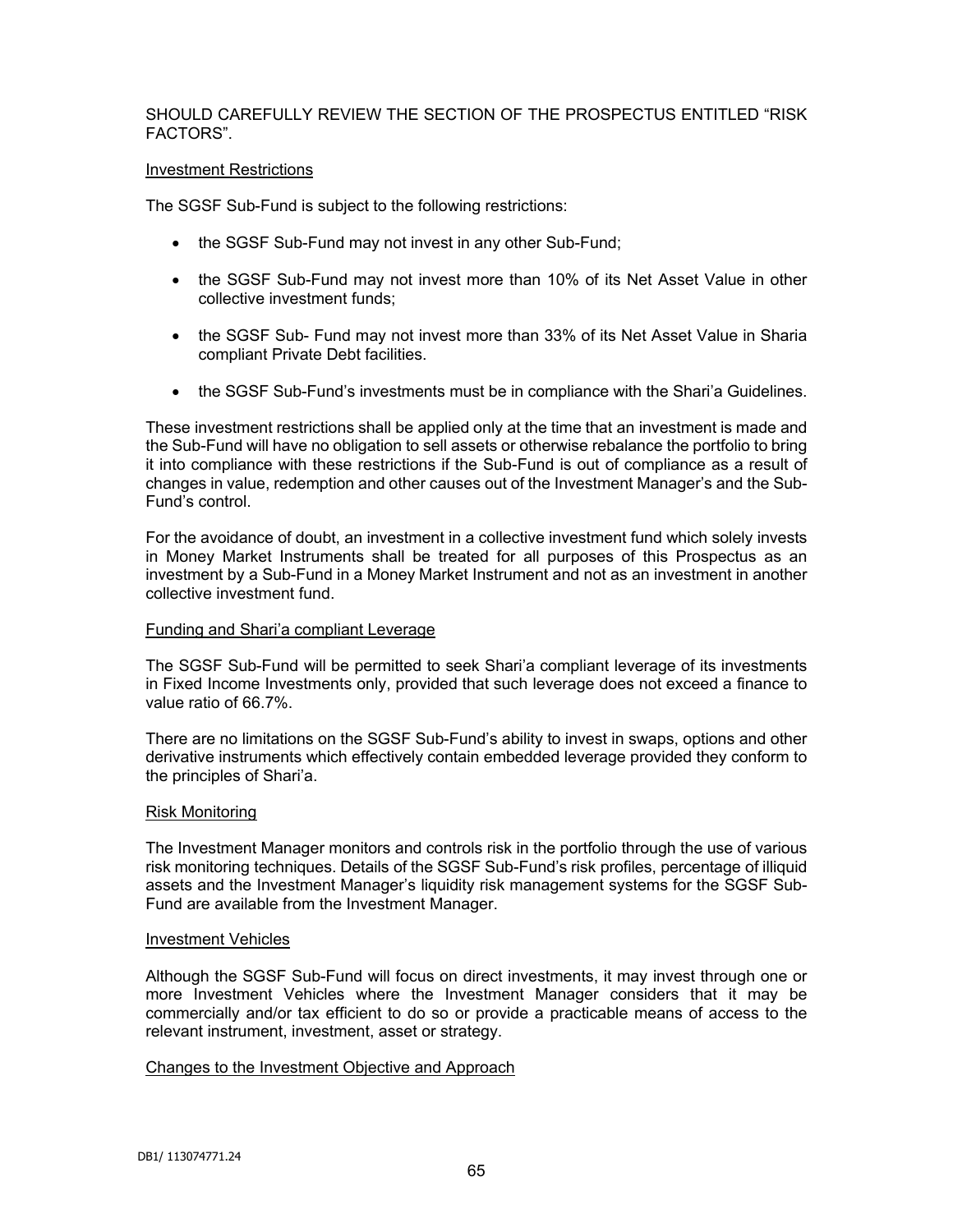SHOULD CAREFULLY REVIEW THE SECTION OF THE PROSPECTUS ENTITLED "RISK FACTORS".

### Investment Restrictions

The SGSF Sub-Fund is subject to the following restrictions:

- the SGSF Sub-Fund may not invest in any other Sub-Fund;
- the SGSF Sub-Fund may not invest more than 10% of its Net Asset Value in other collective investment funds;
- the SGSF Sub- Fund may not invest more than 33% of its Net Asset Value in Sharia compliant Private Debt facilities.
- the SGSF Sub-Fund's investments must be in compliance with the Shari'a Guidelines.

These investment restrictions shall be applied only at the time that an investment is made and the Sub-Fund will have no obligation to sell assets or otherwise rebalance the portfolio to bring it into compliance with these restrictions if the Sub-Fund is out of compliance as a result of changes in value, redemption and other causes out of the Investment Manager's and the Sub-Fund's control.

For the avoidance of doubt, an investment in a collective investment fund which solely invests in Money Market Instruments shall be treated for all purposes of this Prospectus as an investment by a Sub-Fund in a Money Market Instrument and not as an investment in another collective investment fund.

### Funding and Shari'a compliant Leverage

The SGSF Sub-Fund will be permitted to seek Shari'a compliant leverage of its investments in Fixed Income Investments only, provided that such leverage does not exceed a finance to value ratio of 66.7%.

There are no limitations on the SGSF Sub-Fund's ability to invest in swaps, options and other derivative instruments which effectively contain embedded leverage provided they conform to the principles of Shari'a.

### Risk Monitoring

The Investment Manager monitors and controls risk in the portfolio through the use of various risk monitoring techniques. Details of the SGSF Sub-Fund's risk profiles, percentage of illiquid assets and the Investment Manager's liquidity risk management systems for the SGSF Sub-Fund are available from the Investment Manager.

### Investment Vehicles

Although the SGSF Sub-Fund will focus on direct investments, it may invest through one or more Investment Vehicles where the Investment Manager considers that it may be commercially and/or tax efficient to do so or provide a practicable means of access to the relevant instrument, investment, asset or strategy.

### Changes to the Investment Objective and Approach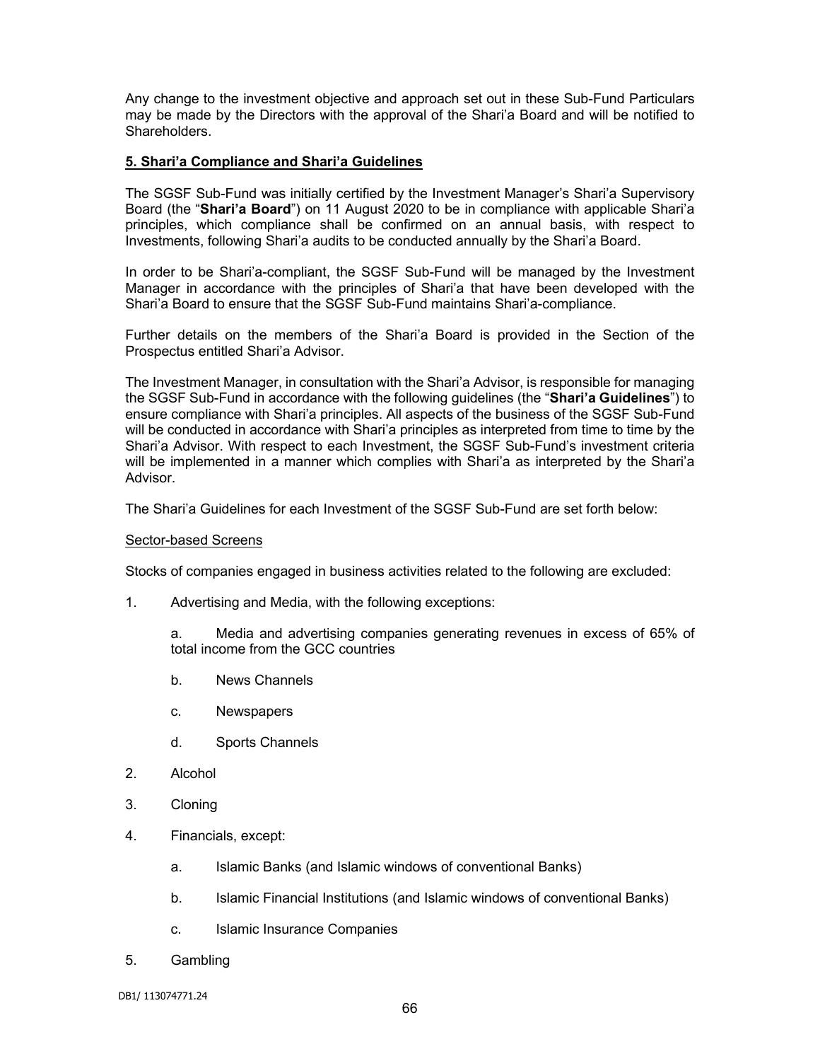Any change to the investment objective and approach set out in these Sub-Fund Particulars may be made by the Directors with the approval of the Shari'a Board and will be notified to Shareholders.

## 5. Shari'a Compliance and Shari'a Guidelines

The SGSF Sub-Fund was initially certified by the Investment Manager's Shari'a Supervisory Board (the "**Shari'a Board**") on 11 August 2020 to be in compliance with applicable Shari'a principles, which compliance shall be confirmed on an annual basis, with respect to Investments, following Shari'a audits to be conducted annually by the Shari'a Board.

In order to be Shari'a-compliant, the SGSF Sub-Fund will be managed by the Investment Manager in accordance with the principles of Shari'a that have been developed with the Shari'a Board to ensure that the SGSF Sub-Fund maintains Shari'a-compliance.

Further details on the members of the Shari'a Board is provided in the Section of the Prospectus entitled Shari'a Advisor.

The Investment Manager, in consultation with the Shari'a Advisor, is responsible for managing the SGSF Sub-Fund in accordance with the following guidelines (the "**Shari'a Guidelines**") to ensure compliance with Shari'a principles. All aspects of the business of the SGSF Sub-Fund will be conducted in accordance with Shari'a principles as interpreted from time to time by the Shari'a Advisor. With respect to each Investment, the SGSF Sub-Fund's investment criteria will be implemented in a manner which complies with Shari'a as interpreted by the Shari'a Advisor.

The Shari'a Guidelines for each Investment of the SGSF Sub-Fund are set forth below:

Sector-based Screens

Stocks of companies engaged in business activities related to the following are excluded:

1. Advertising and Media, with the following exceptions:

   a. Media and advertising companies generating revenues in excess of 65% of total income from the GCC countries

   b. News Channels

   c. Newspapers

   d. Sports Channels

2. Alcohol

3. Cloning

4. Financials, except:

   a. Islamic Banks (and Islamic windows of conventional Banks)

   b. Islamic Financial Institutions (and Islamic windows of conventional Banks)

   c. Islamic Insurance Companies

5. Gambling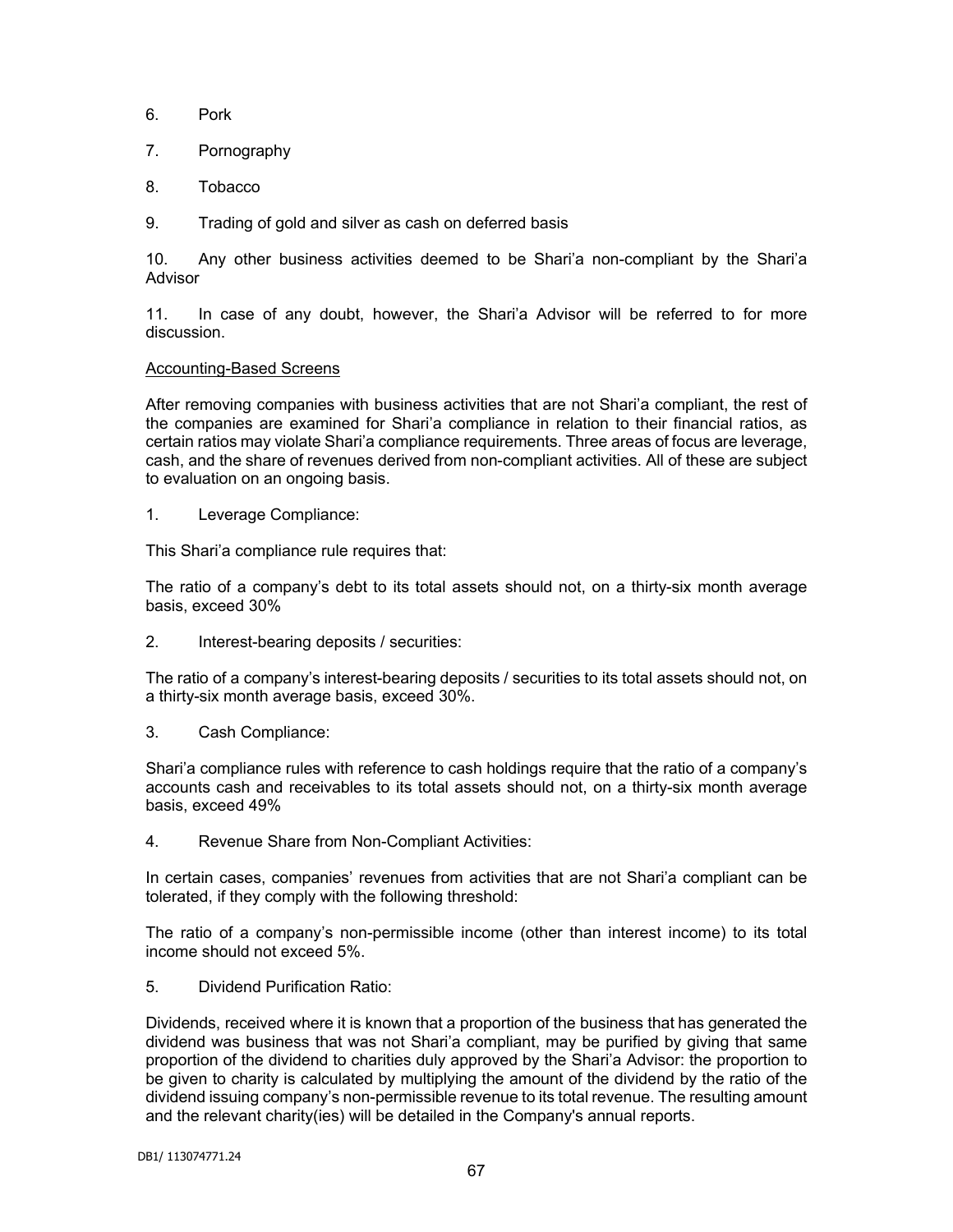6. Pork

7. Pornography

8. Tobacco

9. Trading of gold and silver as cash on deferred basis

10. Any other business activities deemed to be Shari'a non-compliant by the Shari'a Advisor

11. In case of any doubt, however, the Shari'a Advisor will be referred to for more discussion.

<u>Accounting-Based Screens</u>

After removing companies with business activities that are not Shari'a compliant, the rest of the companies are examined for Shari'a compliance in relation to their financial ratios, as certain ratios may violate Shari'a compliance requirements. Three areas of focus are leverage, cash, and the share of revenues derived from non-compliant activities. All of these are subject to evaluation on an ongoing basis.

1. Leverage Compliance:

This Shari'a compliance rule requires that:

The ratio of a company's debt to its total assets should not, on a thirty-six month average basis, exceed 30%

2. Interest-bearing deposits / securities:

The ratio of a company's interest-bearing deposits / securities to its total assets should not, on a thirty-six month average basis, exceed 30%.

3. Cash Compliance:

Shari'a compliance rules with reference to cash holdings require that the ratio of a company's accounts cash and receivables to its total assets should not, on a thirty-six month average basis, exceed 49%

4. Revenue Share from Non-Compliant Activities:

In certain cases, companies' revenues from activities that are not Shari'a compliant can be tolerated, if they comply with the following threshold:

The ratio of a company's non-permissible income (other than interest income) to its total income should not exceed 5%.

5. Dividend Purification Ratio:

Dividends, received where it is known that a proportion of the business that has generated the dividend was business that was not Shari'a compliant, may be purified by giving that same proportion of the dividend to charities duly approved by the Shari'a Advisor: the proportion to be given to charity is calculated by multiplying the amount of the dividend by the ratio of the dividend issuing company's non-permissible revenue to its total revenue. The resulting amount and the relevant charity(ies) will be detailed in the Company's annual reports.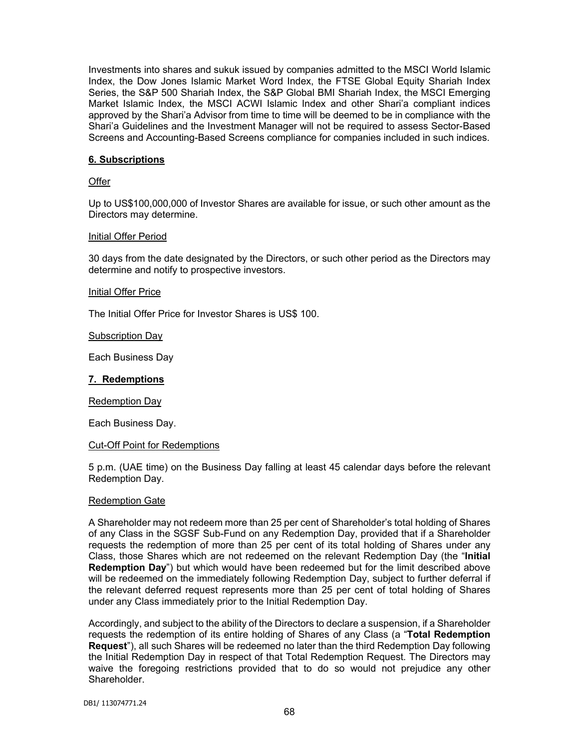Investments into shares and sukuk issued by companies admitted to the MSCI World Islamic Index, the Dow Jones Islamic Market Word Index, the FTSE Global Equity Shariah Index Series, the S&P 500 Shariah Index, the S&P Global BMI Shariah Index, the MSCI Emerging Market Islamic Index, the MSCI ACWI Islamic Index and other Shari'a compliant indices approved by the Shari'a Advisor from time to time will be deemed to be in compliance with the Shari'a Guidelines and the Investment Manager will not be required to assess Sector-Based Screens and Accounting-Based Screens compliance for companies included in such indices.

## 6. Subscriptions

Offer

Up to US$100,000,000 of Investor Shares are available for issue, or such other amount as the Directors may determine.

Initial Offer Period

30 days from the date designated by the Directors, or such other period as the Directors may determine and notify to prospective investors.

Initial Offer Price

The Initial Offer Price for Investor Shares is US$ 100.

Subscription Day

Each Business Day

## 7. Redemptions

Redemption Day

Each Business Day.

Cut-Off Point for Redemptions

5 p.m. (UAE time) on the Business Day falling at least 45 calendar days before the relevant Redemption Day.

Redemption Gate

A Shareholder may not redeem more than 25 per cent of Shareholder's total holding of Shares of any Class in the SGSF Sub-Fund on any Redemption Day, provided that if a Shareholder requests the redemption of more than 25 per cent of its total holding of Shares under any Class, those Shares which are not redeemed on the relevant Redemption Day (the "**Initial Redemption Day**") but which would have been redeemed but for the limit described above will be redeemed on the immediately following Redemption Day, subject to further deferral if the relevant deferred request represents more than 25 per cent of total holding of Shares under any Class immediately prior to the Initial Redemption Day.

Accordingly, and subject to the ability of the Directors to declare a suspension, if a Shareholder requests the redemption of its entire holding of Shares of any Class (a "**Total Redemption Request**"), all such Shares will be redeemed no later than the third Redemption Day following the Initial Redemption Day in respect of that Total Redemption Request. The Directors may waive the foregoing restrictions provided that to do so would not prejudice any other Shareholder.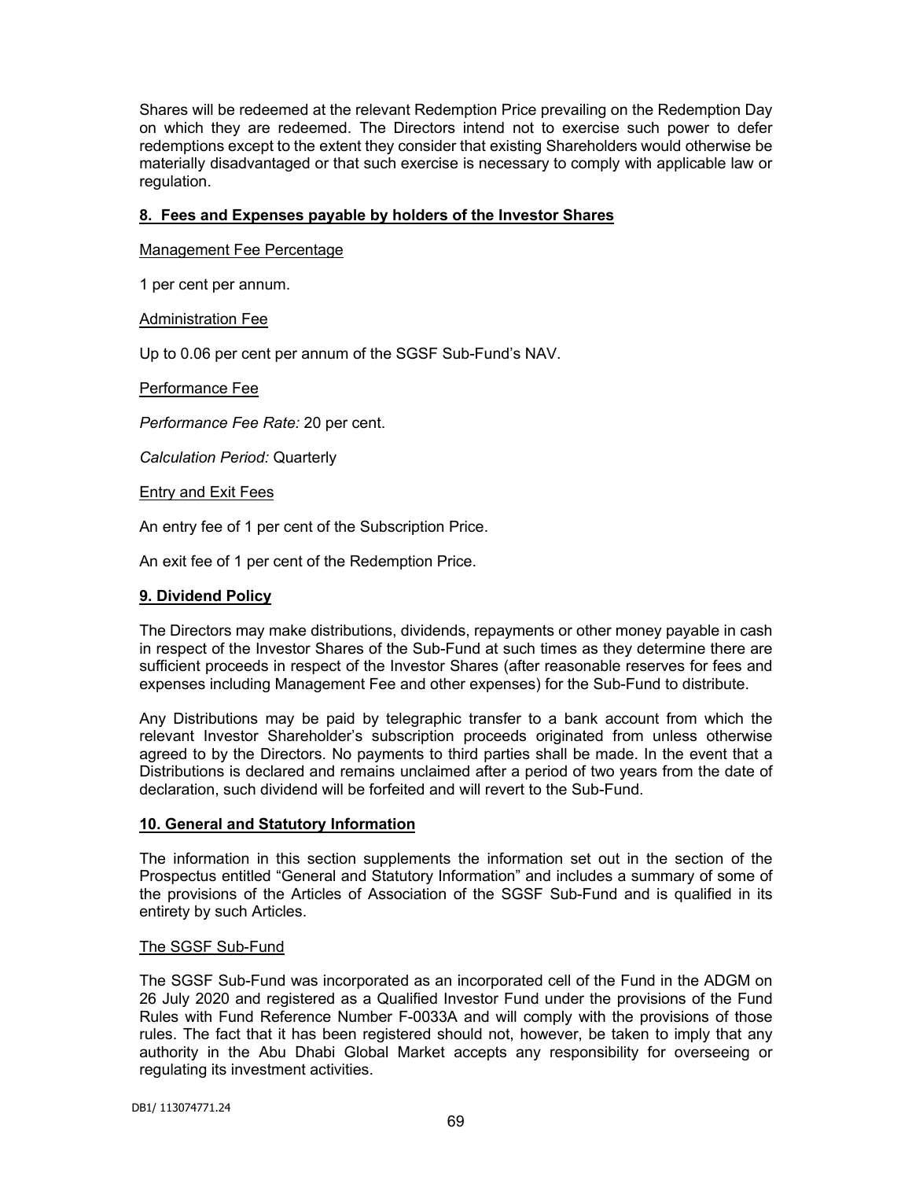Shares will be redeemed at the relevant Redemption Price prevailing on the Redemption Day on which they are redeemed. The Directors intend not to exercise such power to defer redemptions except to the extent they consider that existing Shareholders would otherwise be materially disadvantaged or that such exercise is necessary to comply with applicable law or regulation.

## 8. Fees and Expenses payable by holders of the Investor Shares

Management Fee Percentage

1 per cent per annum.

Administration Fee

Up to 0.06 per cent per annum of the SGSF Sub-Fund's NAV.

Performance Fee

*Performance Fee Rate:* 20 per cent.

*Calculation Period:* Quarterly

Entry and Exit Fees

An entry fee of 1 per cent of the Subscription Price.

An exit fee of 1 per cent of the Redemption Price.

## 9. Dividend Policy

The Directors may make distributions, dividends, repayments or other money payable in cash in respect of the Investor Shares of the Sub-Fund at such times as they determine there are sufficient proceeds in respect of the Investor Shares (after reasonable reserves for fees and expenses including Management Fee and other expenses) for the Sub-Fund to distribute.

Any Distributions may be paid by telegraphic transfer to a bank account from which the relevant Investor Shareholder's subscription proceeds originated from unless otherwise agreed to by the Directors. No payments to third parties shall be made. In the event that a Distributions is declared and remains unclaimed after a period of two years from the date of declaration, such dividend will be forfeited and will revert to the Sub-Fund.

## 10. General and Statutory Information

The information in this section supplements the information set out in the section of the Prospectus entitled "General and Statutory Information" and includes a summary of some of the provisions of the Articles of Association of the SGSF Sub-Fund and is qualified in its entirety by such Articles.

The SGSF Sub-Fund

The SGSF Sub-Fund was incorporated as an incorporated cell of the Fund in the ADGM on 26 July 2020 and registered as a Qualified Investor Fund under the provisions of the Fund Rules with Fund Reference Number F-0033A and will comply with the provisions of those rules. The fact that it has been registered should not, however, be taken to imply that any authority in the Abu Dhabi Global Market accepts any responsibility for overseeing or regulating its investment activities.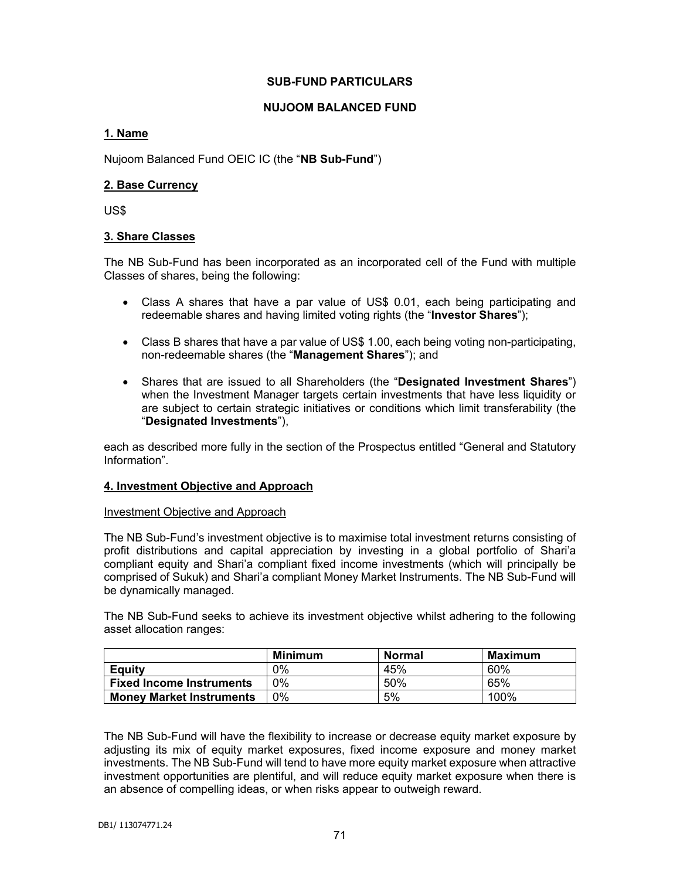# SUB-FUND PARTICULARS

## NUJOOM BALANCED FUND

### 1. Name

Nujoom Balanced Fund OEIC IC (the "**NB Sub-Fund**")

### 2. Base Currency

US$

### 3. Share Classes

The NB Sub-Fund has been incorporated as an incorporated cell of the Fund with multiple Classes of shares, being the following:

- Class A shares that have a par value of US$ 0.01, each being participating and redeemable shares and having limited voting rights (the "**Investor Shares**");
- Class B shares that have a par value of US$ 1.00, each being voting non-participating, non-redeemable shares (the "**Management Shares**"); and
- Shares that are issued to all Shareholders (the "**Designated Investment Shares**") when the Investment Manager targets certain investments that have less liquidity or are subject to certain strategic initiatives or conditions which limit transferability (the "**Designated Investments**"),

each as described more fully in the section of the Prospectus entitled "General and Statutory Information".

### 4. Investment Objective and Approach

Investment Objective and Approach

The NB Sub-Fund's investment objective is to maximise total investment returns consisting of profit distributions and capital appreciation by investing in a global portfolio of Shari'a compliant equity and Shari'a compliant fixed income investments (which will principally be comprised of Sukuk) and Shari'a compliant Money Market Instruments. The NB Sub-Fund will be dynamically managed.

The NB Sub-Fund seeks to achieve its investment objective whilst adhering to the following asset allocation ranges:

| | Minimum | Normal | Maximum |
|---|---|---|---|
| **Equity** | 0% | 45% | 60% |
| **Fixed Income Instruments** | 0% | 50% | 65% |
| **Money Market Instruments** | 0% | 5% | 100% |

The NB Sub-Fund will have the flexibility to increase or decrease equity market exposure by adjusting its mix of equity market exposures, fixed income exposure and money market investments. The NB Sub-Fund will tend to have more equity market exposure when attractive investment opportunities are plentiful, and will reduce equity market exposure when there is an absence of compelling ideas, or when risks appear to outweigh reward.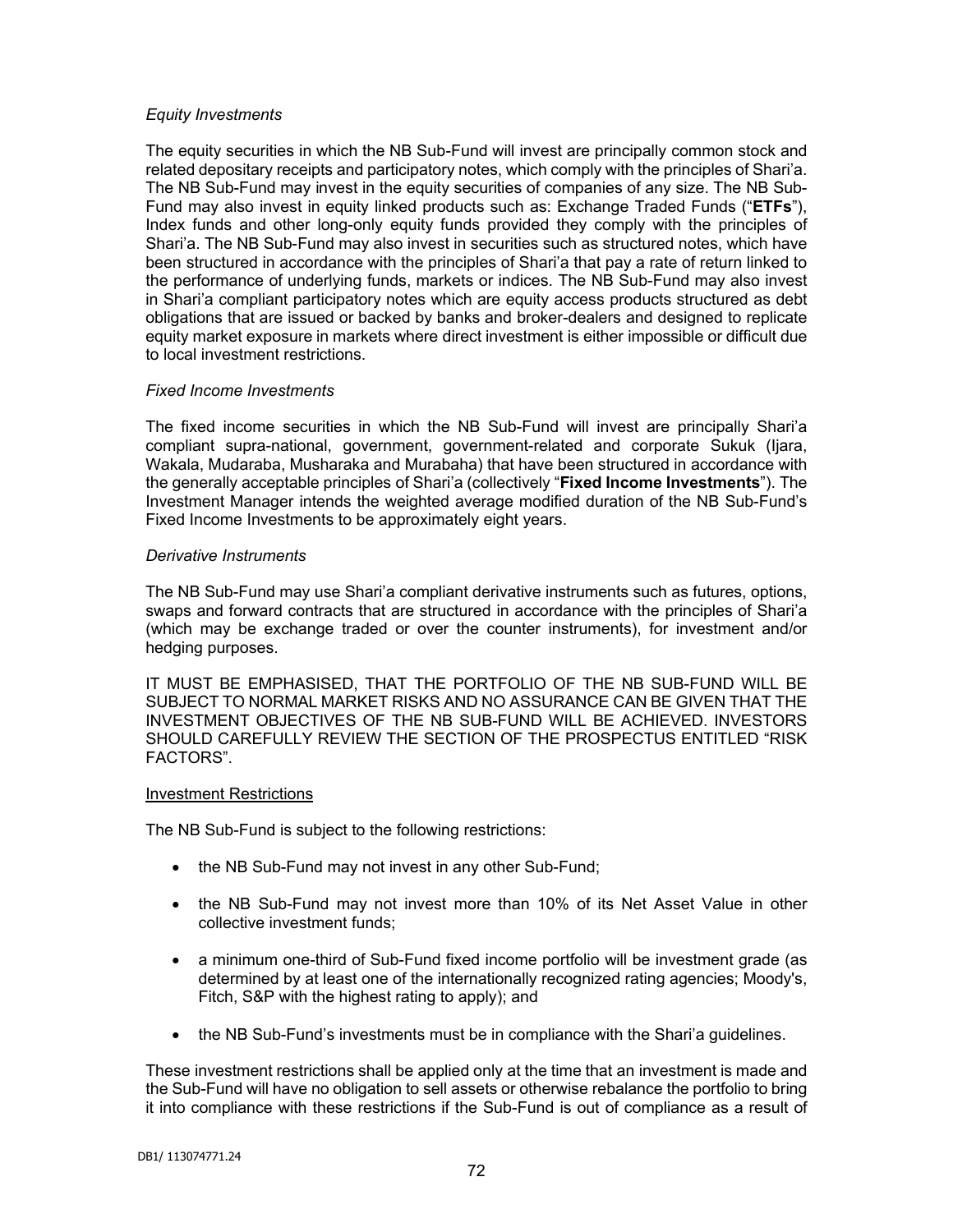*Equity Investments*

The equity securities in which the NB Sub-Fund will invest are principally common stock and related depositary receipts and participatory notes, which comply with the principles of Shari'a. The NB Sub-Fund may invest in the equity securities of companies of any size. The NB Sub-Fund may also invest in equity linked products such as: Exchange Traded Funds ("**ETFs**"), Index funds and other long-only equity funds provided they comply with the principles of Shari'a. The NB Sub-Fund may also invest in securities such as structured notes, which have been structured in accordance with the principles of Shari'a that pay a rate of return linked to the performance of underlying funds, markets or indices. The NB Sub-Fund may also invest in Shari'a compliant participatory notes which are equity access products structured as debt obligations that are issued or backed by banks and broker-dealers and designed to replicate equity market exposure in markets where direct investment is either impossible or difficult due to local investment restrictions.

*Fixed Income Investments*

The fixed income securities in which the NB Sub-Fund will invest are principally Shari'a compliant supra-national, government, government-related and corporate Sukuk (Ijara, Wakala, Mudaraba, Musharaka and Murabaha) that have been structured in accordance with the generally acceptable principles of Shari'a (collectively "**Fixed Income Investments**"). The Investment Manager intends the weighted average modified duration of the NB Sub-Fund's Fixed Income Investments to be approximately eight years.

*Derivative Instruments*

The NB Sub-Fund may use Shari'a compliant derivative instruments such as futures, options, swaps and forward contracts that are structured in accordance with the principles of Shari'a (which may be exchange traded or over the counter instruments), for investment and/or hedging purposes.

IT MUST BE EMPHASISED, THAT THE PORTFOLIO OF THE NB SUB-FUND WILL BE SUBJECT TO NORMAL MARKET RISKS AND NO ASSURANCE CAN BE GIVEN THAT THE INVESTMENT OBJECTIVES OF THE NB SUB-FUND WILL BE ACHIEVED. INVESTORS SHOULD CAREFULLY REVIEW THE SECTION OF THE PROSPECTUS ENTITLED "RISK FACTORS".

Investment Restrictions

The NB Sub-Fund is subject to the following restrictions:

- the NB Sub-Fund may not invest in any other Sub-Fund;
- the NB Sub-Fund may not invest more than 10% of its Net Asset Value in other collective investment funds;
- a minimum one-third of Sub-Fund fixed income portfolio will be investment grade (as determined by at least one of the internationally recognized rating agencies; Moody's, Fitch, S&P with the highest rating to apply); and
- the NB Sub-Fund's investments must be in compliance with the Shari'a guidelines.

These investment restrictions shall be applied only at the time that an investment is made and the Sub-Fund will have no obligation to sell assets or otherwise rebalance the portfolio to bring it into compliance with these restrictions if the Sub-Fund is out of compliance as a result of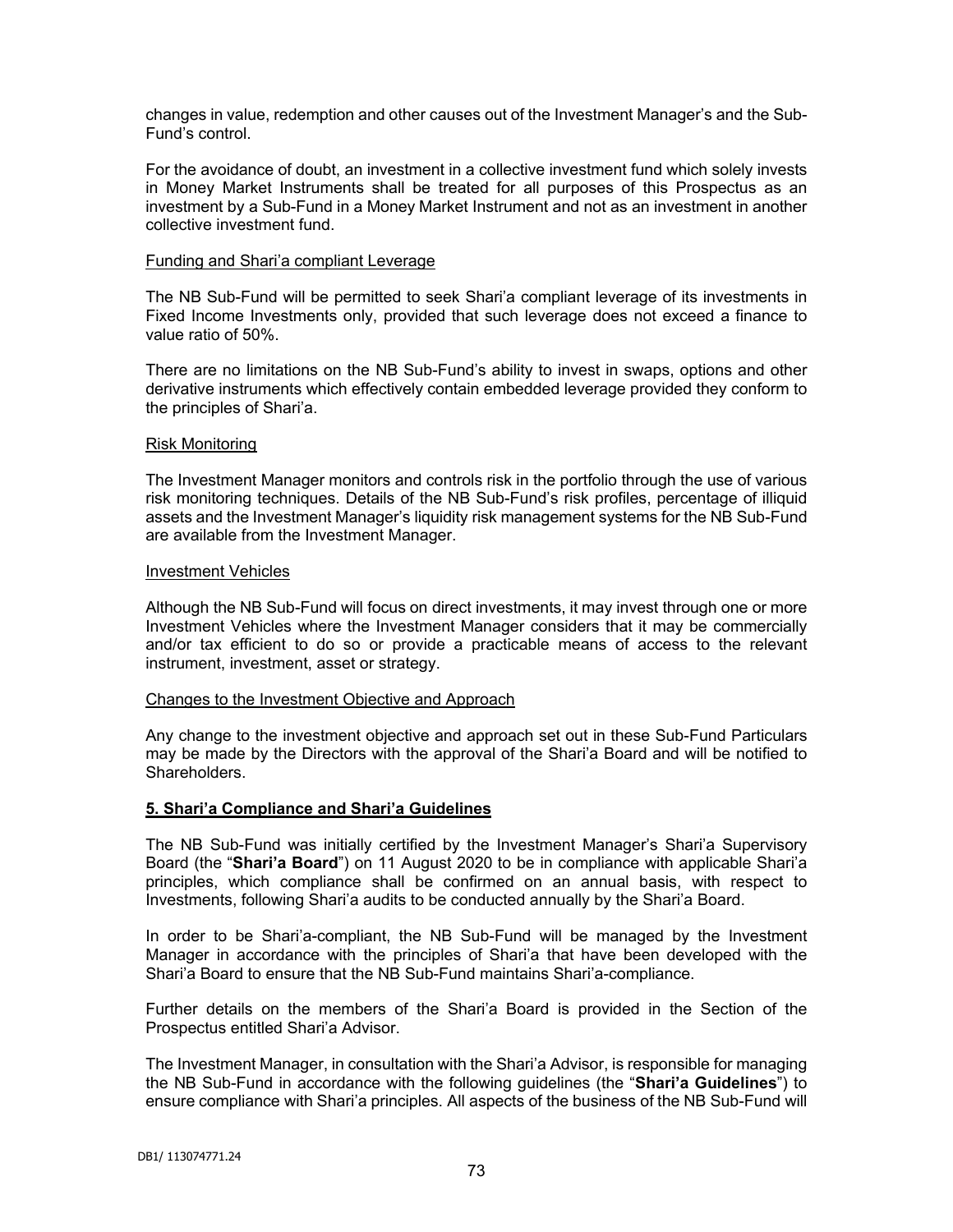changes in value, redemption and other causes out of the Investment Manager's and the Sub-Fund's control.

For the avoidance of doubt, an investment in a collective investment fund which solely invests in Money Market Instruments shall be treated for all purposes of this Prospectus as an investment by a Sub-Fund in a Money Market Instrument and not as an investment in another collective investment fund.

Funding and Shari'a compliant Leverage

The NB Sub-Fund will be permitted to seek Shari'a compliant leverage of its investments in Fixed Income Investments only, provided that such leverage does not exceed a finance to value ratio of 50%.

There are no limitations on the NB Sub-Fund's ability to invest in swaps, options and other derivative instruments which effectively contain embedded leverage provided they conform to the principles of Shari'a.

Risk Monitoring

The Investment Manager monitors and controls risk in the portfolio through the use of various risk monitoring techniques. Details of the NB Sub-Fund's risk profiles, percentage of illiquid assets and the Investment Manager's liquidity risk management systems for the NB Sub-Fund are available from the Investment Manager.

Investment Vehicles

Although the NB Sub-Fund will focus on direct investments, it may invest through one or more Investment Vehicles where the Investment Manager considers that it may be commercially and/or tax efficient to do so or provide a practicable means of access to the relevant instrument, investment, asset or strategy.

Changes to the Investment Objective and Approach

Any change to the investment objective and approach set out in these Sub-Fund Particulars may be made by the Directors with the approval of the Shari'a Board and will be notified to Shareholders.

## 5. Shari'a Compliance and Shari'a Guidelines

The NB Sub-Fund was initially certified by the Investment Manager's Shari'a Supervisory Board (the "**Shari'a Board**") on 11 August 2020 to be in compliance with applicable Shari'a principles, which compliance shall be confirmed on an annual basis, with respect to Investments, following Shari'a audits to be conducted annually by the Shari'a Board.

In order to be Shari'a-compliant, the NB Sub-Fund will be managed by the Investment Manager in accordance with the principles of Shari'a that have been developed with the Shari'a Board to ensure that the NB Sub-Fund maintains Shari'a-compliance.

Further details on the members of the Shari'a Board is provided in the Section of the Prospectus entitled Shari'a Advisor.

The Investment Manager, in consultation with the Shari'a Advisor, is responsible for managing the NB Sub-Fund in accordance with the following guidelines (the "**Shari'a Guidelines**") to ensure compliance with Shari'a principles. All aspects of the business of the NB Sub-Fund will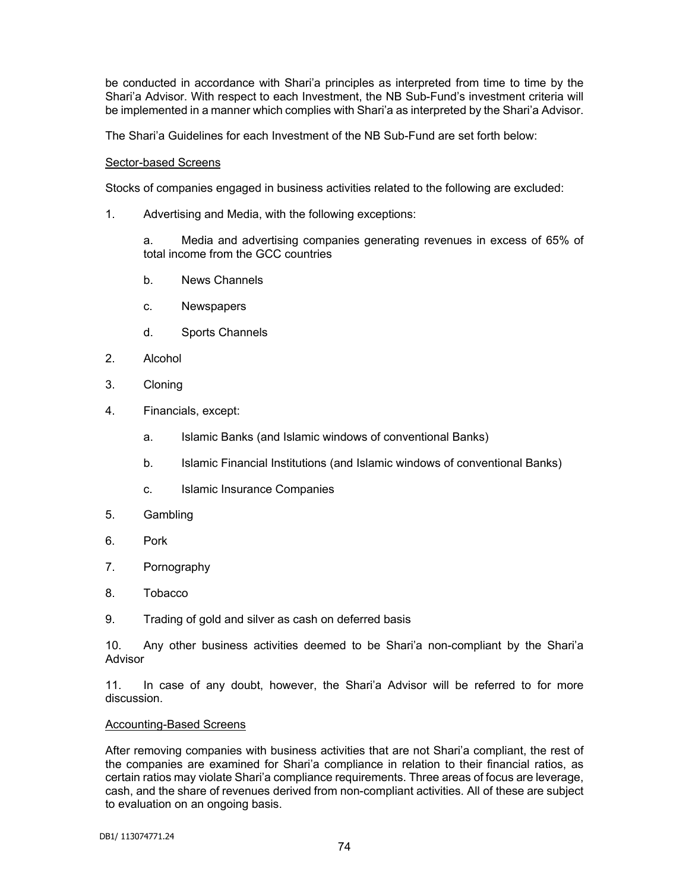be conducted in accordance with Shari'a principles as interpreted from time to time by the Shari'a Advisor. With respect to each Investment, the NB Sub-Fund's investment criteria will be implemented in a manner which complies with Shari'a as interpreted by the Shari'a Advisor.

The Shari'a Guidelines for each Investment of the NB Sub-Fund are set forth below:

Sector-based Screens

Stocks of companies engaged in business activities related to the following are excluded:

1. Advertising and Media, with the following exceptions:

   a. Media and advertising companies generating revenues in excess of 65% of total income from the GCC countries

   b. News Channels

   c. Newspapers

   d. Sports Channels

2. Alcohol

3. Cloning

4. Financials, except:

   a. Islamic Banks (and Islamic windows of conventional Banks)

   b. Islamic Financial Institutions (and Islamic windows of conventional Banks)

   c. Islamic Insurance Companies

5. Gambling

6. Pork

7. Pornography

8. Tobacco

9. Trading of gold and silver as cash on deferred basis

10. Any other business activities deemed to be Shari'a non-compliant by the Shari'a Advisor

11. In case of any doubt, however, the Shari'a Advisor will be referred to for more discussion.

Accounting-Based Screens

After removing companies with business activities that are not Shari'a compliant, the rest of the companies are examined for Shari'a compliance in relation to their financial ratios, as certain ratios may violate Shari'a compliance requirements. Three areas of focus are leverage, cash, and the share of revenues derived from non-compliant activities. All of these are subject to evaluation on an ongoing basis.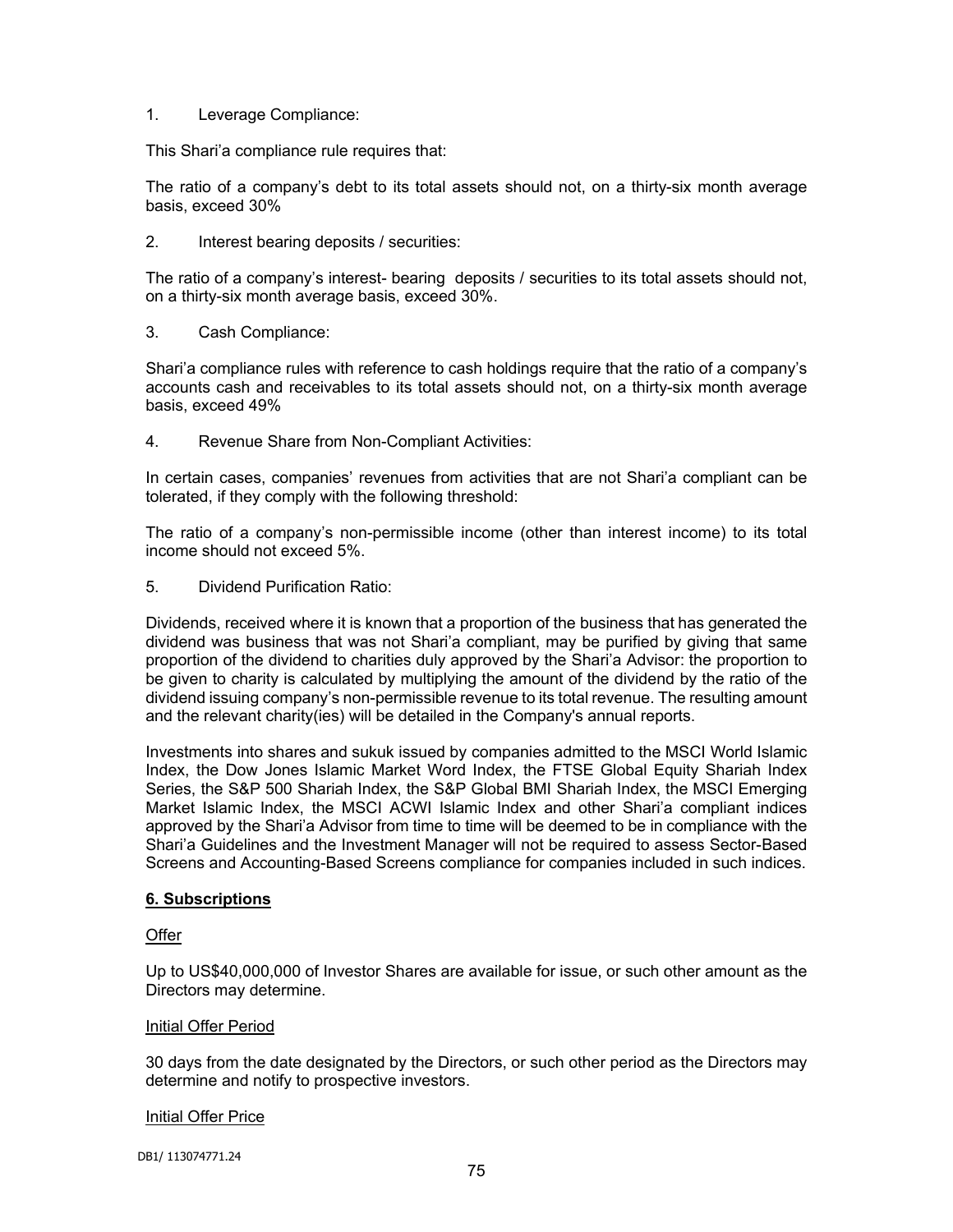1. Leverage Compliance:

This Shari'a compliance rule requires that:

The ratio of a company's debt to its total assets should not, on a thirty-six month average basis, exceed 30%

2. Interest bearing deposits / securities:

The ratio of a company's interest- bearing deposits / securities to its total assets should not, on a thirty-six month average basis, exceed 30%.

3. Cash Compliance:

Shari'a compliance rules with reference to cash holdings require that the ratio of a company's accounts cash and receivables to its total assets should not, on a thirty-six month average basis, exceed 49%

4. Revenue Share from Non-Compliant Activities:

In certain cases, companies' revenues from activities that are not Shari'a compliant can be tolerated, if they comply with the following threshold:

The ratio of a company's non-permissible income (other than interest income) to its total income should not exceed 5%.

5. Dividend Purification Ratio:

Dividends, received where it is known that a proportion of the business that has generated the dividend was business that was not Shari'a compliant, may be purified by giving that same proportion of the dividend to charities duly approved by the Shari'a Advisor: the proportion to be given to charity is calculated by multiplying the amount of the dividend by the ratio of the dividend issuing company's non-permissible revenue to its total revenue. The resulting amount and the relevant charity(ies) will be detailed in the Company's annual reports.

Investments into shares and sukuk issued by companies admitted to the MSCI World Islamic Index, the Dow Jones Islamic Market Word Index, the FTSE Global Equity Shariah Index Series, the S&P 500 Shariah Index, the S&P Global BMI Shariah Index, the MSCI Emerging Market Islamic Index, the MSCI ACWI Islamic Index and other Shari'a compliant indices approved by the Shari'a Advisor from time to time will be deemed to be in compliance with the Shari'a Guidelines and the Investment Manager will not be required to assess Sector-Based Screens and Accounting-Based Screens compliance for companies included in such indices.

## **6. Subscriptions**

Offer

Up to US$40,000,000 of Investor Shares are available for issue, or such other amount as the Directors may determine.

Initial Offer Period

30 days from the date designated by the Directors, or such other period as the Directors may determine and notify to prospective investors.

Initial Offer Price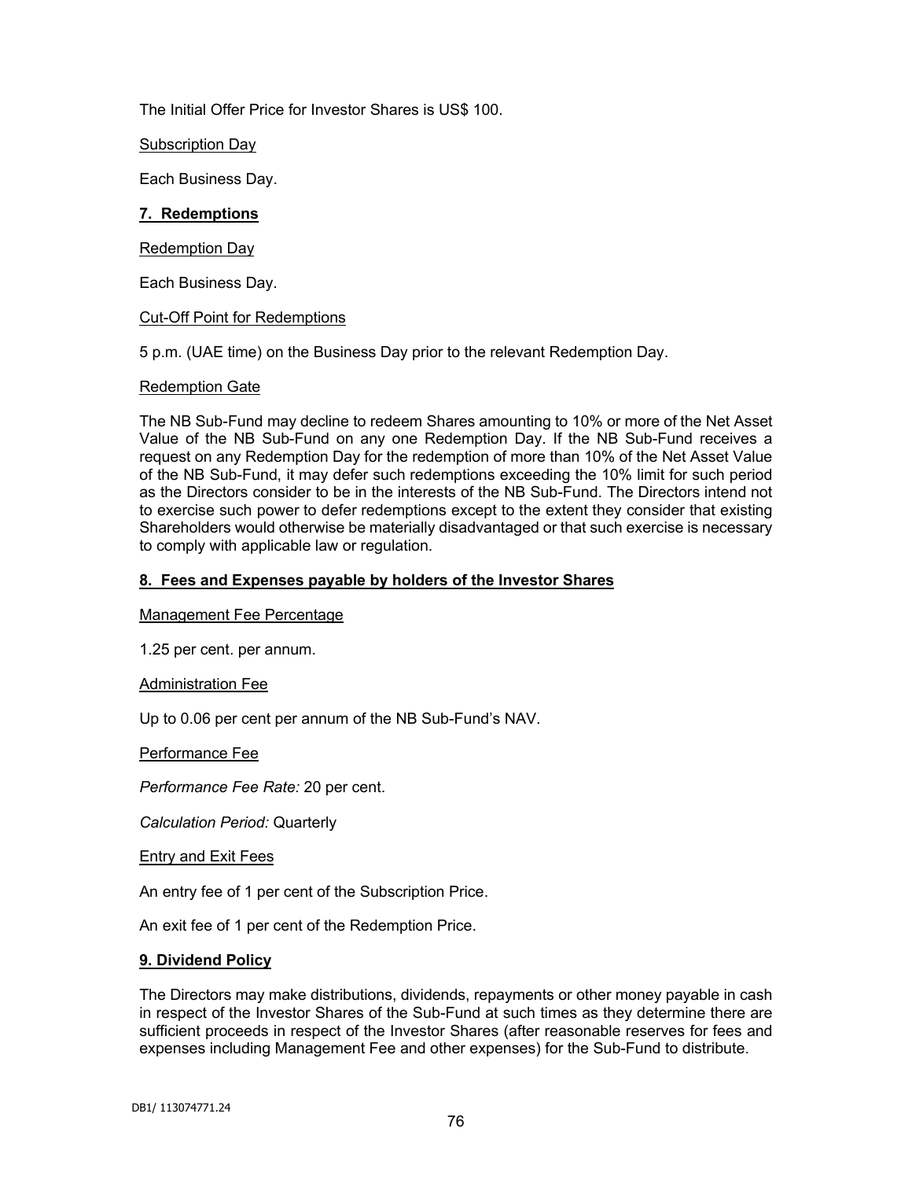The Initial Offer Price for Investor Shares is US$ 100.

<u>Subscription Day</u>

Each Business Day.

## 7. Redemptions

<u>Redemption Day</u>

Each Business Day.

<u>Cut-Off Point for Redemptions</u>

5 p.m. (UAE time) on the Business Day prior to the relevant Redemption Day.

<u>Redemption Gate</u>

The NB Sub-Fund may decline to redeem Shares amounting to 10% or more of the Net Asset Value of the NB Sub-Fund on any one Redemption Day. If the NB Sub-Fund receives a request on any Redemption Day for the redemption of more than 10% of the Net Asset Value of the NB Sub-Fund, it may defer such redemptions exceeding the 10% limit for such period as the Directors consider to be in the interests of the NB Sub-Fund. The Directors intend not to exercise such power to defer redemptions except to the extent they consider that existing Shareholders would otherwise be materially disadvantaged or that such exercise is necessary to comply with applicable law or regulation.

## 8. Fees and Expenses payable by holders of the Investor Shares

<u>Management Fee Percentage</u>

1.25 per cent. per annum.

<u>Administration Fee</u>

Up to 0.06 per cent per annum of the NB Sub-Fund's NAV.

<u>Performance Fee</u>

*Performance Fee Rate:* 20 per cent.

*Calculation Period:* Quarterly

<u>Entry and Exit Fees</u>

An entry fee of 1 per cent of the Subscription Price.

An exit fee of 1 per cent of the Redemption Price.

## 9. Dividend Policy

The Directors may make distributions, dividends, repayments or other money payable in cash in respect of the Investor Shares of the Sub-Fund at such times as they determine there are sufficient proceeds in respect of the Investor Shares (after reasonable reserves for fees and expenses including Management Fee and other expenses) for the Sub-Fund to distribute.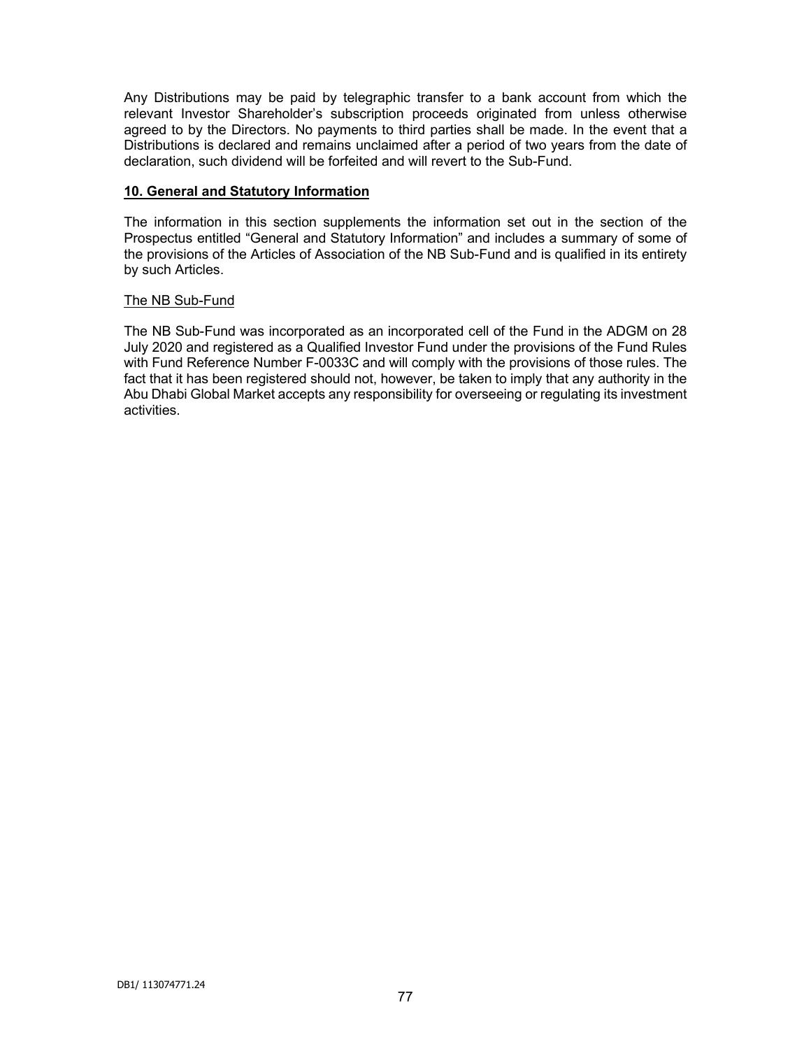Any Distributions may be paid by telegraphic transfer to a bank account from which the relevant Investor Shareholder's subscription proceeds originated from unless otherwise agreed to by the Directors. No payments to third parties shall be made. In the event that a Distributions is declared and remains unclaimed after a period of two years from the date of declaration, such dividend will be forfeited and will revert to the Sub-Fund.

## 10. General and Statutory Information

The information in this section supplements the information set out in the section of the Prospectus entitled "General and Statutory Information" and includes a summary of some of the provisions of the Articles of Association of the NB Sub-Fund and is qualified in its entirety by such Articles.

The NB Sub-Fund

The NB Sub-Fund was incorporated as an incorporated cell of the Fund in the ADGM on 28 July 2020 and registered as a Qualified Investor Fund under the provisions of the Fund Rules with Fund Reference Number F-0033C and will comply with the provisions of those rules. The fact that it has been registered should not, however, be taken to imply that any authority in the Abu Dhabi Global Market accepts any responsibility for overseeing or regulating its investment activities.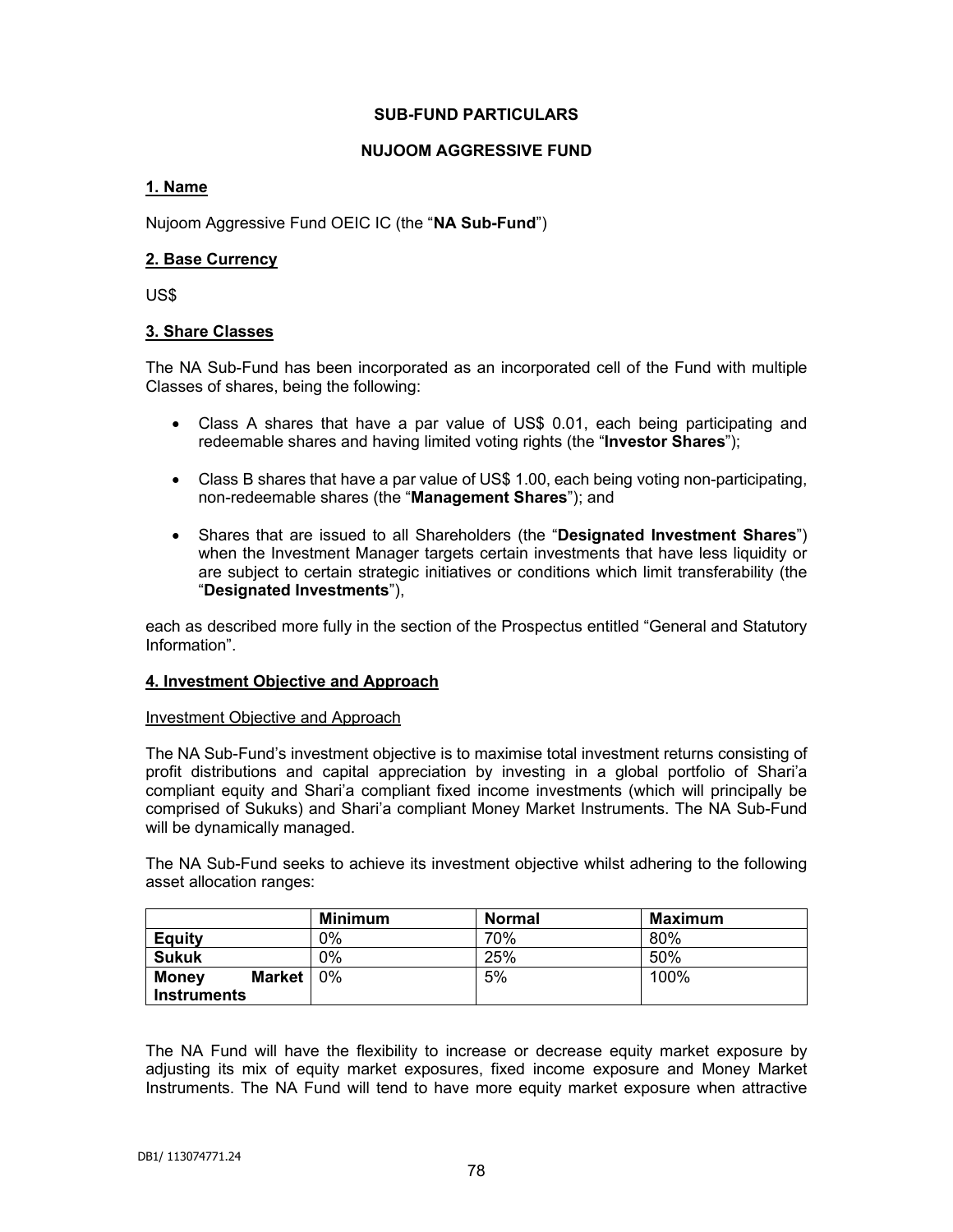**SUB-FUND PARTICULARS**

**NUJOOM AGGRESSIVE FUND**

## 1. Name

Nujoom Aggressive Fund OEIC IC (the "**NA Sub-Fund**")

## 2. Base Currency

US$

## 3. Share Classes

The NA Sub-Fund has been incorporated as an incorporated cell of the Fund with multiple Classes of shares, being the following:

- Class A shares that have a par value of US$ 0.01, each being participating and redeemable shares and having limited voting rights (the "**Investor Shares**");
- Class B shares that have a par value of US$ 1.00, each being voting non-participating, non-redeemable shares (the "**Management Shares**"); and
- Shares that are issued to all Shareholders (the "**Designated Investment Shares**") when the Investment Manager targets certain investments that have less liquidity or are subject to certain strategic initiatives or conditions which limit transferability (the "**Designated Investments**"),

each as described more fully in the section of the Prospectus entitled "General and Statutory Information".

## 4. Investment Objective and Approach

Investment Objective and Approach

The NA Sub-Fund's investment objective is to maximise total investment returns consisting of profit distributions and capital appreciation by investing in a global portfolio of Shari'a compliant equity and Shari'a compliant fixed income investments (which will principally be comprised of Sukuks) and Shari'a compliant Money Market Instruments. The NA Sub-Fund will be dynamically managed.

The NA Sub-Fund seeks to achieve its investment objective whilst adhering to the following asset allocation ranges:

| | Minimum | Normal | Maximum |
|---|---|---|---|
| **Equity** | 0% | 70% | 80% |
| **Sukuk** | 0% | 25% | 50% |
| **Money Market Instruments** | 0% | 5% | 100% |

The NA Fund will have the flexibility to increase or decrease equity market exposure by adjusting its mix of equity market exposures, fixed income exposure and Money Market Instruments. The NA Fund will tend to have more equity market exposure when attractive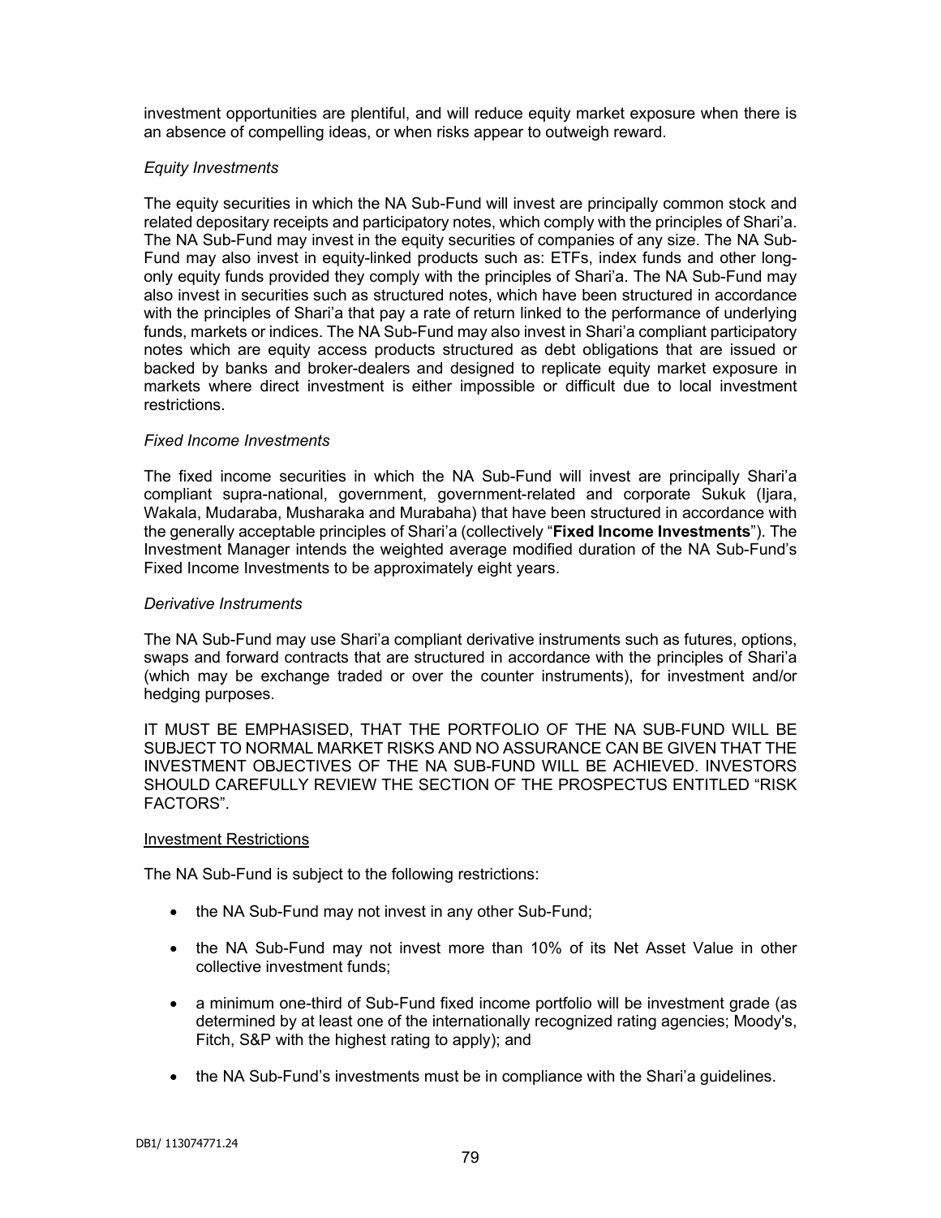investment opportunities are plentiful, and will reduce equity market exposure when there is an absence of compelling ideas, or when risks appear to outweigh reward.

*Equity Investments*

The equity securities in which the NA Sub-Fund will invest are principally common stock and related depositary receipts and participatory notes, which comply with the principles of Shari'a. The NA Sub-Fund may invest in the equity securities of companies of any size. The NA Sub-Fund may also invest in equity-linked products such as: ETFs, index funds and other long-only equity funds provided they comply with the principles of Shari'a. The NA Sub-Fund may also invest in securities such as structured notes, which have been structured in accordance with the principles of Shari'a that pay a rate of return linked to the performance of underlying funds, markets or indices. The NA Sub-Fund may also invest in Shari'a compliant participatory notes which are equity access products structured as debt obligations that are issued or backed by banks and broker-dealers and designed to replicate equity market exposure in markets where direct investment is either impossible or difficult due to local investment restrictions.

*Fixed Income Investments*

The fixed income securities in which the NA Sub-Fund will invest are principally Shari'a compliant supra-national, government, government-related and corporate Sukuk (Ijara, Wakala, Mudaraba, Musharaka and Murabaha) that have been structured in accordance with the generally acceptable principles of Shari'a (collectively "**Fixed Income Investments**"). The Investment Manager intends the weighted average modified duration of the NA Sub-Fund's Fixed Income Investments to be approximately eight years.

*Derivative Instruments*

The NA Sub-Fund may use Shari'a compliant derivative instruments such as futures, options, swaps and forward contracts that are structured in accordance with the principles of Shari'a (which may be exchange traded or over the counter instruments), for investment and/or hedging purposes.

IT MUST BE EMPHASISED, THAT THE PORTFOLIO OF THE NA SUB-FUND WILL BE SUBJECT TO NORMAL MARKET RISKS AND NO ASSURANCE CAN BE GIVEN THAT THE INVESTMENT OBJECTIVES OF THE NA SUB-FUND WILL BE ACHIEVED. INVESTORS SHOULD CAREFULLY REVIEW THE SECTION OF THE PROSPECTUS ENTITLED "RISK FACTORS".

Investment Restrictions

The NA Sub-Fund is subject to the following restrictions:

- the NA Sub-Fund may not invest in any other Sub-Fund;
- the NA Sub-Fund may not invest more than 10% of its Net Asset Value in other collective investment funds;
- a minimum one-third of Sub-Fund fixed income portfolio will be investment grade (as determined by at least one of the internationally recognized rating agencies; Moody's, Fitch, S&P with the highest rating to apply); and
- the NA Sub-Fund's investments must be in compliance with the Shari'a guidelines.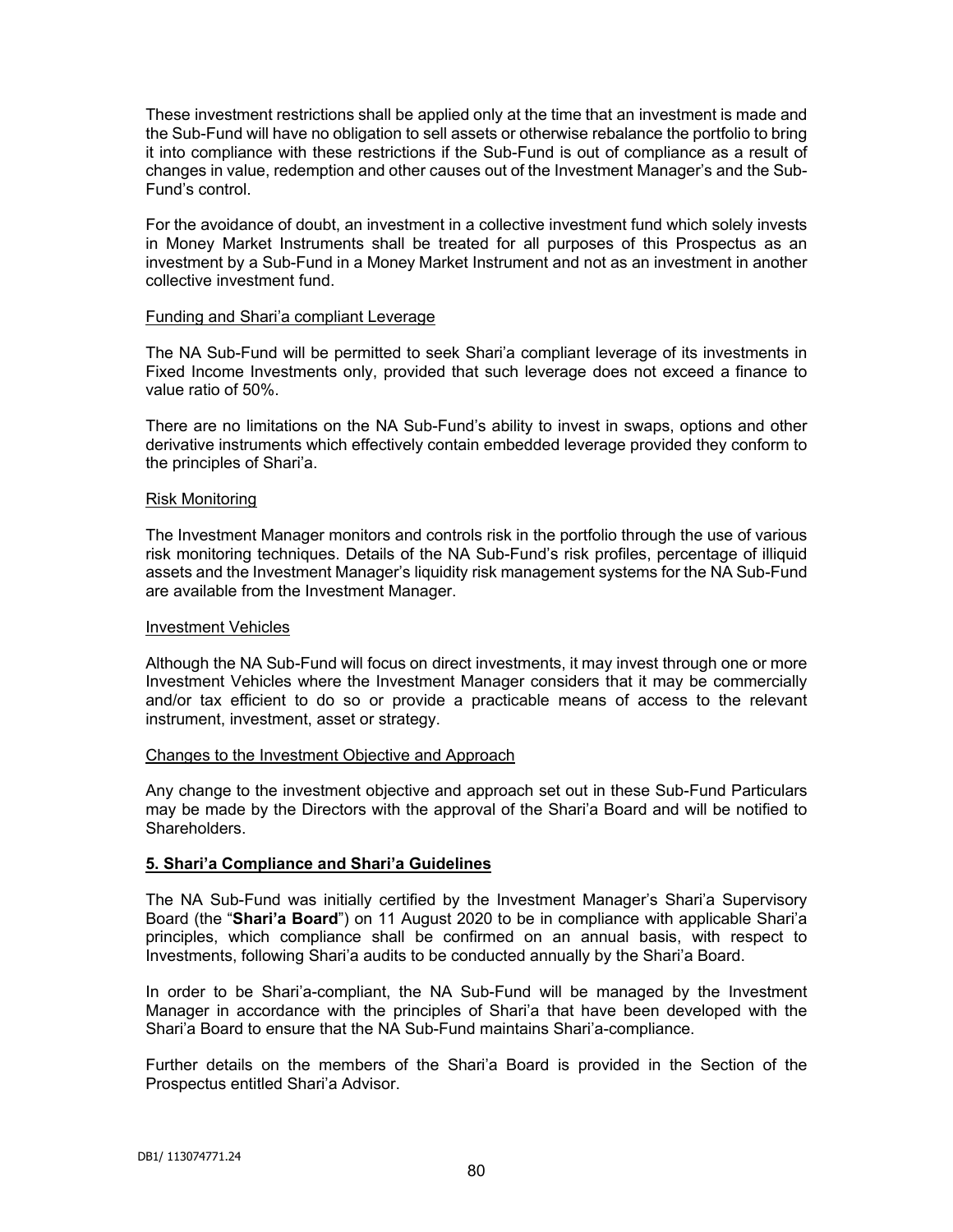These investment restrictions shall be applied only at the time that an investment is made and the Sub-Fund will have no obligation to sell assets or otherwise rebalance the portfolio to bring it into compliance with these restrictions if the Sub-Fund is out of compliance as a result of changes in value, redemption and other causes out of the Investment Manager's and the Sub-Fund's control.

For the avoidance of doubt, an investment in a collective investment fund which solely invests in Money Market Instruments shall be treated for all purposes of this Prospectus as an investment by a Sub-Fund in a Money Market Instrument and not as an investment in another collective investment fund.

Funding and Shari'a compliant Leverage

The NA Sub-Fund will be permitted to seek Shari'a compliant leverage of its investments in Fixed Income Investments only, provided that such leverage does not exceed a finance to value ratio of 50%.

There are no limitations on the NA Sub-Fund's ability to invest in swaps, options and other derivative instruments which effectively contain embedded leverage provided they conform to the principles of Shari'a.

Risk Monitoring

The Investment Manager monitors and controls risk in the portfolio through the use of various risk monitoring techniques. Details of the NA Sub-Fund's risk profiles, percentage of illiquid assets and the Investment Manager's liquidity risk management systems for the NA Sub-Fund are available from the Investment Manager.

Investment Vehicles

Although the NA Sub-Fund will focus on direct investments, it may invest through one or more Investment Vehicles where the Investment Manager considers that it may be commercially and/or tax efficient to do so or provide a practicable means of access to the relevant instrument, investment, asset or strategy.

Changes to the Investment Objective and Approach

Any change to the investment objective and approach set out in these Sub-Fund Particulars may be made by the Directors with the approval of the Shari'a Board and will be notified to Shareholders.

## 5. Shari'a Compliance and Shari'a Guidelines

The NA Sub-Fund was initially certified by the Investment Manager's Shari'a Supervisory Board (the "**Shari'a Board**") on 11 August 2020 to be in compliance with applicable Shari'a principles, which compliance shall be confirmed on an annual basis, with respect to Investments, following Shari'a audits to be conducted annually by the Shari'a Board.

In order to be Shari'a-compliant, the NA Sub-Fund will be managed by the Investment Manager in accordance with the principles of Shari'a that have been developed with the Shari'a Board to ensure that the NA Sub-Fund maintains Shari'a-compliance.

Further details on the members of the Shari'a Board is provided in the Section of the Prospectus entitled Shari'a Advisor.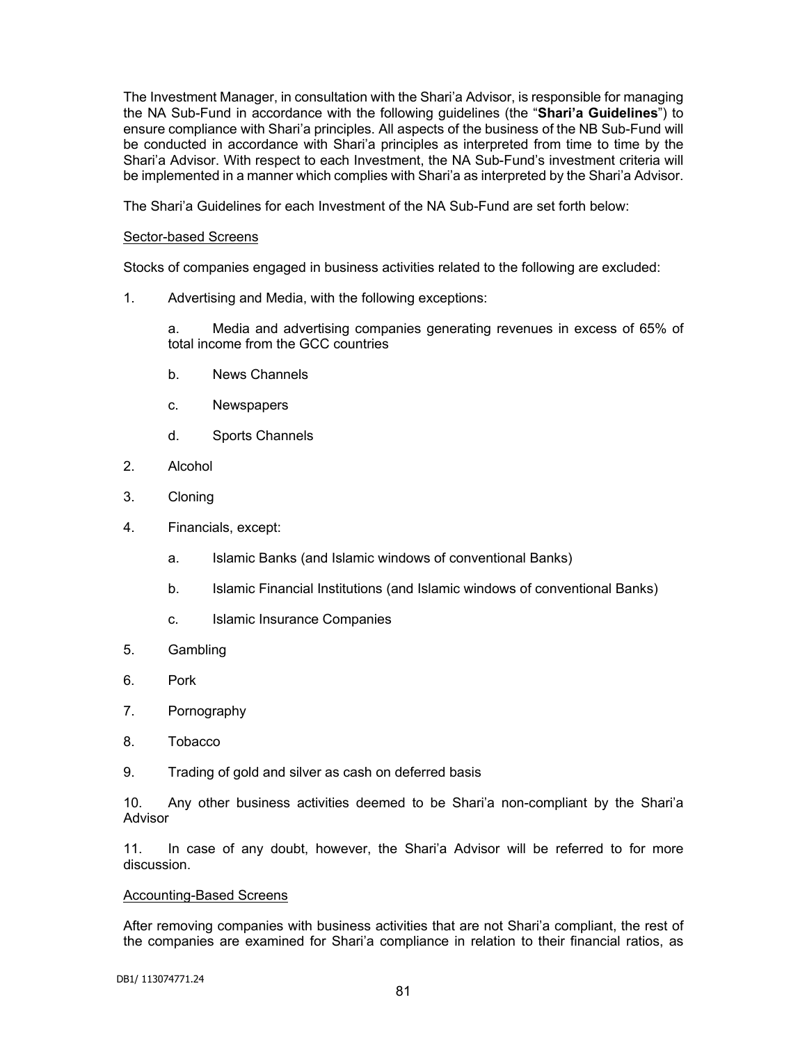The Investment Manager, in consultation with the Shari'a Advisor, is responsible for managing the NA Sub-Fund in accordance with the following guidelines (the "**Shari'a Guidelines**") to ensure compliance with Shari'a principles. All aspects of the business of the NB Sub-Fund will be conducted in accordance with Shari'a principles as interpreted from time to time by the Shari'a Advisor. With respect to each Investment, the NA Sub-Fund's investment criteria will be implemented in a manner which complies with Shari'a as interpreted by the Shari'a Advisor.

The Shari'a Guidelines for each Investment of the NA Sub-Fund are set forth below:

<u>Sector-based Screens</u>

Stocks of companies engaged in business activities related to the following are excluded:

1. Advertising and Media, with the following exceptions:

   a. Media and advertising companies generating revenues in excess of 65% of total income from the GCC countries

   b. News Channels

   c. Newspapers

   d. Sports Channels

2. Alcohol

3. Cloning

4. Financials, except:

   a. Islamic Banks (and Islamic windows of conventional Banks)

   b. Islamic Financial Institutions (and Islamic windows of conventional Banks)

   c. Islamic Insurance Companies

5. Gambling

6. Pork

7. Pornography

8. Tobacco

9. Trading of gold and silver as cash on deferred basis

10. Any other business activities deemed to be Shari'a non-compliant by the Shari'a Advisor

11. In case of any doubt, however, the Shari'a Advisor will be referred to for more discussion.

<u>Accounting-Based Screens</u>

After removing companies with business activities that are not Shari'a compliant, the rest of the companies are examined for Shari'a compliance in relation to their financial ratios, as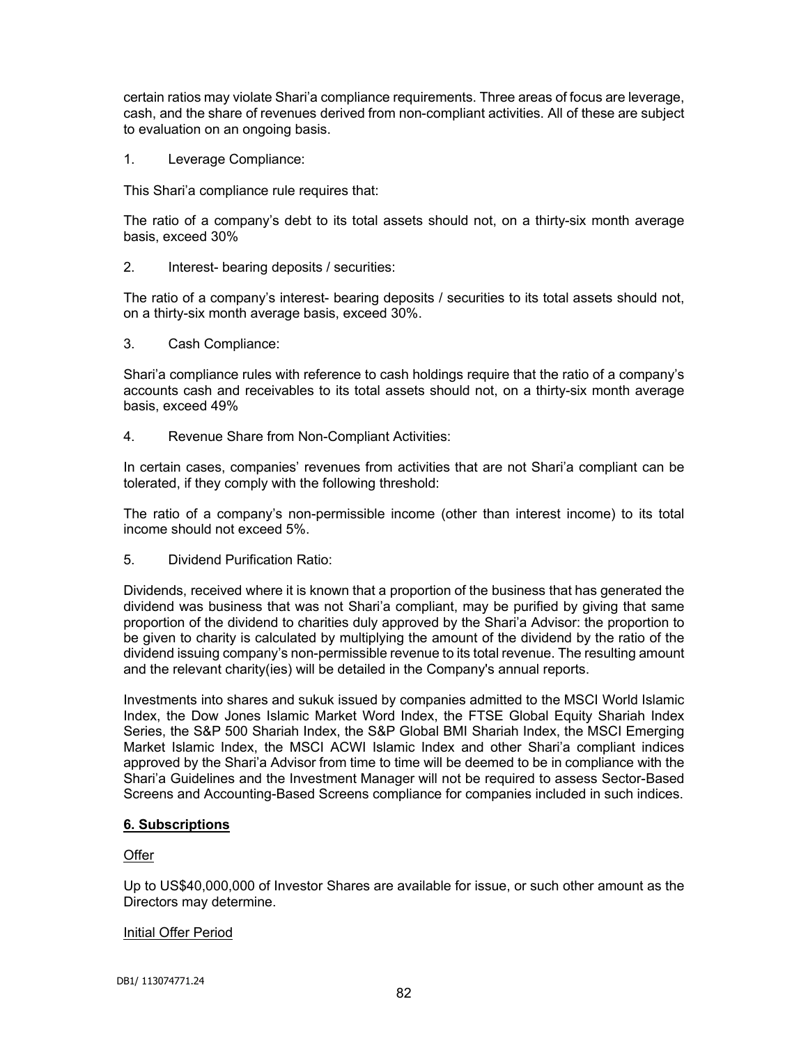certain ratios may violate Shari'a compliance requirements. Three areas of focus are leverage, cash, and the share of revenues derived from non-compliant activities. All of these are subject to evaluation on an ongoing basis.

1. Leverage Compliance:

This Shari'a compliance rule requires that:

The ratio of a company's debt to its total assets should not, on a thirty-six month average basis, exceed 30%

2. Interest- bearing deposits / securities:

The ratio of a company's interest- bearing deposits / securities to its total assets should not, on a thirty-six month average basis, exceed 30%.

3. Cash Compliance:

Shari'a compliance rules with reference to cash holdings require that the ratio of a company's accounts cash and receivables to its total assets should not, on a thirty-six month average basis, exceed 49%

4. Revenue Share from Non-Compliant Activities:

In certain cases, companies' revenues from activities that are not Shari'a compliant can be tolerated, if they comply with the following threshold:

The ratio of a company's non-permissible income (other than interest income) to its total income should not exceed 5%.

5. Dividend Purification Ratio:

Dividends, received where it is known that a proportion of the business that has generated the dividend was business that was not Shari'a compliant, may be purified by giving that same proportion of the dividend to charities duly approved by the Shari'a Advisor: the proportion to be given to charity is calculated by multiplying the amount of the dividend by the ratio of the dividend issuing company's non-permissible revenue to its total revenue. The resulting amount and the relevant charity(ies) will be detailed in the Company's annual reports.

Investments into shares and sukuk issued by companies admitted to the MSCI World Islamic Index, the Dow Jones Islamic Market Word Index, the FTSE Global Equity Shariah Index Series, the S&P 500 Shariah Index, the S&P Global BMI Shariah Index, the MSCI Emerging Market Islamic Index, the MSCI ACWI Islamic Index and other Shari'a compliant indices approved by the Shari'a Advisor from time to time will be deemed to be in compliance with the Shari'a Guidelines and the Investment Manager will not be required to assess Sector-Based Screens and Accounting-Based Screens compliance for companies included in such indices.

## 6. Subscriptions

Offer

Up to US$40,000,000 of Investor Shares are available for issue, or such other amount as the Directors may determine.

Initial Offer Period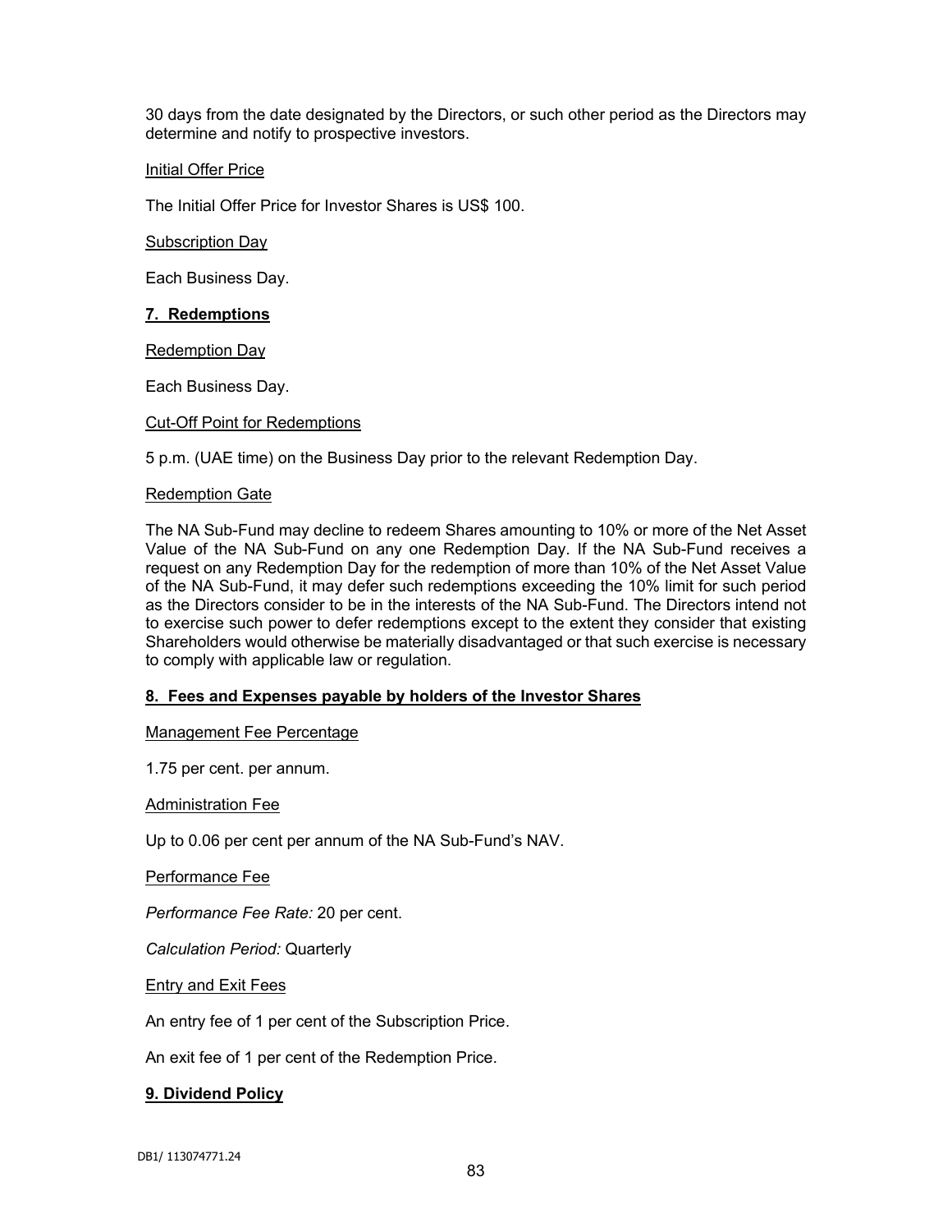30 days from the date designated by the Directors, or such other period as the Directors may determine and notify to prospective investors.

<u>Initial Offer Price</u>

The Initial Offer Price for Investor Shares is US$ 100.

<u>Subscription Day</u>

Each Business Day.

## **7. Redemptions**

<u>Redemption Day</u>

Each Business Day.

<u>Cut-Off Point for Redemptions</u>

5 p.m. (UAE time) on the Business Day prior to the relevant Redemption Day.

<u>Redemption Gate</u>

The NA Sub-Fund may decline to redeem Shares amounting to 10% or more of the Net Asset Value of the NA Sub-Fund on any one Redemption Day. If the NA Sub-Fund receives a request on any Redemption Day for the redemption of more than 10% of the Net Asset Value of the NA Sub-Fund, it may defer such redemptions exceeding the 10% limit for such period as the Directors consider to be in the interests of the NA Sub-Fund. The Directors intend not to exercise such power to defer redemptions except to the extent they consider that existing Shareholders would otherwise be materially disadvantaged or that such exercise is necessary to comply with applicable law or regulation.

## **8. Fees and Expenses payable by holders of the Investor Shares**

<u>Management Fee Percentage</u>

1.75 per cent. per annum.

<u>Administration Fee</u>

Up to 0.06 per cent per annum of the NA Sub-Fund's NAV.

<u>Performance Fee</u>

*Performance Fee Rate:* 20 per cent.

*Calculation Period:* Quarterly

<u>Entry and Exit Fees</u>

An entry fee of 1 per cent of the Subscription Price.

An exit fee of 1 per cent of the Redemption Price.

## **9. Dividend Policy**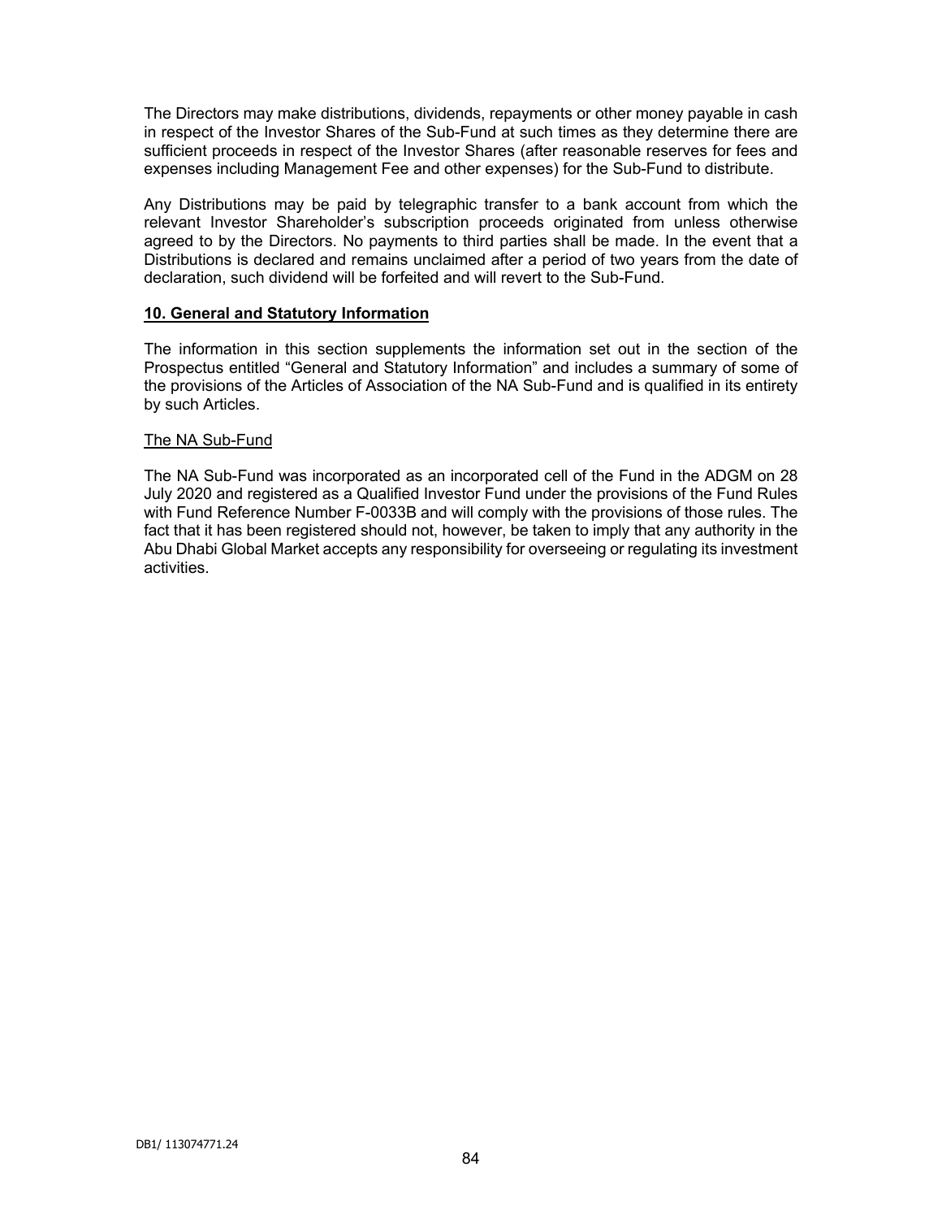The Directors may make distributions, dividends, repayments or other money payable in cash in respect of the Investor Shares of the Sub-Fund at such times as they determine there are sufficient proceeds in respect of the Investor Shares (after reasonable reserves for fees and expenses including Management Fee and other expenses) for the Sub-Fund to distribute.

Any Distributions may be paid by telegraphic transfer to a bank account from which the relevant Investor Shareholder's subscription proceeds originated from unless otherwise agreed to by the Directors. No payments to third parties shall be made. In the event that a Distributions is declared and remains unclaimed after a period of two years from the date of declaration, such dividend will be forfeited and will revert to the Sub-Fund.

## 10. General and Statutory Information

The information in this section supplements the information set out in the section of the Prospectus entitled "General and Statutory Information" and includes a summary of some of the provisions of the Articles of Association of the NA Sub-Fund and is qualified in its entirety by such Articles.

### The NA Sub-Fund

The NA Sub-Fund was incorporated as an incorporated cell of the Fund in the ADGM on 28 July 2020 and registered as a Qualified Investor Fund under the provisions of the Fund Rules with Fund Reference Number F-0033B and will comply with the provisions of those rules. The fact that it has been registered should not, however, be taken to imply that any authority in the Abu Dhabi Global Market accepts any responsibility for overseeing or regulating its investment activities.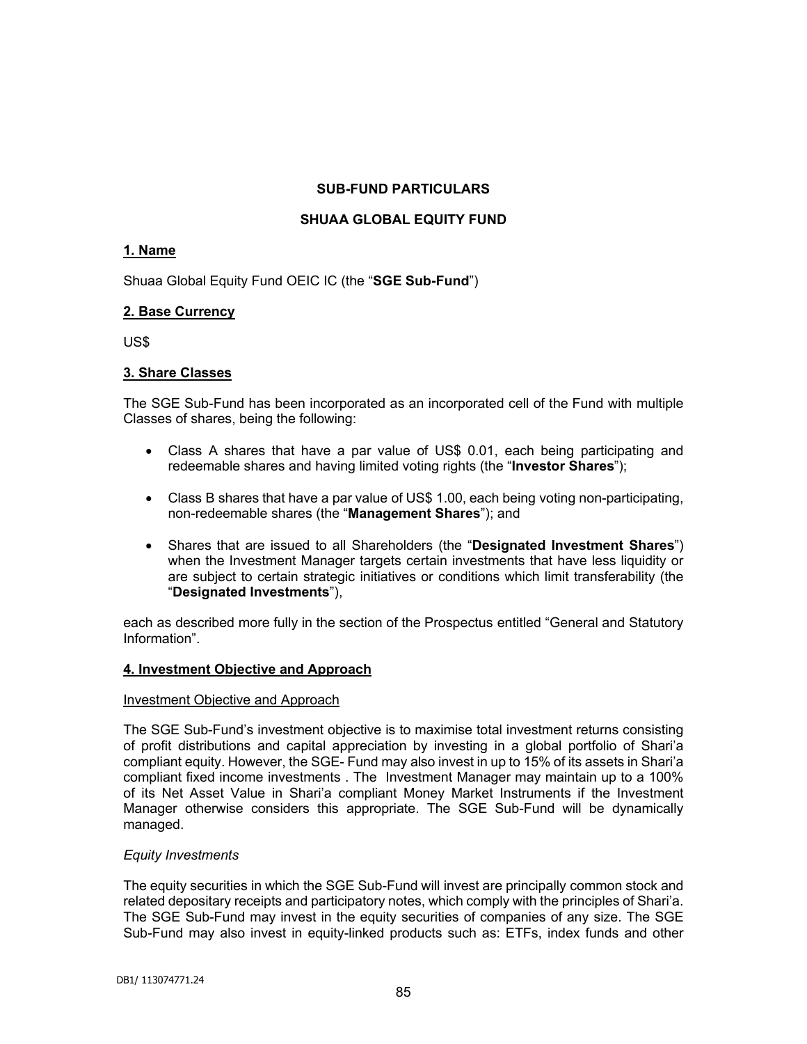## SUB-FUND PARTICULARS

## SHUAA GLOBAL EQUITY FUND

### 1. Name

Shuaa Global Equity Fund OEIC IC (the "**SGE Sub-Fund**")

### 2. Base Currency

US$

### 3. Share Classes

The SGE Sub-Fund has been incorporated as an incorporated cell of the Fund with multiple Classes of shares, being the following:

- Class A shares that have a par value of US$ 0.01, each being participating and redeemable shares and having limited voting rights (the "**Investor Shares**");
- Class B shares that have a par value of US$ 1.00, each being voting non-participating, non-redeemable shares (the "**Management Shares**"); and
- Shares that are issued to all Shareholders (the "**Designated Investment Shares**") when the Investment Manager targets certain investments that have less liquidity or are subject to certain strategic initiatives or conditions which limit transferability (the "**Designated Investments**"),

each as described more fully in the section of the Prospectus entitled "General and Statutory Information".

### 4. Investment Objective and Approach

Investment Objective and Approach

The SGE Sub-Fund's investment objective is to maximise total investment returns consisting of profit distributions and capital appreciation by investing in a global portfolio of Shari'a compliant equity. However, the SGE- Fund may also invest in up to 15% of its assets in Shari'a compliant fixed income investments . The Investment Manager may maintain up to a 100% of its Net Asset Value in Shari'a compliant Money Market Instruments if the Investment Manager otherwise considers this appropriate. The SGE Sub-Fund will be dynamically managed.

*Equity Investments*

The equity securities in which the SGE Sub-Fund will invest are principally common stock and related depositary receipts and participatory notes, which comply with the principles of Shari'a. The SGE Sub-Fund may invest in the equity securities of companies of any size. The SGE Sub-Fund may also invest in equity-linked products such as: ETFs, index funds and other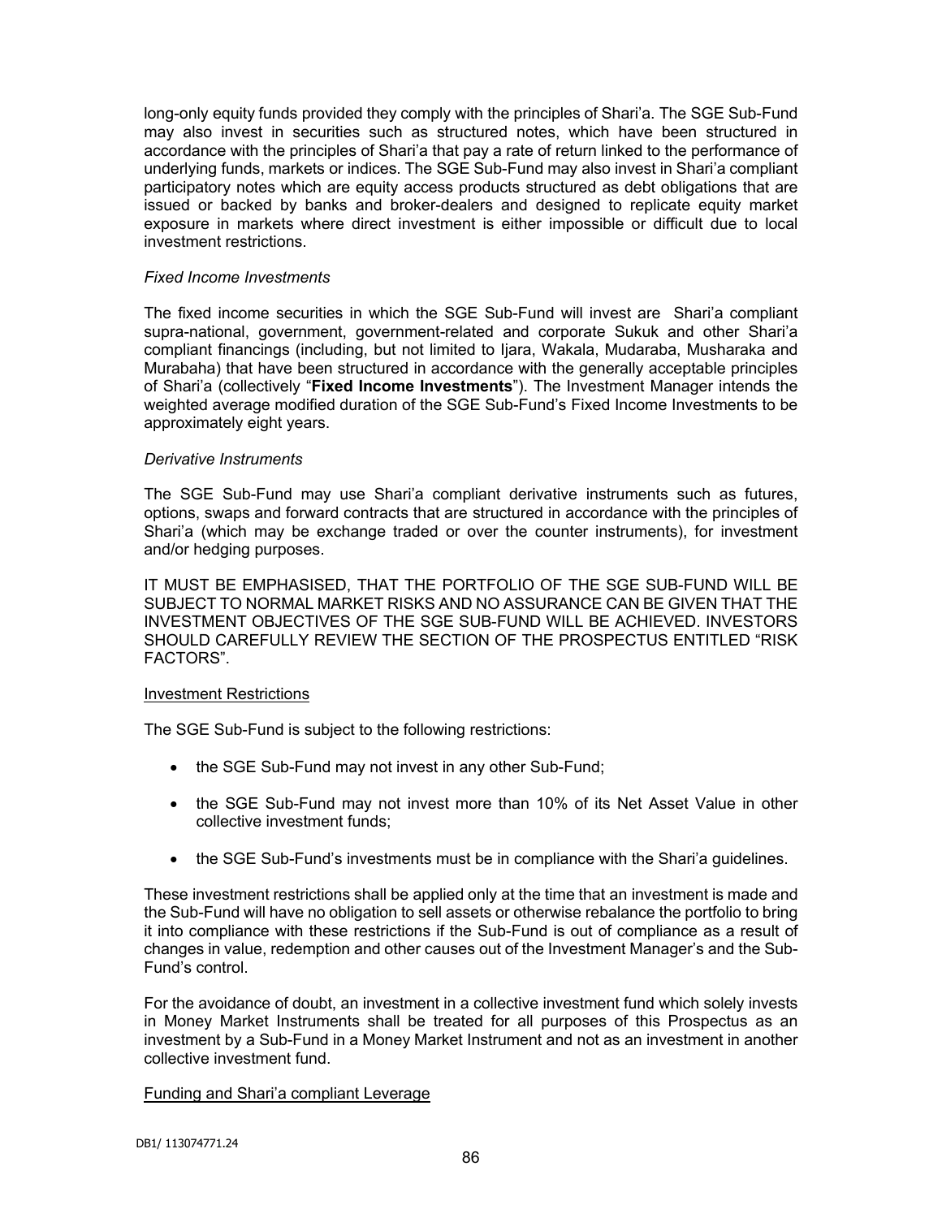long-only equity funds provided they comply with the principles of Shari'a. The SGE Sub-Fund may also invest in securities such as structured notes, which have been structured in accordance with the principles of Shari'a that pay a rate of return linked to the performance of underlying funds, markets or indices. The SGE Sub-Fund may also invest in Shari'a compliant participatory notes which are equity access products structured as debt obligations that are issued or backed by banks and broker-dealers and designed to replicate equity market exposure in markets where direct investment is either impossible or difficult due to local investment restrictions.

*Fixed Income Investments*

The fixed income securities in which the SGE Sub-Fund will invest are Shari'a compliant supra-national, government, government-related and corporate Sukuk and other Shari'a compliant financings (including, but not limited to Ijara, Wakala, Mudaraba, Musharaka and Murabaha) that have been structured in accordance with the generally acceptable principles of Shari'a (collectively "**Fixed Income Investments**"). The Investment Manager intends the weighted average modified duration of the SGE Sub-Fund's Fixed Income Investments to be approximately eight years.

*Derivative Instruments*

The SGE Sub-Fund may use Shari'a compliant derivative instruments such as futures, options, swaps and forward contracts that are structured in accordance with the principles of Shari'a (which may be exchange traded or over the counter instruments), for investment and/or hedging purposes.

IT MUST BE EMPHASISED, THAT THE PORTFOLIO OF THE SGE SUB-FUND WILL BE SUBJECT TO NORMAL MARKET RISKS AND NO ASSURANCE CAN BE GIVEN THAT THE INVESTMENT OBJECTIVES OF THE SGE SUB-FUND WILL BE ACHIEVED. INVESTORS SHOULD CAREFULLY REVIEW THE SECTION OF THE PROSPECTUS ENTITLED "RISK FACTORS".

Investment Restrictions

The SGE Sub-Fund is subject to the following restrictions:

- the SGE Sub-Fund may not invest in any other Sub-Fund;
- the SGE Sub-Fund may not invest more than 10% of its Net Asset Value in other collective investment funds;
- the SGE Sub-Fund's investments must be in compliance with the Shari'a guidelines.

These investment restrictions shall be applied only at the time that an investment is made and the Sub-Fund will have no obligation to sell assets or otherwise rebalance the portfolio to bring it into compliance with these restrictions if the Sub-Fund is out of compliance as a result of changes in value, redemption and other causes out of the Investment Manager's and the Sub-Fund's control.

For the avoidance of doubt, an investment in a collective investment fund which solely invests in Money Market Instruments shall be treated for all purposes of this Prospectus as an investment by a Sub-Fund in a Money Market Instrument and not as an investment in another collective investment fund.

Funding and Shari'a compliant Leverage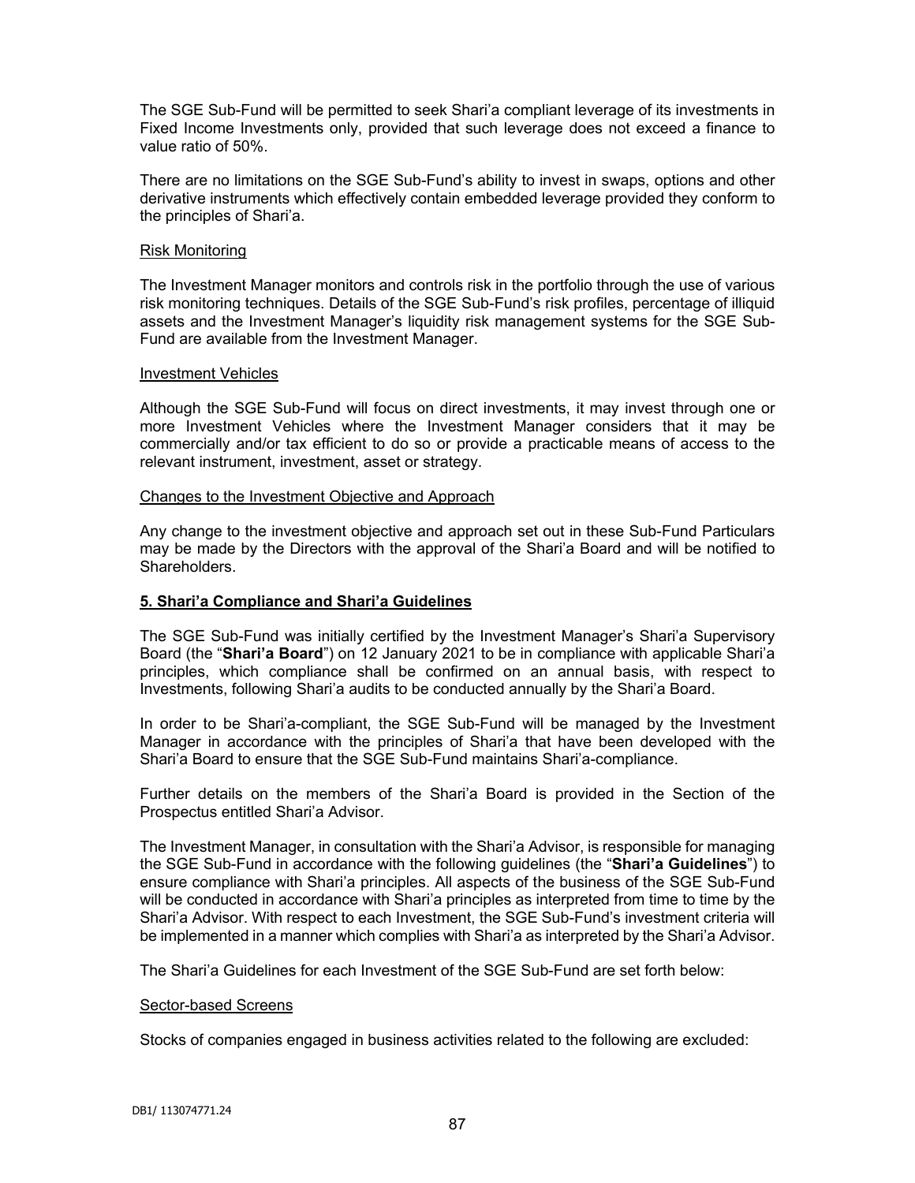The SGE Sub-Fund will be permitted to seek Shari'a compliant leverage of its investments in Fixed Income Investments only, provided that such leverage does not exceed a finance to value ratio of 50%.

There are no limitations on the SGE Sub-Fund's ability to invest in swaps, options and other derivative instruments which effectively contain embedded leverage provided they conform to the principles of Shari'a.

Risk Monitoring

The Investment Manager monitors and controls risk in the portfolio through the use of various risk monitoring techniques. Details of the SGE Sub-Fund's risk profiles, percentage of illiquid assets and the Investment Manager's liquidity risk management systems for the SGE Sub-Fund are available from the Investment Manager.

Investment Vehicles

Although the SGE Sub-Fund will focus on direct investments, it may invest through one or more Investment Vehicles where the Investment Manager considers that it may be commercially and/or tax efficient to do so or provide a practicable means of access to the relevant instrument, investment, asset or strategy.

Changes to the Investment Objective and Approach

Any change to the investment objective and approach set out in these Sub-Fund Particulars may be made by the Directors with the approval of the Shari'a Board and will be notified to Shareholders.

## 5. Shari'a Compliance and Shari'a Guidelines

The SGE Sub-Fund was initially certified by the Investment Manager's Shari'a Supervisory Board (the "**Shari'a Board**") on 12 January 2021 to be in compliance with applicable Shari'a principles, which compliance shall be confirmed on an annual basis, with respect to Investments, following Shari'a audits to be conducted annually by the Shari'a Board.

In order to be Shari'a-compliant, the SGE Sub-Fund will be managed by the Investment Manager in accordance with the principles of Shari'a that have been developed with the Shari'a Board to ensure that the SGE Sub-Fund maintains Shari'a-compliance.

Further details on the members of the Shari'a Board is provided in the Section of the Prospectus entitled Shari'a Advisor.

The Investment Manager, in consultation with the Shari'a Advisor, is responsible for managing the SGE Sub-Fund in accordance with the following guidelines (the "**Shari'a Guidelines**") to ensure compliance with Shari'a principles. All aspects of the business of the SGE Sub-Fund will be conducted in accordance with Shari'a principles as interpreted from time to time by the Shari'a Advisor. With respect to each Investment, the SGE Sub-Fund's investment criteria will be implemented in a manner which complies with Shari'a as interpreted by the Shari'a Advisor.

The Shari'a Guidelines for each Investment of the SGE Sub-Fund are set forth below:

Sector-based Screens

Stocks of companies engaged in business activities related to the following are excluded: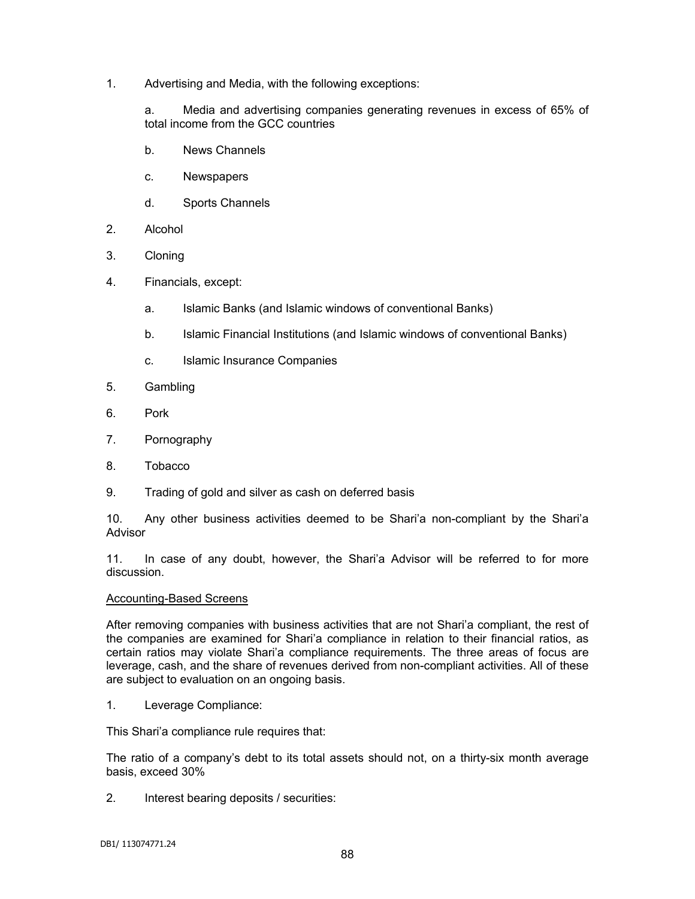1. Advertising and Media, with the following exceptions:

    a. Media and advertising companies generating revenues in excess of 65% of total income from the GCC countries

    b. News Channels

    c. Newspapers

    d. Sports Channels

2. Alcohol

3. Cloning

4. Financials, except:

    a. Islamic Banks (and Islamic windows of conventional Banks)

    b. Islamic Financial Institutions (and Islamic windows of conventional Banks)

    c. Islamic Insurance Companies

5. Gambling

6. Pork

7. Pornography

8. Tobacco

9. Trading of gold and silver as cash on deferred basis

10. Any other business activities deemed to be Shari'a non-compliant by the Shari'a Advisor

11. In case of any doubt, however, the Shari'a Advisor will be referred to for more discussion.

<u>Accounting-Based Screens</u>

After removing companies with business activities that are not Shari'a compliant, the rest of the companies are examined for Shari'a compliance in relation to their financial ratios, as certain ratios may violate Shari'a compliance requirements. The three areas of focus are leverage, cash, and the share of revenues derived from non-compliant activities. All of these are subject to evaluation on an ongoing basis.

1. Leverage Compliance:

This Shari'a compliance rule requires that:

The ratio of a company's debt to its total assets should not, on a thirty-six month average basis, exceed 30%

2. Interest bearing deposits / securities: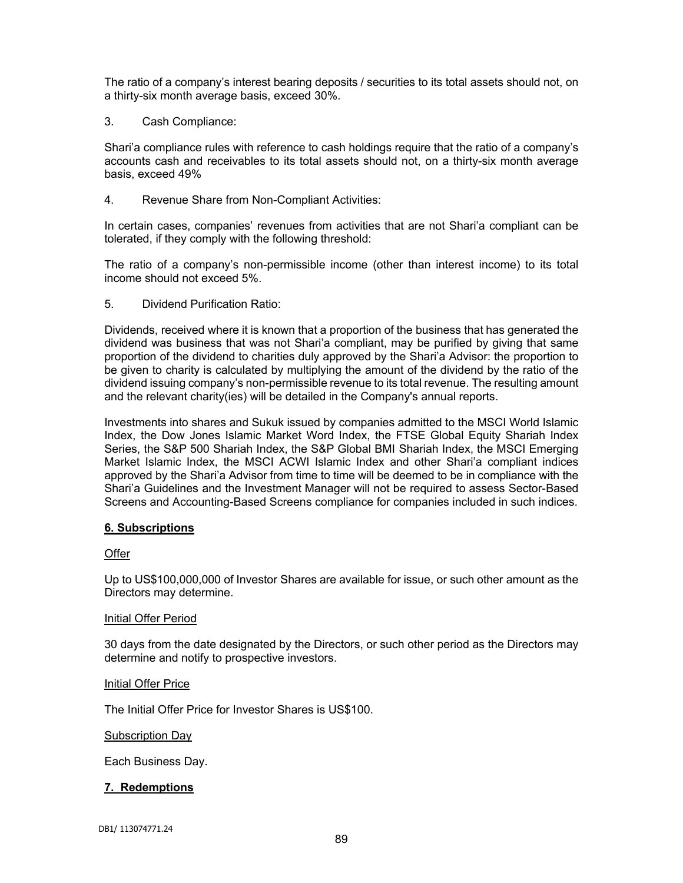The ratio of a company's interest bearing deposits / securities to its total assets should not, on a thirty-six month average basis, exceed 30%.

3. Cash Compliance:

Shari'a compliance rules with reference to cash holdings require that the ratio of a company's accounts cash and receivables to its total assets should not, on a thirty-six month average basis, exceed 49%

4. Revenue Share from Non-Compliant Activities:

In certain cases, companies' revenues from activities that are not Shari'a compliant can be tolerated, if they comply with the following threshold:

The ratio of a company's non-permissible income (other than interest income) to its total income should not exceed 5%.

5. Dividend Purification Ratio:

Dividends, received where it is known that a proportion of the business that has generated the dividend was business that was not Shari'a compliant, may be purified by giving that same proportion of the dividend to charities duly approved by the Shari'a Advisor: the proportion to be given to charity is calculated by multiplying the amount of the dividend by the ratio of the dividend issuing company's non-permissible revenue to its total revenue. The resulting amount and the relevant charity(ies) will be detailed in the Company's annual reports.

Investments into shares and Sukuk issued by companies admitted to the MSCI World Islamic Index, the Dow Jones Islamic Market Word Index, the FTSE Global Equity Shariah Index Series, the S&P 500 Shariah Index, the S&P Global BMI Shariah Index, the MSCI Emerging Market Islamic Index, the MSCI ACWI Islamic Index and other Shari'a compliant indices approved by the Shari'a Advisor from time to time will be deemed to be in compliance with the Shari'a Guidelines and the Investment Manager will not be required to assess Sector-Based Screens and Accounting-Based Screens compliance for companies included in such indices.

## 6. Subscriptions

Offer

Up to US$100,000,000 of Investor Shares are available for issue, or such other amount as the Directors may determine.

Initial Offer Period

30 days from the date designated by the Directors, or such other period as the Directors may determine and notify to prospective investors.

Initial Offer Price

The Initial Offer Price for Investor Shares is US$100.

Subscription Day

Each Business Day.

## 7. Redemptions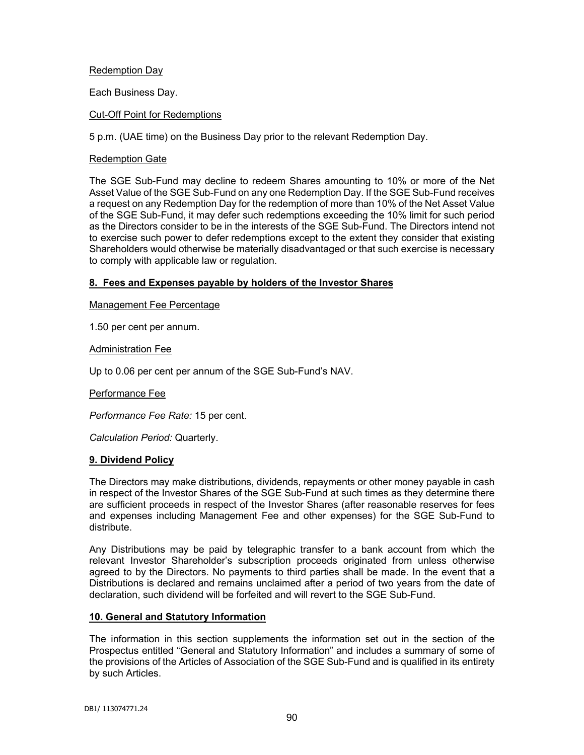Redemption Day

Each Business Day.

Cut-Off Point for Redemptions

5 p.m. (UAE time) on the Business Day prior to the relevant Redemption Day.

Redemption Gate

The SGE Sub-Fund may decline to redeem Shares amounting to 10% or more of the Net Asset Value of the SGE Sub-Fund on any one Redemption Day. If the SGE Sub-Fund receives a request on any Redemption Day for the redemption of more than 10% of the Net Asset Value of the SGE Sub-Fund, it may defer such redemptions exceeding the 10% limit for such period as the Directors consider to be in the interests of the SGE Sub-Fund. The Directors intend not to exercise such power to defer redemptions except to the extent they consider that existing Shareholders would otherwise be materially disadvantaged or that such exercise is necessary to comply with applicable law or regulation.

## 8. Fees and Expenses payable by holders of the Investor Shares

Management Fee Percentage

1.50 per cent per annum.

Administration Fee

Up to 0.06 per cent per annum of the SGE Sub-Fund's NAV.

Performance Fee

*Performance Fee Rate:* 15 per cent.

*Calculation Period:* Quarterly.

## 9. Dividend Policy

The Directors may make distributions, dividends, repayments or other money payable in cash in respect of the Investor Shares of the SGE Sub-Fund at such times as they determine there are sufficient proceeds in respect of the Investor Shares (after reasonable reserves for fees and expenses including Management Fee and other expenses) for the SGE Sub-Fund to distribute.

Any Distributions may be paid by telegraphic transfer to a bank account from which the relevant Investor Shareholder's subscription proceeds originated from unless otherwise agreed to by the Directors. No payments to third parties shall be made. In the event that a Distributions is declared and remains unclaimed after a period of two years from the date of declaration, such dividend will be forfeited and will revert to the SGE Sub-Fund.

## 10. General and Statutory Information

The information in this section supplements the information set out in the section of the Prospectus entitled "General and Statutory Information" and includes a summary of some of the provisions of the Articles of Association of the SGE Sub-Fund and is qualified in its entirety by such Articles.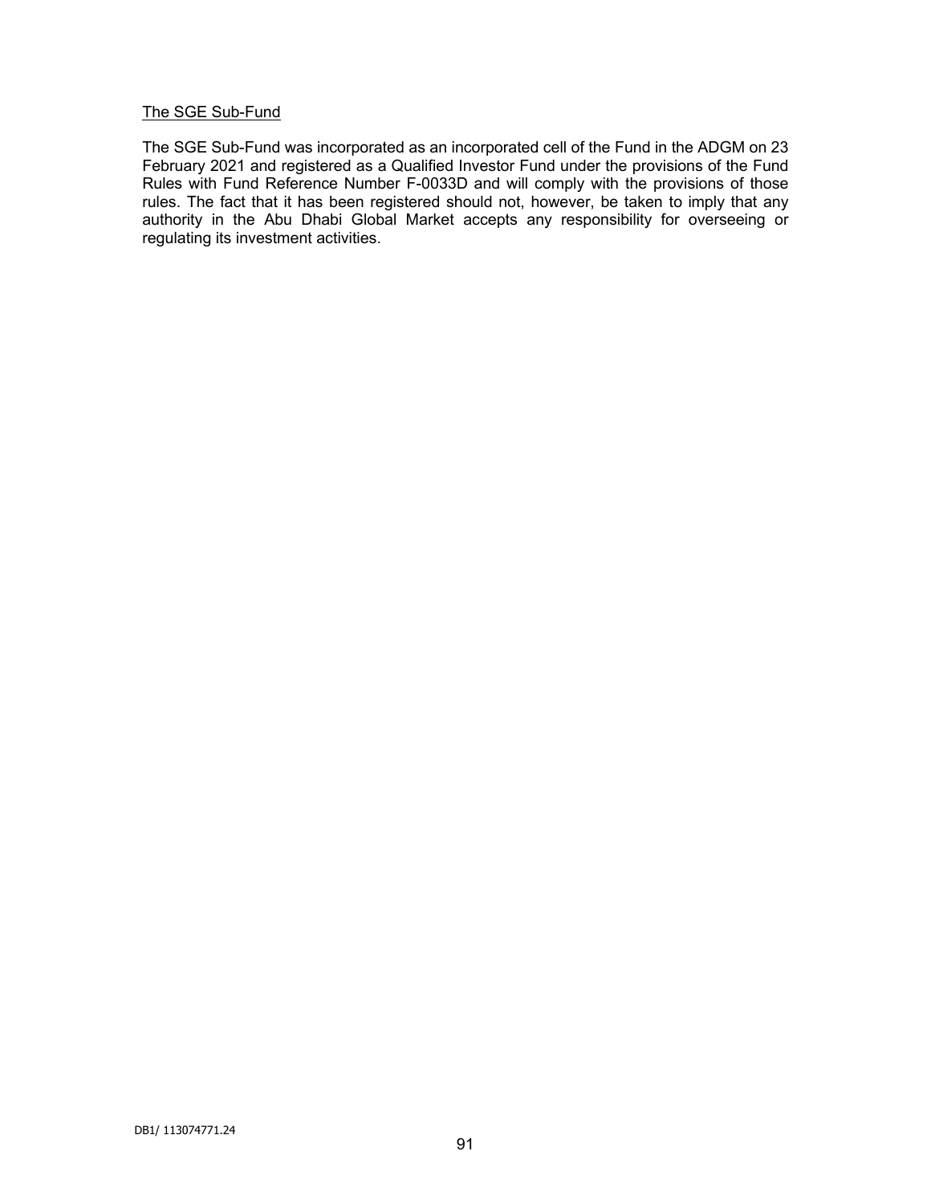<u>The SGE Sub-Fund</u>

The SGE Sub-Fund was incorporated as an incorporated cell of the Fund in the ADGM on 23 February 2021 and registered as a Qualified Investor Fund under the provisions of the Fund Rules with Fund Reference Number F-0033D and will comply with the provisions of those rules. The fact that it has been registered should not, however, be taken to imply that any authority in the Abu Dhabi Global Market accepts any responsibility for overseeing or regulating its investment activities.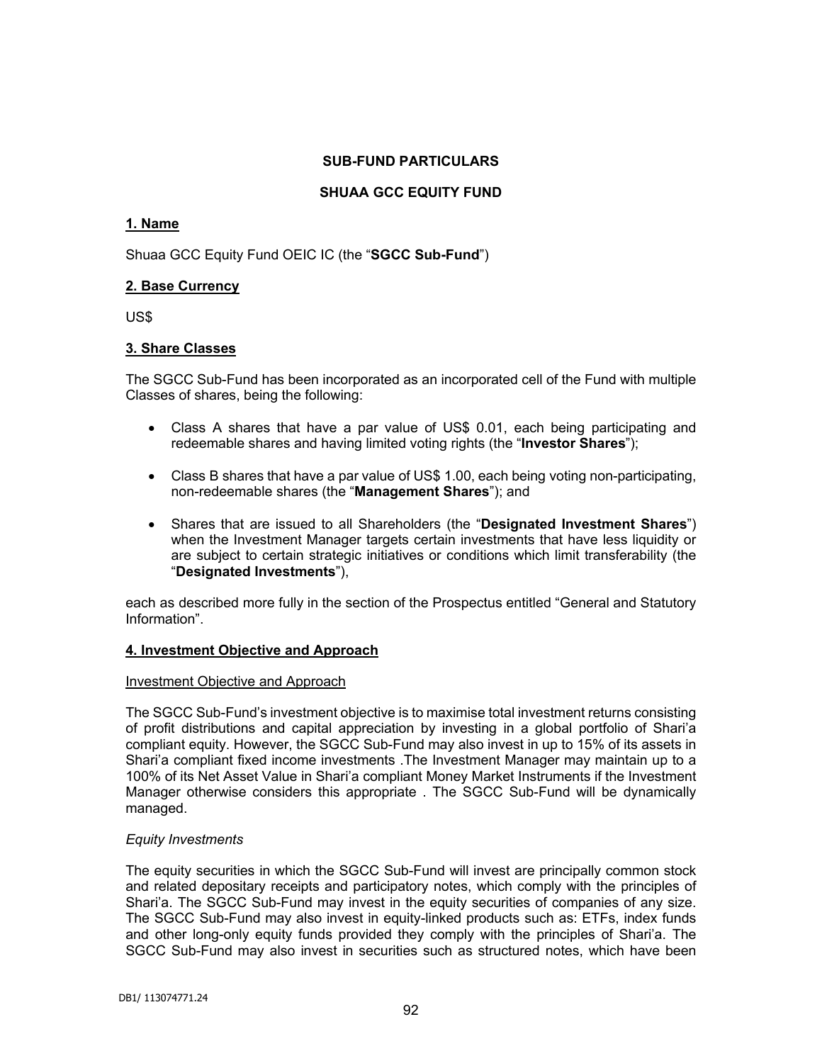## SUB-FUND PARTICULARS

## SHUAA GCC EQUITY FUND

### 1. Name

Shuaa GCC Equity Fund OEIC IC (the "**SGCC Sub-Fund**")

### 2. Base Currency

US$

### 3. Share Classes

The SGCC Sub-Fund has been incorporated as an incorporated cell of the Fund with multiple Classes of shares, being the following:

- Class A shares that have a par value of US$ 0.01, each being participating and redeemable shares and having limited voting rights (the "**Investor Shares**");
- Class B shares that have a par value of US$ 1.00, each being voting non-participating, non-redeemable shares (the "**Management Shares**"); and
- Shares that are issued to all Shareholders (the "**Designated Investment Shares**") when the Investment Manager targets certain investments that have less liquidity or are subject to certain strategic initiatives or conditions which limit transferability (the "**Designated Investments**"),

each as described more fully in the section of the Prospectus entitled "General and Statutory Information".

### 4. Investment Objective and Approach

Investment Objective and Approach

The SGCC Sub-Fund's investment objective is to maximise total investment returns consisting of profit distributions and capital appreciation by investing in a global portfolio of Shari'a compliant equity. However, the SGCC Sub-Fund may also invest in up to 15% of its assets in Shari'a compliant fixed income investments .The Investment Manager may maintain up to a 100% of its Net Asset Value in Shari'a compliant Money Market Instruments if the Investment Manager otherwise considers this appropriate . The SGCC Sub-Fund will be dynamically managed.

*Equity Investments*

The equity securities in which the SGCC Sub-Fund will invest are principally common stock and related depositary receipts and participatory notes, which comply with the principles of Shari'a. The SGCC Sub-Fund may invest in the equity securities of companies of any size. The SGCC Sub-Fund may also invest in equity-linked products such as: ETFs, index funds and other long-only equity funds provided they comply with the principles of Shari'a. The SGCC Sub-Fund may also invest in securities such as structured notes, which have been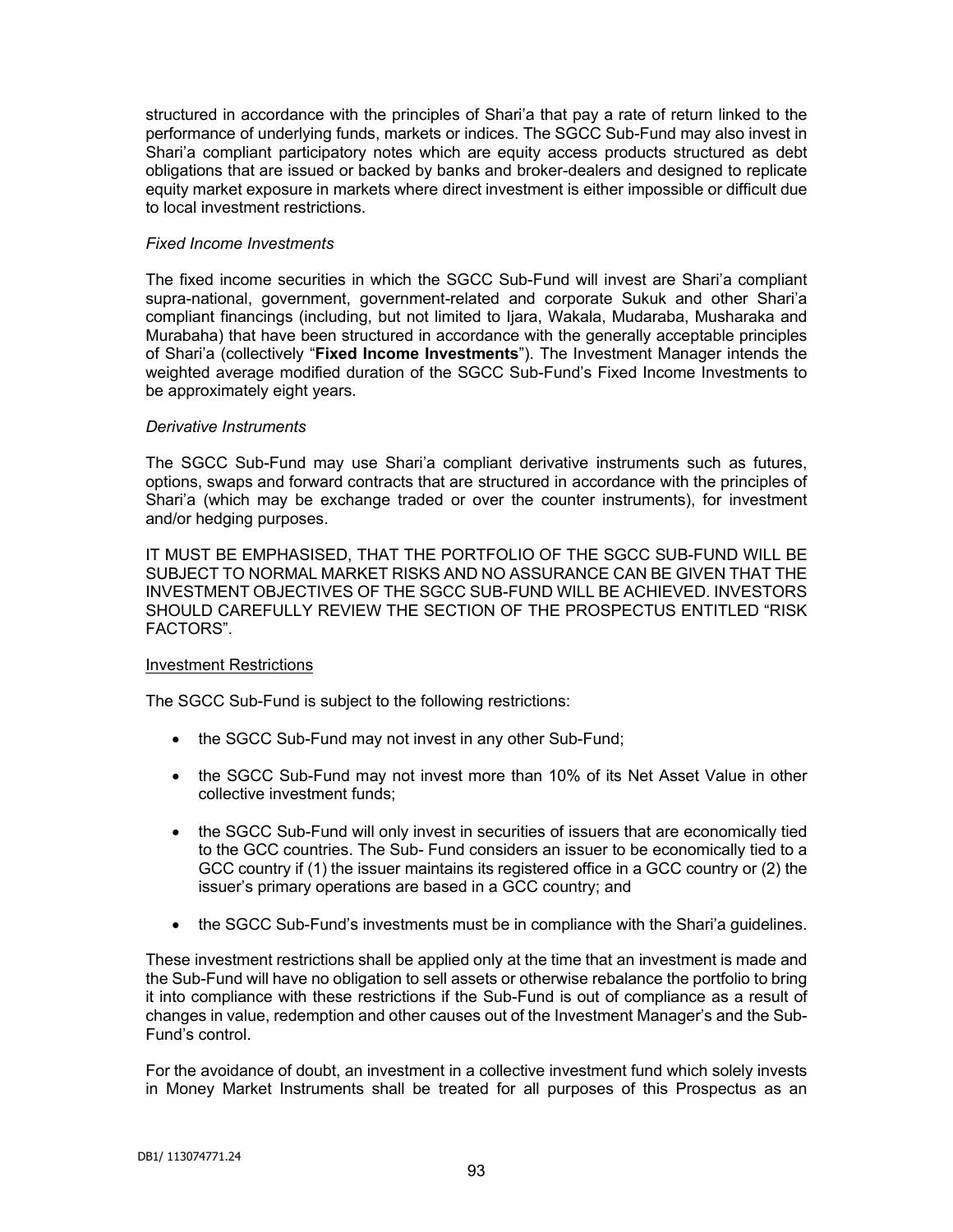structured in accordance with the principles of Shari'a that pay a rate of return linked to the performance of underlying funds, markets or indices. The SGCC Sub-Fund may also invest in Shari'a compliant participatory notes which are equity access products structured as debt obligations that are issued or backed by banks and broker-dealers and designed to replicate equity market exposure in markets where direct investment is either impossible or difficult due to local investment restrictions.

*Fixed Income Investments*

The fixed income securities in which the SGCC Sub-Fund will invest are Shari'a compliant supra-national, government, government-related and corporate Sukuk and other Shari'a compliant financings (including, but not limited to Ijara, Wakala, Mudaraba, Musharaka and Murabaha) that have been structured in accordance with the generally acceptable principles of Shari'a (collectively "**Fixed Income Investments**"). The Investment Manager intends the weighted average modified duration of the SGCC Sub-Fund's Fixed Income Investments to be approximately eight years.

*Derivative Instruments*

The SGCC Sub-Fund may use Shari'a compliant derivative instruments such as futures, options, swaps and forward contracts that are structured in accordance with the principles of Shari'a (which may be exchange traded or over the counter instruments), for investment and/or hedging purposes.

IT MUST BE EMPHASISED, THAT THE PORTFOLIO OF THE SGCC SUB-FUND WILL BE SUBJECT TO NORMAL MARKET RISKS AND NO ASSURANCE CAN BE GIVEN THAT THE INVESTMENT OBJECTIVES OF THE SGCC SUB-FUND WILL BE ACHIEVED. INVESTORS SHOULD CAREFULLY REVIEW THE SECTION OF THE PROSPECTUS ENTITLED "RISK FACTORS".

Investment Restrictions

The SGCC Sub-Fund is subject to the following restrictions:

- the SGCC Sub-Fund may not invest in any other Sub-Fund;
- the SGCC Sub-Fund may not invest more than 10% of its Net Asset Value in other collective investment funds;
- the SGCC Sub-Fund will only invest in securities of issuers that are economically tied to the GCC countries. The Sub- Fund considers an issuer to be economically tied to a GCC country if (1) the issuer maintains its registered office in a GCC country or (2) the issuer's primary operations are based in a GCC country; and
- the SGCC Sub-Fund's investments must be in compliance with the Shari'a guidelines.

These investment restrictions shall be applied only at the time that an investment is made and the Sub-Fund will have no obligation to sell assets or otherwise rebalance the portfolio to bring it into compliance with these restrictions if the Sub-Fund is out of compliance as a result of changes in value, redemption and other causes out of the Investment Manager's and the Sub-Fund's control.

For the avoidance of doubt, an investment in a collective investment fund which solely invests in Money Market Instruments shall be treated for all purposes of this Prospectus as an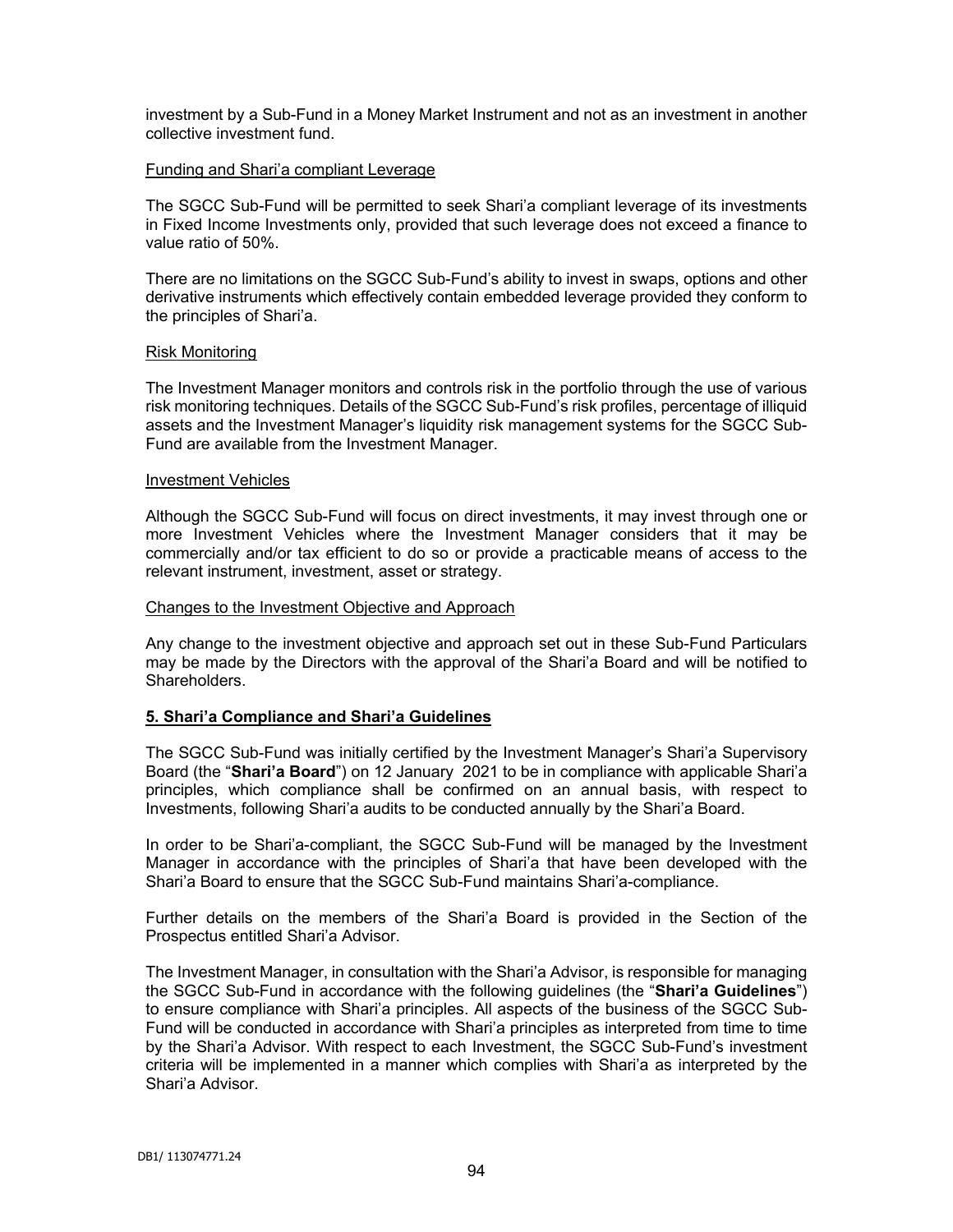investment by a Sub-Fund in a Money Market Instrument and not as an investment in another collective investment fund.

Funding and Shari'a compliant Leverage

The SGCC Sub-Fund will be permitted to seek Shari'a compliant leverage of its investments in Fixed Income Investments only, provided that such leverage does not exceed a finance to value ratio of 50%.

There are no limitations on the SGCC Sub-Fund's ability to invest in swaps, options and other derivative instruments which effectively contain embedded leverage provided they conform to the principles of Shari'a.

Risk Monitoring

The Investment Manager monitors and controls risk in the portfolio through the use of various risk monitoring techniques. Details of the SGCC Sub-Fund's risk profiles, percentage of illiquid assets and the Investment Manager's liquidity risk management systems for the SGCC Sub-Fund are available from the Investment Manager.

Investment Vehicles

Although the SGCC Sub-Fund will focus on direct investments, it may invest through one or more Investment Vehicles where the Investment Manager considers that it may be commercially and/or tax efficient to do so or provide a practicable means of access to the relevant instrument, investment, asset or strategy.

Changes to the Investment Objective and Approach

Any change to the investment objective and approach set out in these Sub-Fund Particulars may be made by the Directors with the approval of the Shari'a Board and will be notified to Shareholders.

## 5. Shari'a Compliance and Shari'a Guidelines

The SGCC Sub-Fund was initially certified by the Investment Manager's Shari'a Supervisory Board (the "**Shari'a Board**") on 12 January 2021 to be in compliance with applicable Shari'a principles, which compliance shall be confirmed on an annual basis, with respect to Investments, following Shari'a audits to be conducted annually by the Shari'a Board.

In order to be Shari'a-compliant, the SGCC Sub-Fund will be managed by the Investment Manager in accordance with the principles of Shari'a that have been developed with the Shari'a Board to ensure that the SGCC Sub-Fund maintains Shari'a-compliance.

Further details on the members of the Shari'a Board is provided in the Section of the Prospectus entitled Shari'a Advisor.

The Investment Manager, in consultation with the Shari'a Advisor, is responsible for managing the SGCC Sub-Fund in accordance with the following guidelines (the "**Shari'a Guidelines**") to ensure compliance with Shari'a principles. All aspects of the business of the SGCC Sub-Fund will be conducted in accordance with Shari'a principles as interpreted from time to time by the Shari'a Advisor. With respect to each Investment, the SGCC Sub-Fund's investment criteria will be implemented in a manner which complies with Shari'a as interpreted by the Shari'a Advisor.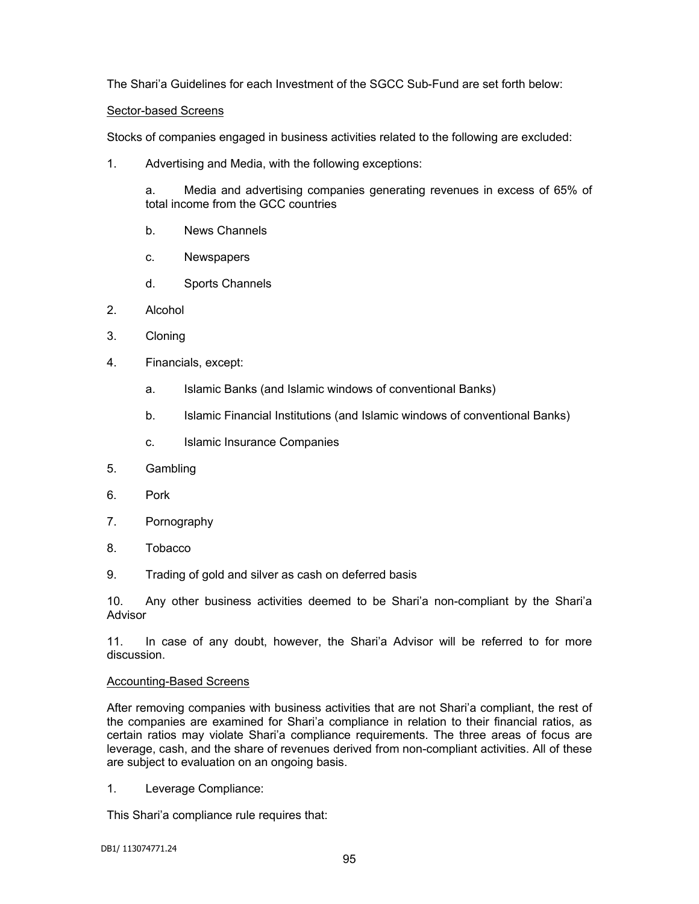The Shari'a Guidelines for each Investment of the SGCC Sub-Fund are set forth below:

Sector-based Screens

Stocks of companies engaged in business activities related to the following are excluded:

1. Advertising and Media, with the following exceptions:

    a. Media and advertising companies generating revenues in excess of 65% of total income from the GCC countries

    b. News Channels

    c. Newspapers

    d. Sports Channels

2. Alcohol

3. Cloning

4. Financials, except:

    a. Islamic Banks (and Islamic windows of conventional Banks)

    b. Islamic Financial Institutions (and Islamic windows of conventional Banks)

    c. Islamic Insurance Companies

5. Gambling

6. Pork

7. Pornography

8. Tobacco

9. Trading of gold and silver as cash on deferred basis

10. Any other business activities deemed to be Shari'a non-compliant by the Shari'a Advisor

11. In case of any doubt, however, the Shari'a Advisor will be referred to for more discussion.

Accounting-Based Screens

After removing companies with business activities that are not Shari'a compliant, the rest of the companies are examined for Shari'a compliance in relation to their financial ratios, as certain ratios may violate Shari'a compliance requirements. The three areas of focus are leverage, cash, and the share of revenues derived from non-compliant activities. All of these are subject to evaluation on an ongoing basis.

1. Leverage Compliance:

This Shari'a compliance rule requires that: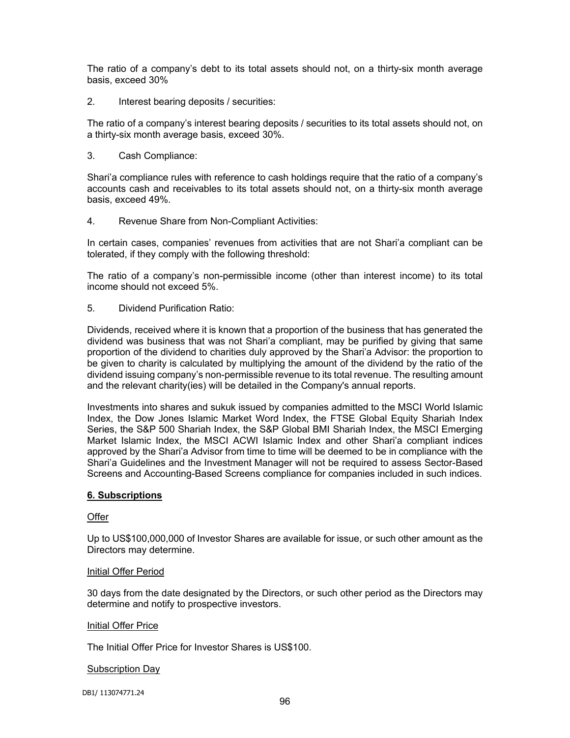The ratio of a company's debt to its total assets should not, on a thirty-six month average basis, exceed 30%

2. Interest bearing deposits / securities:

The ratio of a company's interest bearing deposits / securities to its total assets should not, on a thirty-six month average basis, exceed 30%.

3. Cash Compliance:

Shari'a compliance rules with reference to cash holdings require that the ratio of a company's accounts cash and receivables to its total assets should not, on a thirty-six month average basis, exceed 49%.

4. Revenue Share from Non-Compliant Activities:

In certain cases, companies' revenues from activities that are not Shari'a compliant can be tolerated, if they comply with the following threshold:

The ratio of a company's non-permissible income (other than interest income) to its total income should not exceed 5%.

5. Dividend Purification Ratio:

Dividends, received where it is known that a proportion of the business that has generated the dividend was business that was not Shari'a compliant, may be purified by giving that same proportion of the dividend to charities duly approved by the Shari'a Advisor: the proportion to be given to charity is calculated by multiplying the amount of the dividend by the ratio of the dividend issuing company's non-permissible revenue to its total revenue. The resulting amount and the relevant charity(ies) will be detailed in the Company's annual reports.

Investments into shares and sukuk issued by companies admitted to the MSCI World Islamic Index, the Dow Jones Islamic Market Word Index, the FTSE Global Equity Shariah Index Series, the S&P 500 Shariah Index, the S&P Global BMI Shariah Index, the MSCI Emerging Market Islamic Index, the MSCI ACWI Islamic Index and other Shari'a compliant indices approved by the Shari'a Advisor from time to time will be deemed to be in compliance with the Shari'a Guidelines and the Investment Manager will not be required to assess Sector-Based Screens and Accounting-Based Screens compliance for companies included in such indices.

## 6. Subscriptions

Offer

Up to US$100,000,000 of Investor Shares are available for issue, or such other amount as the Directors may determine.

Initial Offer Period

30 days from the date designated by the Directors, or such other period as the Directors may determine and notify to prospective investors.

Initial Offer Price

The Initial Offer Price for Investor Shares is US$100.

Subscription Day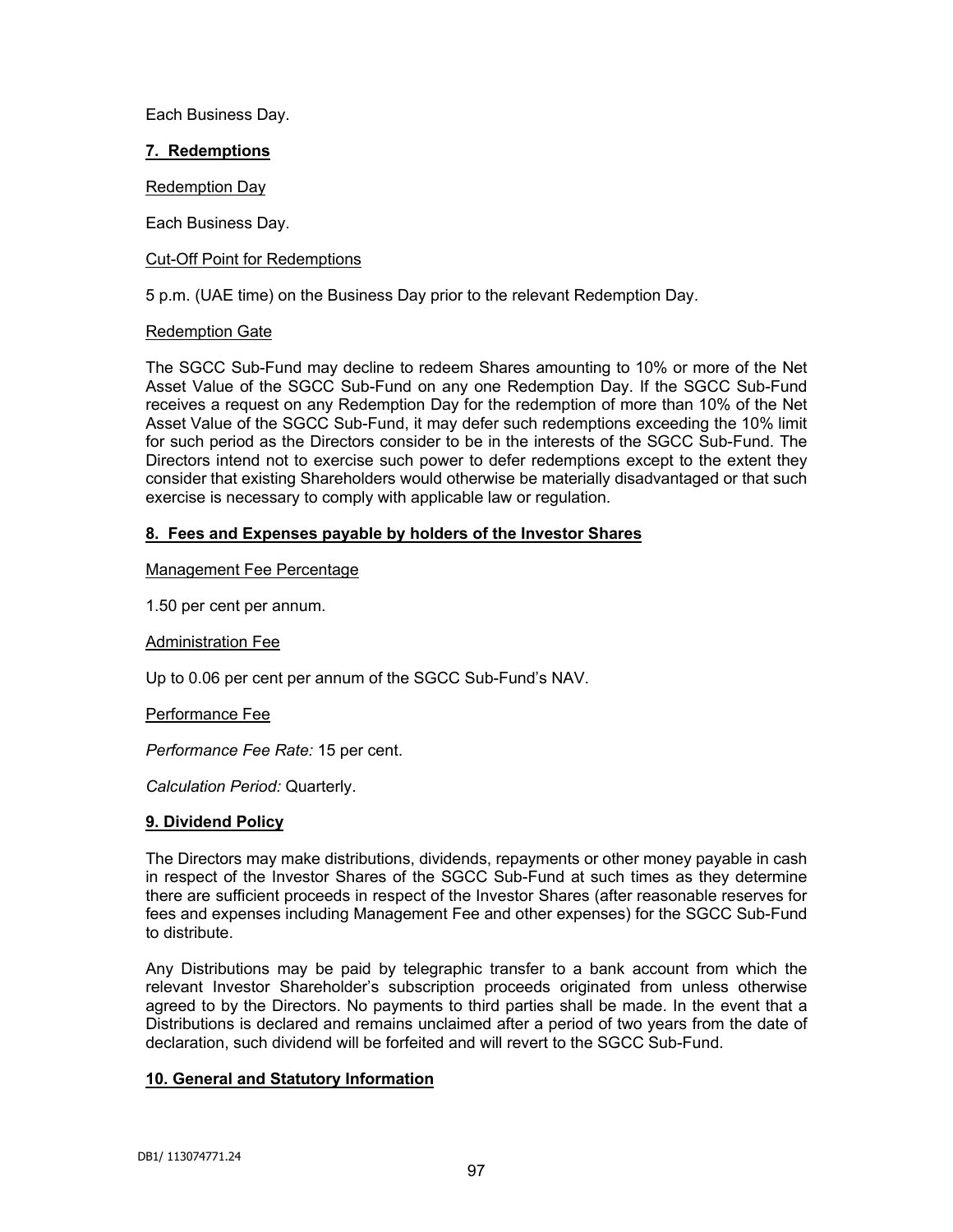Each Business Day.

## 7. Redemptions

Redemption Day

Each Business Day.

Cut-Off Point for Redemptions

5 p.m. (UAE time) on the Business Day prior to the relevant Redemption Day.

Redemption Gate

The SGCC Sub-Fund may decline to redeem Shares amounting to 10% or more of the Net Asset Value of the SGCC Sub-Fund on any one Redemption Day. If the SGCC Sub-Fund receives a request on any Redemption Day for the redemption of more than 10% of the Net Asset Value of the SGCC Sub-Fund, it may defer such redemptions exceeding the 10% limit for such period as the Directors consider to be in the interests of the SGCC Sub-Fund. The Directors intend not to exercise such power to defer redemptions except to the extent they consider that existing Shareholders would otherwise be materially disadvantaged or that such exercise is necessary to comply with applicable law or regulation.

## 8. Fees and Expenses payable by holders of the Investor Shares

Management Fee Percentage

1.50 per cent per annum.

Administration Fee

Up to 0.06 per cent per annum of the SGCC Sub-Fund's NAV.

Performance Fee

*Performance Fee Rate:* 15 per cent.

*Calculation Period:* Quarterly.

## 9. Dividend Policy

The Directors may make distributions, dividends, repayments or other money payable in cash in respect of the Investor Shares of the SGCC Sub-Fund at such times as they determine there are sufficient proceeds in respect of the Investor Shares (after reasonable reserves for fees and expenses including Management Fee and other expenses) for the SGCC Sub-Fund to distribute.

Any Distributions may be paid by telegraphic transfer to a bank account from which the relevant Investor Shareholder's subscription proceeds originated from unless otherwise agreed to by the Directors. No payments to third parties shall be made. In the event that a Distributions is declared and remains unclaimed after a period of two years from the date of declaration, such dividend will be forfeited and will revert to the SGCC Sub-Fund.

## 10. General and Statutory Information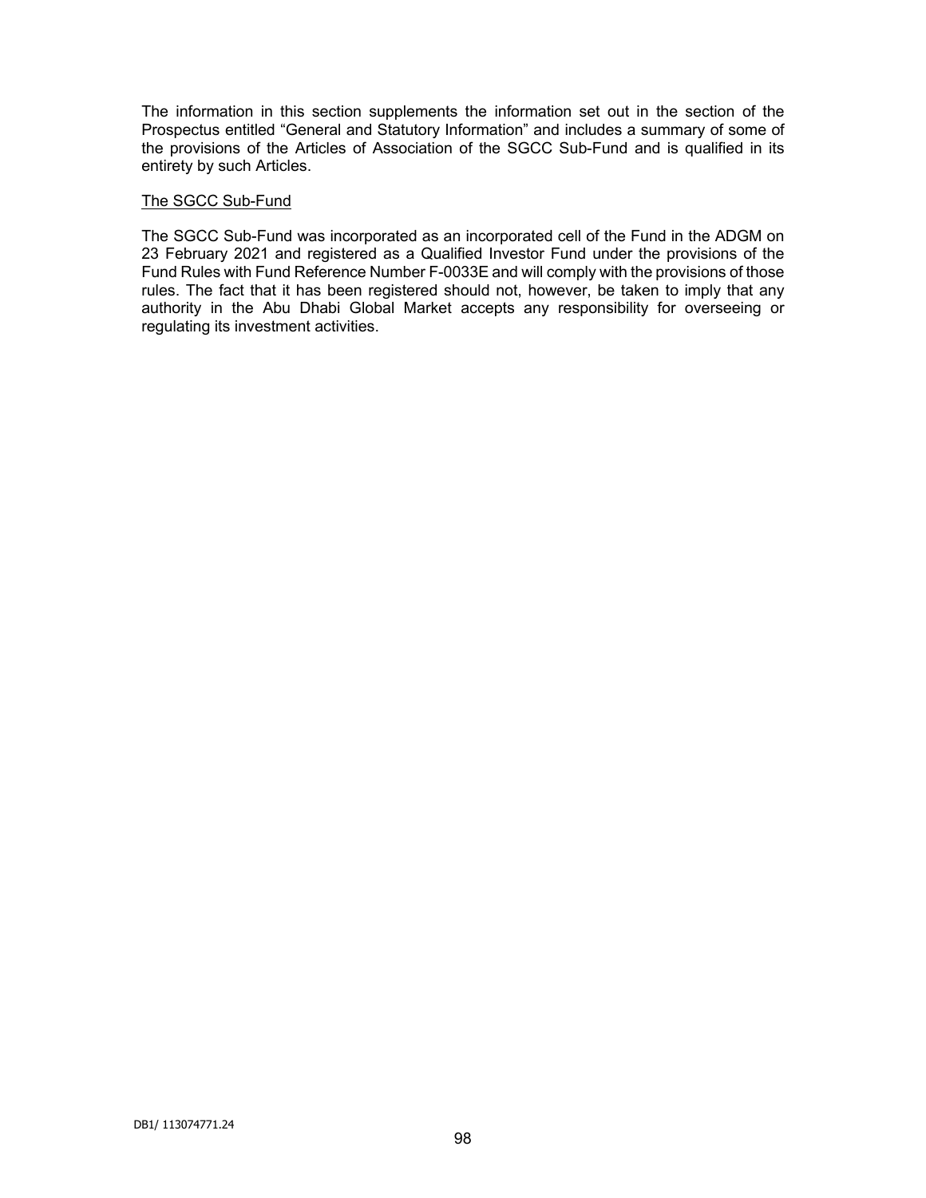The information in this section supplements the information set out in the section of the Prospectus entitled "General and Statutory Information" and includes a summary of some of the provisions of the Articles of Association of the SGCC Sub-Fund and is qualified in its entirety by such Articles.

<u>The SGCC Sub-Fund</u>

The SGCC Sub-Fund was incorporated as an incorporated cell of the Fund in the ADGM on 23 February 2021 and registered as a Qualified Investor Fund under the provisions of the Fund Rules with Fund Reference Number F-0033E and will comply with the provisions of those rules. The fact that it has been registered should not, however, be taken to imply that any authority in the Abu Dhabi Global Market accepts any responsibility for overseeing or regulating its investment activities.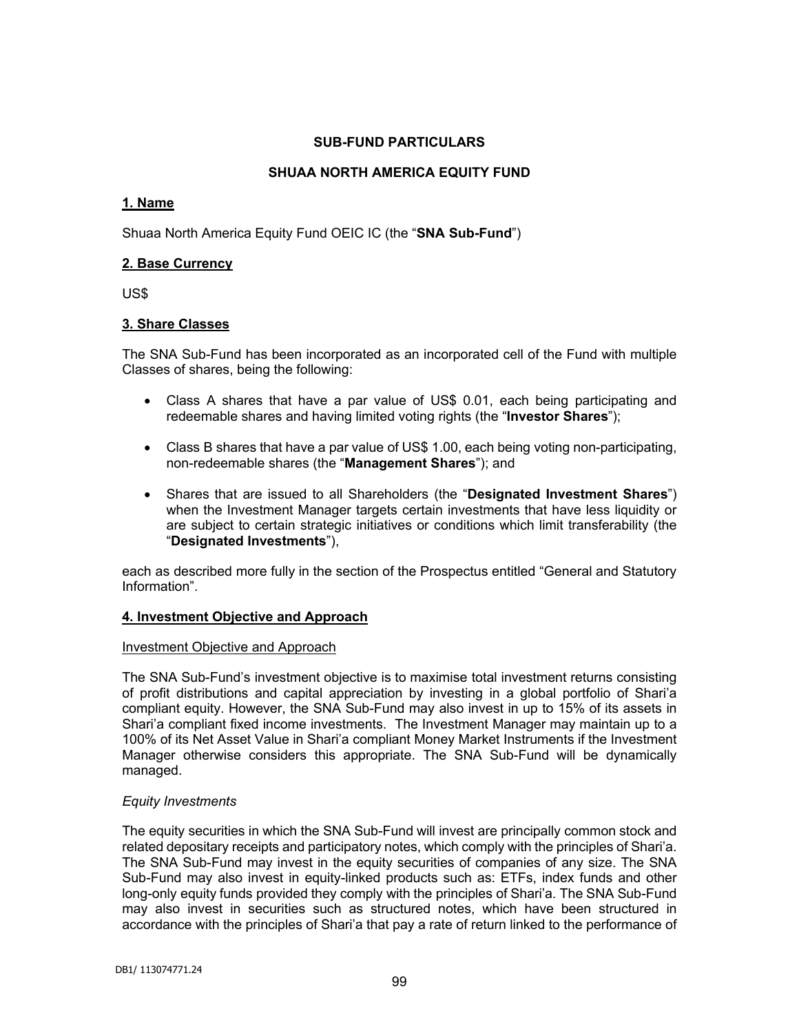## SUB-FUND PARTICULARS

## SHUAA NORTH AMERICA EQUITY FUND

### 1. Name

Shuaa North America Equity Fund OEIC IC (the "**SNA Sub-Fund**")

### 2. Base Currency

US$

### 3. Share Classes

The SNA Sub-Fund has been incorporated as an incorporated cell of the Fund with multiple Classes of shares, being the following:

- Class A shares that have a par value of US$ 0.01, each being participating and redeemable shares and having limited voting rights (the "**Investor Shares**");
- Class B shares that have a par value of US$ 1.00, each being voting non-participating, non-redeemable shares (the "**Management Shares**"); and
- Shares that are issued to all Shareholders (the "**Designated Investment Shares**") when the Investment Manager targets certain investments that have less liquidity or are subject to certain strategic initiatives or conditions which limit transferability (the "**Designated Investments**"),

each as described more fully in the section of the Prospectus entitled "General and Statutory Information".

### 4. Investment Objective and Approach

Investment Objective and Approach

The SNA Sub-Fund's investment objective is to maximise total investment returns consisting of profit distributions and capital appreciation by investing in a global portfolio of Shari'a compliant equity. However, the SNA Sub-Fund may also invest in up to 15% of its assets in Shari'a compliant fixed income investments. The Investment Manager may maintain up to a 100% of its Net Asset Value in Shari'a compliant Money Market Instruments if the Investment Manager otherwise considers this appropriate. The SNA Sub-Fund will be dynamically managed.

*Equity Investments*

The equity securities in which the SNA Sub-Fund will invest are principally common stock and related depositary receipts and participatory notes, which comply with the principles of Shari'a. The SNA Sub-Fund may invest in the equity securities of companies of any size. The SNA Sub-Fund may also invest in equity-linked products such as: ETFs, index funds and other long-only equity funds provided they comply with the principles of Shari'a. The SNA Sub-Fund may also invest in securities such as structured notes, which have been structured in accordance with the principles of Shari'a that pay a rate of return linked to the performance of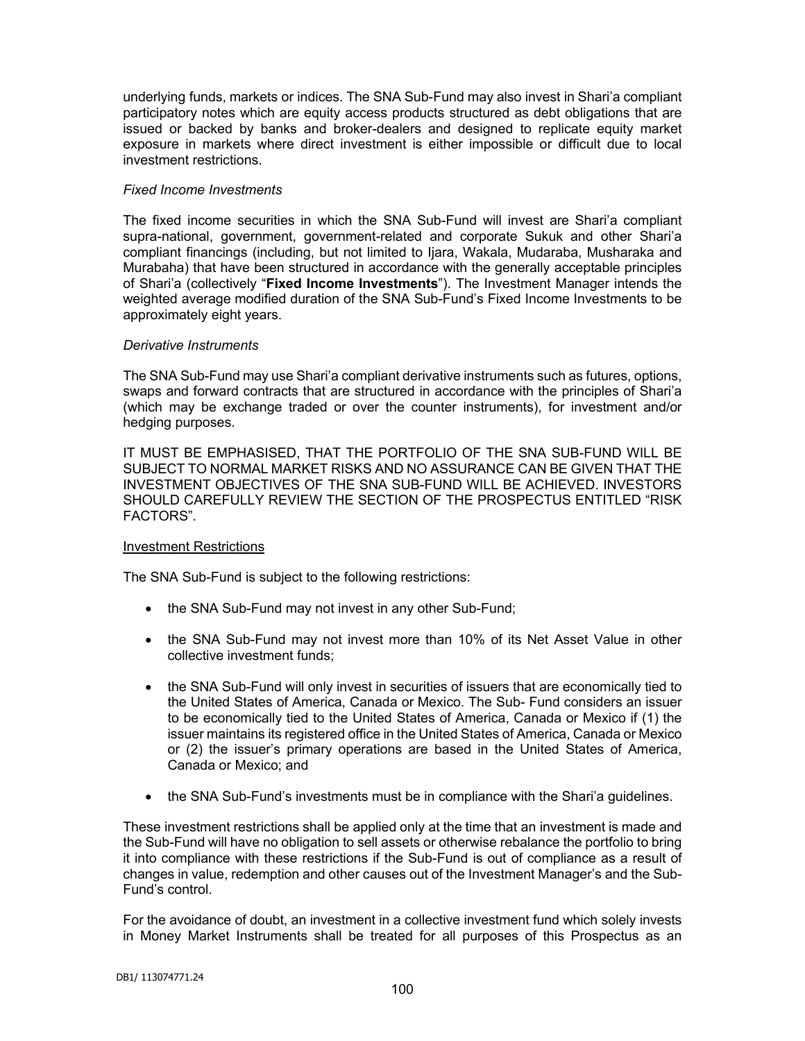underlying funds, markets or indices. The SNA Sub-Fund may also invest in Shari'a compliant participatory notes which are equity access products structured as debt obligations that are issued or backed by banks and broker-dealers and designed to replicate equity market exposure in markets where direct investment is either impossible or difficult due to local investment restrictions.

*Fixed Income Investments*

The fixed income securities in which the SNA Sub-Fund will invest are Shari'a compliant supra-national, government, government-related and corporate Sukuk and other Shari'a compliant financings (including, but not limited to Ijara, Wakala, Mudaraba, Musharaka and Murabaha) that have been structured in accordance with the generally acceptable principles of Shari'a (collectively "**Fixed Income Investments**"). The Investment Manager intends the weighted average modified duration of the SNA Sub-Fund's Fixed Income Investments to be approximately eight years.

*Derivative Instruments*

The SNA Sub-Fund may use Shari'a compliant derivative instruments such as futures, options, swaps and forward contracts that are structured in accordance with the principles of Shari'a (which may be exchange traded or over the counter instruments), for investment and/or hedging purposes.

IT MUST BE EMPHASISED, THAT THE PORTFOLIO OF THE SNA SUB-FUND WILL BE SUBJECT TO NORMAL MARKET RISKS AND NO ASSURANCE CAN BE GIVEN THAT THE INVESTMENT OBJECTIVES OF THE SNA SUB-FUND WILL BE ACHIEVED. INVESTORS SHOULD CAREFULLY REVIEW THE SECTION OF THE PROSPECTUS ENTITLED "RISK FACTORS".

Investment Restrictions

The SNA Sub-Fund is subject to the following restrictions:

- the SNA Sub-Fund may not invest in any other Sub-Fund;
- the SNA Sub-Fund may not invest more than 10% of its Net Asset Value in other collective investment funds;
- the SNA Sub-Fund will only invest in securities of issuers that are economically tied to the United States of America, Canada or Mexico. The Sub- Fund considers an issuer to be economically tied to the United States of America, Canada or Mexico if (1) the issuer maintains its registered office in the United States of America, Canada or Mexico or (2) the issuer's primary operations are based in the United States of America, Canada or Mexico; and
- the SNA Sub-Fund's investments must be in compliance with the Shari'a guidelines.

These investment restrictions shall be applied only at the time that an investment is made and the Sub-Fund will have no obligation to sell assets or otherwise rebalance the portfolio to bring it into compliance with these restrictions if the Sub-Fund is out of compliance as a result of changes in value, redemption and other causes out of the Investment Manager's and the Sub-Fund's control.

For the avoidance of doubt, an investment in a collective investment fund which solely invests in Money Market Instruments shall be treated for all purposes of this Prospectus as an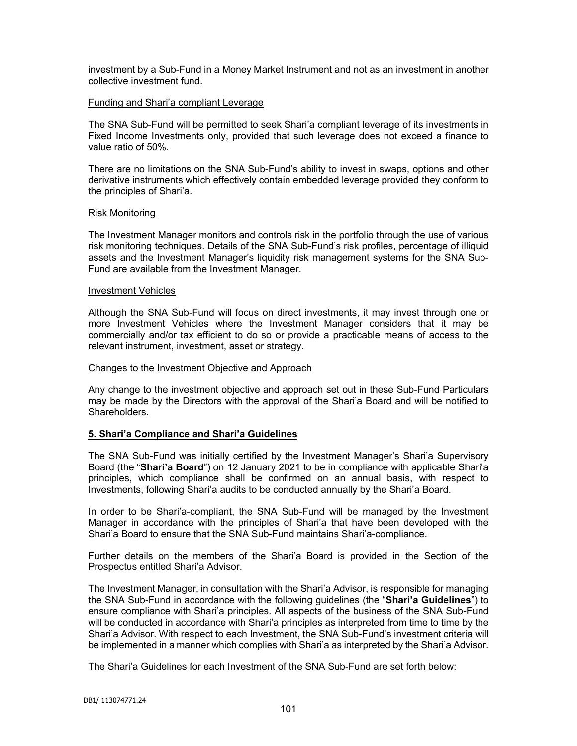investment by a Sub-Fund in a Money Market Instrument and not as an investment in another collective investment fund.

Funding and Shari'a compliant Leverage

The SNA Sub-Fund will be permitted to seek Shari'a compliant leverage of its investments in Fixed Income Investments only, provided that such leverage does not exceed a finance to value ratio of 50%.

There are no limitations on the SNA Sub-Fund's ability to invest in swaps, options and other derivative instruments which effectively contain embedded leverage provided they conform to the principles of Shari'a.

Risk Monitoring

The Investment Manager monitors and controls risk in the portfolio through the use of various risk monitoring techniques. Details of the SNA Sub-Fund's risk profiles, percentage of illiquid assets and the Investment Manager's liquidity risk management systems for the SNA Sub-Fund are available from the Investment Manager.

Investment Vehicles

Although the SNA Sub-Fund will focus on direct investments, it may invest through one or more Investment Vehicles where the Investment Manager considers that it may be commercially and/or tax efficient to do so or provide a practicable means of access to the relevant instrument, investment, asset or strategy.

Changes to the Investment Objective and Approach

Any change to the investment objective and approach set out in these Sub-Fund Particulars may be made by the Directors with the approval of the Shari'a Board and will be notified to Shareholders.

## 5. Shari'a Compliance and Shari'a Guidelines

The SNA Sub-Fund was initially certified by the Investment Manager's Shari'a Supervisory Board (the "**Shari'a Board**") on 12 January 2021 to be in compliance with applicable Shari'a principles, which compliance shall be confirmed on an annual basis, with respect to Investments, following Shari'a audits to be conducted annually by the Shari'a Board.

In order to be Shari'a-compliant, the SNA Sub-Fund will be managed by the Investment Manager in accordance with the principles of Shari'a that have been developed with the Shari'a Board to ensure that the SNA Sub-Fund maintains Shari'a-compliance.

Further details on the members of the Shari'a Board is provided in the Section of the Prospectus entitled Shari'a Advisor.

The Investment Manager, in consultation with the Shari'a Advisor, is responsible for managing the SNA Sub-Fund in accordance with the following guidelines (the "**Shari'a Guidelines**") to ensure compliance with Shari'a principles. All aspects of the business of the SNA Sub-Fund will be conducted in accordance with Shari'a principles as interpreted from time to time by the Shari'a Advisor. With respect to each Investment, the SNA Sub-Fund's investment criteria will be implemented in a manner which complies with Shari'a as interpreted by the Shari'a Advisor.

The Shari'a Guidelines for each Investment of the SNA Sub-Fund are set forth below: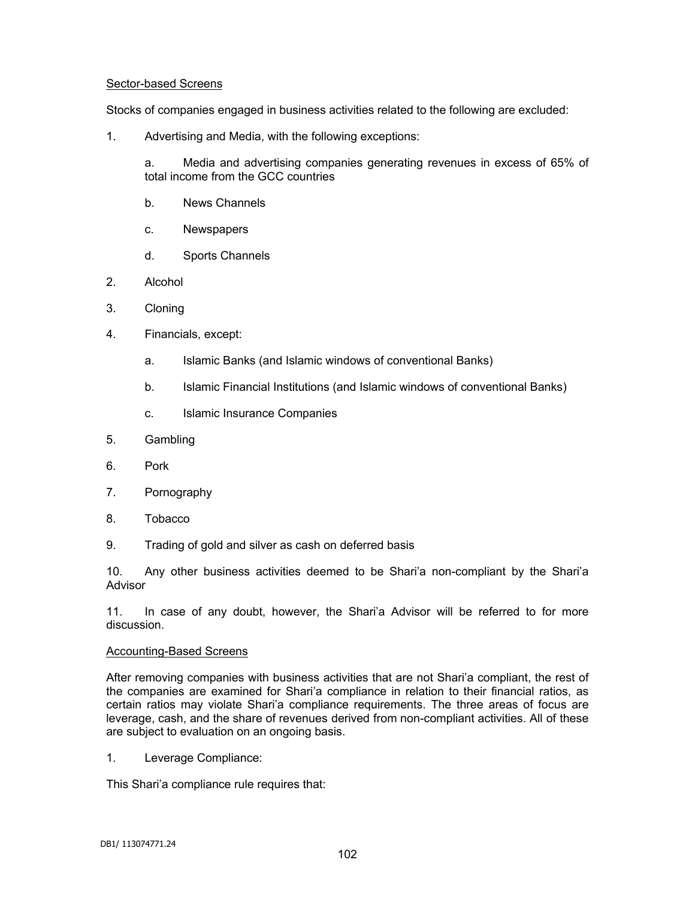Sector-based Screens

Stocks of companies engaged in business activities related to the following are excluded:

1. Advertising and Media, with the following exceptions:

   a. Media and advertising companies generating revenues in excess of 65% of total income from the GCC countries

   b. News Channels

   c. Newspapers

   d. Sports Channels

2. Alcohol

3. Cloning

4. Financials, except:

   a. Islamic Banks (and Islamic windows of conventional Banks)

   b. Islamic Financial Institutions (and Islamic windows of conventional Banks)

   c. Islamic Insurance Companies

5. Gambling

6. Pork

7. Pornography

8. Tobacco

9. Trading of gold and silver as cash on deferred basis

10. Any other business activities deemed to be Shari'a non-compliant by the Shari'a Advisor

11. In case of any doubt, however, the Shari'a Advisor will be referred to for more discussion.

Accounting-Based Screens

After removing companies with business activities that are not Shari'a compliant, the rest of the companies are examined for Shari'a compliance in relation to their financial ratios, as certain ratios may violate Shari'a compliance requirements. The three areas of focus are leverage, cash, and the share of revenues derived from non-compliant activities. All of these are subject to evaluation on an ongoing basis.

1. Leverage Compliance:

This Shari'a compliance rule requires that: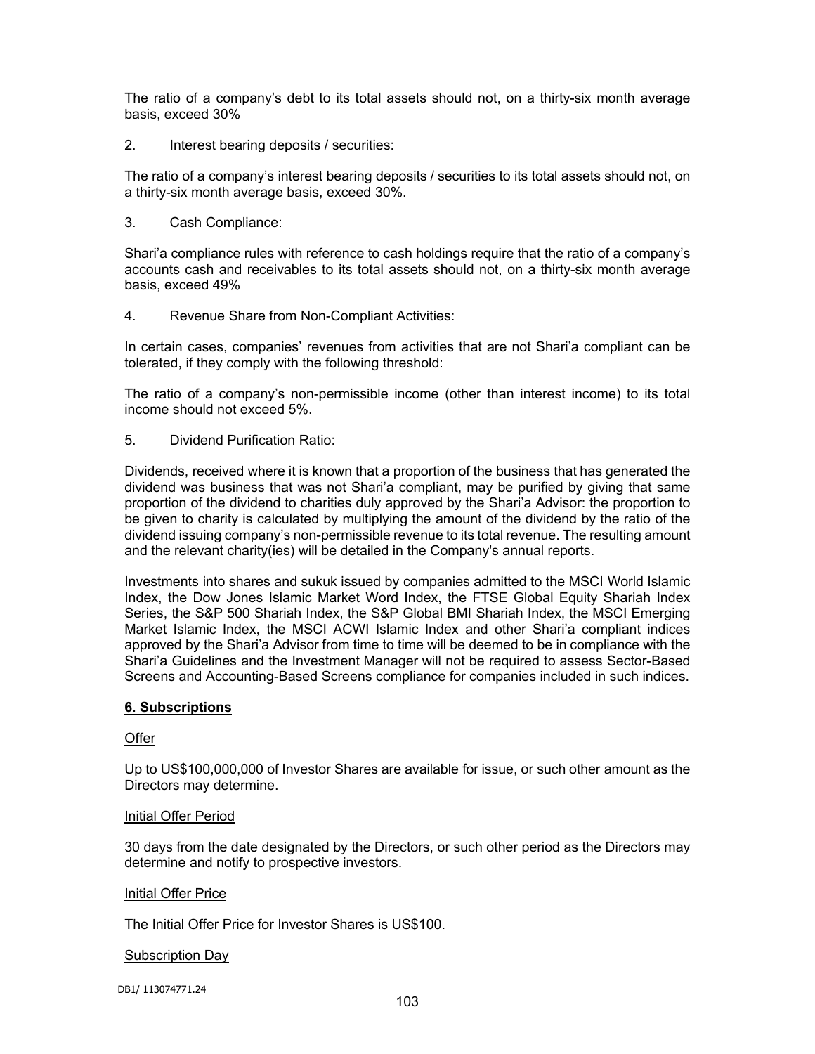The ratio of a company's debt to its total assets should not, on a thirty-six month average basis, exceed 30%

2. Interest bearing deposits / securities:

The ratio of a company's interest bearing deposits / securities to its total assets should not, on a thirty-six month average basis, exceed 30%.

3. Cash Compliance:

Shari'a compliance rules with reference to cash holdings require that the ratio of a company's accounts cash and receivables to its total assets should not, on a thirty-six month average basis, exceed 49%

4. Revenue Share from Non-Compliant Activities:

In certain cases, companies' revenues from activities that are not Shari'a compliant can be tolerated, if they comply with the following threshold:

The ratio of a company's non-permissible income (other than interest income) to its total income should not exceed 5%.

5. Dividend Purification Ratio:

Dividends, received where it is known that a proportion of the business that has generated the dividend was business that was not Shari'a compliant, may be purified by giving that same proportion of the dividend to charities duly approved by the Shari'a Advisor: the proportion to be given to charity is calculated by multiplying the amount of the dividend by the ratio of the dividend issuing company's non-permissible revenue to its total revenue. The resulting amount and the relevant charity(ies) will be detailed in the Company's annual reports.

Investments into shares and sukuk issued by companies admitted to the MSCI World Islamic Index, the Dow Jones Islamic Market Word Index, the FTSE Global Equity Shariah Index Series, the S&P 500 Shariah Index, the S&P Global BMI Shariah Index, the MSCI Emerging Market Islamic Index, the MSCI ACWI Islamic Index and other Shari'a compliant indices approved by the Shari'a Advisor from time to time will be deemed to be in compliance with the Shari'a Guidelines and the Investment Manager will not be required to assess Sector-Based Screens and Accounting-Based Screens compliance for companies included in such indices.

## 6. Subscriptions

### Offer

Up to US$100,000,000 of Investor Shares are available for issue, or such other amount as the Directors may determine.

### Initial Offer Period

30 days from the date designated by the Directors, or such other period as the Directors may determine and notify to prospective investors.

### Initial Offer Price

The Initial Offer Price for Investor Shares is US$100.

### Subscription Day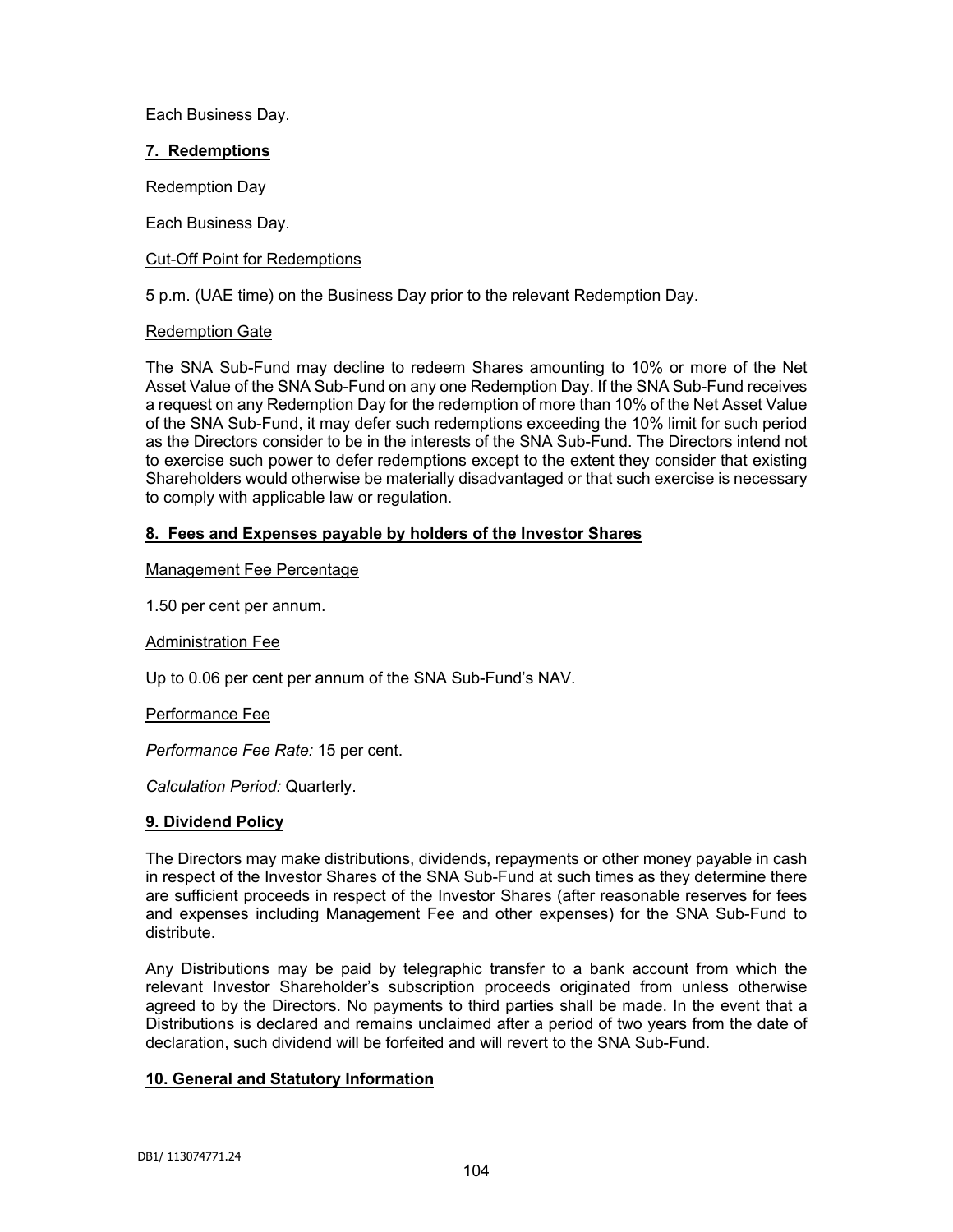Each Business Day.

## 7. Redemptions

Redemption Day

Each Business Day.

Cut-Off Point for Redemptions

5 p.m. (UAE time) on the Business Day prior to the relevant Redemption Day.

Redemption Gate

The SNA Sub-Fund may decline to redeem Shares amounting to 10% or more of the Net Asset Value of the SNA Sub-Fund on any one Redemption Day. If the SNA Sub-Fund receives a request on any Redemption Day for the redemption of more than 10% of the Net Asset Value of the SNA Sub-Fund, it may defer such redemptions exceeding the 10% limit for such period as the Directors consider to be in the interests of the SNA Sub-Fund. The Directors intend not to exercise such power to defer redemptions except to the extent they consider that existing Shareholders would otherwise be materially disadvantaged or that such exercise is necessary to comply with applicable law or regulation.

## 8. Fees and Expenses payable by holders of the Investor Shares

Management Fee Percentage

1.50 per cent per annum.

Administration Fee

Up to 0.06 per cent per annum of the SNA Sub-Fund's NAV.

Performance Fee

*Performance Fee Rate:* 15 per cent.

*Calculation Period:* Quarterly.

## 9. Dividend Policy

The Directors may make distributions, dividends, repayments or other money payable in cash in respect of the Investor Shares of the SNA Sub-Fund at such times as they determine there are sufficient proceeds in respect of the Investor Shares (after reasonable reserves for fees and expenses including Management Fee and other expenses) for the SNA Sub-Fund to distribute.

Any Distributions may be paid by telegraphic transfer to a bank account from which the relevant Investor Shareholder's subscription proceeds originated from unless otherwise agreed to by the Directors. No payments to third parties shall be made. In the event that a Distributions is declared and remains unclaimed after a period of two years from the date of declaration, such dividend will be forfeited and will revert to the SNA Sub-Fund.

## 10. General and Statutory Information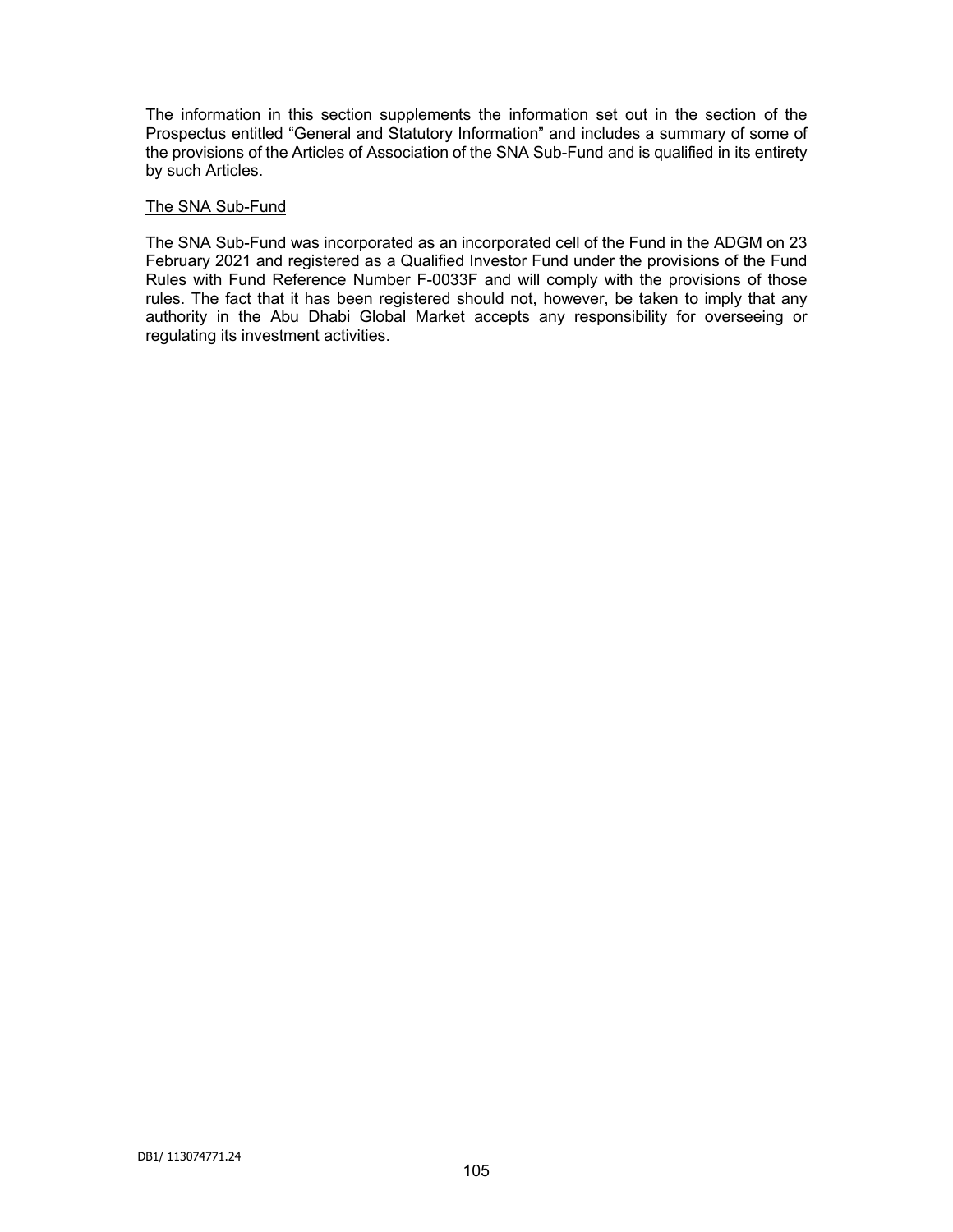The information in this section supplements the information set out in the section of the Prospectus entitled "General and Statutory Information" and includes a summary of some of the provisions of the Articles of Association of the SNA Sub-Fund and is qualified in its entirety by such Articles.

The SNA Sub-Fund

The SNA Sub-Fund was incorporated as an incorporated cell of the Fund in the ADGM on 23 February 2021 and registered as a Qualified Investor Fund under the provisions of the Fund Rules with Fund Reference Number F-0033F and will comply with the provisions of those rules. The fact that it has been registered should not, however, be taken to imply that any authority in the Abu Dhabi Global Market accepts any responsibility for overseeing or regulating its investment activities.